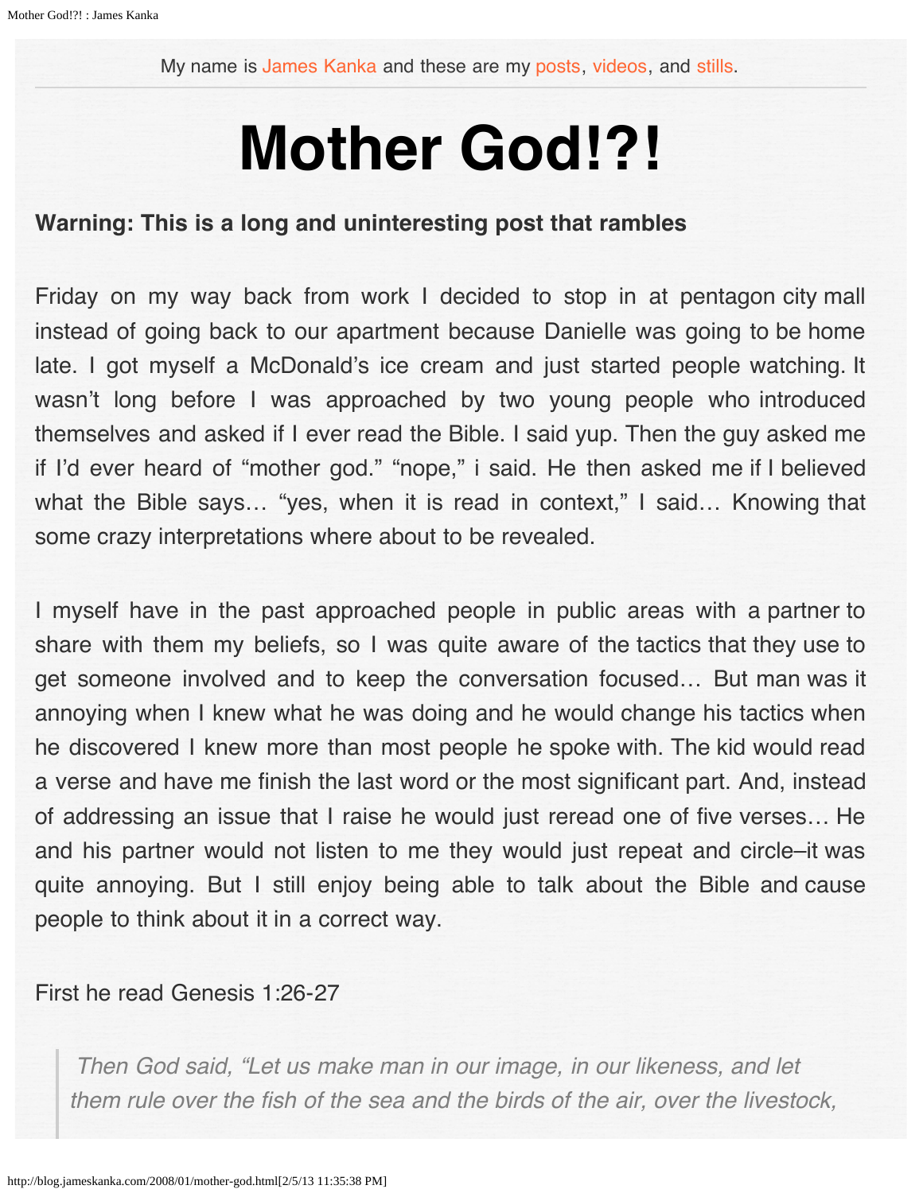My name is James Kanka and these are my posts, videos, and stills.

# Mother God!?!

**Warning: This is a long and uninteresting post that rambles**

Friday on my way back from work I decided to stop in at pentagon city mall instead of going back to our apartment because Danielle was going to be home late. I got myself a McDonald's ice cream and just started people watching. It wasn't long before I was approached by two young people who introduced themselves and asked if I ever read the Bible. I said yup. Then the guy asked me if I'd ever heard of "mother god." "nope," i said. He then asked me if I believed what the Bible says… "yes, when it is read in context," I said… Knowing that some crazy interpretations where about to be revealed.

I myself have in the past approached people in public areas with a partner to share with them my beliefs, so I was quite aware of the tactics that they use to get someone involved and to keep the conversation focused… But man was it annoying when I knew what he was doing and he would change his tactics when he discovered I knew more than most people he spoke with. The kid would read a verse and have me finish the last word or the most significant part. And, instead of addressing an issue that I raise he would just reread one of five verses… He and his partner would not listen to me they would just repeat and circle–it was quite annoying. But I still enjoy being able to talk about the Bible and cause people to think about it in a correct way.

First he read Genesis 1:26-27

> *Then God said, "Let us make man in our image, in our likeness, and let them rule over the fish of the sea and the birds of the air, over the livestock,*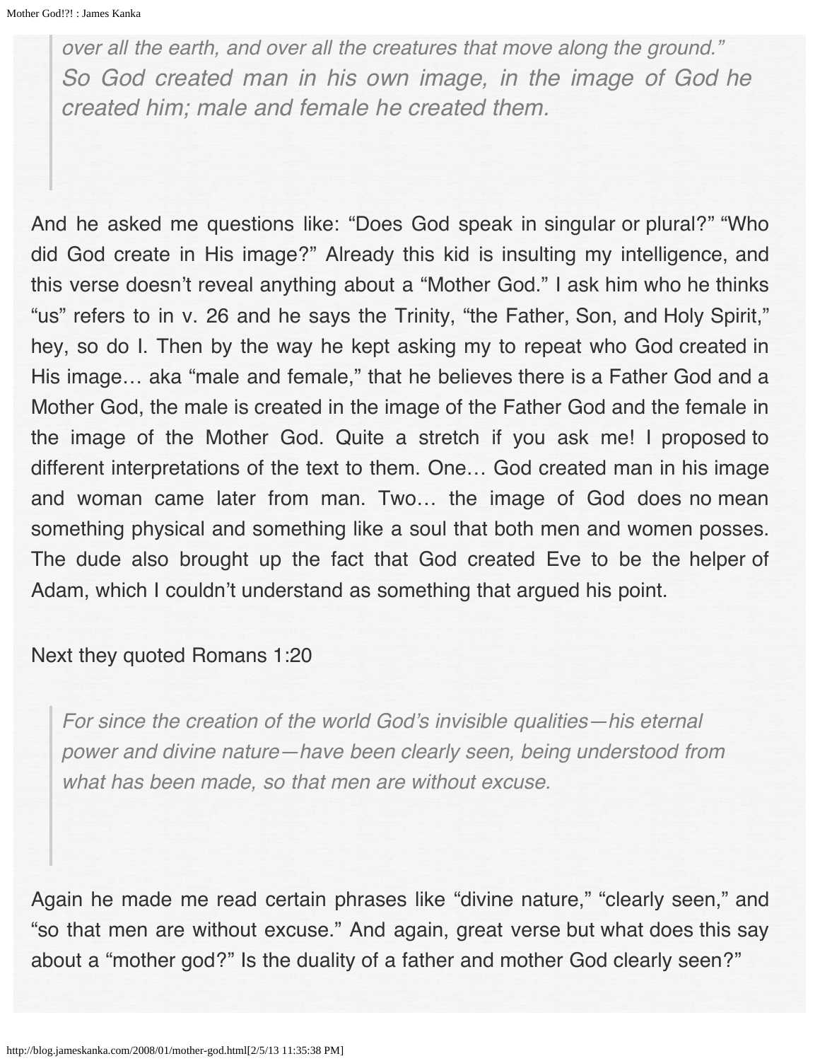> *over all the earth, and over all the creatures that move along the ground." So God created man in his own image, in the image of God he created him; male and female he created them.*

And he asked me questions like: "Does God speak in singular or plural?" "Who did God create in His image?" Already this kid is insulting my intelligence, and this verse doesn't reveal anything about a "Mother God." I ask him who he thinks "us" refers to in v. 26 and he says the Trinity, "the Father, Son, and Holy Spirit," hey, so do I. Then by the way he kept asking my to repeat who God created in His image… aka "male and female," that he believes there is a Father God and a Mother God, the male is created in the image of the Father God and the female in the image of the Mother God. Quite a stretch if you ask me! I proposed to different interpretations of the text to them. One… God created man in his image and woman came later from man. Two… the image of God does no mean something physical and something like a soul that both men and women posses. The dude also brought up the fact that God created Eve to be the helper of Adam, which I couldn't understand as something that argued his point.

Next they quoted Romans 1:20

> *For since the creation of the world God's invisible qualities—his eternal power and divine nature—have been clearly seen, being understood from what has been made, so that men are without excuse.*

Again he made me read certain phrases like "divine nature," "clearly seen," and "so that men are without excuse." And again, great verse but what does this say about a "mother god?" Is the duality of a father and mother God clearly seen?"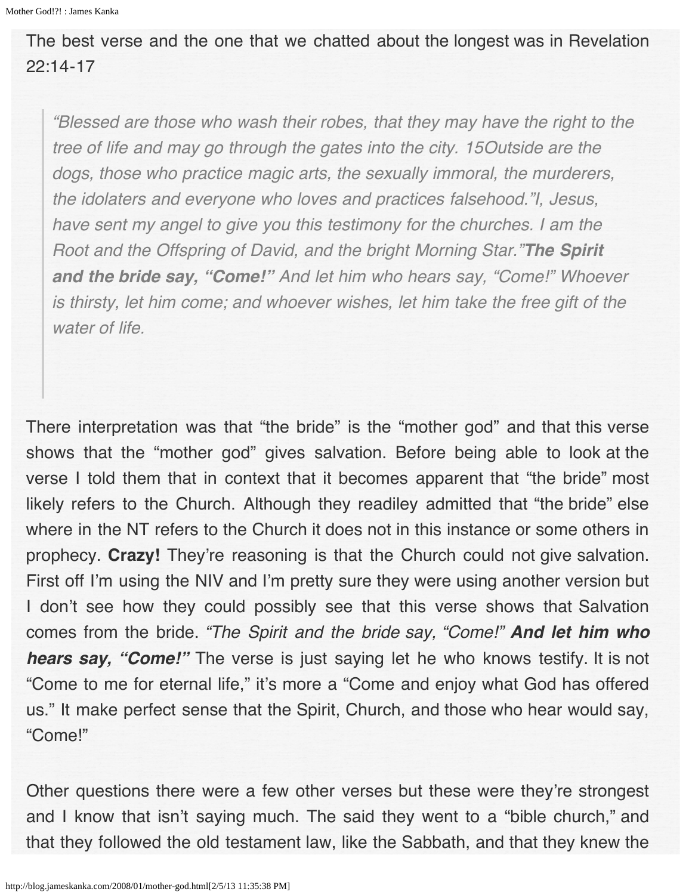The best verse and the one that we chatted about the longest was in Revelation 22:14-17

> *"Blessed are those who wash their robes, that they may have the right to the tree of life and may go through the gates into the city. 15Outside are the dogs, those who practice magic arts, the sexually immoral, the murderers, the idolaters and everyone who loves and practices falsehood."I, Jesus, have sent my angel to give you this testimony for the churches. I am the Root and the Offspring of David, and the bright Morning Star."**The Spirit and the bride say, "Come!"** And let him who hears say, "Come!" Whoever is thirsty, let him come; and whoever wishes, let him take the free gift of the water of life.*

There interpretation was that "the bride" is the "mother god" and that this verse shows that the "mother god" gives salvation. Before being able to look at the verse I told them that in context that it becomes apparent that "the bride" most likely refers to the Church. Although they readiley admitted that "the bride" else where in the NT refers to the Church it does not in this instance or some others in prophecy. **Crazy!** They're reasoning is that the Church could not give salvation. First off I'm using the NIV and I'm pretty sure they were using another version but I don't see how they could possibly see that this verse shows that Salvation comes from the bride. *"The Spirit and the bride say, "Come!"* ***And let him who hears say, "Come!"*** The verse is just saying let he who knows testify. It is not "Come to me for eternal life," it's more a "Come and enjoy what God has offered us." It make perfect sense that the Spirit, Church, and those who hear would say, "Come!"

Other questions there were a few other verses but these were they're strongest and I know that isn't saying much. The said they went to a "bible church," and that they followed the old testament law, like the Sabbath, and that they knew the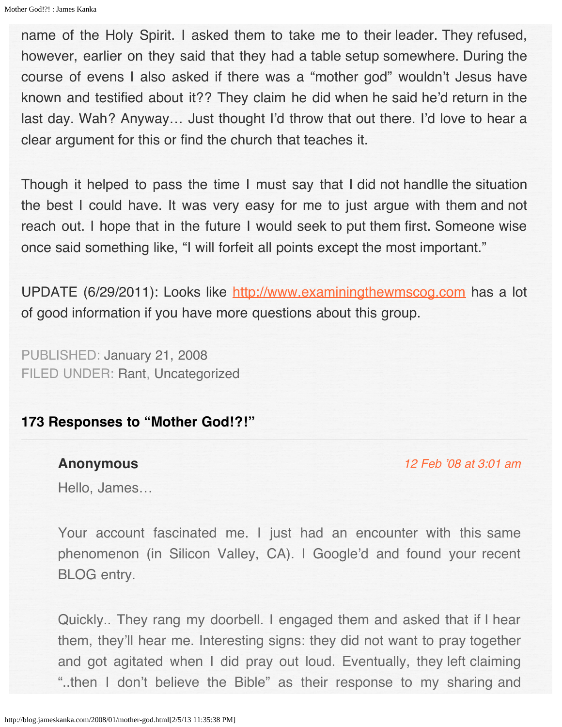name of the Holy Spirit. I asked them to take me to their leader. They refused, however, earlier on they said that they had a table setup somewhere. During the course of evens I also asked if there was a "mother god" wouldn't Jesus have known and testified about it?? They claim he did when he said he'd return in the last day. Wah? Anyway… Just thought I'd throw that out there. I'd love to hear a clear argument for this or find the church that teaches it.

Though it helped to pass the time I must say that I did not handlle the situation the best I could have. It was very easy for me to just argue with them and not reach out. I hope that in the future I would seek to put them first. Someone wise once said something like, "I will forfeit all points except the most important."

UPDATE (6/29/2011): Looks like [http://www.examiningthewmscog.com](http://www.examiningthewmscog.com) has a lot of good information if you have more questions about this group.

PUBLISHED: January 21, 2008
FILED UNDER: Rant, Uncategorized

### 173 Responses to "Mother God!?!"

---

**Anonymous** — *12 Feb '08 at 3:01 am*

Hello, James…

Your account fascinated me. I just had an encounter with this same phenomenon (in Silicon Valley, CA). I Google'd and found your recent BLOG entry.

Quickly.. They rang my doorbell. I engaged them and asked that if I hear them, they'll hear me. Interesting signs: they did not want to pray together and got agitated when I did pray out loud. Eventually, they left claiming "..then I don't believe the Bible" as their response to my sharing and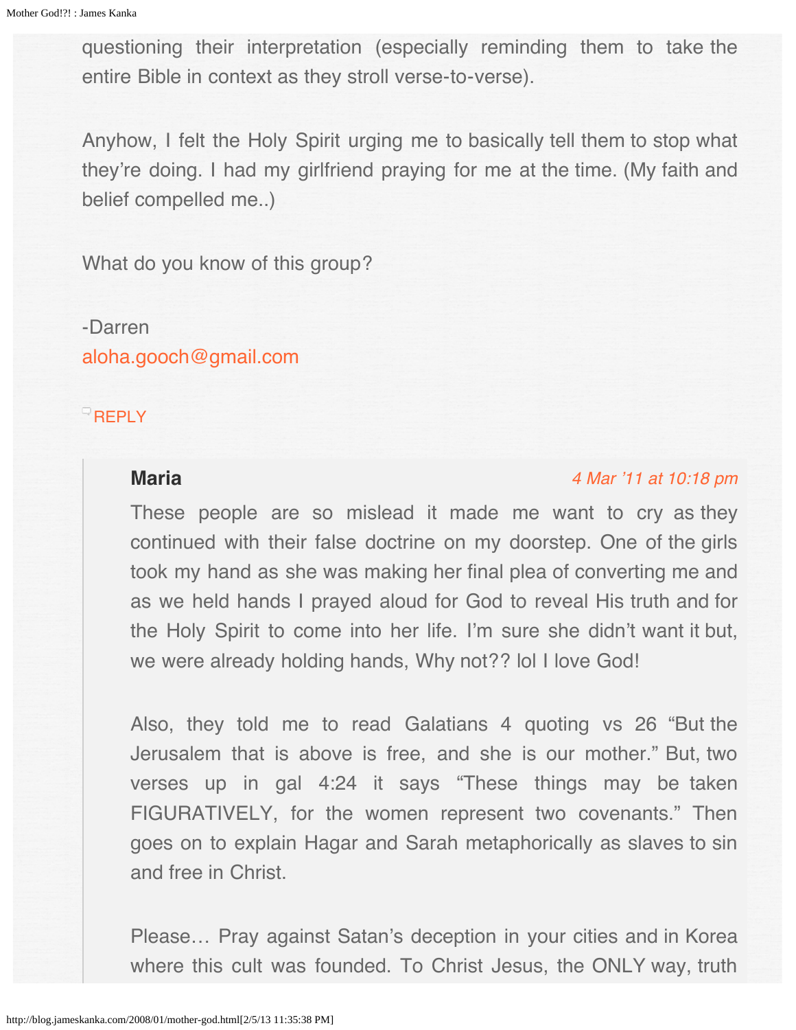questioning their interpretation (especially reminding them to take the entire Bible in context as they stroll verse-to-verse).

Anyhow, I felt the Holy Spirit urging me to basically tell them to stop what they're doing. I had my girlfriend praying for me at the time. (My faith and belief compelled me..)

What do you know of this group?

-Darren
aloha.gooch@gmail.com

REPLY

> **Maria** *4 Mar '11 at 10:18 pm*
>
> These people are so mislead it made me want to cry as they continued with their false doctrine on my doorstep. One of the girls took my hand as she was making her final plea of converting me and as we held hands I prayed aloud for God to reveal His truth and for the Holy Spirit to come into her life. I'm sure she didn't want it but, we were already holding hands, Why not?? lol I love God!
>
> Also, they told me to read Galatians 4 quoting vs 26 "But the Jerusalem that is above is free, and she is our mother." But, two verses up in gal 4:24 it says "These things may be taken FIGURATIVELY, for the women represent two covenants." Then goes on to explain Hagar and Sarah metaphorically as slaves to sin and free in Christ.
>
> Please… Pray against Satan's deception in your cities and in Korea where this cult was founded. To Christ Jesus, the ONLY way, truth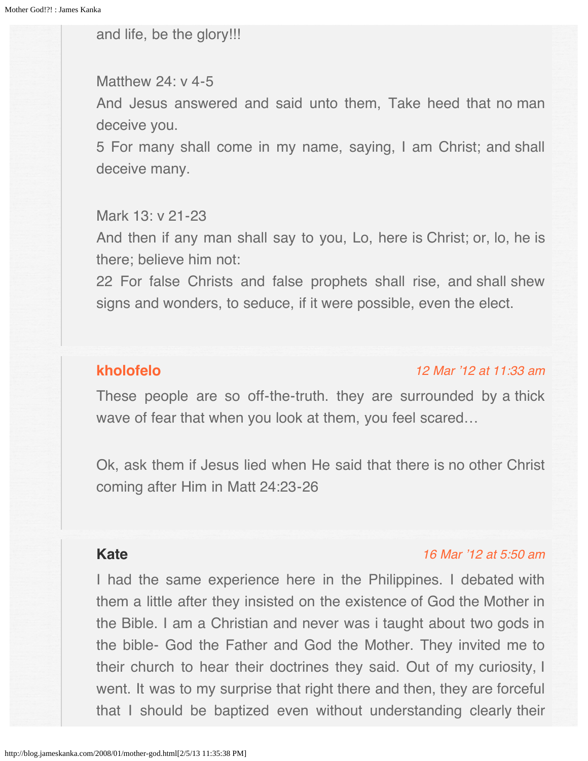and life, be the glory!!!

Matthew 24: v 4-5
And Jesus answered and said unto them, Take heed that no man deceive you.
5 For many shall come in my name, saying, I am Christ; and shall deceive many.

Mark 13: v 21-23
And then if any man shall say to you, Lo, here is Christ; or, lo, he is there; believe him not:
22 For false Christs and false prophets shall rise, and shall shew signs and wonders, to seduce, if it were possible, even the elect.

**kholofelo** *12 Mar '12 at 11:33 am*

These people are so off-the-truth. they are surrounded by a thick wave of fear that when you look at them, you feel scared…

Ok, ask them if Jesus lied when He said that there is no other Christ coming after Him in Matt 24:23-26

**Kate** *16 Mar '12 at 5:50 am*

I had the same experience here in the Philippines. I debated with them a little after they insisted on the existence of God the Mother in the Bible. I am a Christian and never was i taught about two gods in the bible- God the Father and God the Mother. They invited me to their church to hear their doctrines they said. Out of my curiosity, I went. It was to my surprise that right there and then, they are forceful that I should be baptized even without understanding clearly their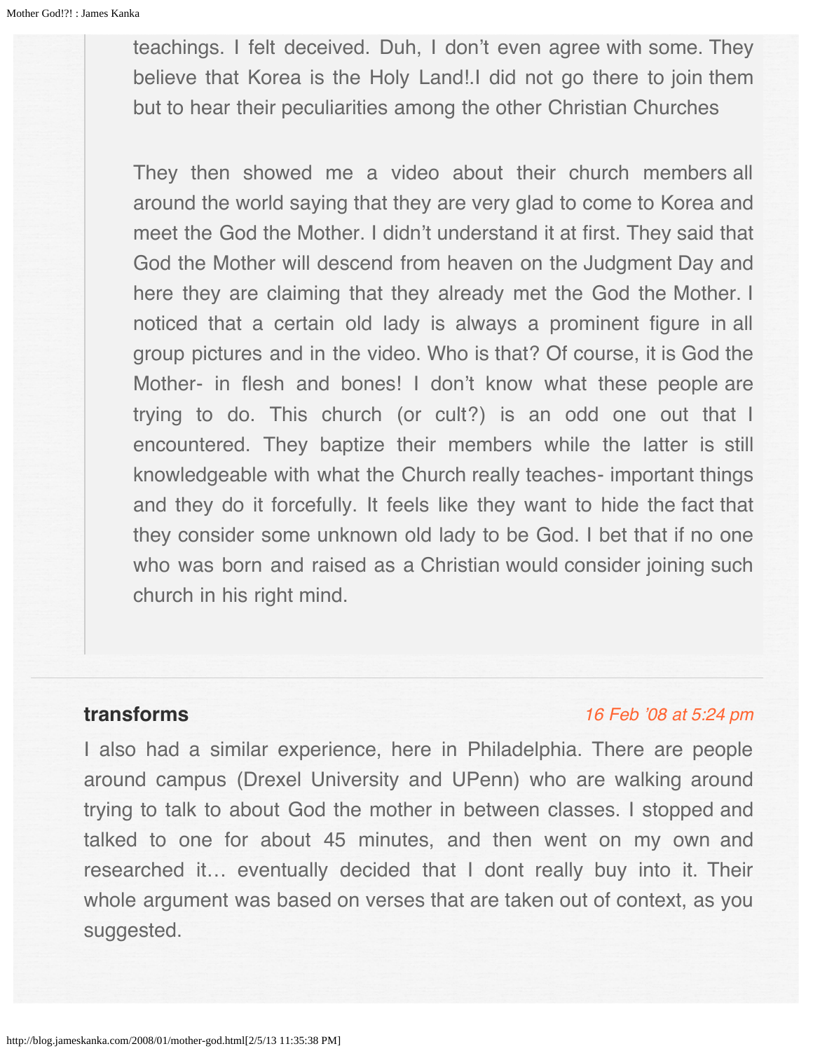> teachings. I felt deceived. Duh, I don't even agree with some. They believe that Korea is the Holy Land!.I did not go there to join them but to hear their peculiarities among the other Christian Churches
>
> They then showed me a video about their church members all around the world saying that they are very glad to come to Korea and meet the God the Mother. I didn't understand it at first. They said that God the Mother will descend from heaven on the Judgment Day and here they are claiming that they already met the God the Mother. I noticed that a certain old lady is always a prominent figure in all group pictures and in the video. Who is that? Of course, it is God the Mother- in flesh and bones! I don't know what these people are trying to do. This church (or cult?) is an odd one out that I encountered. They baptize their members while the latter is still knowledgeable with what the Church really teaches- important things and they do it forcefully. It feels like they want to hide the fact that they consider some unknown old lady to be God. I bet that if no one who was born and raised as a Christian would consider joining such church in his right mind.

---

**transforms** *16 Feb '08 at 5:24 pm*

I also had a similar experience, here in Philadelphia. There are people around campus (Drexel University and UPenn) who are walking around trying to talk to about God the mother in between classes. I stopped and talked to one for about 45 minutes, and then went on my own and researched it… eventually decided that I dont really buy into it. Their whole argument was based on verses that are taken out of context, as you suggested.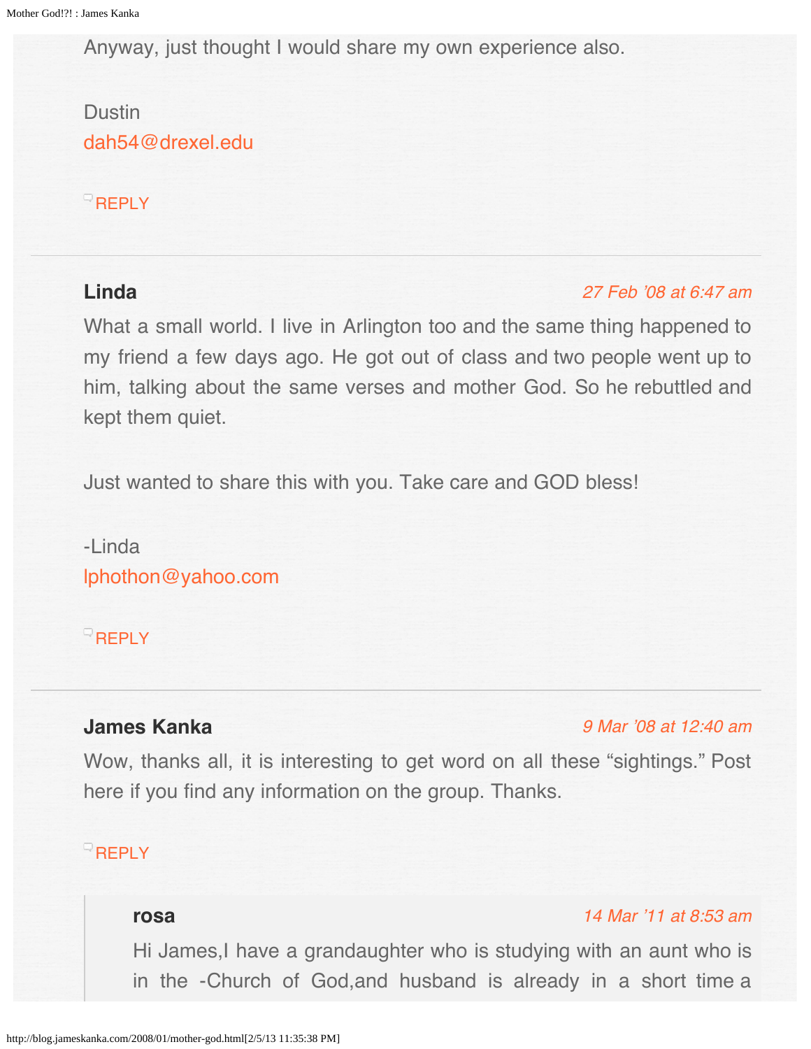Anyway, just thought I would share my own experience also.

Dustin
dah54@drexel.edu

REPLY

---

**Linda** *27 Feb '08 at 6:47 am*

What a small world. I live in Arlington too and the same thing happened to my friend a few days ago. He got out of class and two people went up to him, talking about the same verses and mother God. So he rebuttled and kept them quiet.

Just wanted to share this with you. Take care and GOD bless!

-Linda
lphothon@yahoo.com

REPLY

---

**James Kanka** *9 Mar '08 at 12:40 am*

Wow, thanks all, it is interesting to get word on all these "sightings." Post here if you find any information on the group. Thanks.

REPLY

> **rosa** *14 Mar '11 at 8:53 am*
>
> Hi James,I have a grandaughter who is studying with an aunt who is in the -Church of God,and husband is already in a short time a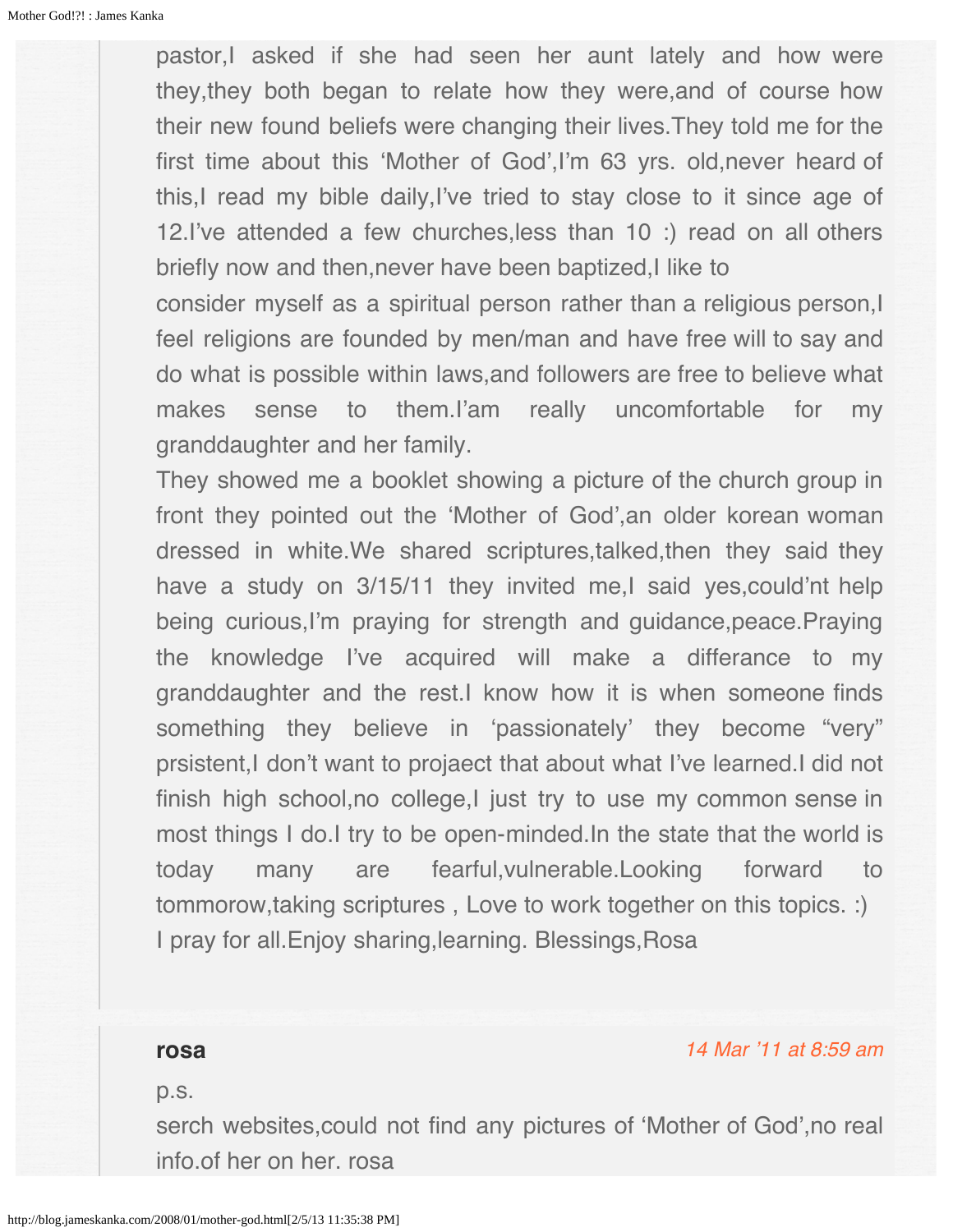pastor,I asked if she had seen her aunt lately and how were they,they both began to relate how they were,and of course how their new found beliefs were changing their lives.They told me for the first time about this 'Mother of God',I'm 63 yrs. old,never heard of this,I read my bible daily,I've tried to stay close to it since age of 12.I've attended a few churches,less than 10 :) read on all others briefly now and then,never have been baptized,I like to consider myself as a spiritual person rather than a religious person,I feel religions are founded by men/man and have free will to say and do what is possible within laws,and followers are free to believe what makes sense to them.I'am really uncomfortable for my granddaughter and her family.

They showed me a booklet showing a picture of the church group in front they pointed out the 'Mother of God',an older korean woman dressed in white.We shared scriptures,talked,then they said they have a study on 3/15/11 they invited me,I said yes,could'nt help being curious,I'm praying for strength and guidance,peace.Praying the knowledge I've acquired will make a differance to my granddaughter and the rest.I know how it is when someone finds something they believe in 'passionately' they become "very" prsistent,I don't want to projaect that about what I've learned.I did not finish high school,no college,I just try to use my common sense in most things I do.I try to be open-minded.In the state that the world is today many are fearful,vulnerable.Looking forward to tommorow,taking scriptures , Love to work together on this topics. :)

I pray for all.Enjoy sharing,learning. Blessings,Rosa

**rosa** *14 Mar '11 at 8:59 am*

p.s.

serch websites,could not find any pictures of 'Mother of God',no real info.of her on her. rosa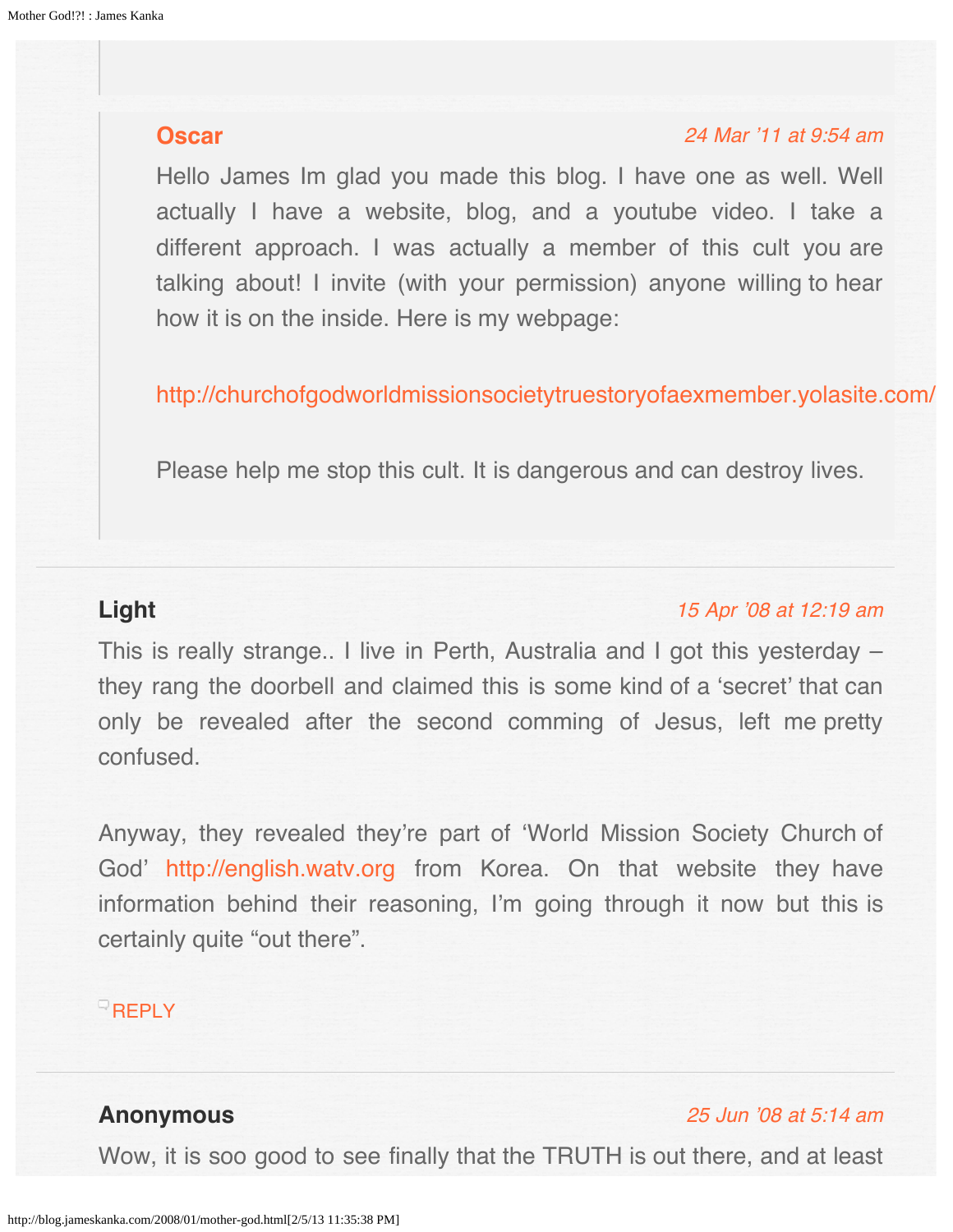**Oscar** *24 Mar '11 at 9:54 am*

Hello James Im glad you made this blog. I have one as well. Well actually I have a website, blog, and a youtube video. I take a different approach. I was actually a member of this cult you are talking about! I invite (with your permission) anyone willing to hear how it is on the inside. Here is my webpage:

http://churchofgodworldmissionsocietytruestoryofaexmember.yolasite.com/

Please help me stop this cult. It is dangerous and can destroy lives.

---

**Light** *15 Apr '08 at 12:19 am*

This is really strange.. I live in Perth, Australia and I got this yesterday – they rang the doorbell and claimed this is some kind of a 'secret' that can only be revealed after the second comming of Jesus, left me pretty confused.

Anyway, they revealed they're part of 'World Mission Society Church of God' http://english.watv.org from Korea. On that website they have information behind their reasoning, I'm going through it now but this is certainly quite "out there".

REPLY

---

**Anonymous** *25 Jun '08 at 5:14 am*

Wow, it is soo good to see finally that the TRUTH is out there, and at least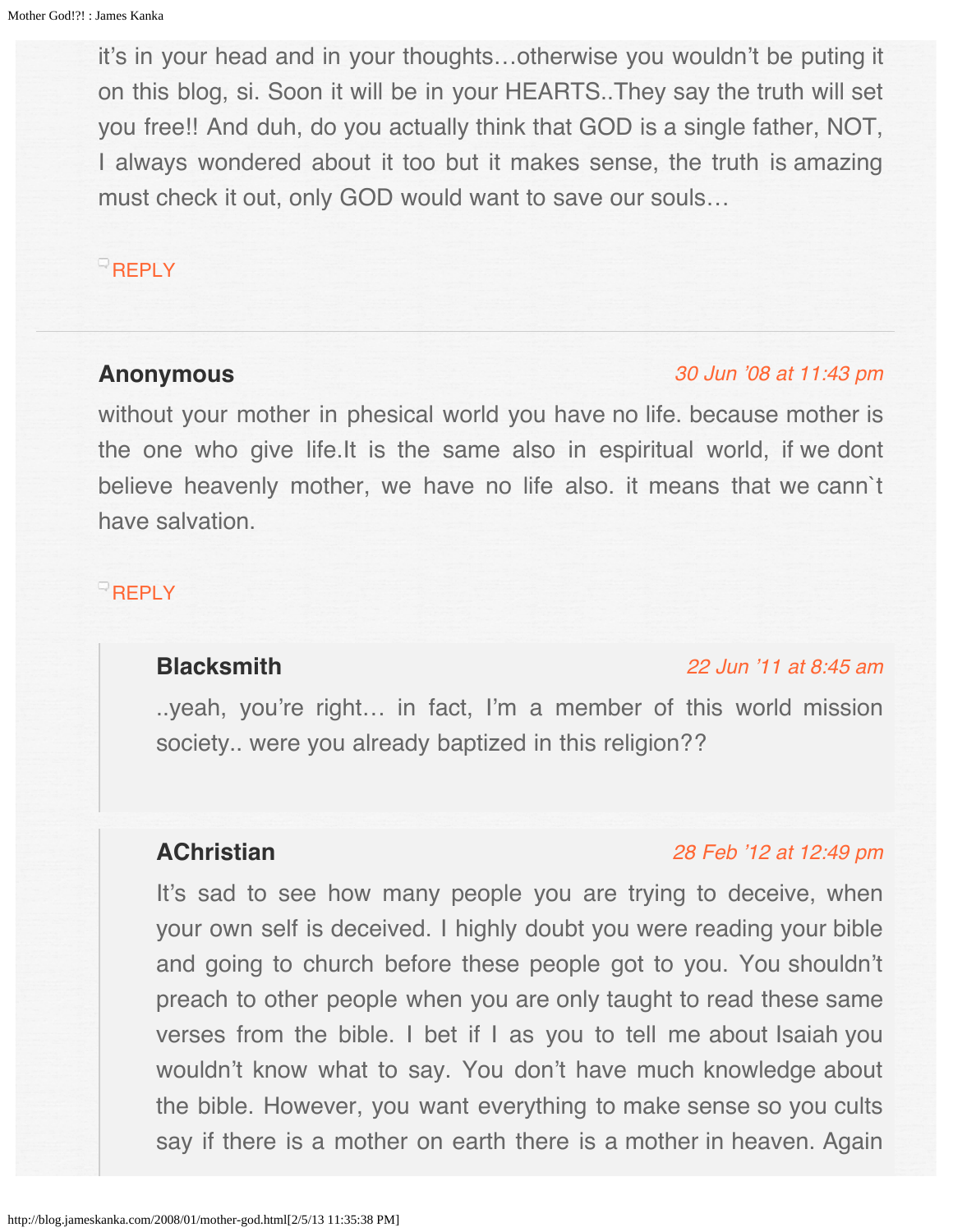it's in your head and in your thoughts…otherwise you wouldn't be puting it on this blog, si. Soon it will be in your HEARTS..They say the truth will set you free!! And duh, do you actually think that GOD is a single father, NOT, I always wondered about it too but it makes sense, the truth is amazing must check it out, only GOD would want to save our souls…

REPLY

---

**Anonymous** *30 Jun '08 at 11:43 pm*

without your mother in phesical world you have no life. because mother is the one who give life.It is the same also in espiritual world, if we dont believe heavenly mother, we have no life also. it means that we cann`t have salvation.

REPLY

> **Blacksmith** *22 Jun '11 at 8:45 am*
>
> ..yeah, you're right… in fact, I'm a member of this world mission society.. were you already baptized in this religion??

> **AChristian** *28 Feb '12 at 12:49 pm*
>
> It's sad to see how many people you are trying to deceive, when your own self is deceived. I highly doubt you were reading your bible and going to church before these people got to you. You shouldn't preach to other people when you are only taught to read these same verses from the bible. I bet if I as you to tell me about Isaiah you wouldn't know what to say. You don't have much knowledge about the bible. However, you want everything to make sense so you cults say if there is a mother on earth there is a mother in heaven. Again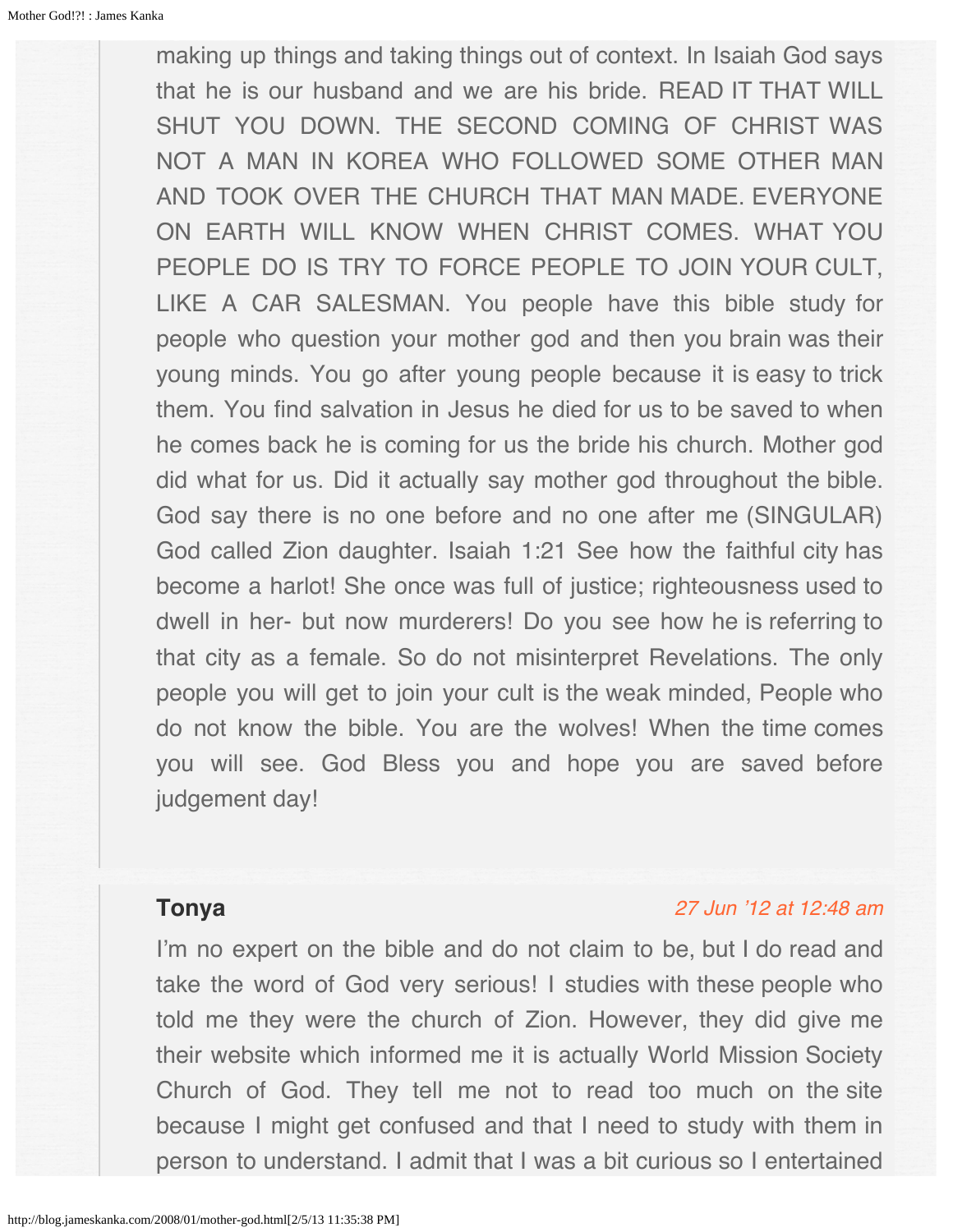making up things and taking things out of context. In Isaiah God says that he is our husband and we are his bride. READ IT THAT WILL SHUT YOU DOWN. THE SECOND COMING OF CHRIST WAS NOT A MAN IN KOREA WHO FOLLOWED SOME OTHER MAN AND TOOK OVER THE CHURCH THAT MAN MADE. EVERYONE ON EARTH WILL KNOW WHEN CHRIST COMES. WHAT YOU PEOPLE DO IS TRY TO FORCE PEOPLE TO JOIN YOUR CULT, LIKE A CAR SALESMAN. You people have this bible study for people who question your mother god and then you brain was their young minds. You go after young people because it is easy to trick them. You find salvation in Jesus he died for us to be saved to when he comes back he is coming for us the bride his church. Mother god did what for us. Did it actually say mother god throughout the bible. God say there is no one before and no one after me (SINGULAR) God called Zion daughter. Isaiah 1:21 See how the faithful city has become a harlot! She once was full of justice; righteousness used to dwell in her- but now murderers! Do you see how he is referring to that city as a female. So do not misinterpret Revelations. The only people you will get to join your cult is the weak minded, People who do not know the bible. You are the wolves! When the time comes you will see. God Bless you and hope you are saved before judgement day!

**Tonya** 27 Jun '12 at 12:48 am

I'm no expert on the bible and do not claim to be, but I do read and take the word of God very serious! I studies with these people who told me they were the church of Zion. However, they did give me their website which informed me it is actually World Mission Society Church of God. They tell me not to read too much on the site because I might get confused and that I need to study with them in person to understand. I admit that I was a bit curious so I entertained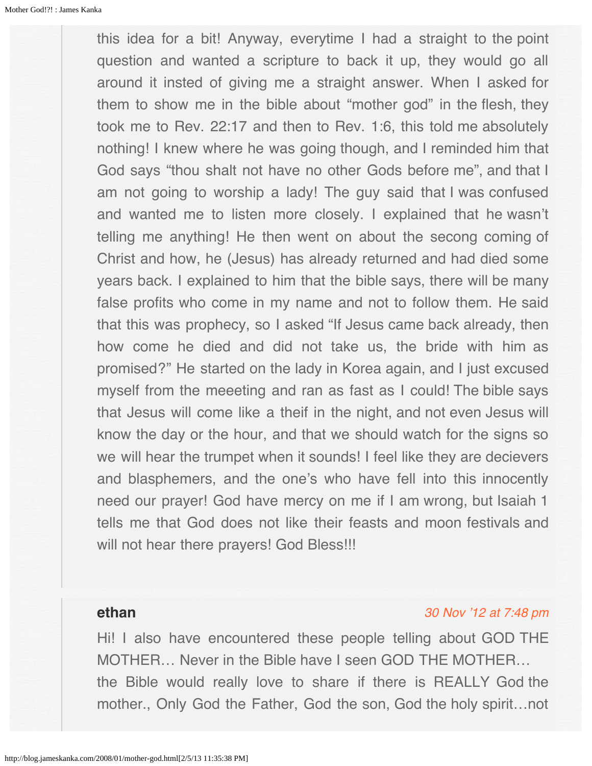this idea for a bit! Anyway, everytime I had a straight to the point question and wanted a scripture to back it up, they would go all around it insted of giving me a straight answer. When I asked for them to show me in the bible about “mother god” in the flesh, they took me to Rev. 22:17 and then to Rev. 1:6, this told me absolutely nothing! I knew where he was going though, and I reminded him that God says “thou shalt not have no other Gods before me”, and that I am not going to worship a lady! The guy said that I was confused and wanted me to listen more closely. I explained that he wasn’t telling me anything! He then went on about the secong coming of Christ and how, he (Jesus) has already returned and had died some years back. I explained to him that the bible says, there will be many false profits who come in my name and not to follow them. He said that this was prophecy, so I asked “If Jesus came back already, then how come he died and did not take us, the bride with him as promised?” He started on the lady in Korea again, and I just excused myself from the meeeting and ran as fast as I could! The bible says that Jesus will come like a theif in the night, and not even Jesus will know the day or the hour, and that we should watch for the signs so we will hear the trumpet when it sounds! I feel like they are decievers and blasphemers, and the one’s who have fell into this innocently need our prayer! God have mercy on me if I am wrong, but Isaiah 1 tells me that God does not like their feasts and moon festivals and will not hear there prayers! God Bless!!!

**ethan** *30 Nov ’12 at 7:48 pm*

Hi! I also have encountered these people telling about GOD THE MOTHER… Never in the Bible have I seen GOD THE MOTHER…
the Bible would really love to share if there is REALLY God the mother., Only God the Father, God the son, God the holy spirit…not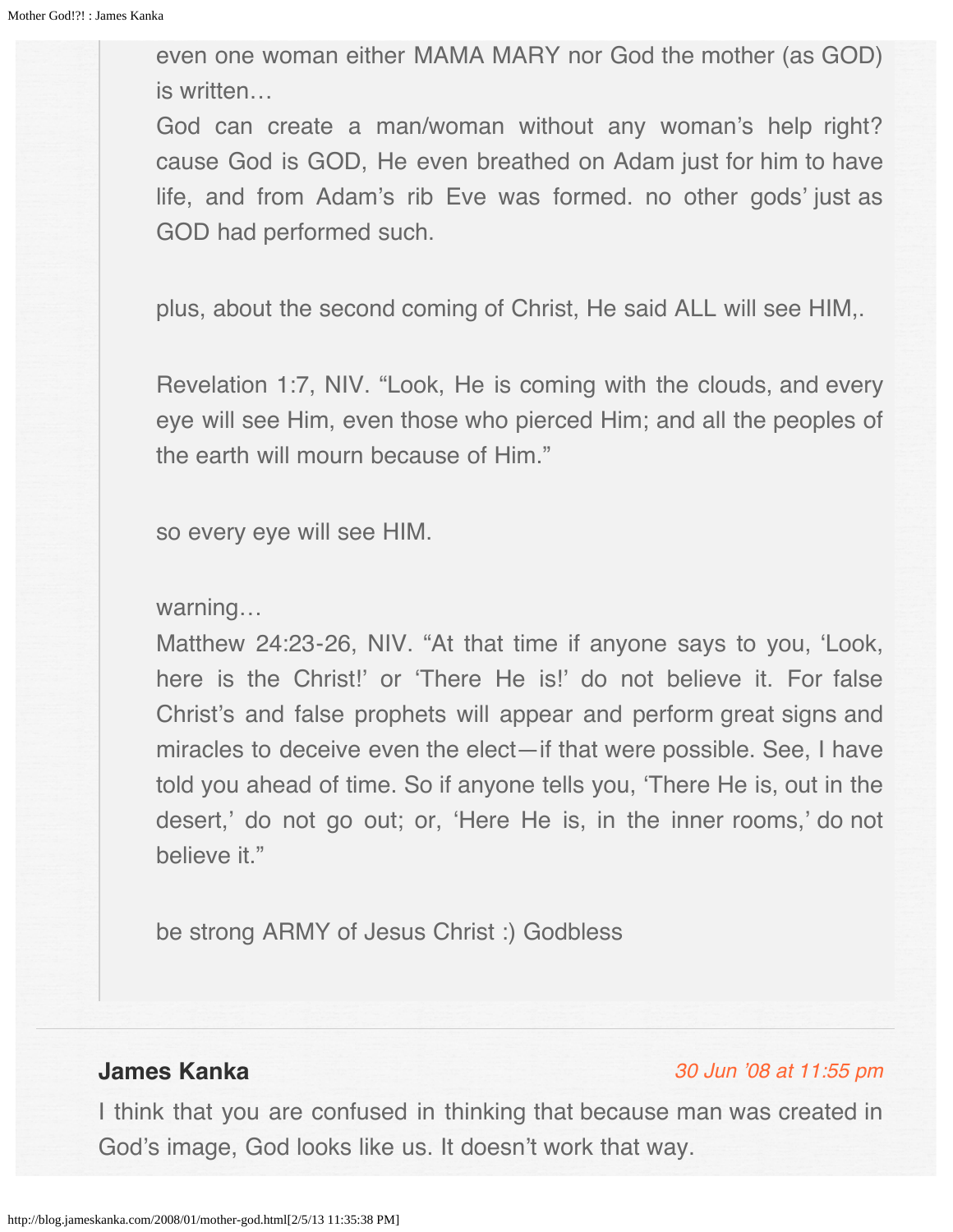> even one woman either MAMA MARY nor God the mother (as GOD) is written…
> God can create a man/woman without any woman's help right? cause God is GOD, He even breathed on Adam just for him to have life, and from Adam's rib Eve was formed. no other gods' just as GOD had performed such.
>
> plus, about the second coming of Christ, He said ALL will see HIM,.
>
> Revelation 1:7, NIV. "Look, He is coming with the clouds, and every eye will see Him, even those who pierced Him; and all the peoples of the earth will mourn because of Him."
>
> so every eye will see HIM.
>
> warning…
> Matthew 24:23-26, NIV. "At that time if anyone says to you, 'Look, here is the Christ!' or 'There He is!' do not believe it. For false Christ's and false prophets will appear and perform great signs and miracles to deceive even the elect—if that were possible. See, I have told you ahead of time. So if anyone tells you, 'There He is, out in the desert,' do not go out; or, 'Here He is, in the inner rooms,' do not believe it."
>
> be strong ARMY of Jesus Christ :) Godbless

---

**James Kanka** *30 Jun '08 at 11:55 pm*

I think that you are confused in thinking that because man was created in God's image, God looks like us. It doesn't work that way.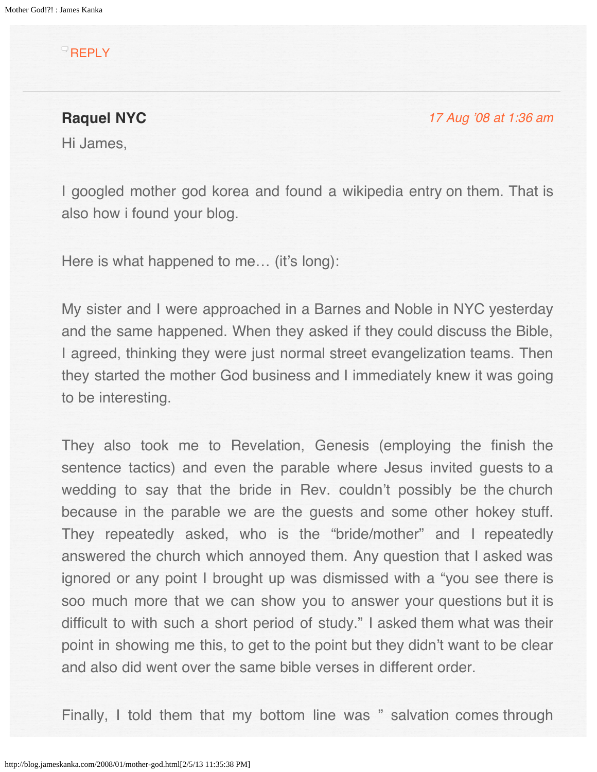REPLY

**Raquel NYC** *17 Aug '08 at 1:36 am*

Hi James,

I googled mother god korea and found a wikipedia entry on them. That is also how i found your blog.

Here is what happened to me… (it's long):

My sister and I were approached in a Barnes and Noble in NYC yesterday and the same happened. When they asked if they could discuss the Bible, I agreed, thinking they were just normal street evangelization teams. Then they started the mother God business and I immediately knew it was going to be interesting.

They also took me to Revelation, Genesis (employing the finish the sentence tactics) and even the parable where Jesus invited guests to a wedding to say that the bride in Rev. couldn't possibly be the church because in the parable we are the guests and some other hokey stuff. They repeatedly asked, who is the "bride/mother" and I repeatedly answered the church which annoyed them. Any question that I asked was ignored or any point I brought up was dismissed with a "you see there is soo much more that we can show you to answer your questions but it is difficult to with such a short period of study." I asked them what was their point in showing me this, to get to the point but they didn't want to be clear and also did went over the same bible verses in different order.

Finally, I told them that my bottom line was " salvation comes through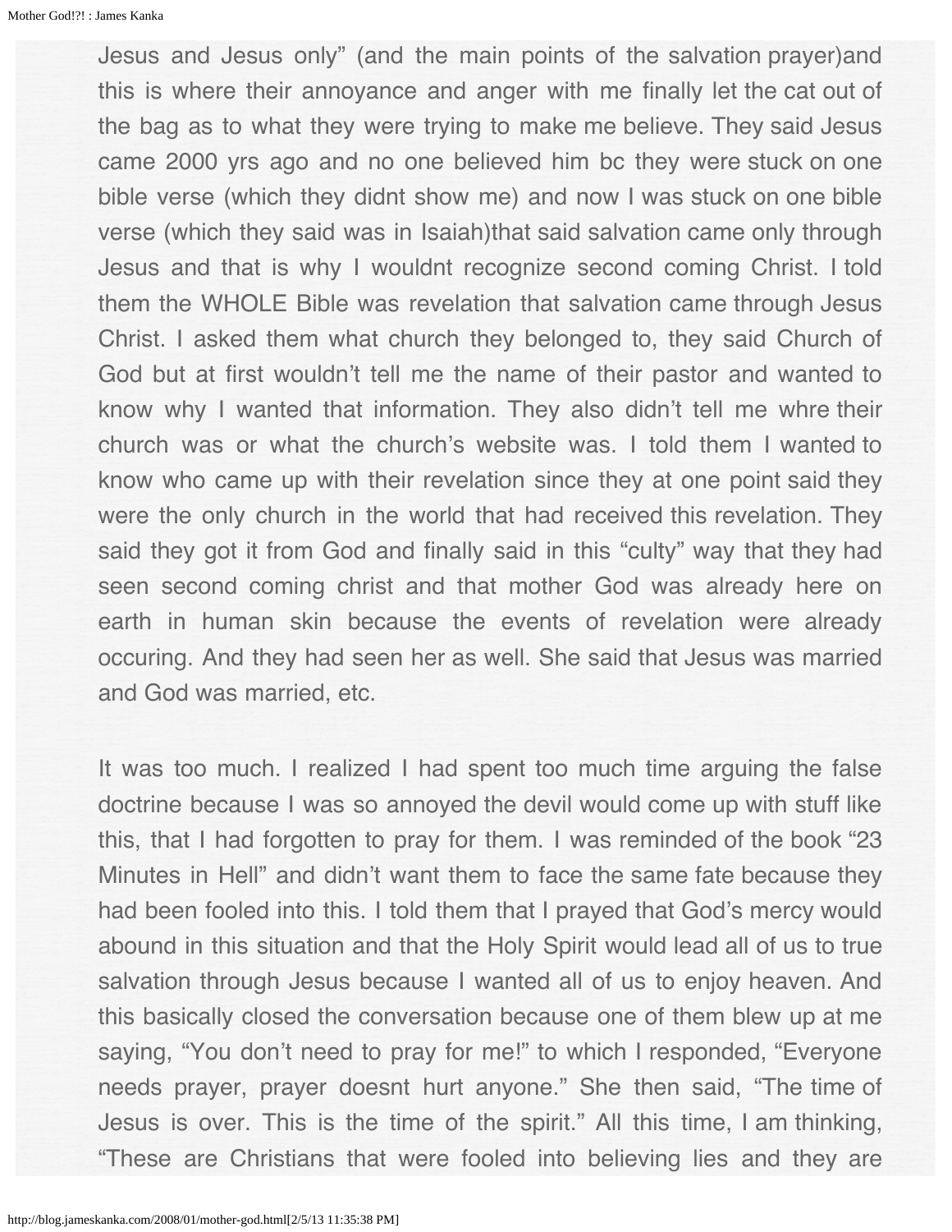Jesus and Jesus only" (and the main points of the salvation prayer)and this is where their annoyance and anger with me finally let the cat out of the bag as to what they were trying to make me believe. They said Jesus came 2000 yrs ago and no one believed him bc they were stuck on one bible verse (which they didnt show me) and now I was stuck on one bible verse (which they said was in Isaiah)that said salvation came only through Jesus and that is why I wouldnt recognize second coming Christ. I told them the WHOLE Bible was revelation that salvation came through Jesus Christ. I asked them what church they belonged to, they said Church of God but at first wouldn't tell me the name of their pastor and wanted to know why I wanted that information. They also didn't tell me whre their church was or what the church's website was. I told them I wanted to know who came up with their revelation since they at one point said they were the only church in the world that had received this revelation. They said they got it from God and finally said in this "culty" way that they had seen second coming christ and that mother God was already here on earth in human skin because the events of revelation were already occuring. And they had seen her as well. She said that Jesus was married and God was married, etc.

It was too much. I realized I had spent too much time arguing the false doctrine because I was so annoyed the devil would come up with stuff like this, that I had forgotten to pray for them. I was reminded of the book "23 Minutes in Hell" and didn't want them to face the same fate because they had been fooled into this. I told them that I prayed that God's mercy would abound in this situation and that the Holy Spirit would lead all of us to true salvation through Jesus because I wanted all of us to enjoy heaven. And this basically closed the conversation because one of them blew up at me saying, "You don't need to pray for me!" to which I responded, "Everyone needs prayer, prayer doesnt hurt anyone." She then said, "The time of Jesus is over. This is the time of the spirit." All this time, I am thinking, "These are Christians that were fooled into believing lies and they are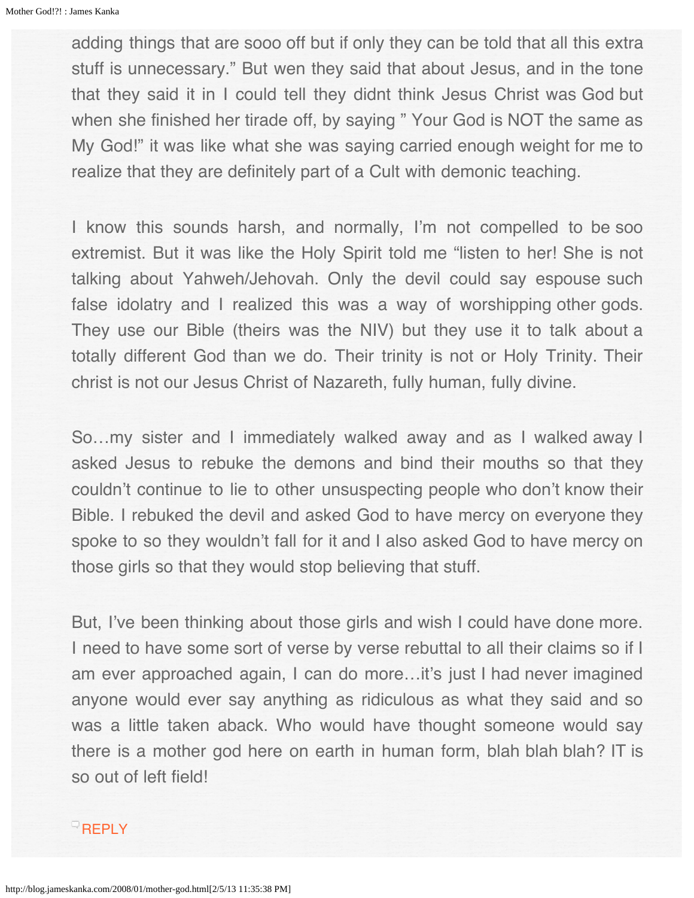adding things that are sooo off but if only they can be told that all this extra stuff is unnecessary." But wen they said that about Jesus, and in the tone that they said it in I could tell they didnt think Jesus Christ was God but when she finished her tirade off, by saying " Your God is NOT the same as My God!" it was like what she was saying carried enough weight for me to realize that they are definitely part of a Cult with demonic teaching.

I know this sounds harsh, and normally, I'm not compelled to be soo extremist. But it was like the Holy Spirit told me "listen to her! She is not talking about Yahweh/Jehovah. Only the devil could say espouse such false idolatry and I realized this was a way of worshipping other gods. They use our Bible (theirs was the NIV) but they use it to talk about a totally different God than we do. Their trinity is not or Holy Trinity. Their christ is not our Jesus Christ of Nazareth, fully human, fully divine.

So…my sister and I immediately walked away and as I walked away I asked Jesus to rebuke the demons and bind their mouths so that they couldn't continue to lie to other unsuspecting people who don't know their Bible. I rebuked the devil and asked God to have mercy on everyone they spoke to so they wouldn't fall for it and I also asked God to have mercy on those girls so that they would stop believing that stuff.

But, I've been thinking about those girls and wish I could have done more. I need to have some sort of verse by verse rebuttal to all their claims so if I am ever approached again, I can do more…it's just I had never imagined anyone would ever say anything as ridiculous as what they said and so was a little taken aback. Who would have thought someone would say there is a mother god here on earth in human form, blah blah blah? IT is so out of left field!

REPLY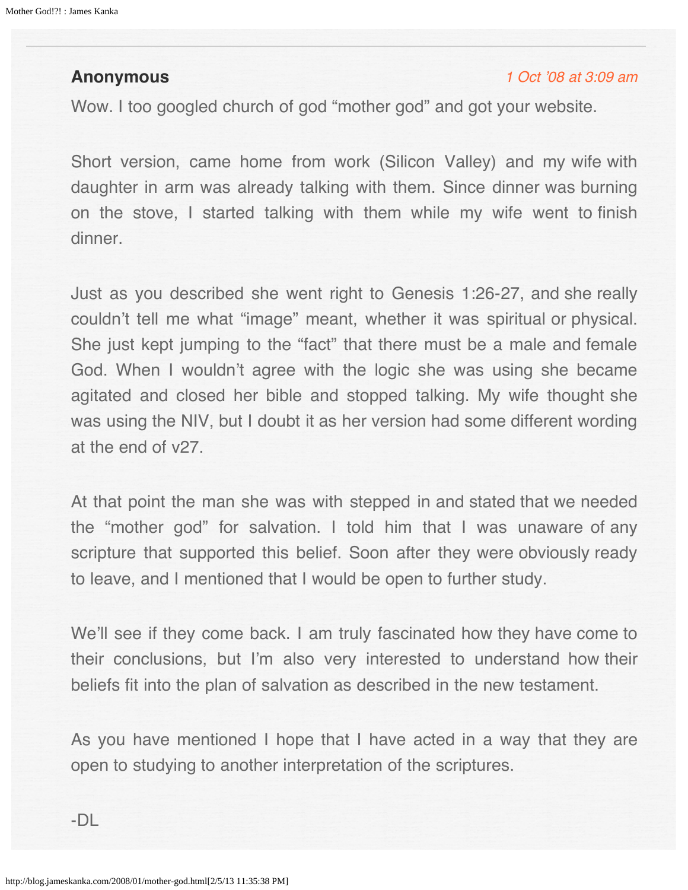**Anonymous** *1 Oct '08 at 3:09 am*

Wow. I too googled church of god "mother god" and got your website.

Short version, came home from work (Silicon Valley) and my wife with daughter in arm was already talking with them. Since dinner was burning on the stove, I started talking with them while my wife went to finish dinner.

Just as you described she went right to Genesis 1:26-27, and she really couldn't tell me what "image" meant, whether it was spiritual or physical. She just kept jumping to the "fact" that there must be a male and female God. When I wouldn't agree with the logic she was using she became agitated and closed her bible and stopped talking. My wife thought she was using the NIV, but I doubt it as her version had some different wording at the end of v27.

At that point the man she was with stepped in and stated that we needed the "mother god" for salvation. I told him that I was unaware of any scripture that supported this belief. Soon after they were obviously ready to leave, and I mentioned that I would be open to further study.

We'll see if they come back. I am truly fascinated how they have come to their conclusions, but I'm also very interested to understand how their beliefs fit into the plan of salvation as described in the new testament.

As you have mentioned I hope that I have acted in a way that they are open to studying to another interpretation of the scriptures.

-DL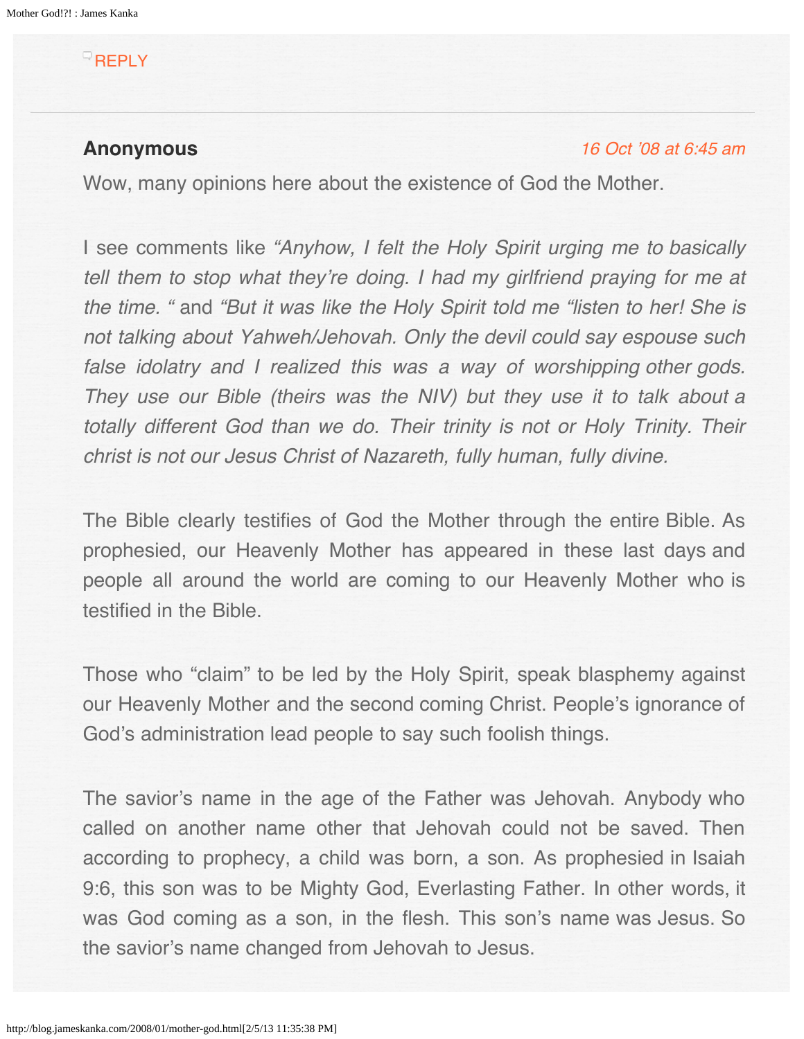REPLY

---

**Anonymous**

*16 Oct '08 at 6:45 am*

Wow, many opinions here about the existence of God the Mother.

I see comments like *"Anyhow, I felt the Holy Spirit urging me to basically tell them to stop what they're doing. I had my girlfriend praying for me at the time. "* and *"But it was like the Holy Spirit told me "listen to her! She is not talking about Yahweh/Jehovah. Only the devil could say espouse such false idolatry and I realized this was a way of worshipping other gods. They use our Bible (theirs was the NIV) but they use it to talk about a totally different God than we do. Their trinity is not or Holy Trinity. Their christ is not our Jesus Christ of Nazareth, fully human, fully divine.*

The Bible clearly testifies of God the Mother through the entire Bible. As prophesied, our Heavenly Mother has appeared in these last days and people all around the world are coming to our Heavenly Mother who is testified in the Bible.

Those who "claim" to be led by the Holy Spirit, speak blasphemy against our Heavenly Mother and the second coming Christ. People's ignorance of God's administration lead people to say such foolish things.

The savior's name in the age of the Father was Jehovah. Anybody who called on another name other that Jehovah could not be saved. Then according to prophecy, a child was born, a son. As prophesied in Isaiah 9:6, this son was to be Mighty God, Everlasting Father. In other words, it was God coming as a son, in the flesh. This son's name was Jesus. So the savior's name changed from Jehovah to Jesus.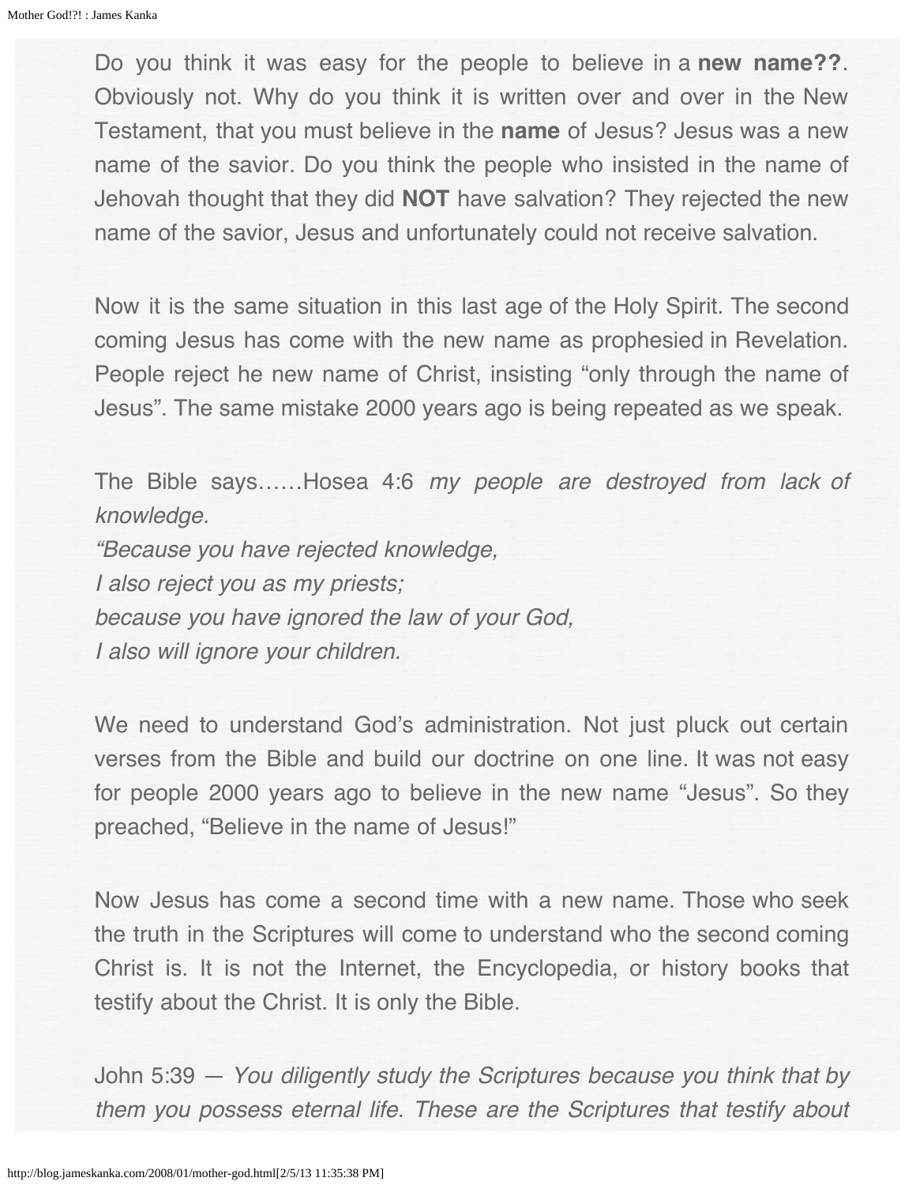Do you think it was easy for the people to believe in a **new name??**. Obviously not. Why do you think it is written over and over in the New Testament, that you must believe in the **name** of Jesus? Jesus was a new name of the savior. Do you think the people who insisted in the name of Jehovah thought that they did **NOT** have salvation? They rejected the new name of the savior, Jesus and unfortunately could not receive salvation.

Now it is the same situation in this last age of the Holy Spirit. The second coming Jesus has come with the new name as prophesied in Revelation. People reject he new name of Christ, insisting "only through the name of Jesus". The same mistake 2000 years ago is being repeated as we speak.

The Bible says……Hosea 4:6 *my people are destroyed from lack of knowledge.*
*"Because you have rejected knowledge,*
*I also reject you as my priests;*
*because you have ignored the law of your God,*
*I also will ignore your children.*

We need to understand God's administration. Not just pluck out certain verses from the Bible and build our doctrine on one line. It was not easy for people 2000 years ago to believe in the new name "Jesus". So they preached, "Believe in the name of Jesus!"

Now Jesus has come a second time with a new name. Those who seek the truth in the Scriptures will come to understand who the second coming Christ is. It is not the Internet, the Encyclopedia, or history books that testify about the Christ. It is only the Bible.

John 5:39 — *You diligently study the Scriptures because you think that by them you possess eternal life. These are the Scriptures that testify about*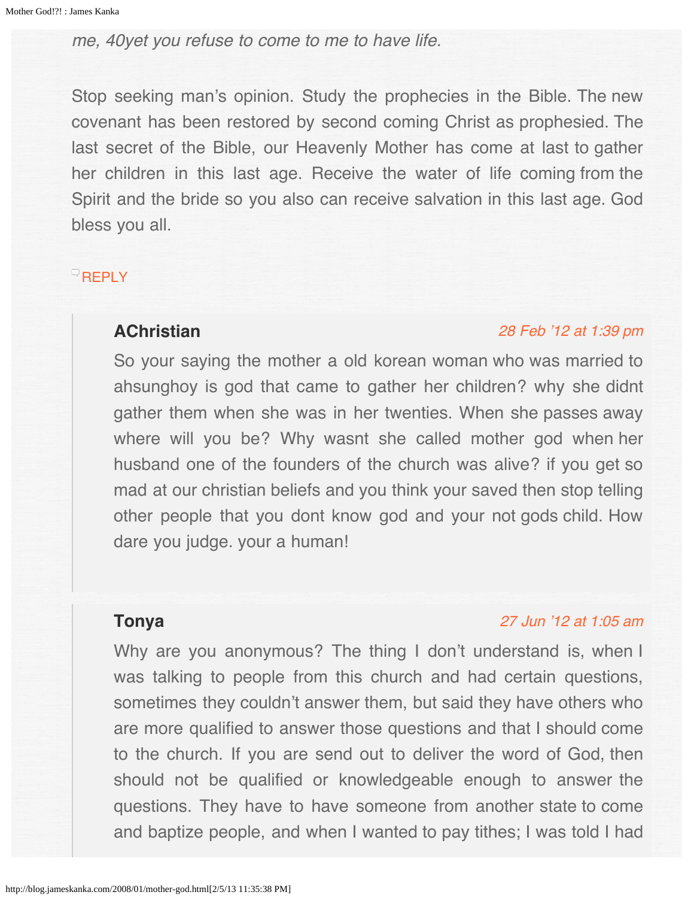*me, 40yet you refuse to come to me to have life.*

Stop seeking man's opinion. Study the prophecies in the Bible. The new covenant has been restored by second coming Christ as prophesied. The last secret of the Bible, our Heavenly Mother has come at last to gather her children in this last age. Receive the water of life coming from the Spirit and the bride so you also can receive salvation in this last age. God bless you all.

REPLY

> **AChristian** *28 Feb '12 at 1:39 pm*
>
> So your saying the mother a old korean woman who was married to ahsunghoy is god that came to gather her children? why she didnt gather them when she was in her twenties. When she passes away where will you be? Why wasnt she called mother god when her husband one of the founders of the church was alive? if you get so mad at our christian beliefs and you think your saved then stop telling other people that you dont know god and your not gods child. How dare you judge. your a human!

> **Tonya** *27 Jun '12 at 1:05 am*
>
> Why are you anonymous? The thing I don't understand is, when I was talking to people from this church and had certain questions, sometimes they couldn't answer them, but said they have others who are more qualified to answer those questions and that I should come to the church. If you are send out to deliver the word of God, then should not be qualified or knowledgeable enough to answer the questions. They have to have someone from another state to come and baptize people, and when I wanted to pay tithes; I was told I had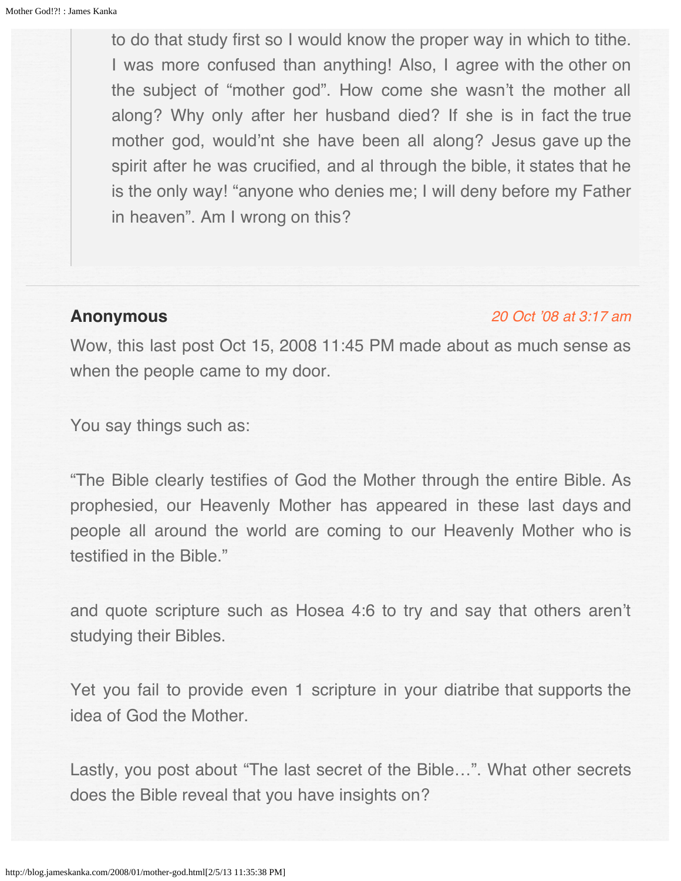> to do that study first so I would know the proper way in which to tithe. I was more confused than anything! Also, I agree with the other on the subject of "mother god". How come she wasn't the mother all along? Why only after her husband died? If she is in fact the true mother god, would'nt she have been all along? Jesus gave up the spirit after he was crucified, and al through the bible, it states that he is the only way! "anyone who denies me; I will deny before my Father in heaven". Am I wrong on this?

---

**Anonymous** *20 Oct '08 at 3:17 am*

Wow, this last post Oct 15, 2008 11:45 PM made about as much sense as when the people came to my door.

You say things such as:

"The Bible clearly testifies of God the Mother through the entire Bible. As prophesied, our Heavenly Mother has appeared in these last days and people all around the world are coming to our Heavenly Mother who is testified in the Bible."

and quote scripture such as Hosea 4:6 to try and say that others aren't studying their Bibles.

Yet you fail to provide even 1 scripture in your diatribe that supports the idea of God the Mother.

Lastly, you post about "The last secret of the Bible…". What other secrets does the Bible reveal that you have insights on?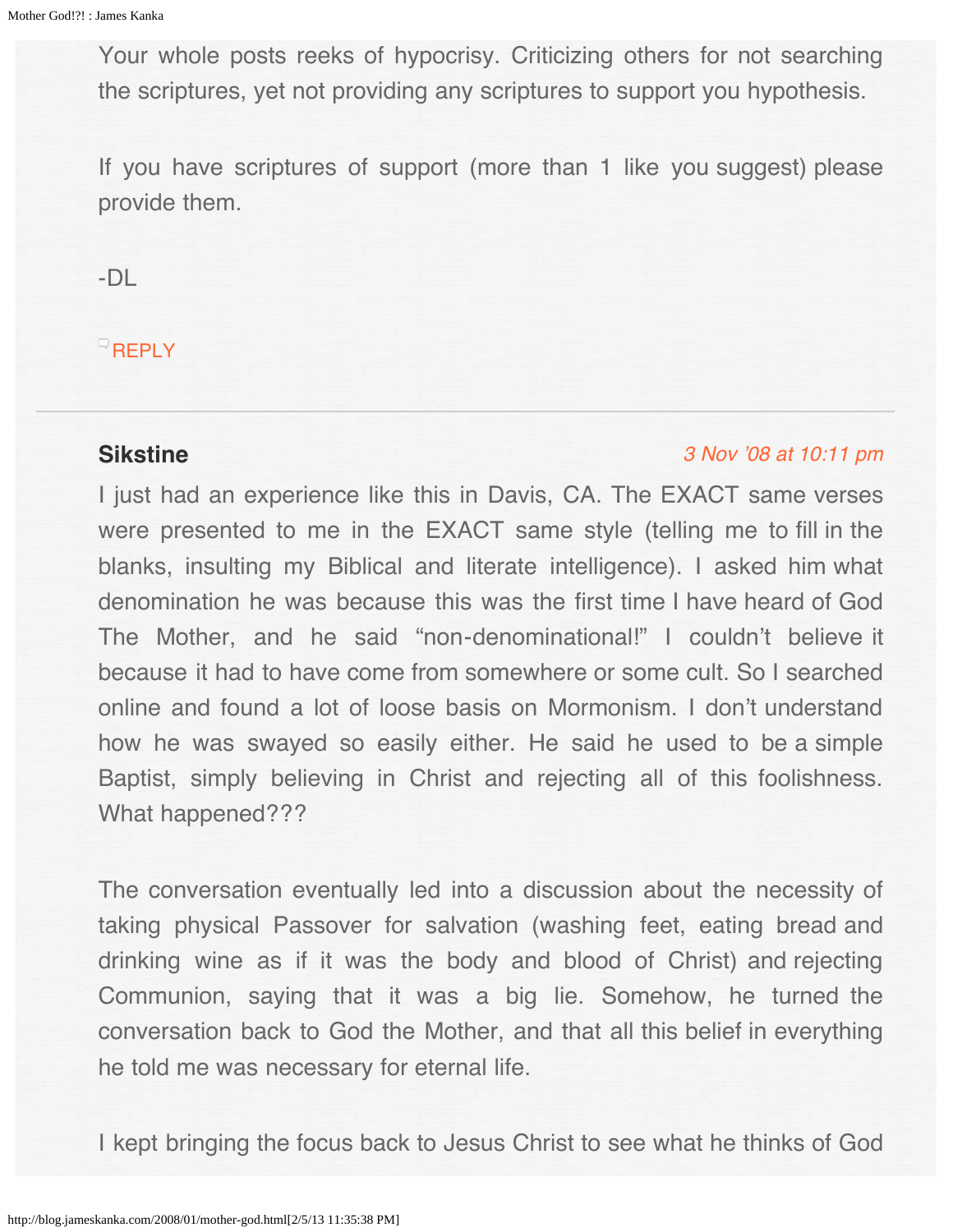Your whole posts reeks of hypocrisy. Criticizing others for not searching the scriptures, yet not providing any scriptures to support you hypothesis.

If you have scriptures of support (more than 1 like you suggest) please provide them.

-DL

REPLY

---

**Sikstine** *3 Nov '08 at 10:11 pm*

I just had an experience like this in Davis, CA. The EXACT same verses were presented to me in the EXACT same style (telling me to fill in the blanks, insulting my Biblical and literate intelligence). I asked him what denomination he was because this was the first time I have heard of God The Mother, and he said "non-denominational!" I couldn't believe it because it had to have come from somewhere or some cult. So I searched online and found a lot of loose basis on Mormonism. I don't understand how he was swayed so easily either. He said he used to be a simple Baptist, simply believing in Christ and rejecting all of this foolishness. What happened???

The conversation eventually led into a discussion about the necessity of taking physical Passover for salvation (washing feet, eating bread and drinking wine as if it was the body and blood of Christ) and rejecting Communion, saying that it was a big lie. Somehow, he turned the conversation back to God the Mother, and that all this belief in everything he told me was necessary for eternal life.

I kept bringing the focus back to Jesus Christ to see what he thinks of God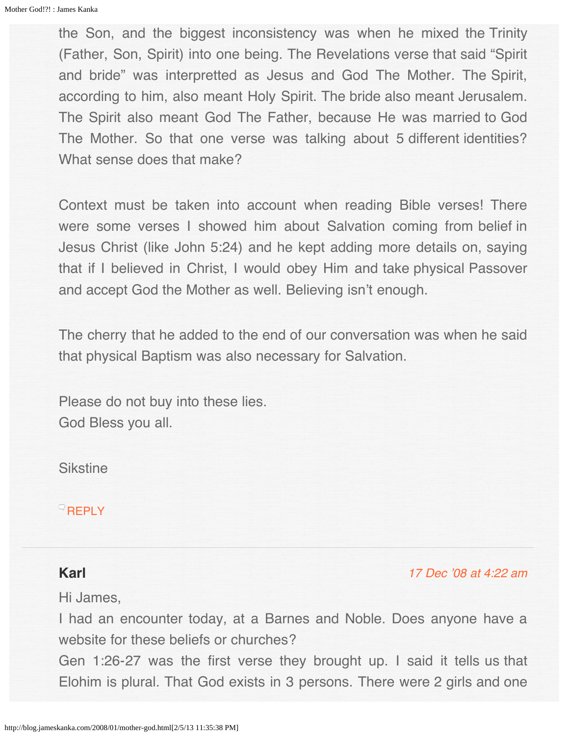the Son, and the biggest inconsistency was when he mixed the Trinity (Father, Son, Spirit) into one being. The Revelations verse that said "Spirit and bride" was interpretted as Jesus and God The Mother. The Spirit, according to him, also meant Holy Spirit. The bride also meant Jerusalem. The Spirit also meant God The Father, because He was married to God The Mother. So that one verse was talking about 5 different identities? What sense does that make?

Context must be taken into account when reading Bible verses! There were some verses I showed him about Salvation coming from belief in Jesus Christ (like John 5:24) and he kept adding more details on, saying that if I believed in Christ, I would obey Him and take physical Passover and accept God the Mother as well. Believing isn't enough.

The cherry that he added to the end of our conversation was when he said that physical Baptism was also necessary for Salvation.

Please do not buy into these lies.
God Bless you all.

Sikstine

REPLY

---

**Karl** *17 Dec '08 at 4:22 am*

Hi James,
I had an encounter today, at a Barnes and Noble. Does anyone have a website for these beliefs or churches?
Gen 1:26-27 was the first verse they brought up. I said it tells us that Elohim is plural. That God exists in 3 persons. There were 2 girls and one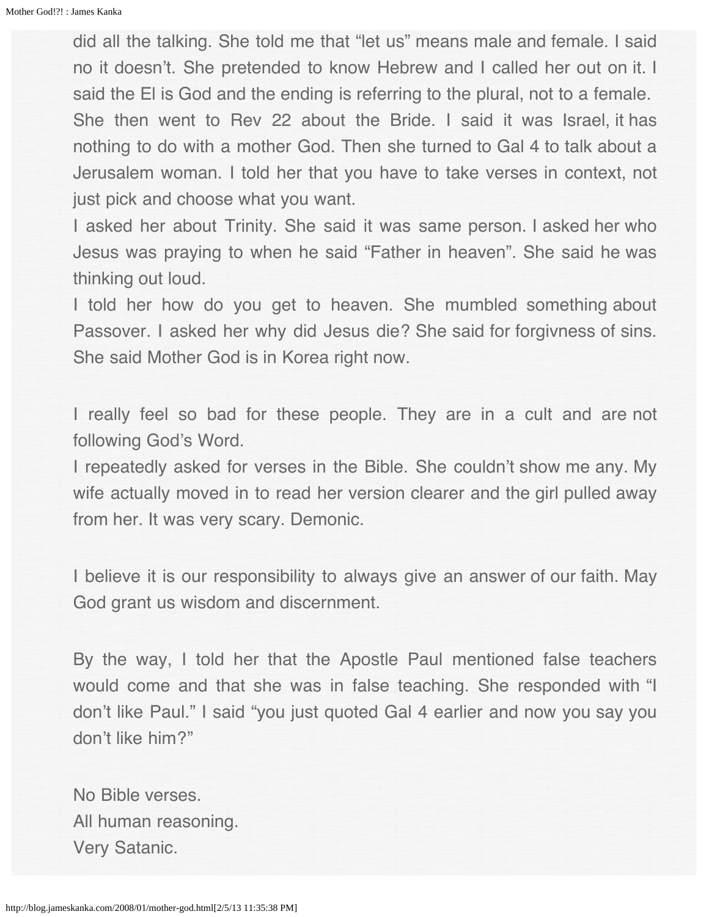did all the talking. She told me that "let us" means male and female. I said no it doesn't. She pretended to know Hebrew and I called her out on it. I said the El is God and the ending is referring to the plural, not to a female. She then went to Rev 22 about the Bride. I said it was Israel, it has nothing to do with a mother God. Then she turned to Gal 4 to talk about a Jerusalem woman. I told her that you have to take verses in context, not just pick and choose what you want.
I asked her about Trinity. She said it was same person. I asked her who Jesus was praying to when he said "Father in heaven". She said he was thinking out loud.
I told her how do you get to heaven. She mumbled something about Passover. I asked her why did Jesus die? She said for forgivness of sins. She said Mother God is in Korea right now.

I really feel so bad for these people. They are in a cult and are not following God's Word.
I repeatedly asked for verses in the Bible. She couldn't show me any. My wife actually moved in to read her version clearer and the girl pulled away from her. It was very scary. Demonic.

I believe it is our responsibility to always give an answer of our faith. May God grant us wisdom and discernment.

By the way, I told her that the Apostle Paul mentioned false teachers would come and that she was in false teaching. She responded with "I don't like Paul." I said "you just quoted Gal 4 earlier and now you say you don't like him?"

No Bible verses.
All human reasoning.
Very Satanic.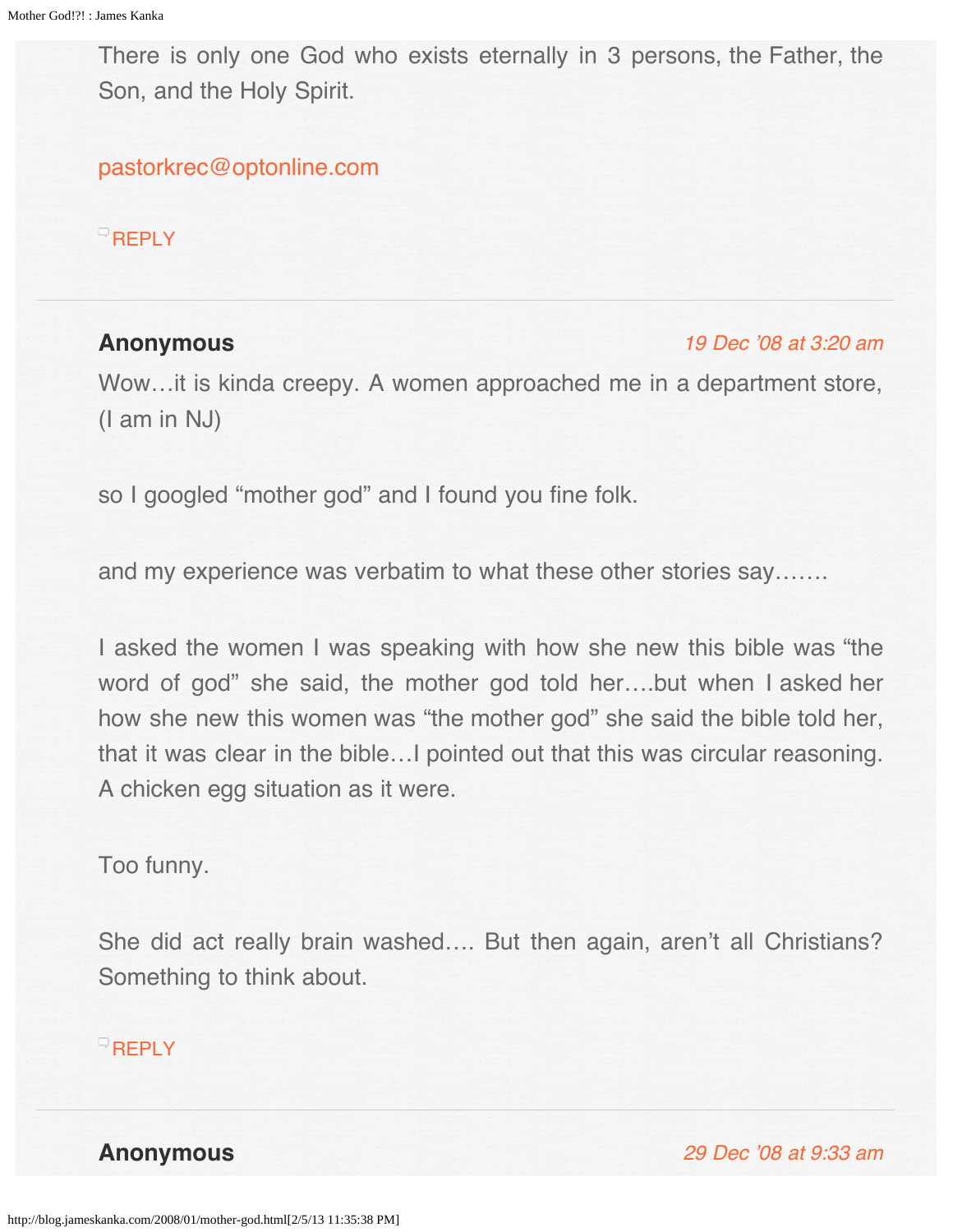There is only one God who exists eternally in 3 persons, the Father, the Son, and the Holy Spirit.

pastorkrec@optonline.com

REPLY

---

**Anonymous** *19 Dec '08 at 3:20 am*

Wow…it is kinda creepy. A women approached me in a department store, (I am in NJ)

so I googled "mother god" and I found you fine folk.

and my experience was verbatim to what these other stories say…….

I asked the women I was speaking with how she new this bible was "the word of god" she said, the mother god told her….but when I asked her how she new this women was "the mother god" she said the bible told her, that it was clear in the bible…I pointed out that this was circular reasoning. A chicken egg situation as it were.

Too funny.

She did act really brain washed…. But then again, aren't all Christians? Something to think about.

REPLY

---

**Anonymous** *29 Dec '08 at 9:33 am*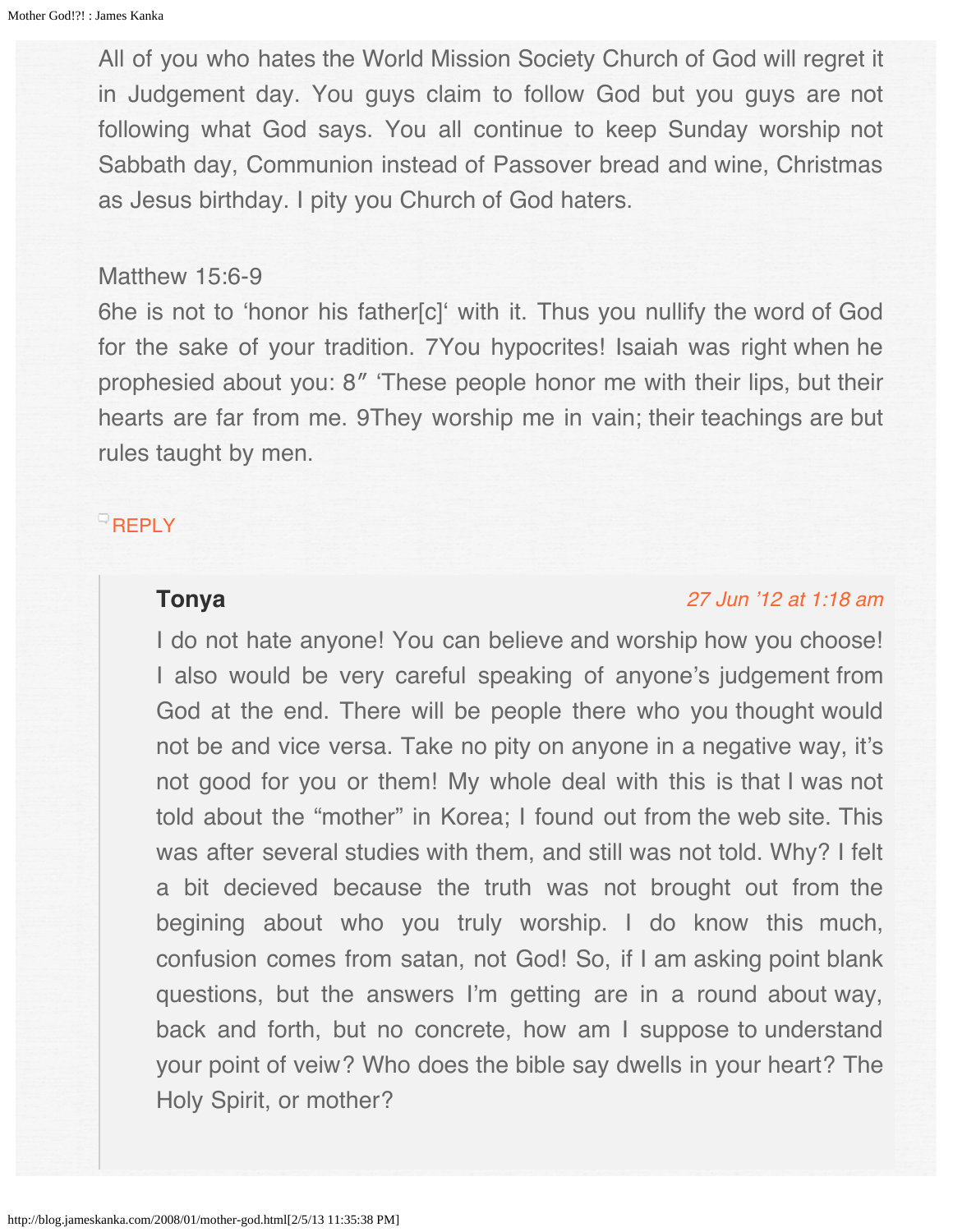All of you who hates the World Mission Society Church of God will regret it in Judgement day. You guys claim to follow God but you guys are not following what God says. You all continue to keep Sunday worship not Sabbath day, Communion instead of Passover bread and wine, Christmas as Jesus birthday. I pity you Church of God haters.

Matthew 15:6-9
6he is not to 'honor his father[c]' with it. Thus you nullify the word of God for the sake of your tradition. 7You hypocrites! Isaiah was right when he prophesied about you: 8″ 'These people honor me with their lips, but their hearts are far from me. 9They worship me in vain; their teachings are but rules taught by men.

REPLY

> **Tonya** 27 Jun '12 at 1:18 am
>
> I do not hate anyone! You can believe and worship how you choose! I also would be very careful speaking of anyone's judgement from God at the end. There will be people there who you thought would not be and vice versa. Take no pity on anyone in a negative way, it's not good for you or them! My whole deal with this is that I was not told about the "mother" in Korea; I found out from the web site. This was after several studies with them, and still was not told. Why? I felt a bit decieved because the truth was not brought out from the begining about who you truly worship. I do know this much, confusion comes from satan, not God! So, if I am asking point blank questions, but the answers I'm getting are in a round about way, back and forth, but no concrete, how am I suppose to understand your point of veiw? Who does the bible say dwells in your heart? The Holy Spirit, or mother?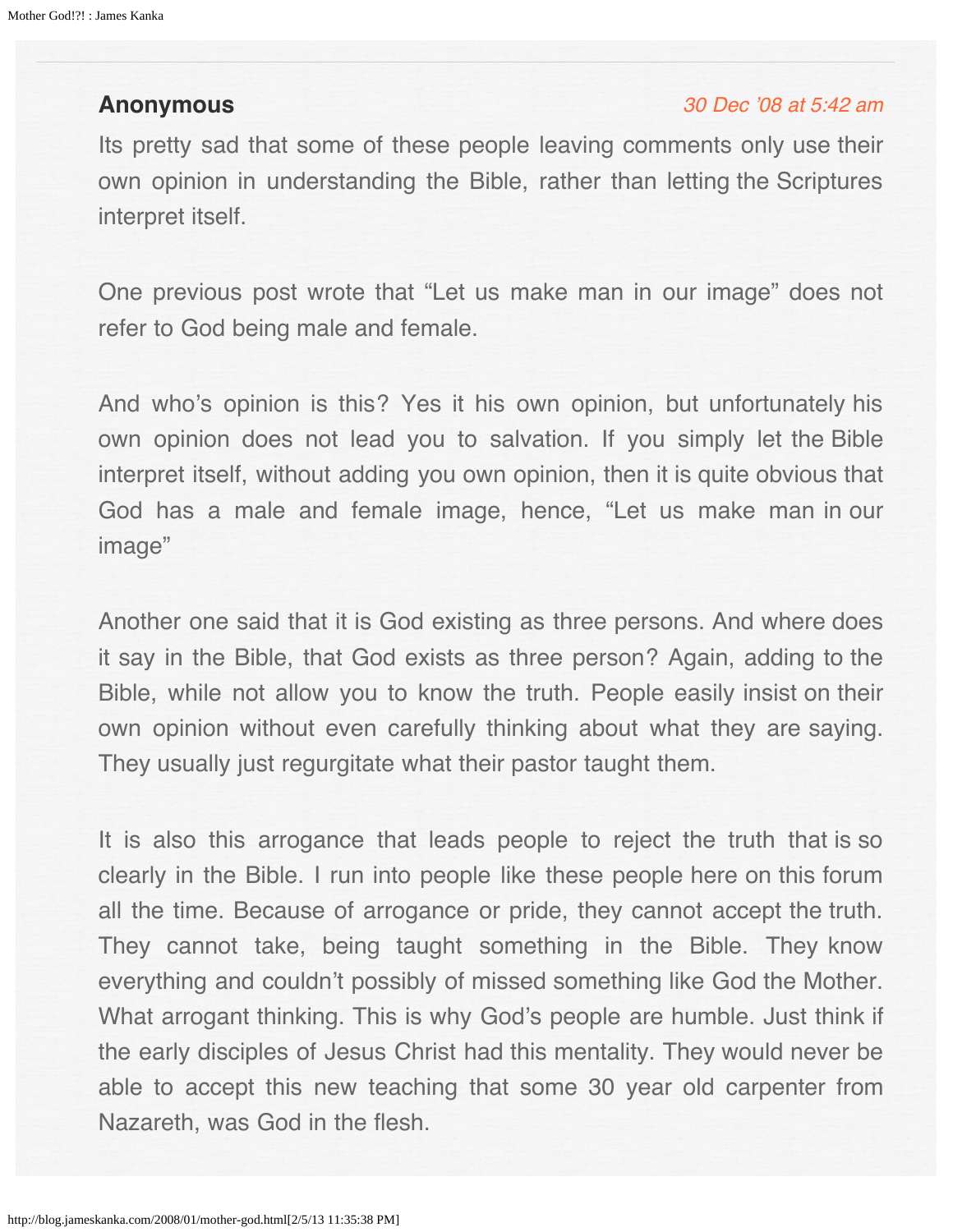**Anonymous** *30 Dec '08 at 5:42 am*

Its pretty sad that some of these people leaving comments only use their own opinion in understanding the Bible, rather than letting the Scriptures interpret itself.

One previous post wrote that "Let us make man in our image" does not refer to God being male and female.

And who's opinion is this? Yes it his own opinion, but unfortunately his own opinion does not lead you to salvation. If you simply let the Bible interpret itself, without adding you own opinion, then it is quite obvious that God has a male and female image, hence, "Let us make man in our image"

Another one said that it is God existing as three persons. And where does it say in the Bible, that God exists as three person? Again, adding to the Bible, while not allow you to know the truth. People easily insist on their own opinion without even carefully thinking about what they are saying. They usually just regurgitate what their pastor taught them.

It is also this arrogance that leads people to reject the truth that is so clearly in the Bible. I run into people like these people here on this forum all the time. Because of arrogance or pride, they cannot accept the truth. They cannot take, being taught something in the Bible. They know everything and couldn't possibly of missed something like God the Mother. What arrogant thinking. This is why God's people are humble. Just think if the early disciples of Jesus Christ had this mentality. They would never be able to accept this new teaching that some 30 year old carpenter from Nazareth, was God in the flesh.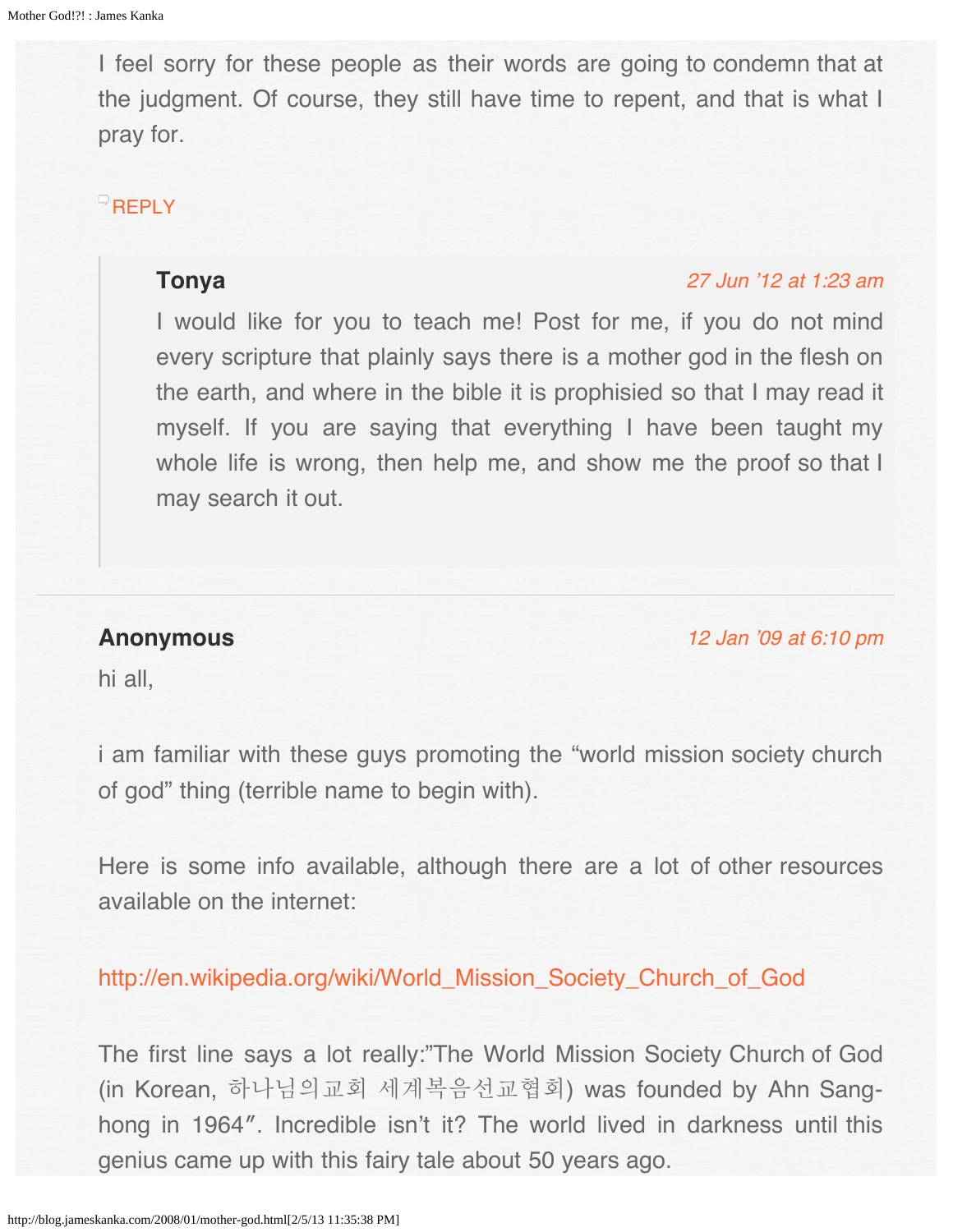I feel sorry for these people as their words are going to condemn that at the judgment. Of course, they still have time to repent, and that is what I pray for.

REPLY

**Tonya** *27 Jun '12 at 1:23 am*

I would like for you to teach me! Post for me, if you do not mind every scripture that plainly says there is a mother god in the flesh on the earth, and where in the bible it is prophisied so that I may read it myself. If you are saying that everything I have been taught my whole life is wrong, then help me, and show me the proof so that I may search it out.

---

**Anonymous** *12 Jan '09 at 6:10 pm*

hi all,

i am familiar with these guys promoting the "world mission society church of god" thing (terrible name to begin with).

Here is some info available, although there are a lot of other resources available on the internet:

http://en.wikipedia.org/wiki/World_Mission_Society_Church_of_God

The first line says a lot really:"The World Mission Society Church of God (in Korean, 하나님의교회 세계복음선교협회) was founded by Ahn Sang-hong in 1964". Incredible isn't it? The world lived in darkness until this genius came up with this fairy tale about 50 years ago.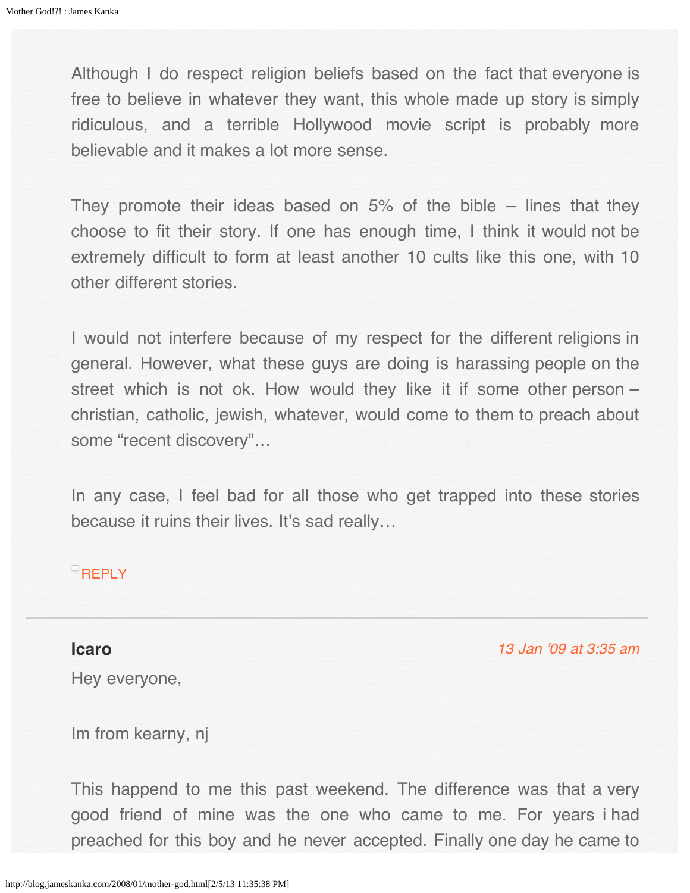Although I do respect religion beliefs based on the fact that everyone is free to believe in whatever they want, this whole made up story is simply ridiculous, and a terrible Hollywood movie script is probably more believable and it makes a lot more sense.

They promote their ideas based on 5% of the bible – lines that they choose to fit their story. If one has enough time, I think it would not be extremely difficult to form at least another 10 cults like this one, with 10 other different stories.

I would not interfere because of my respect for the different religions in general. However, what these guys are doing is harassing people on the street which is not ok. How would they like it if some other person – christian, catholic, jewish, whatever, would come to them to preach about some "recent discovery"…

In any case, I feel bad for all those who get trapped into these stories because it ruins their lives. It's sad really…

REPLY

---

**Icaro** 13 Jan '09 at 3:35 am

Hey everyone,

Im from kearny, nj

This happend to me this past weekend. The difference was that a very good friend of mine was the one who came to me. For years i had preached for this boy and he never accepted. Finally one day he came to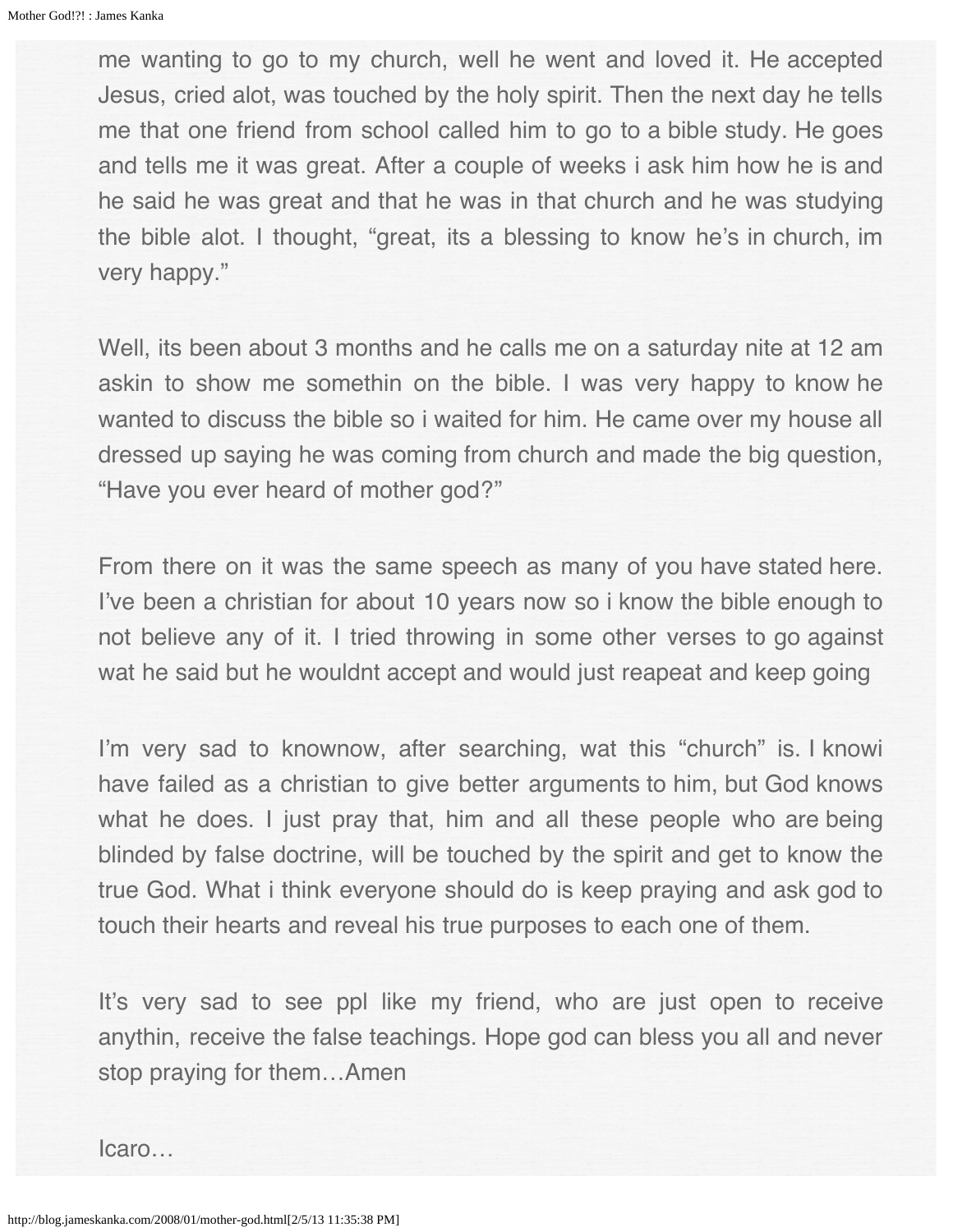me wanting to go to my church, well he went and loved it. He accepted Jesus, cried alot, was touched by the holy spirit. Then the next day he tells me that one friend from school called him to go to a bible study. He goes and tells me it was great. After a couple of weeks i ask him how he is and he said he was great and that he was in that church and he was studying the bible alot. I thought, "great, its a blessing to know he's in church, im very happy."

Well, its been about 3 months and he calls me on a saturday nite at 12 am askin to show me somethin on the bible. I was very happy to know he wanted to discuss the bible so i waited for him. He came over my house all dressed up saying he was coming from church and made the big question, "Have you ever heard of mother god?"

From there on it was the same speech as many of you have stated here. I've been a christian for about 10 years now so i know the bible enough to not believe any of it. I tried throwing in some other verses to go against wat he said but he wouldnt accept and would just reapeat and keep going

I'm very sad to knownow, after searching, wat this "church" is. I knowi have failed as a christian to give better arguments to him, but God knows what he does. I just pray that, him and all these people who are being blinded by false doctrine, will be touched by the spirit and get to know the true God. What i think everyone should do is keep praying and ask god to touch their hearts and reveal his true purposes to each one of them.

It's very sad to see ppl like my friend, who are just open to receive anythin, receive the false teachings. Hope god can bless you all and never stop praying for them…Amen

Icaro…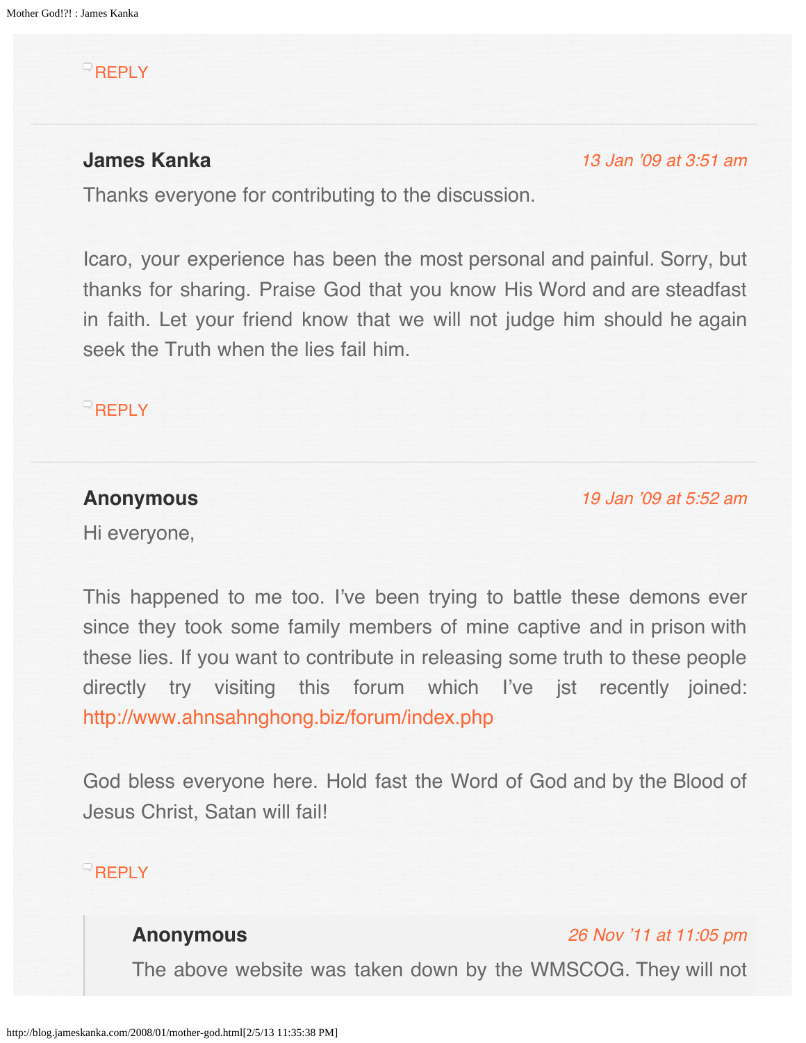REPLY

---

**James Kanka** *13 Jan '09 at 3:51 am*

Thanks everyone for contributing to the discussion.

Icaro, your experience has been the most personal and painful. Sorry, but thanks for sharing. Praise God that you know His Word and are steadfast in faith. Let your friend know that we will not judge him should he again seek the Truth when the lies fail him.

REPLY

---

**Anonymous** *19 Jan '09 at 5:52 am*

Hi everyone,

This happened to me too. I've been trying to battle these demons ever since they took some family members of mine captive and in prison with these lies. If you want to contribute in releasing some truth to these people directly try visiting this forum which I've jst recently joined: http://www.ahnsahnghong.biz/forum/index.php

God bless everyone here. Hold fast the Word of God and by the Blood of Jesus Christ, Satan will fail!

REPLY

> **Anonymous** *26 Nov '11 at 11:05 pm*
>
> The above website was taken down by the WMSCOG. They will not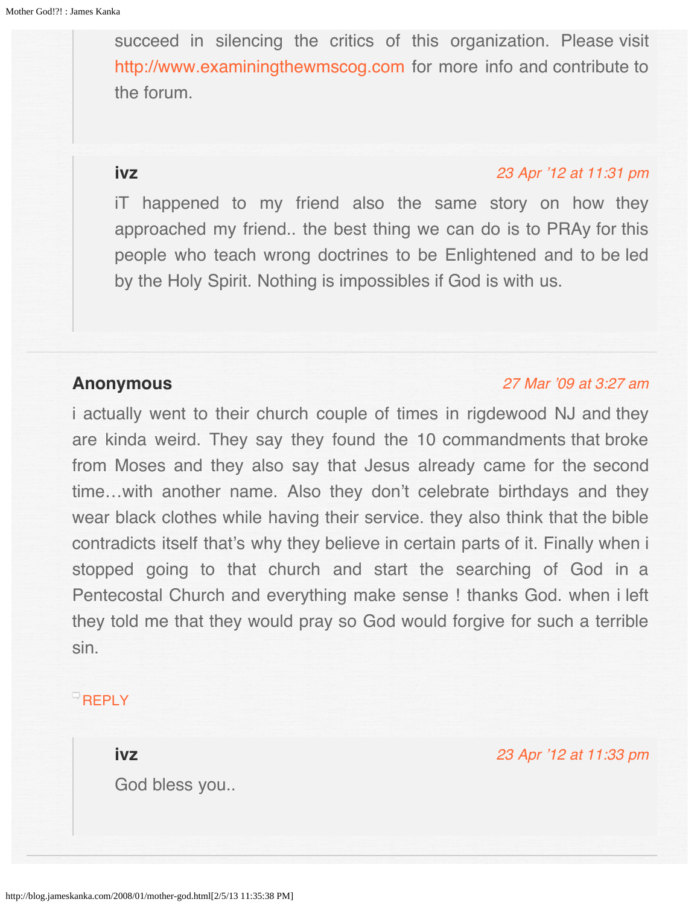succeed in silencing the critics of this organization. Please visit http://www.examiningthewmscog.com for more info and contribute to the forum.

**ivz** *23 Apr '12 at 11:31 pm*

iT happened to my friend also the same story on how they approached my friend.. the best thing we can do is to PRAy for this people who teach wrong doctrines to be Enlightened and to be led by the Holy Spirit. Nothing is impossibles if God is with us.

---

**Anonymous** *27 Mar '09 at 3:27 am*

i actually went to their church couple of times in rigdewood NJ and they are kinda weird. They say they found the 10 commandments that broke from Moses and they also say that Jesus already came for the second time…with another name. Also they don't celebrate birthdays and they wear black clothes while having their service. they also think that the bible contradicts itself that's why they believe in certain parts of it. Finally when i stopped going to that church and start the searching of God in a Pentecostal Church and everything make sense ! thanks God. when i left they told me that they would pray so God would forgive for such a terrible sin.

REPLY

**ivz** *23 Apr '12 at 11:33 pm*

God bless you..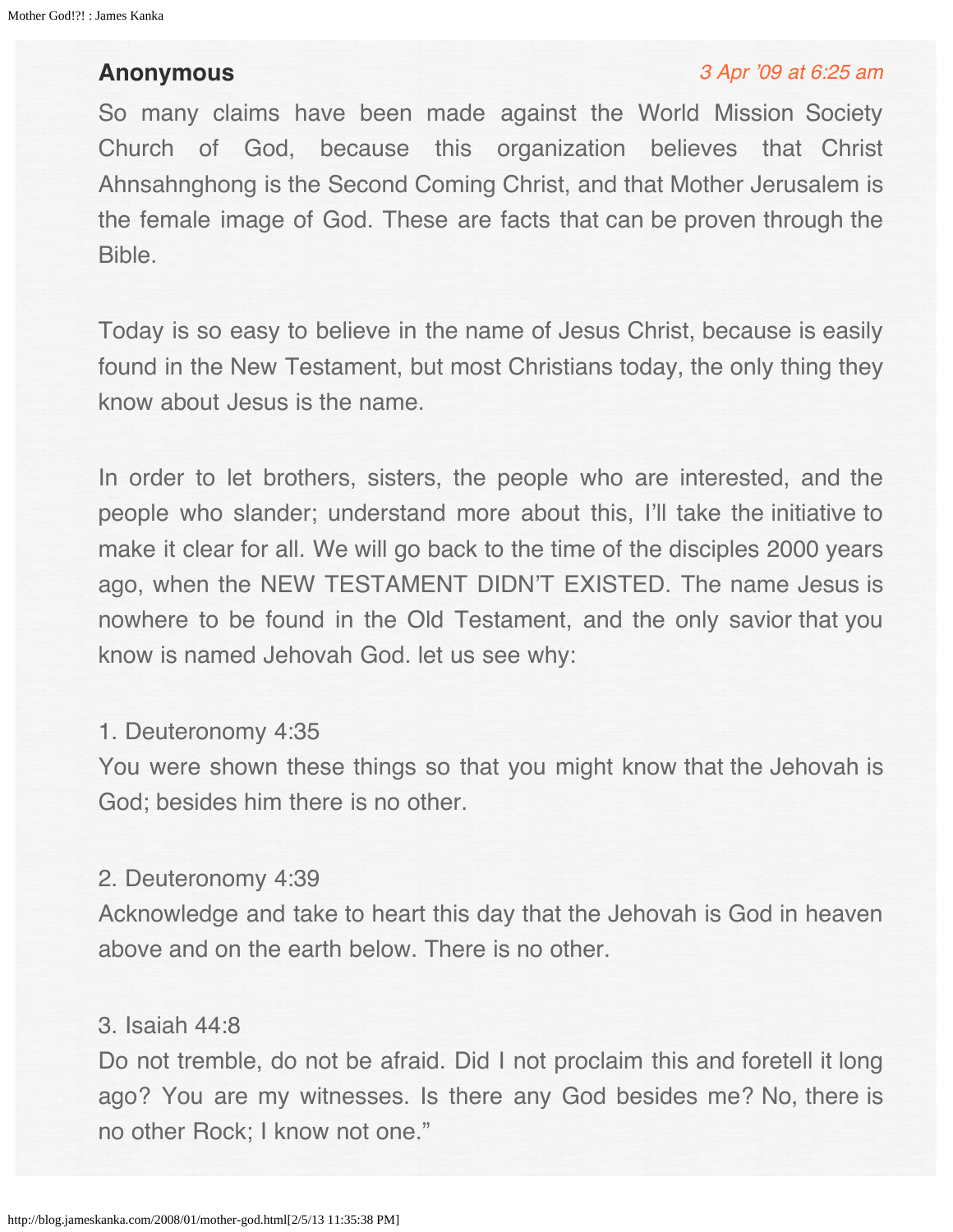**Anonymous**

*3 Apr '09 at 6:25 am*

So many claims have been made against the World Mission Society Church of God, because this organization believes that Christ Ahnsahnghong is the Second Coming Christ, and that Mother Jerusalem is the female image of God. These are facts that can be proven through the Bible.

Today is so easy to believe in the name of Jesus Christ, because is easily found in the New Testament, but most Christians today, the only thing they know about Jesus is the name.

In order to let brothers, sisters, the people who are interested, and the people who slander; understand more about this, I'll take the initiative to make it clear for all. We will go back to the time of the disciples 2000 years ago, when the NEW TESTAMENT DIDN'T EXISTED. The name Jesus is nowhere to be found in the Old Testament, and the only savior that you know is named Jehovah God. let us see why:

1. Deuteronomy 4:35
You were shown these things so that you might know that the Jehovah is God; besides him there is no other.

2. Deuteronomy 4:39
Acknowledge and take to heart this day that the Jehovah is God in heaven above and on the earth below. There is no other.

3. Isaiah 44:8
Do not tremble, do not be afraid. Did I not proclaim this and foretell it long ago? You are my witnesses. Is there any God besides me? No, there is no other Rock; I know not one."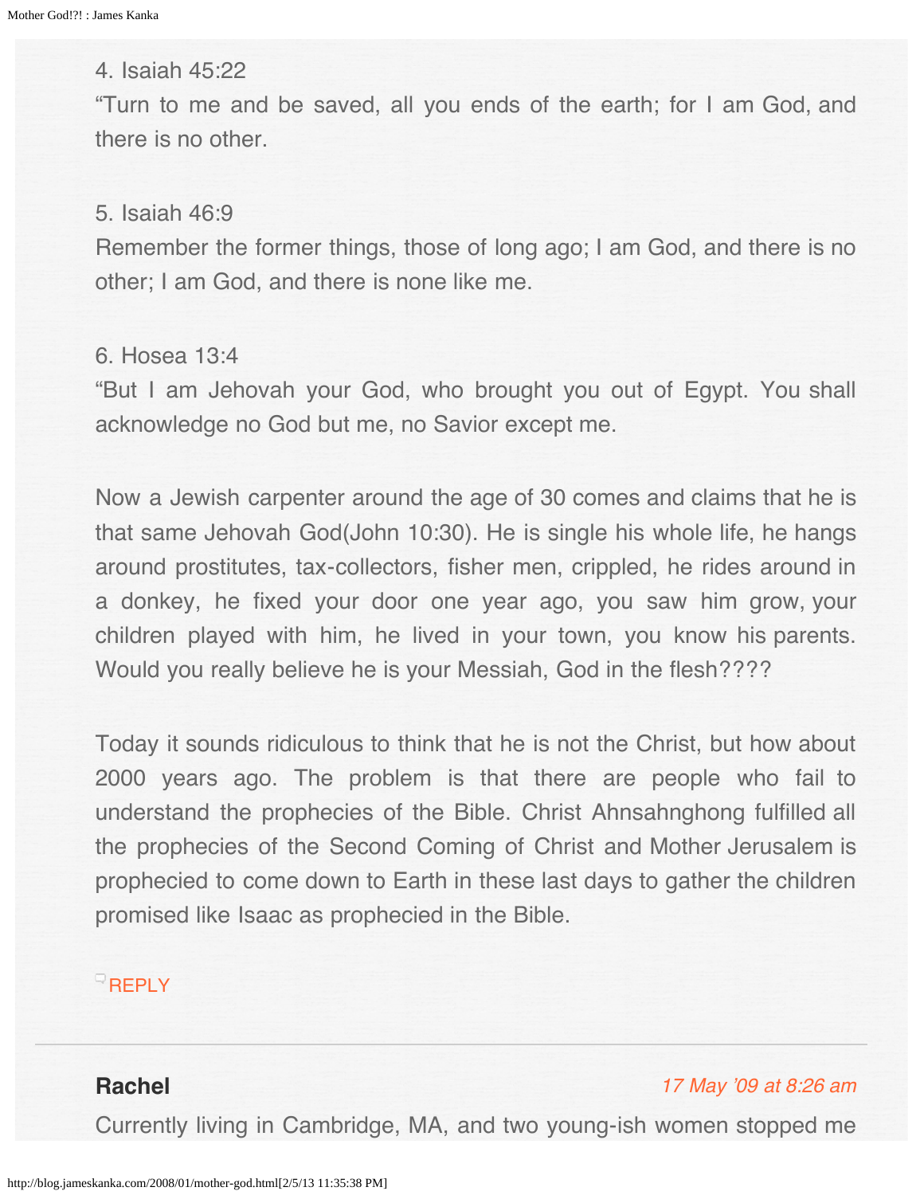4. Isaiah 45:22
“Turn to me and be saved, all you ends of the earth; for I am God, and there is no other.

5. Isaiah 46:9
Remember the former things, those of long ago; I am God, and there is no other; I am God, and there is none like me.

6. Hosea 13:4
“But I am Jehovah your God, who brought you out of Egypt. You shall acknowledge no God but me, no Savior except me.

Now a Jewish carpenter around the age of 30 comes and claims that he is that same Jehovah God(John 10:30). He is single his whole life, he hangs around prostitutes, tax-collectors, fisher men, crippled, he rides around in a donkey, he fixed your door one year ago, you saw him grow, your children played with him, he lived in your town, you know his parents. Would you really believe he is your Messiah, God in the flesh????

Today it sounds ridiculous to think that he is not the Christ, but how about 2000 years ago. The problem is that there are people who fail to understand the prophecies of the Bible. Christ Ahnsahnghong fulfilled all the prophecies of the Second Coming of Christ and Mother Jerusalem is prophecied to come down to Earth in these last days to gather the children promised like Isaac as prophecied in the Bible.

REPLY

---

**Rachel** *17 May '09 at 8:26 am*

Currently living in Cambridge, MA, and two young-ish women stopped me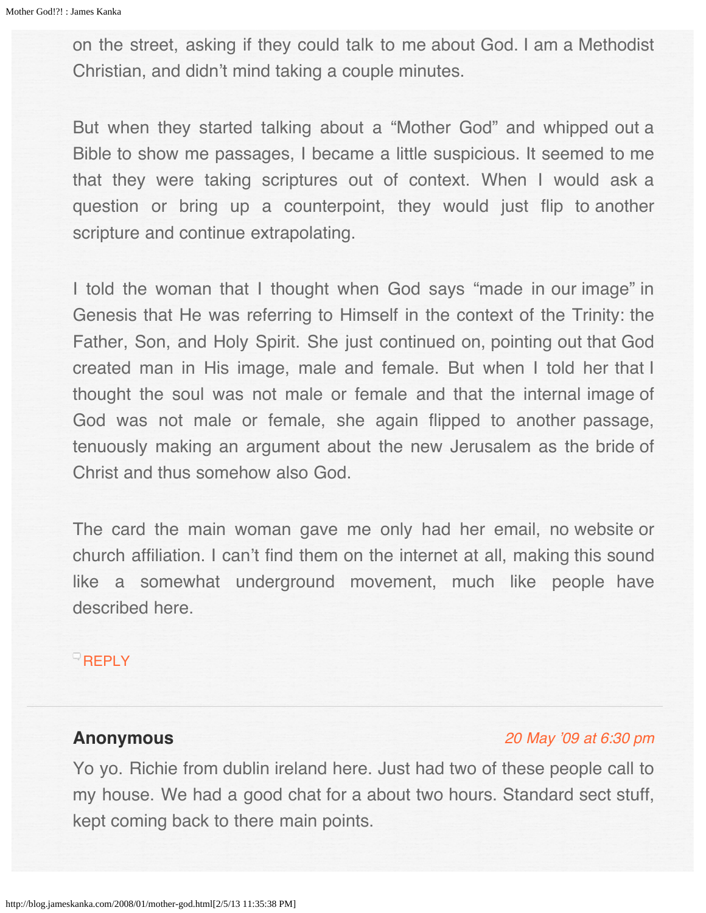on the street, asking if they could talk to me about God. I am a Methodist Christian, and didn't mind taking a couple minutes.

But when they started talking about a "Mother God" and whipped out a Bible to show me passages, I became a little suspicious. It seemed to me that they were taking scriptures out of context. When I would ask a question or bring up a counterpoint, they would just flip to another scripture and continue extrapolating.

I told the woman that I thought when God says "made in our image" in Genesis that He was referring to Himself in the context of the Trinity: the Father, Son, and Holy Spirit. She just continued on, pointing out that God created man in His image, male and female. But when I told her that I thought the soul was not male or female and that the internal image of God was not male or female, she again flipped to another passage, tenuously making an argument about the new Jerusalem as the bride of Christ and thus somehow also God.

The card the main woman gave me only had her email, no website or church affiliation. I can't find them on the internet at all, making this sound like a somewhat underground movement, much like people have described here.

REPLY

---

**Anonymous** 20 May '09 at 6:30 pm

Yo yo. Richie from dublin ireland here. Just had two of these people call to my house. We had a good chat for a about two hours. Standard sect stuff, kept coming back to there main points.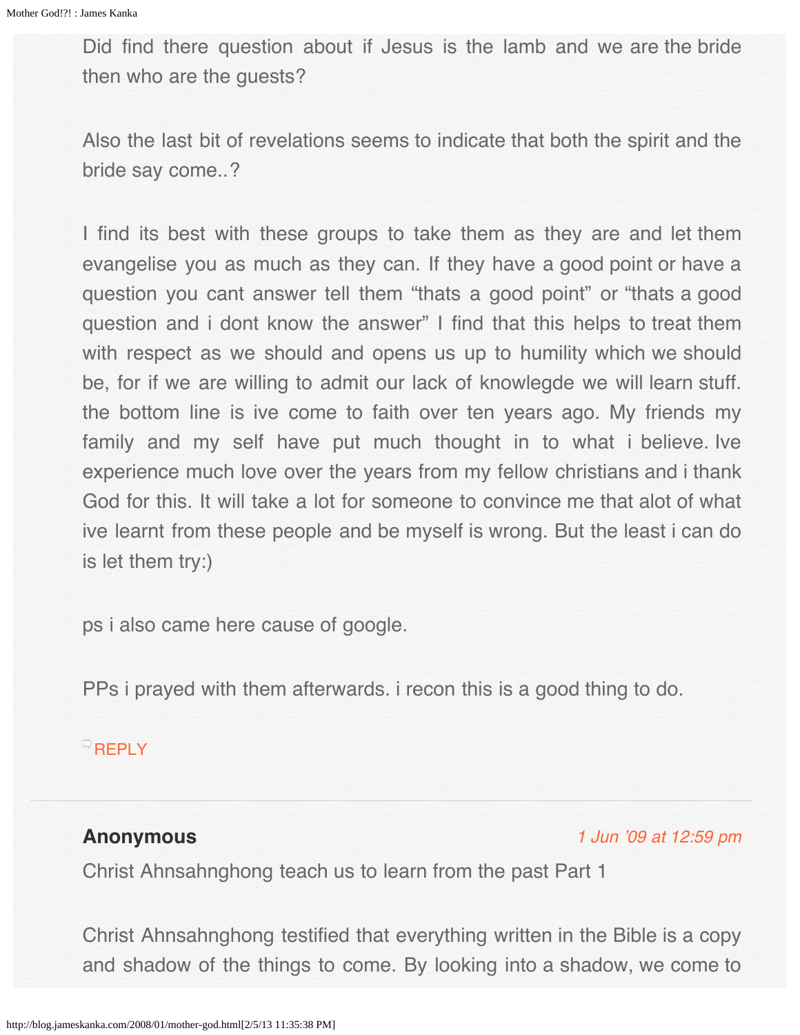Did find there question about if Jesus is the lamb and we are the bride then who are the guests?

Also the last bit of revelations seems to indicate that both the spirit and the bride say come..?

I find its best with these groups to take them as they are and let them evangelise you as much as they can. If they have a good point or have a question you cant answer tell them "thats a good point" or "thats a good question and i dont know the answer" I find that this helps to treat them with respect as we should and opens us up to humility which we should be, for if we are willing to admit our lack of knowlegde we will learn stuff. the bottom line is ive come to faith over ten years ago. My friends my family and my self have put much thought in to what i believe. Ive experience much love over the years from my fellow christians and i thank God for this. It will take a lot for someone to convince me that alot of what ive learnt from these people and be myself is wrong. But the least i can do is let them try:)

ps i also came here cause of google.

PPs i prayed with them afterwards. i recon this is a good thing to do.

REPLY

---

**Anonymous** *1 Jun '09 at 12:59 pm*

Christ Ahnsahnghong teach us to learn from the past Part 1

Christ Ahnsahnghong testified that everything written in the Bible is a copy and shadow of the things to come. By looking into a shadow, we come to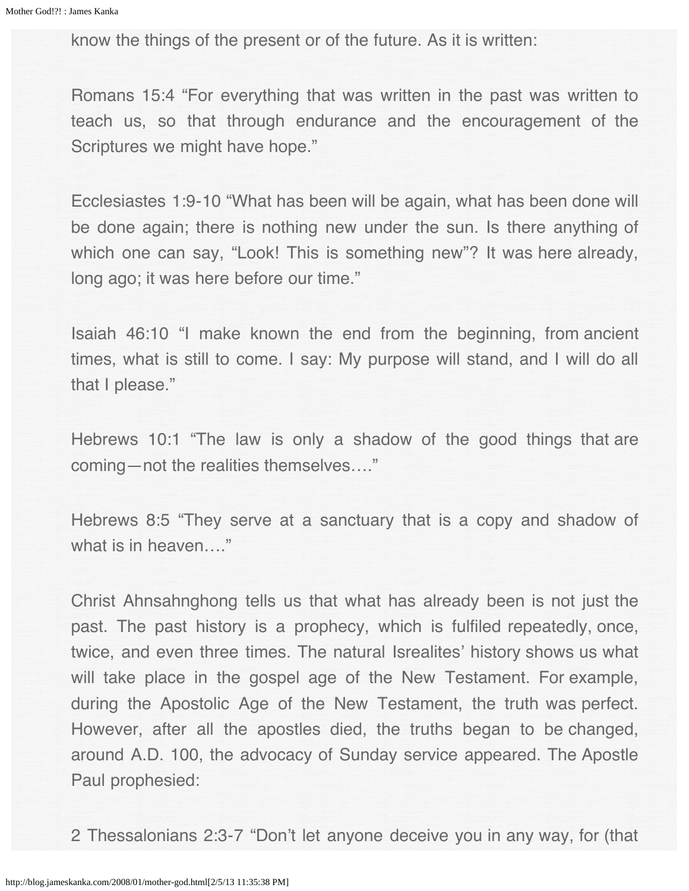know the things of the present or of the future. As it is written:

Romans 15:4 “For everything that was written in the past was written to teach us, so that through endurance and the encouragement of the Scriptures we might have hope.”

Ecclesiastes 1:9-10 “What has been will be again, what has been done will be done again; there is nothing new under the sun. Is there anything of which one can say, “Look! This is something new”? It was here already, long ago; it was here before our time.”

Isaiah 46:10 “I make known the end from the beginning, from ancient times, what is still to come. I say: My purpose will stand, and I will do all that I please.”

Hebrews 10:1 “The law is only a shadow of the good things that are coming—not the realities themselves….”

Hebrews 8:5 “They serve at a sanctuary that is a copy and shadow of what is in heaven….”

Christ Ahnsahnghong tells us that what has already been is not just the past. The past history is a prophecy, which is fulfiled repeatedly, once, twice, and even three times. The natural Isrealites’ history shows us what will take place in the gospel age of the New Testament. For example, during the Apostolic Age of the New Testament, the truth was perfect. However, after all the apostles died, the truths began to be changed, around A.D. 100, the advocacy of Sunday service appeared. The Apostle Paul prophesied:

2 Thessalonians 2:3-7 “Don’t let anyone deceive you in any way, for (that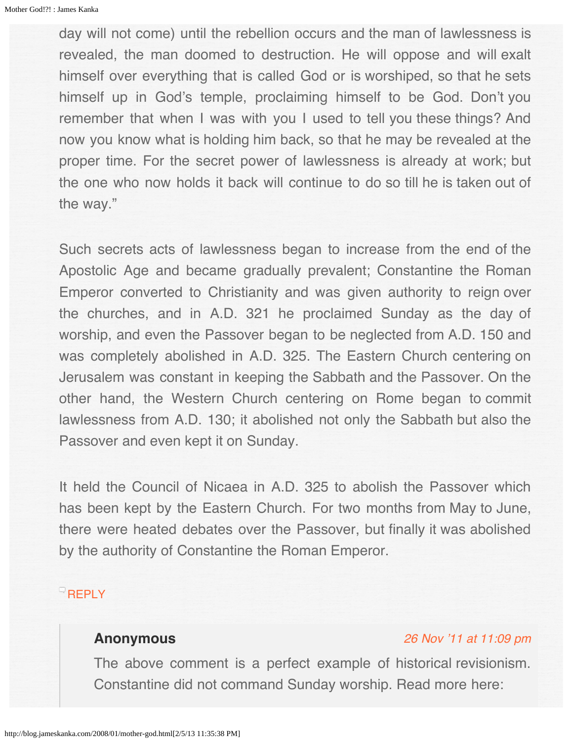day will not come) until the rebellion occurs and the man of lawlessness is revealed, the man doomed to destruction. He will oppose and will exalt himself over everything that is called God or is worshiped, so that he sets himself up in God's temple, proclaiming himself to be God. Don't you remember that when I was with you I used to tell you these things? And now you know what is holding him back, so that he may be revealed at the proper time. For the secret power of lawlessness is already at work; but the one who now holds it back will continue to do so till he is taken out of the way."

Such secrets acts of lawlessness began to increase from the end of the Apostolic Age and became gradually prevalent; Constantine the Roman Emperor converted to Christianity and was given authority to reign over the churches, and in A.D. 321 he proclaimed Sunday as the day of worship, and even the Passover began to be neglected from A.D. 150 and was completely abolished in A.D. 325. The Eastern Church centering on Jerusalem was constant in keeping the Sabbath and the Passover. On the other hand, the Western Church centering on Rome began to commit lawlessness from A.D. 130; it abolished not only the Sabbath but also the Passover and even kept it on Sunday.

It held the Council of Nicaea in A.D. 325 to abolish the Passover which has been kept by the Eastern Church. For two months from May to June, there were heated debates over the Passover, but finally it was abolished by the authority of Constantine the Roman Emperor.

REPLY

**Anonymous** *26 Nov '11 at 11:09 pm*

The above comment is a perfect example of historical revisionism. Constantine did not command Sunday worship. Read more here: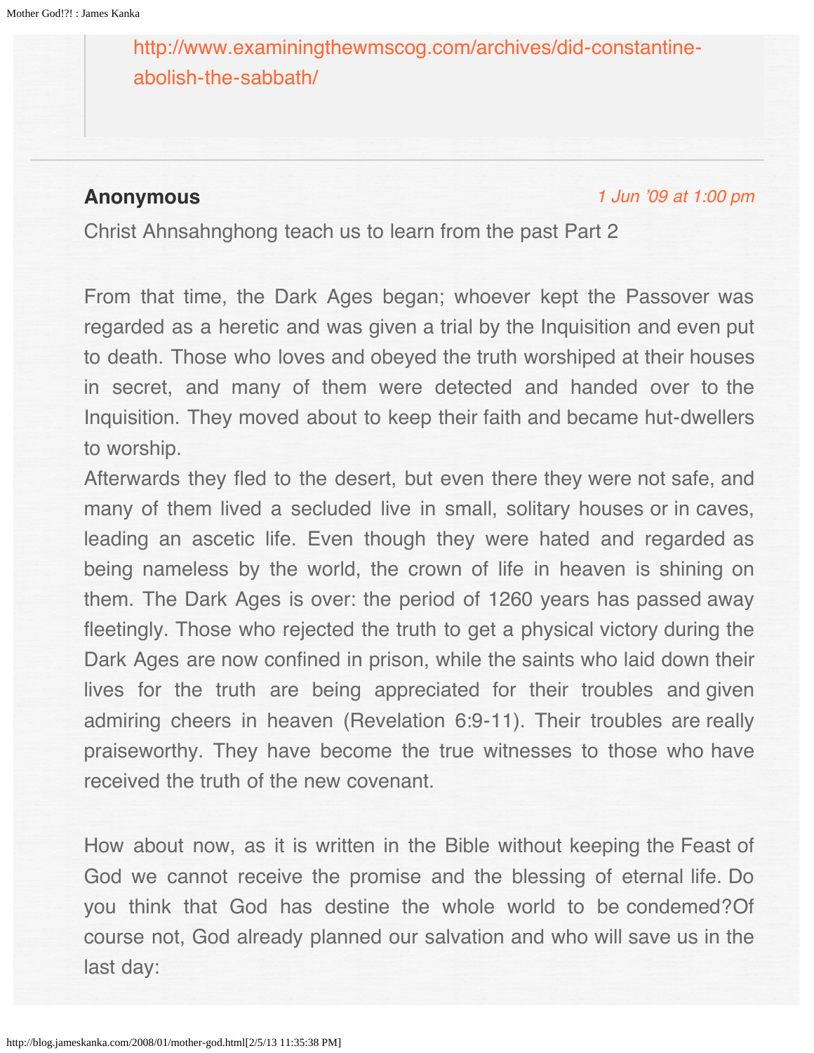> http://www.examiningthewmscog.com/archives/did-constantine-abolish-the-sabbath/

---

**Anonymous** 1 Jun '09 at 1:00 pm

Christ Ahnsahnghong teach us to learn from the past Part 2

From that time, the Dark Ages began; whoever kept the Passover was regarded as a heretic and was given a trial by the Inquisition and even put to death. Those who loves and obeyed the truth worshiped at their houses in secret, and many of them were detected and handed over to the Inquisition. They moved about to keep their faith and became hut-dwellers to worship.
Afterwards they fled to the desert, but even there they were not safe, and many of them lived a secluded live in small, solitary houses or in caves, leading an ascetic life. Even though they were hated and regarded as being nameless by the world, the crown of life in heaven is shining on them. The Dark Ages is over: the period of 1260 years has passed away fleetingly. Those who rejected the truth to get a physical victory during the Dark Ages are now confined in prison, while the saints who laid down their lives for the truth are being appreciated for their troubles and given admiring cheers in heaven (Revelation 6:9-11). Their troubles are really praiseworthy. They have become the true witnesses to those who have received the truth of the new covenant.

How about now, as it is written in the Bible without keeping the Feast of God we cannot receive the promise and the blessing of eternal life. Do you think that God has destine the whole world to be condemed?Of course not, God already planned our salvation and who will save us in the last day: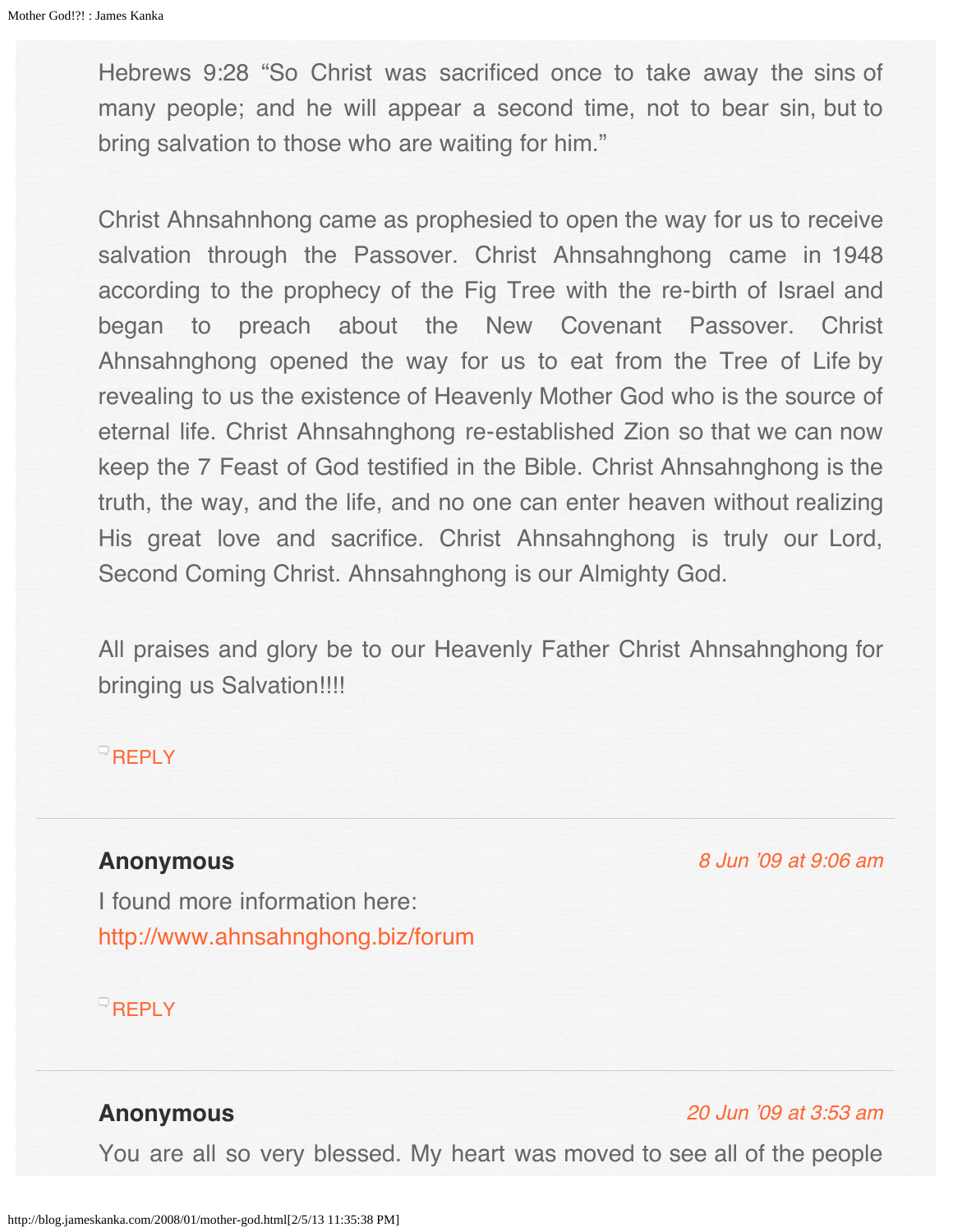Hebrews 9:28 “So Christ was sacrificed once to take away the sins of many people; and he will appear a second time, not to bear sin, but to bring salvation to those who are waiting for him.”

Christ Ahnsahnhong came as prophesied to open the way for us to receive salvation through the Passover. Christ Ahnsahnghong came in 1948 according to the prophecy of the Fig Tree with the re-birth of Israel and began to preach about the New Covenant Passover. Christ Ahnsahnghong opened the way for us to eat from the Tree of Life by revealing to us the existence of Heavenly Mother God who is the source of eternal life. Christ Ahnsahnghong re-established Zion so that we can now keep the 7 Feast of God testified in the Bible. Christ Ahnsahnghong is the truth, the way, and the life, and no one can enter heaven without realizing His great love and sacrifice. Christ Ahnsahnghong is truly our Lord, Second Coming Christ. Ahnsahnghong is our Almighty God.

All praises and glory be to our Heavenly Father Christ Ahnsahnghong for bringing us Salvation!!!!

REPLY

---

**Anonymous** *8 Jun '09 at 9:06 am*

I found more information here:
http://www.ahnsahnghong.biz/forum

REPLY

---

**Anonymous** *20 Jun '09 at 3:53 am*

You are all so very blessed. My heart was moved to see all of the people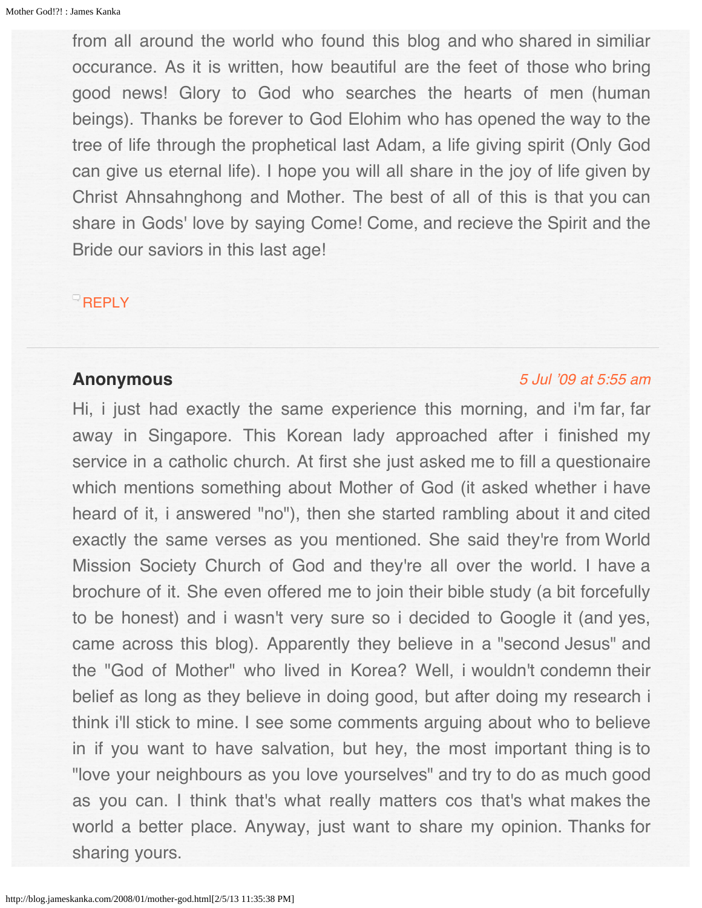from all around the world who found this blog and who shared in similiar occurance. As it is written, how beautiful are the feet of those who bring good news! Glory to God who searches the hearts of men (human beings). Thanks be forever to God Elohim who has opened the way to the tree of life through the prophetical last Adam, a life giving spirit (Only God can give us eternal life). I hope you will all share in the joy of life given by Christ Ahnsahnghong and Mother. The best of all of this is that you can share in Gods' love by saying Come! Come, and recieve the Spirit and the Bride our saviors in this last age!

REPLY

---

**Anonymous** *5 Jul '09 at 5:55 am*

Hi, i just had exactly the same experience this morning, and i'm far, far away in Singapore. This Korean lady approached after i finished my service in a catholic church. At first she just asked me to fill a questionaire which mentions something about Mother of God (it asked whether i have heard of it, i answered "no"), then she started rambling about it and cited exactly the same verses as you mentioned. She said they're from World Mission Society Church of God and they're all over the world. I have a brochure of it. She even offered me to join their bible study (a bit forcefully to be honest) and i wasn't very sure so i decided to Google it (and yes, came across this blog). Apparently they believe in a "second Jesus" and the "God of Mother" who lived in Korea? Well, i wouldn't condemn their belief as long as they believe in doing good, but after doing my research i think i'll stick to mine. I see some comments arguing about who to believe in if you want to have salvation, but hey, the most important thing is to "love your neighbours as you love yourselves" and try to do as much good as you can. I think that's what really matters cos that's what makes the world a better place. Anyway, just want to share my opinion. Thanks for sharing yours.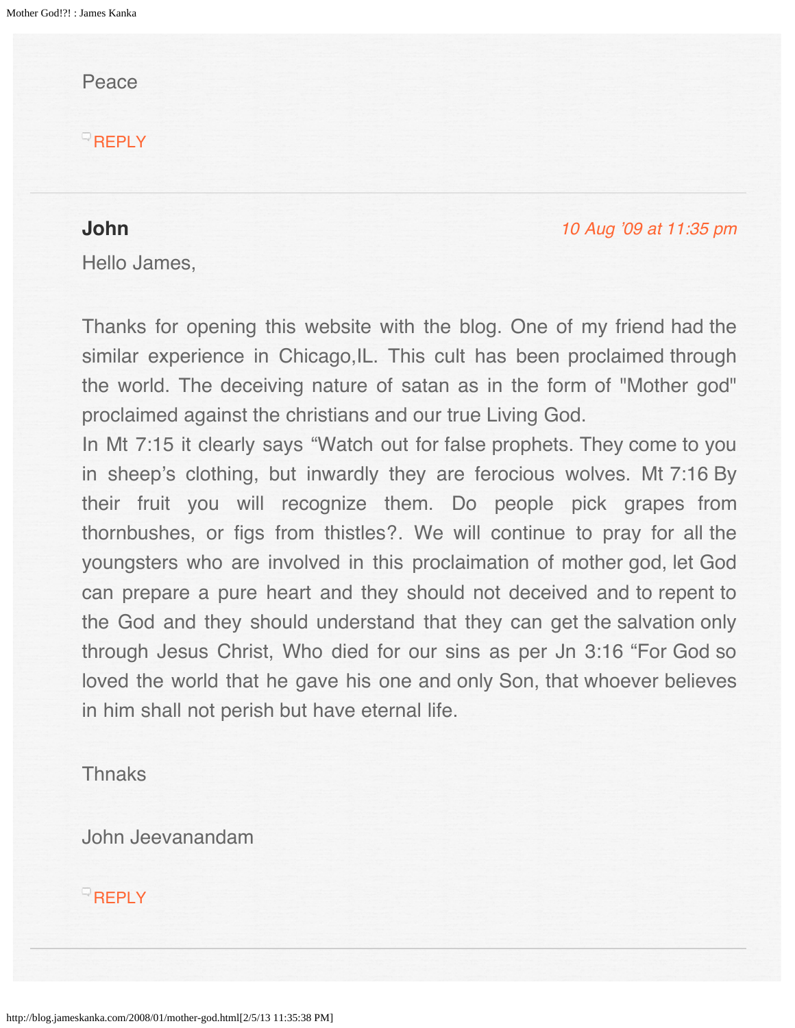Peace

REPLY

---

**John** *10 Aug '09 at 11:35 pm*

Hello James,

Thanks for opening this website with the blog. One of my friend had the similar experience in Chicago,IL. This cult has been proclaimed through the world. The deceiving nature of satan as in the form of "Mother god" proclaimed against the christians and our true Living God.
In Mt 7:15 it clearly says "Watch out for false prophets. They come to you in sheep's clothing, but inwardly they are ferocious wolves. Mt 7:16 By their fruit you will recognize them. Do people pick grapes from thornbushes, or figs from thistles?. We will continue to pray for all the youngsters who are involved in this proclaimation of mother god, let God can prepare a pure heart and they should not deceived and to repent to the God and they should understand that they can get the salvation only through Jesus Christ, Who died for our sins as per Jn 3:16 "For God so loved the world that he gave his one and only Son, that whoever believes in him shall not perish but have eternal life.

Thnaks

John Jeevanandam

REPLY

---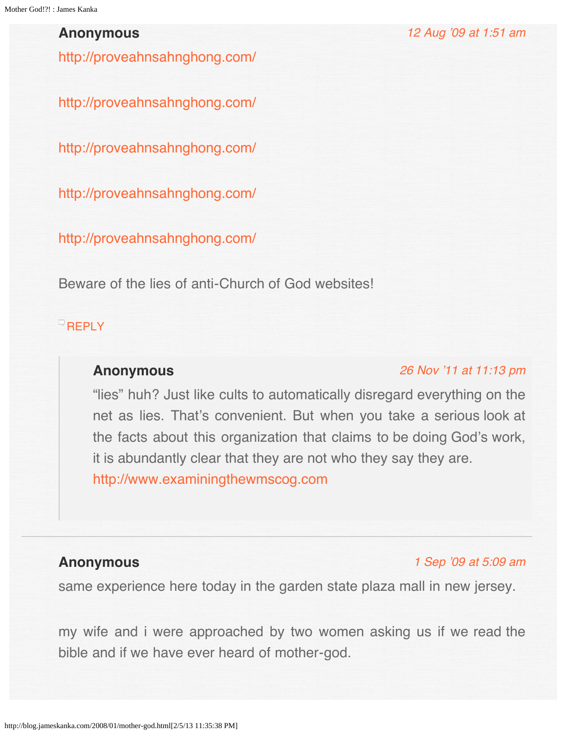**Anonymous** *12 Aug '09 at 1:51 am*

http://proveahnsahnghong.com/

http://proveahnsahnghong.com/

http://proveahnsahnghong.com/

http://proveahnsahnghong.com/

http://proveahnsahnghong.com/

Beware of the lies of anti-Church of God websites!

REPLY

> **Anonymous** *26 Nov '11 at 11:13 pm*
>
> "lies" huh? Just like cults to automatically disregard everything on the net as lies. That's convenient. But when you take a serious look at the facts about this organization that claims to be doing God's work, it is abundantly clear that they are not who they say they are.
> http://www.examiningthewmscog.com

---

**Anonymous** *1 Sep '09 at 5:09 am*

same experience here today in the garden state plaza mall in new jersey.

my wife and i were approached by two women asking us if we read the bible and if we have ever heard of mother-god.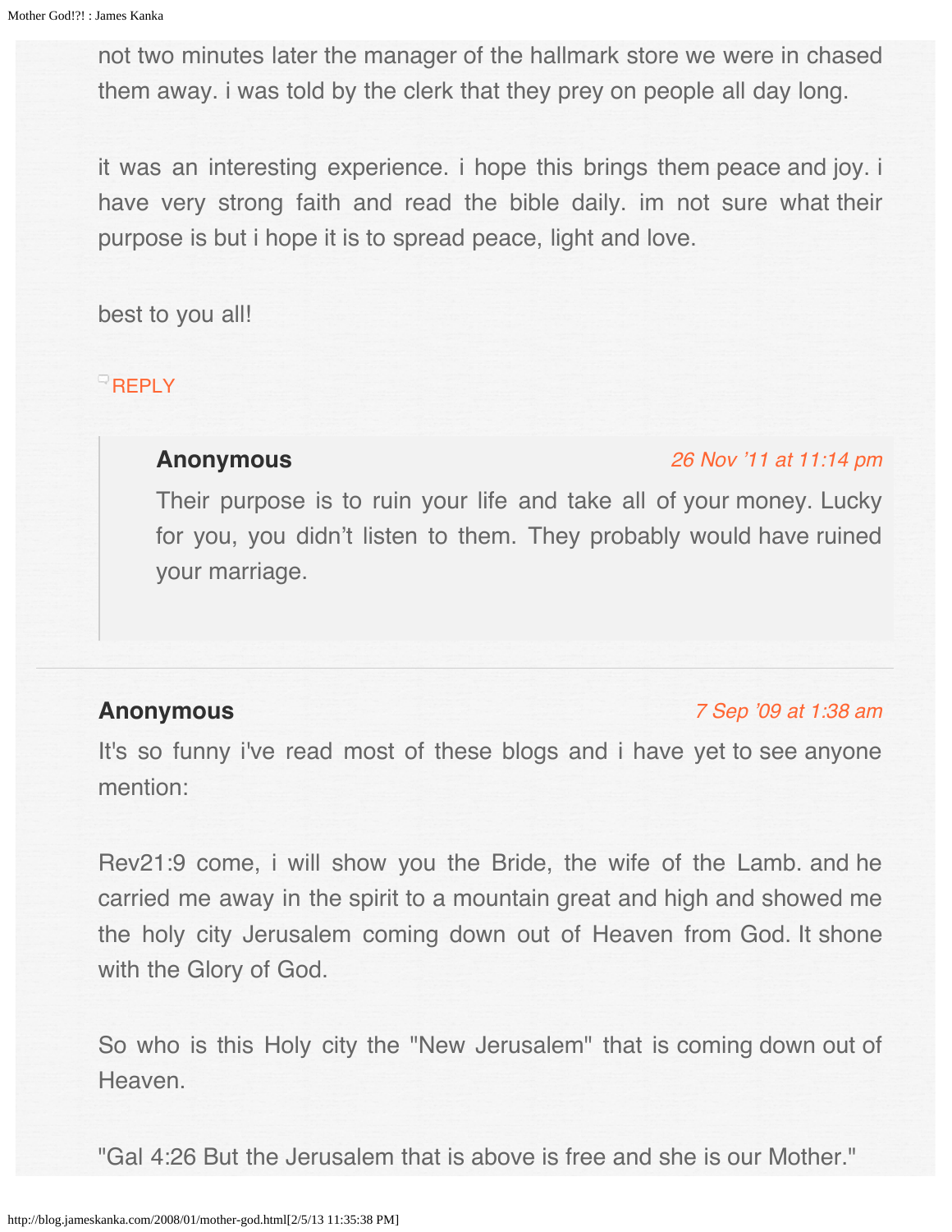not two minutes later the manager of the hallmark store we were in chased them away. i was told by the clerk that they prey on people all day long.

it was an interesting experience. i hope this brings them peace and joy. i have very strong faith and read the bible daily. im not sure what their purpose is but i hope it is to spread peace, light and love.

best to you all!

REPLY

> **Anonymous** *26 Nov '11 at 11:14 pm*
>
> Their purpose is to ruin your life and take all of your money. Lucky for you, you didn't listen to them. They probably would have ruined your marriage.

---

**Anonymous** *7 Sep '09 at 1:38 am*

It's so funny i've read most of these blogs and i have yet to see anyone mention:

Rev21:9 come, i will show you the Bride, the wife of the Lamb. and he carried me away in the spirit to a mountain great and high and showed me the holy city Jerusalem coming down out of Heaven from God. It shone with the Glory of God.

So who is this Holy city the "New Jerusalem" that is coming down out of Heaven.

"Gal 4:26 But the Jerusalem that is above is free and she is our Mother."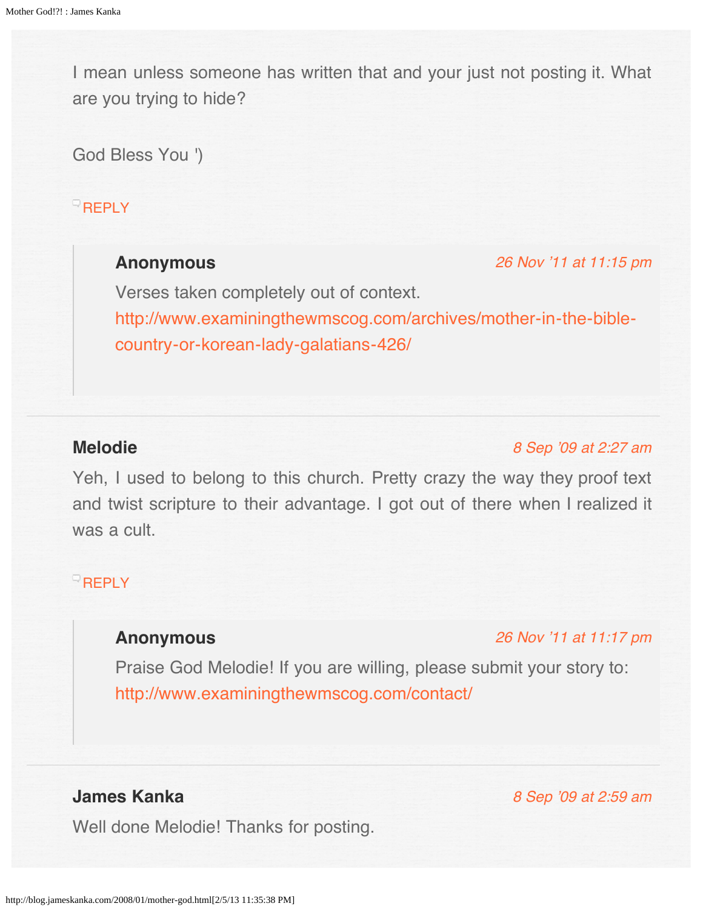I mean unless someone has written that and your just not posting it. What are you trying to hide?

God Bless You ')

REPLY

> **Anonymous** *26 Nov '11 at 11:15 pm*
>
> Verses taken completely out of context. http://www.examiningthewmscog.com/archives/mother-in-the-bible-country-or-korean-lady-galatians-426/

---

**Melodie** *8 Sep '09 at 2:27 am*

Yeh, I used to belong to this church. Pretty crazy the way they proof text and twist scripture to their advantage. I got out of there when I realized it was a cult.

REPLY

> **Anonymous** *26 Nov '11 at 11:17 pm*
>
> Praise God Melodie! If you are willing, please submit your story to: http://www.examiningthewmscog.com/contact/

---

**James Kanka** *8 Sep '09 at 2:59 am*

Well done Melodie! Thanks for posting.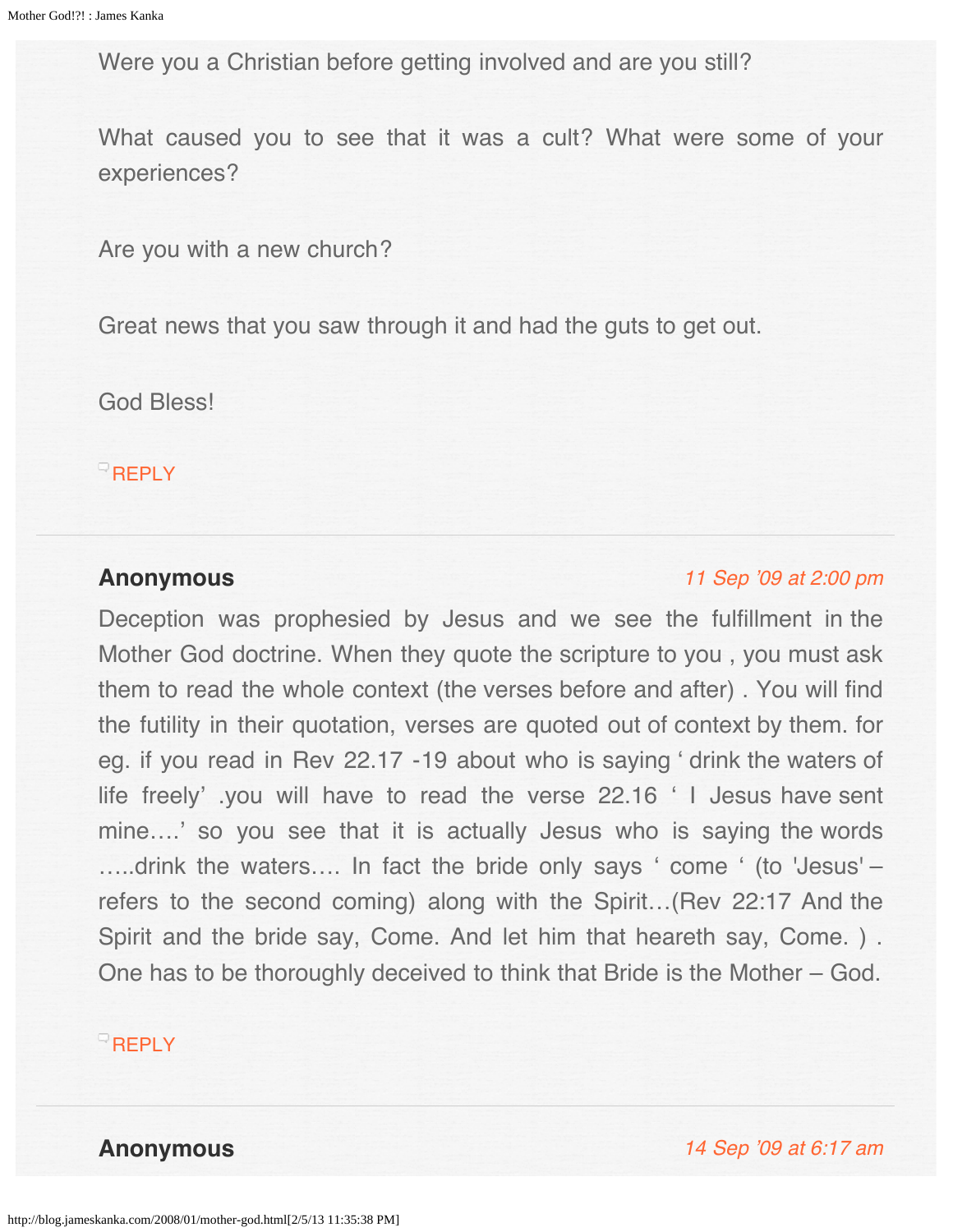Were you a Christian before getting involved and are you still?

What caused you to see that it was a cult? What were some of your experiences?

Are you with a new church?

Great news that you saw through it and had the guts to get out.

God Bless!

REPLY

---

**Anonymous** *11 Sep '09 at 2:00 pm*

Deception was prophesied by Jesus and we see the fulfillment in the Mother God doctrine. When they quote the scripture to you , you must ask them to read the whole context (the verses before and after) . You will find the futility in their quotation, verses are quoted out of context by them. for eg. if you read in Rev 22.17 -19 about who is saying ' drink the waters of life freely' .you will have to read the verse 22.16 ' I Jesus have sent mine….' so you see that it is actually Jesus who is saying the words …..drink the waters…. In fact the bride only says ' come ' (to 'Jesus' – refers to the second coming) along with the Spirit…(Rev 22:17 And the Spirit and the bride say, Come. And let him that heareth say, Come. ) . One has to be thoroughly deceived to think that Bride is the Mother – God.

REPLY

---

**Anonymous** *14 Sep '09 at 6:17 am*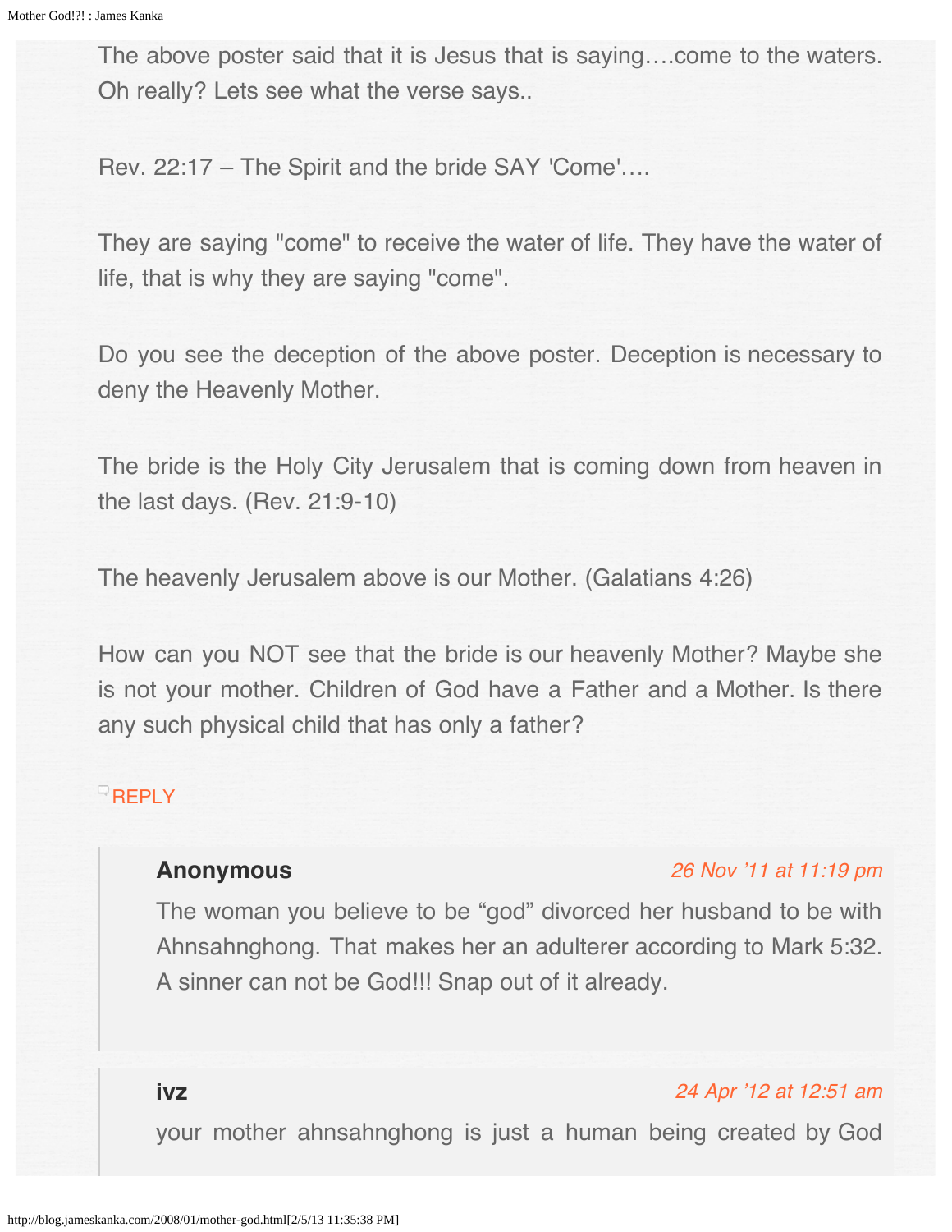The above poster said that it is Jesus that is saying….come to the waters. Oh really? Lets see what the verse says..

Rev. 22:17 – The Spirit and the bride SAY 'Come'….

They are saying "come" to receive the water of life. They have the water of life, that is why they are saying "come".

Do you see the deception of the above poster. Deception is necessary to deny the Heavenly Mother.

The bride is the Holy City Jerusalem that is coming down from heaven in the last days. (Rev. 21:9-10)

The heavenly Jerusalem above is our Mother. (Galatians 4:26)

How can you NOT see that the bride is our heavenly Mother? Maybe she is not your mother. Children of God have a Father and a Mother. Is there any such physical child that has only a father?

REPLY

> **Anonymous** — 26 Nov '11 at 11:19 pm
>
> The woman you believe to be "god" divorced her husband to be with Ahnsahnghong. That makes her an adulterer according to Mark 5:32. A sinner can not be God!!! Snap out of it already.

> **ivz** — 24 Apr '12 at 12:51 am
>
> your mother ahnsahnghong is just a human being created by God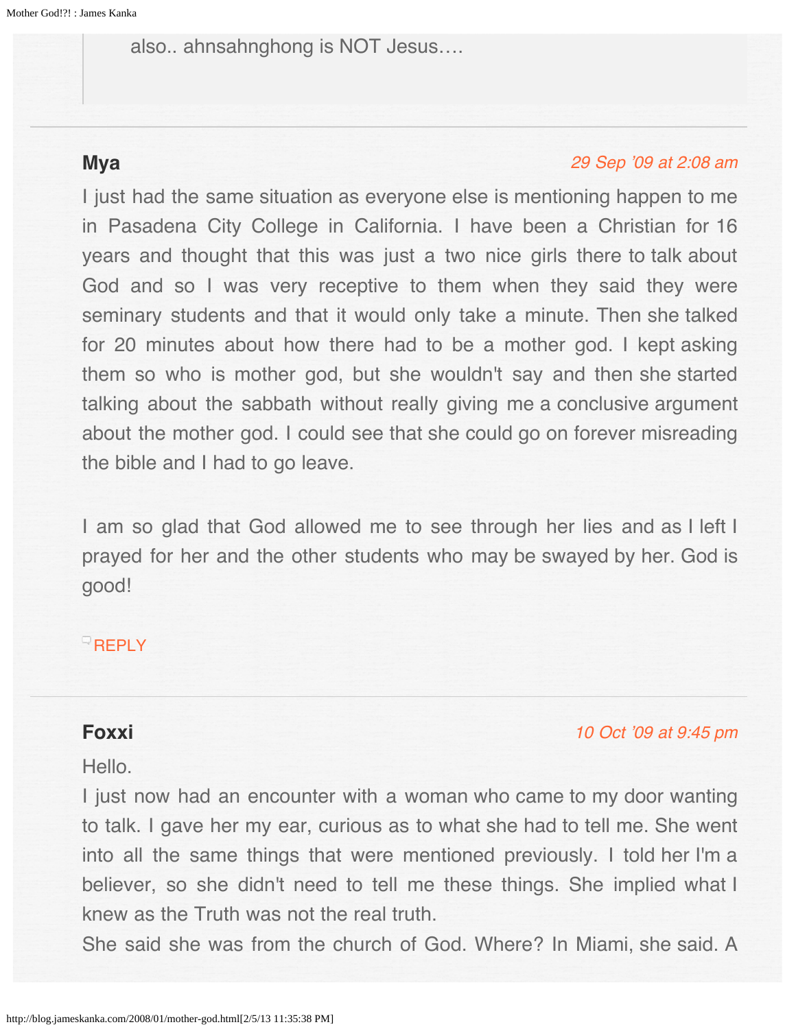> also.. ahnsahnghong is NOT Jesus….

**Mya**

*29 Sep '09 at 2:08 am*

I just had the same situation as everyone else is mentioning happen to me in Pasadena City College in California. I have been a Christian for 16 years and thought that this was just a two nice girls there to talk about God and so I was very receptive to them when they said they were seminary students and that it would only take a minute. Then she talked for 20 minutes about how there had to be a mother god. I kept asking them so who is mother god, but she wouldn't say and then she started talking about the sabbath without really giving me a conclusive argument about the mother god. I could see that she could go on forever misreading the bible and I had to go leave.

I am so glad that God allowed me to see through her lies and as I left I prayed for her and the other students who may be swayed by her. God is good!

REPLY

**Foxxi**

*10 Oct '09 at 9:45 pm*

Hello.
I just now had an encounter with a woman who came to my door wanting to talk. I gave her my ear, curious as to what she had to tell me. She went into all the same things that were mentioned previously. I told her I'm a believer, so she didn't need to tell me these things. She implied what I knew as the Truth was not the real truth.
She said she was from the church of God. Where? In Miami, she said. A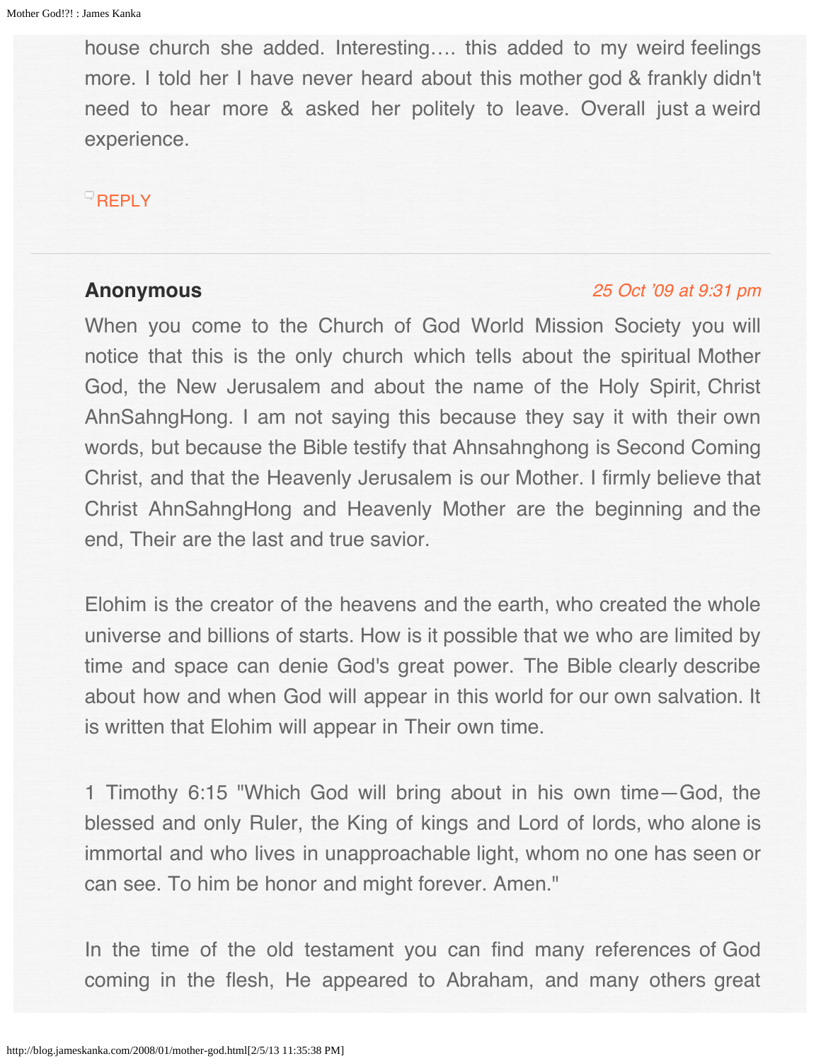house church she added. Interesting…. this added to my weird feelings more. I told her I have never heard about this mother god & frankly didn't need to hear more & asked her politely to leave. Overall just a weird experience.

REPLY

---

**Anonymous** *25 Oct '09 at 9:31 pm*

When you come to the Church of God World Mission Society you will notice that this is the only church which tells about the spiritual Mother God, the New Jerusalem and about the name of the Holy Spirit, Christ AhnSahngHong. I am not saying this because they say it with their own words, but because the Bible testify that Ahnsahnghong is Second Coming Christ, and that the Heavenly Jerusalem is our Mother. I firmly believe that Christ AhnSahngHong and Heavenly Mother are the beginning and the end, Their are the last and true savior.

Elohim is the creator of the heavens and the earth, who created the whole universe and billions of starts. How is it possible that we who are limited by time and space can denie God's great power. The Bible clearly describe about how and when God will appear in this world for our own salvation. It is written that Elohim will appear in Their own time.

1 Timothy 6:15 "Which God will bring about in his own time—God, the blessed and only Ruler, the King of kings and Lord of lords, who alone is immortal and who lives in unapproachable light, whom no one has seen or can see. To him be honor and might forever. Amen."

In the time of the old testament you can find many references of God coming in the flesh, He appeared to Abraham, and many others great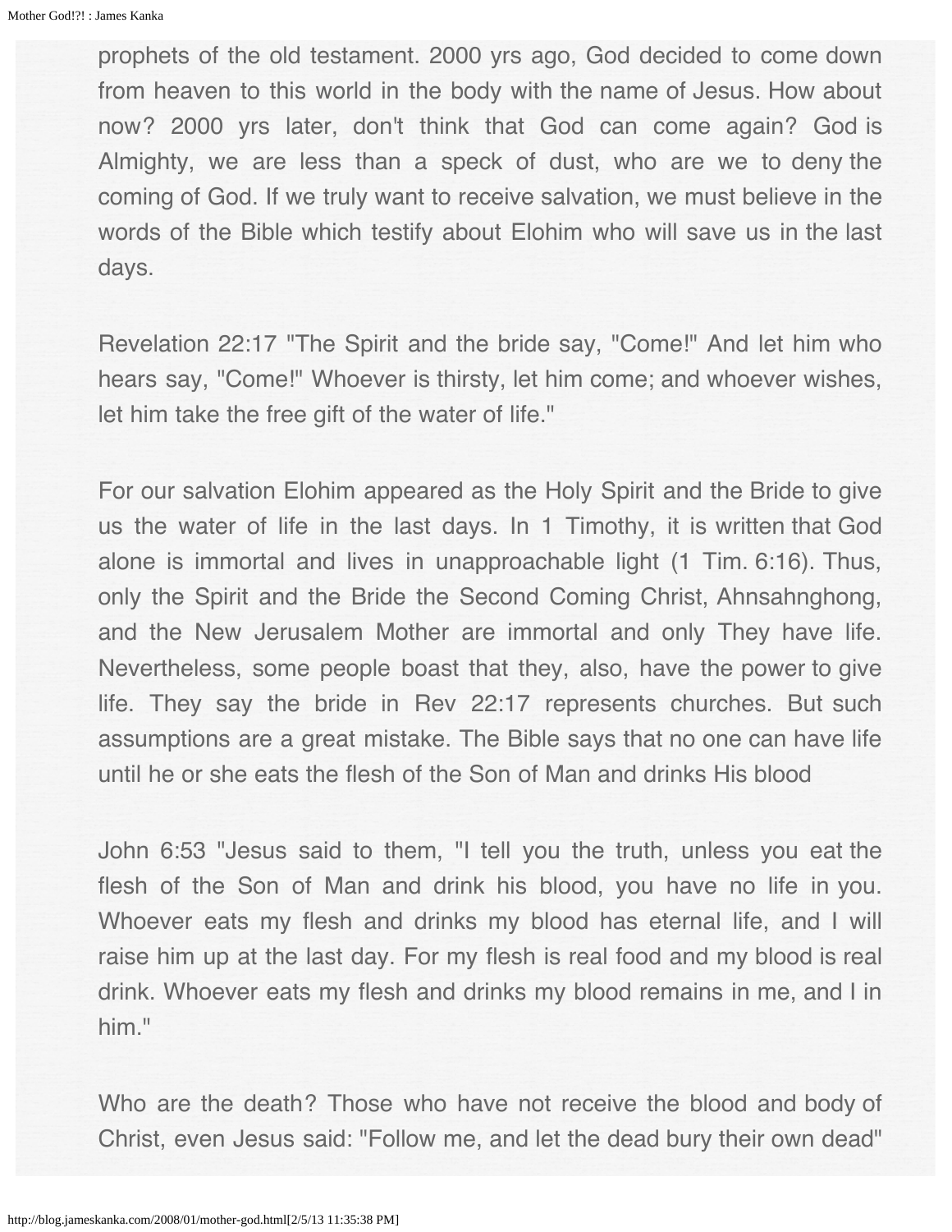prophets of the old testament. 2000 yrs ago, God decided to come down from heaven to this world in the body with the name of Jesus. How about now? 2000 yrs later, don't think that God can come again? God is Almighty, we are less than a speck of dust, who are we to deny the coming of God. If we truly want to receive salvation, we must believe in the words of the Bible which testify about Elohim who will save us in the last days.

Revelation 22:17 "The Spirit and the bride say, "Come!" And let him who hears say, "Come!" Whoever is thirsty, let him come; and whoever wishes, let him take the free gift of the water of life."

For our salvation Elohim appeared as the Holy Spirit and the Bride to give us the water of life in the last days. In 1 Timothy, it is written that God alone is immortal and lives in unapproachable light (1 Tim. 6:16). Thus, only the Spirit and the Bride the Second Coming Christ, Ahnsahnghong, and the New Jerusalem Mother are immortal and only They have life. Nevertheless, some people boast that they, also, have the power to give life. They say the bride in Rev 22:17 represents churches. But such assumptions are a great mistake. The Bible says that no one can have life until he or she eats the flesh of the Son of Man and drinks His blood

John 6:53 "Jesus said to them, "I tell you the truth, unless you eat the flesh of the Son of Man and drink his blood, you have no life in you. Whoever eats my flesh and drinks my blood has eternal life, and I will raise him up at the last day. For my flesh is real food and my blood is real drink. Whoever eats my flesh and drinks my blood remains in me, and I in him."

Who are the death? Those who have not receive the blood and body of Christ, even Jesus said: "Follow me, and let the dead bury their own dead"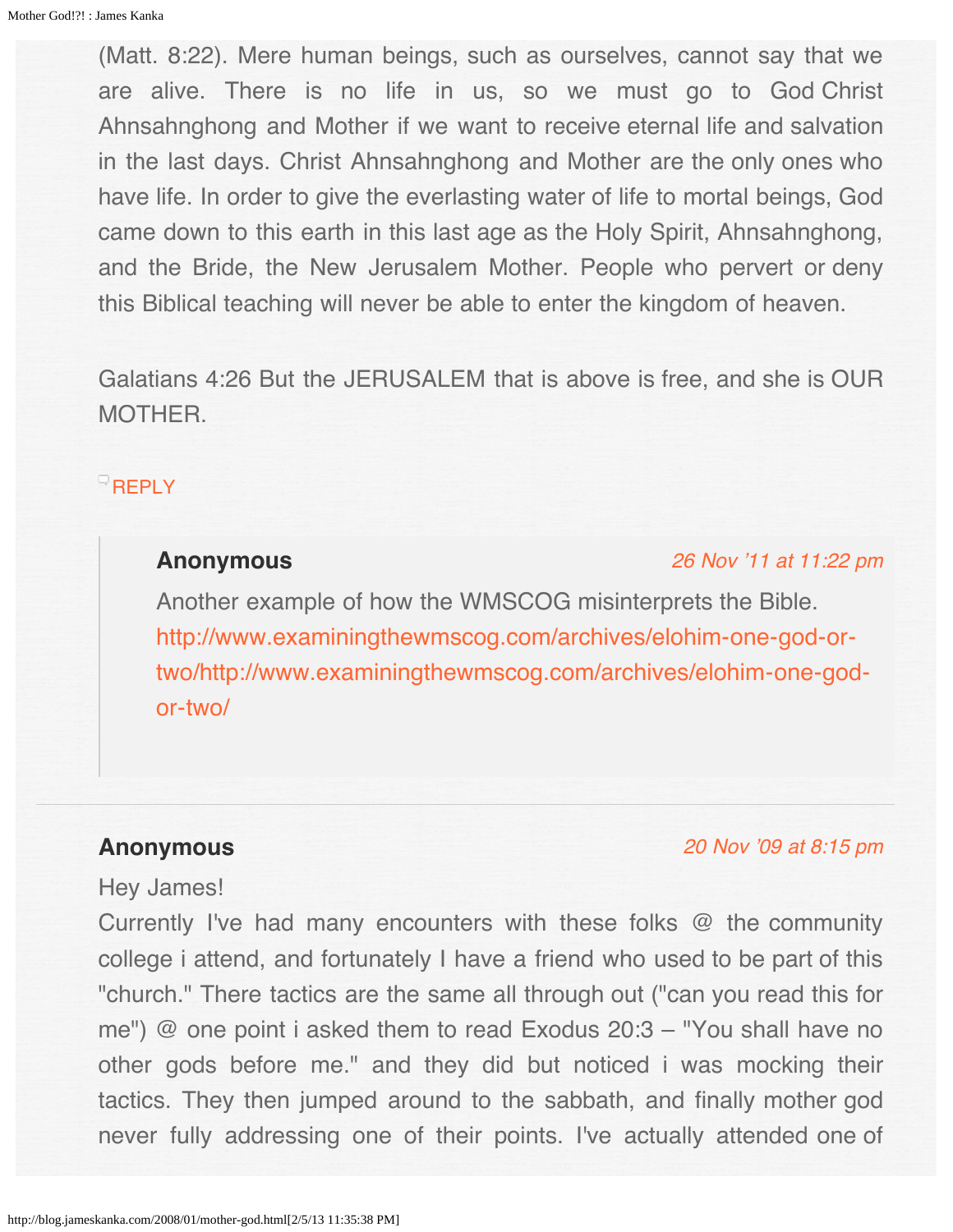(Matt. 8:22). Mere human beings, such as ourselves, cannot say that we are alive. There is no life in us, so we must go to God Christ Ahnsahnghong and Mother if we want to receive eternal life and salvation in the last days. Christ Ahnsahnghong and Mother are the only ones who have life. In order to give the everlasting water of life to mortal beings, God came down to this earth in this last age as the Holy Spirit, Ahnsahnghong, and the Bride, the New Jerusalem Mother. People who pervert or deny this Biblical teaching will never be able to enter the kingdom of heaven.

Galatians 4:26 But the JERUSALEM that is above is free, and she is OUR MOTHER.

REPLY

> **Anonymous** *26 Nov '11 at 11:22 pm*
>
> Another example of how the WMSCOG misinterprets the Bible. http://www.examiningthewmscog.com/archives/elohim-one-god-or-two/http://www.examiningthewmscog.com/archives/elohim-one-god-or-two/

---

**Anonymous** *20 Nov '09 at 8:15 pm*

Hey James!
Currently I've had many encounters with these folks @ the community college i attend, and fortunately I have a friend who used to be part of this "church." There tactics are the same all through out ("can you read this for me") @ one point i asked them to read Exodus 20:3 – "You shall have no other gods before me." and they did but noticed i was mocking their tactics. They then jumped around to the sabbath, and finally mother god never fully addressing one of their points. I've actually attended one of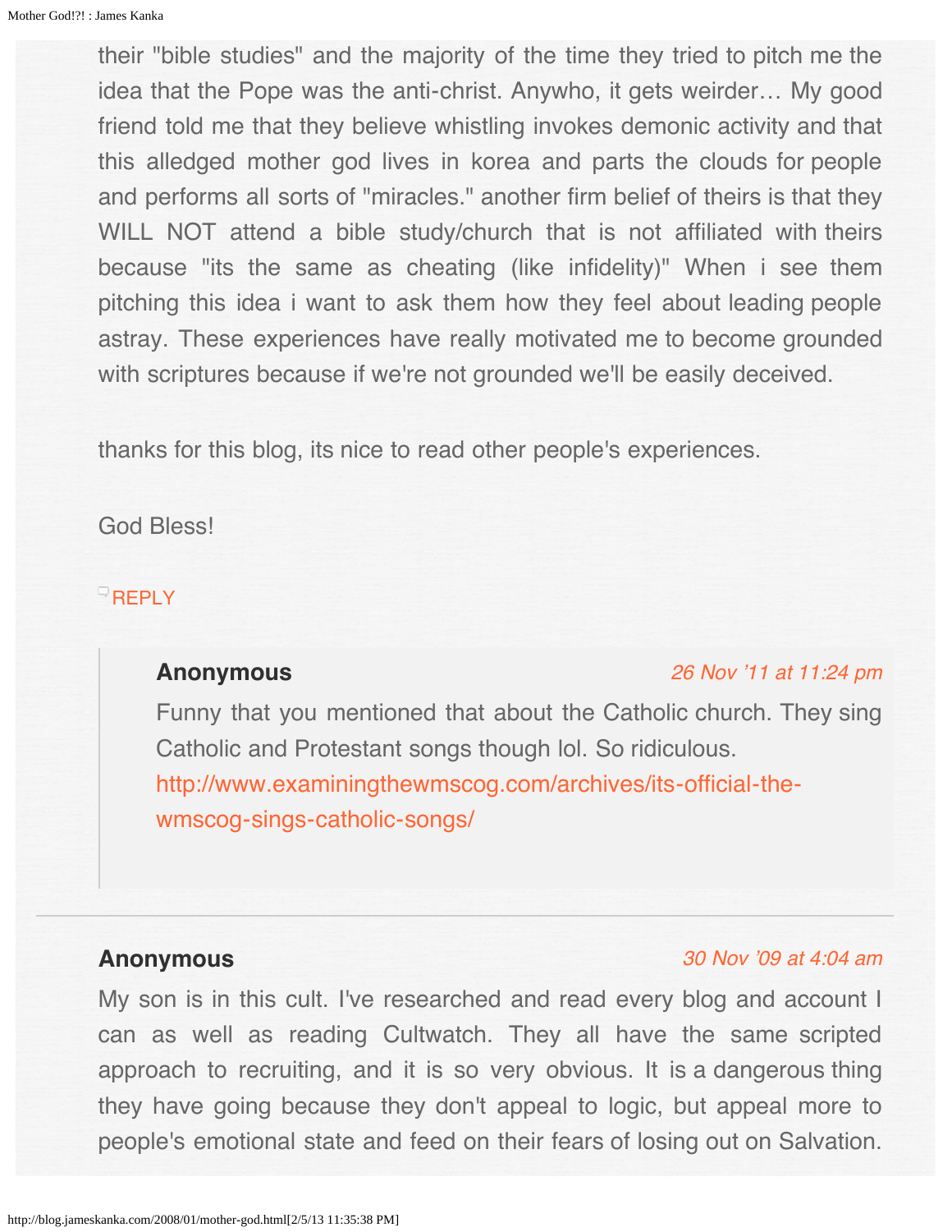their "bible studies" and the majority of the time they tried to pitch me the idea that the Pope was the anti-christ. Anywho, it gets weirder… My good friend told me that they believe whistling invokes demonic activity and that this alledged mother god lives in korea and parts the clouds for people and performs all sorts of "miracles." another firm belief of theirs is that they WILL NOT attend a bible study/church that is not affiliated with theirs because "its the same as cheating (like infidelity)" When i see them pitching this idea i want to ask them how they feel about leading people astray. These experiences have really motivated me to become grounded with scriptures because if we're not grounded we'll be easily deceived.

thanks for this blog, its nice to read other people's experiences.

God Bless!

REPLY

> **Anonymous** *26 Nov '11 at 11:24 pm*
>
> Funny that you mentioned that about the Catholic church. They sing Catholic and Protestant songs though lol. So ridiculous. http://www.examiningthewmscog.com/archives/its-official-the-wmscog-sings-catholic-songs/

---

**Anonymous** *30 Nov '09 at 4:04 am*

My son is in this cult. I've researched and read every blog and account I can as well as reading Cultwatch. They all have the same scripted approach to recruiting, and it is so very obvious. It is a dangerous thing they have going because they don't appeal to logic, but appeal more to people's emotional state and feed on their fears of losing out on Salvation.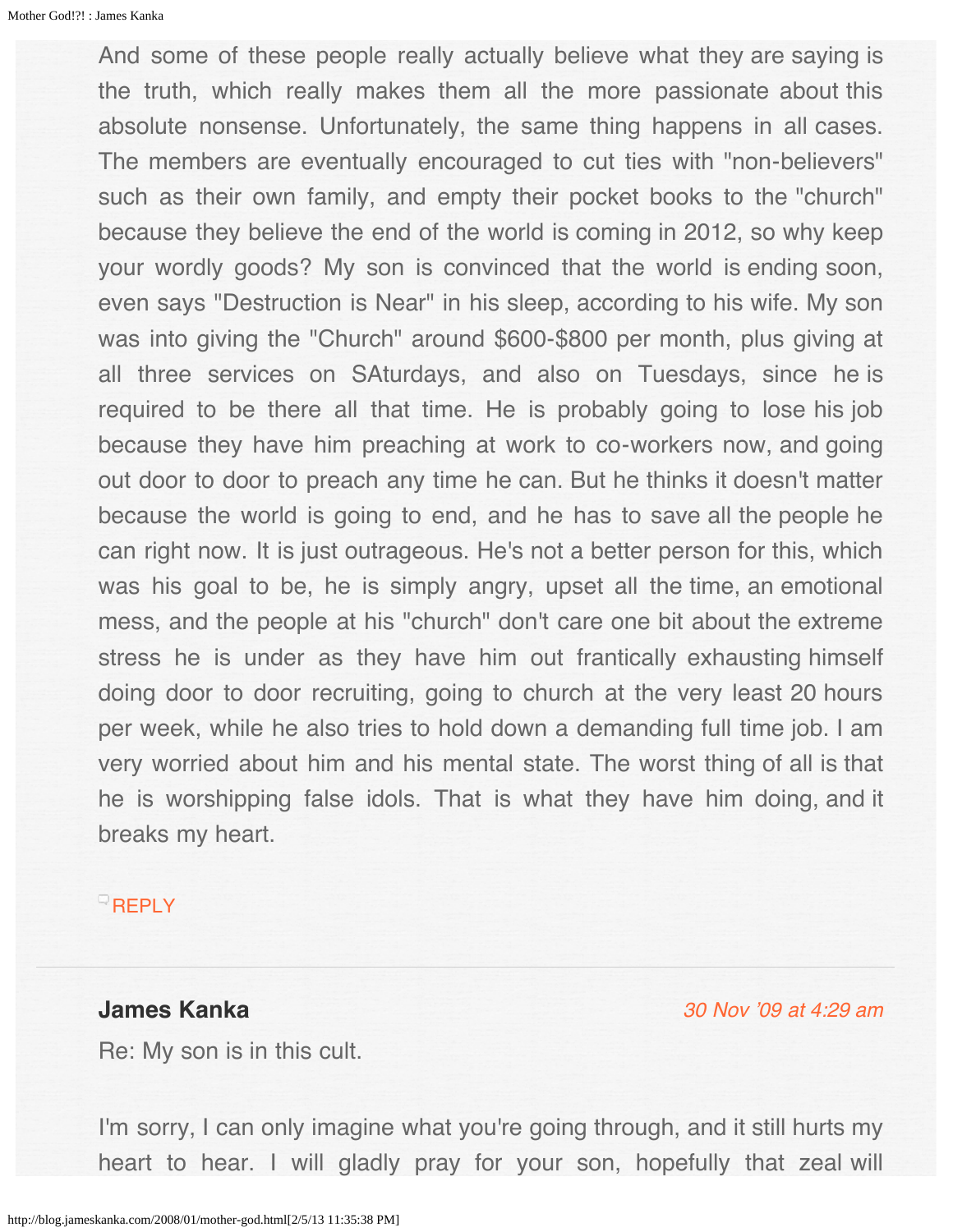And some of these people really actually believe what they are saying is the truth, which really makes them all the more passionate about this absolute nonsense. Unfortunately, the same thing happens in all cases. The members are eventually encouraged to cut ties with "non-believers" such as their own family, and empty their pocket books to the "church" because they believe the end of the world is coming in 2012, so why keep your wordly goods? My son is convinced that the world is ending soon, even says "Destruction is Near" in his sleep, according to his wife. My son was into giving the "Church" around $600-$800 per month, plus giving at all three services on SAturdays, and also on Tuesdays, since he is required to be there all that time. He is probably going to lose his job because they have him preaching at work to co-workers now, and going out door to door to preach any time he can. But he thinks it doesn't matter because the world is going to end, and he has to save all the people he can right now. It is just outrageous. He's not a better person for this, which was his goal to be, he is simply angry, upset all the time, an emotional mess, and the people at his "church" don't care one bit about the extreme stress he is under as they have him out frantically exhausting himself doing door to door recruiting, going to church at the very least 20 hours per week, while he also tries to hold down a demanding full time job. I am very worried about him and his mental state. The worst thing of all is that he is worshipping false idols. That is what they have him doing, and it breaks my heart.

REPLY

---

**James Kanka** *30 Nov '09 at 4:29 am*

Re: My son is in this cult.

I'm sorry, I can only imagine what you're going through, and it still hurts my heart to hear. I will gladly pray for your son, hopefully that zeal will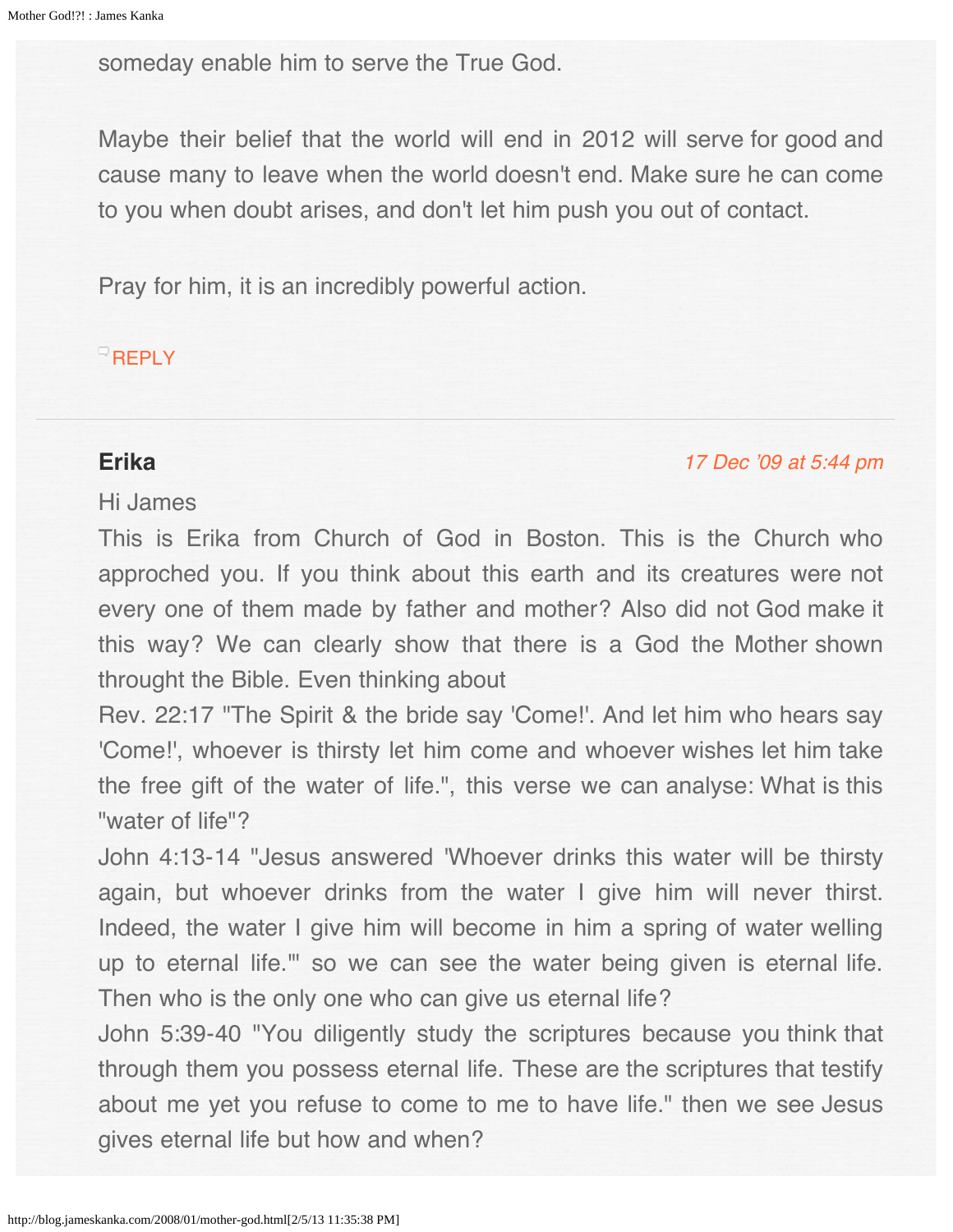someday enable him to serve the True God.

Maybe their belief that the world will end in 2012 will serve for good and cause many to leave when the world doesn't end. Make sure he can come to you when doubt arises, and don't let him push you out of contact.

Pray for him, it is an incredibly powerful action.

REPLY

---

**Erika** *17 Dec '09 at 5:44 pm*

Hi James
This is Erika from Church of God in Boston. This is the Church who approched you. If you think about this earth and its creatures were not every one of them made by father and mother? Also did not God make it this way? We can clearly show that there is a God the Mother shown throught the Bible. Even thinking about
Rev. 22:17 "The Spirit & the bride say 'Come!'. And let him who hears say 'Come!', whoever is thirsty let him come and whoever wishes let him take the free gift of the water of life.", this verse we can analyse: What is this "water of life"?
John 4:13-14 "Jesus answered 'Whoever drinks this water will be thirsty again, but whoever drinks from the water I give him will never thirst. Indeed, the water I give him will become in him a spring of water welling up to eternal life.'" so we can see the water being given is eternal life. Then who is the only one who can give us eternal life?
John 5:39-40 "You diligently study the scriptures because you think that through them you possess eternal life. These are the scriptures that testify about me yet you refuse to come to me to have life." then we see Jesus gives eternal life but how and when?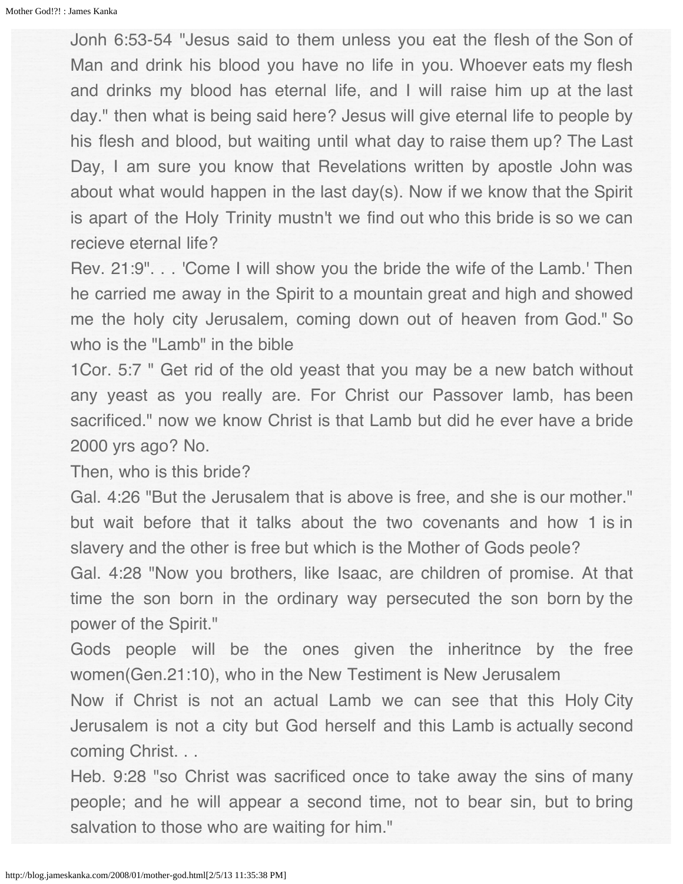Jonh 6:53-54 "Jesus said to them unless you eat the flesh of the Son of Man and drink his blood you have no life in you. Whoever eats my flesh and drinks my blood has eternal life, and I will raise him up at the last day." then what is being said here? Jesus will give eternal life to people by his flesh and blood, but waiting until what day to raise them up? The Last Day, I am sure you know that Revelations written by apostle John was about what would happen in the last day(s). Now if we know that the Spirit is apart of the Holy Trinity mustn't we find out who this bride is so we can recieve eternal life?

Rev. 21:9". . . 'Come I will show you the bride the wife of the Lamb.' Then he carried me away in the Spirit to a mountain great and high and showed me the holy city Jerusalem, coming down out of heaven from God." So who is the "Lamb" in the bible

1Cor. 5:7 " Get rid of the old yeast that you may be a new batch without any yeast as you really are. For Christ our Passover lamb, has been sacrificed." now we know Christ is that Lamb but did he ever have a bride 2000 yrs ago? No.

Then, who is this bride?

Gal. 4:26 "But the Jerusalem that is above is free, and she is our mother." but wait before that it talks about the two covenants and how 1 is in slavery and the other is free but which is the Mother of Gods peole?

Gal. 4:28 "Now you brothers, like Isaac, are children of promise. At that time the son born in the ordinary way persecuted the son born by the power of the Spirit."

Gods people will be the ones given the inheritnce by the free women(Gen.21:10), who in the New Testiment is New Jerusalem

Now if Christ is not an actual Lamb we can see that this Holy City Jerusalem is not a city but God herself and this Lamb is actually second coming Christ. . .

Heb. 9:28 "so Christ was sacrificed once to take away the sins of many people; and he will appear a second time, not to bear sin, but to bring salvation to those who are waiting for him."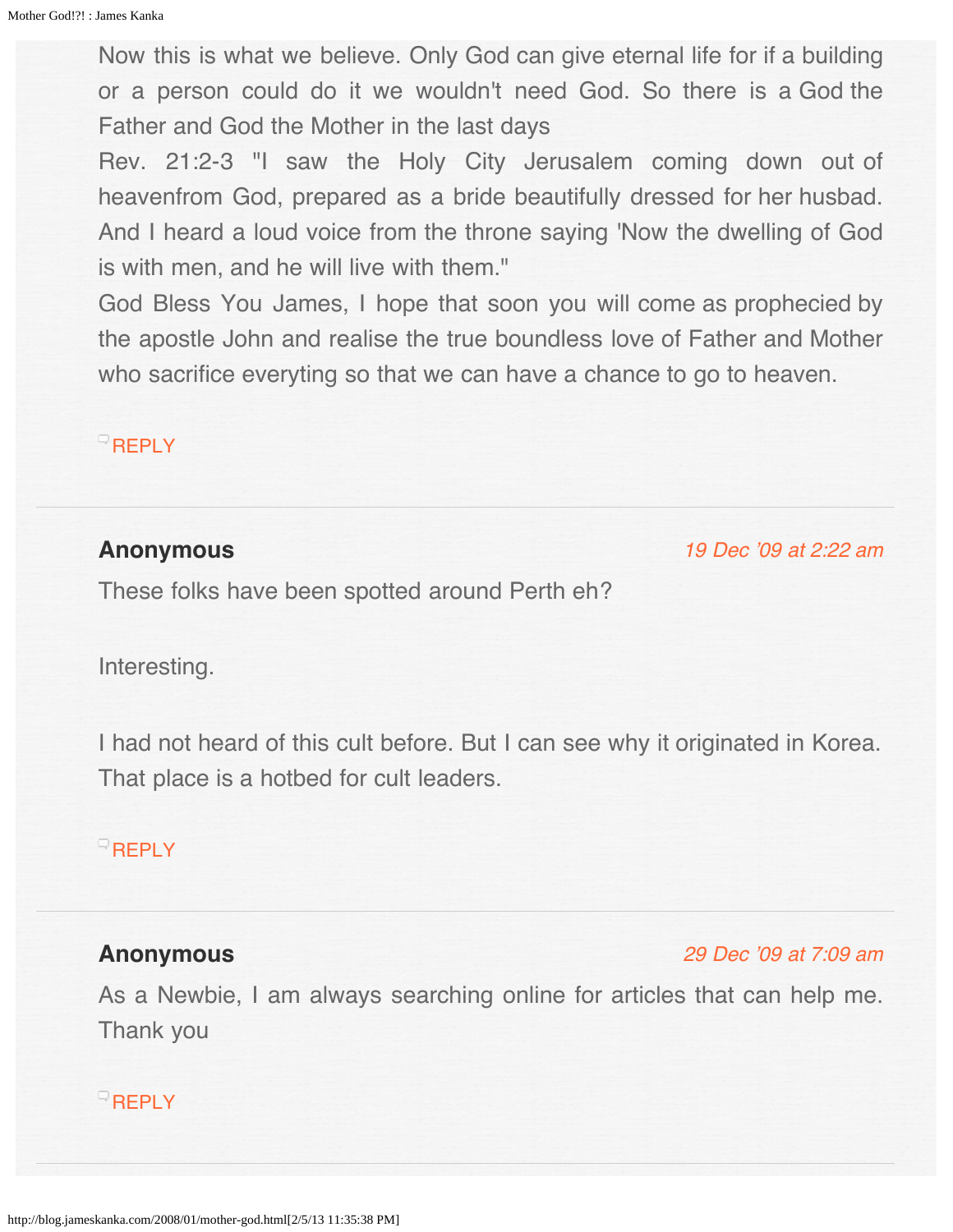Now this is what we believe. Only God can give eternal life for if a building or a person could do it we wouldn't need God. So there is a God the Father and God the Mother in the last days
Rev. 21:2-3 "I saw the Holy City Jerusalem coming down out of heavenfrom God, prepared as a bride beautifully dressed for her husbad. And I heard a loud voice from the throne saying 'Now the dwelling of God is with men, and he will live with them."
God Bless You James, I hope that soon you will come as prophecied by the apostle John and realise the true boundless love of Father and Mother who sacrifice everyting so that we can have a chance to go to heaven.

REPLY

---

**Anonymous** *19 Dec '09 at 2:22 am*

These folks have been spotted around Perth eh?

Interesting.

I had not heard of this cult before. But I can see why it originated in Korea. That place is a hotbed for cult leaders.

REPLY

---

**Anonymous** *29 Dec '09 at 7:09 am*

As a Newbie, I am always searching online for articles that can help me. Thank you

REPLY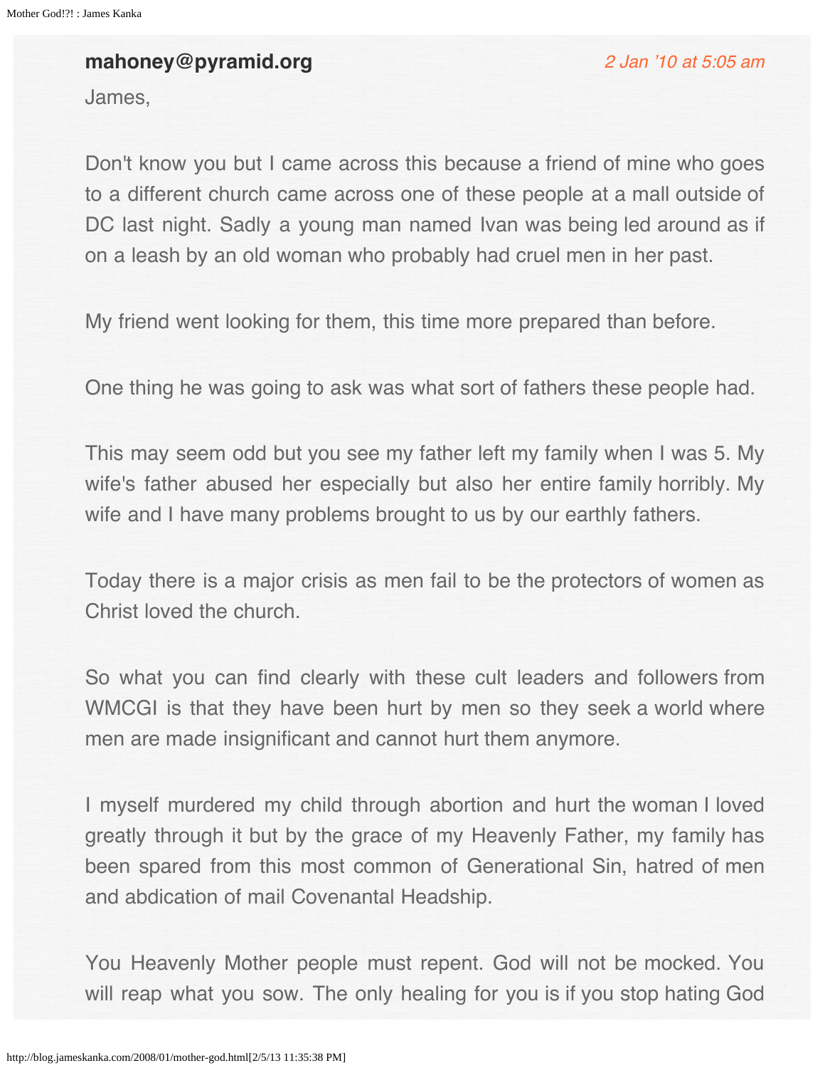**mahoney@pyramid.org** *2 Jan '10 at 5:05 am*

James,

Don't know you but I came across this because a friend of mine who goes to a different church came across one of these people at a mall outside of DC last night. Sadly a young man named Ivan was being led around as if on a leash by an old woman who probably had cruel men in her past.

My friend went looking for them, this time more prepared than before.

One thing he was going to ask was what sort of fathers these people had.

This may seem odd but you see my father left my family when I was 5. My wife's father abused her especially but also her entire family horribly. My wife and I have many problems brought to us by our earthly fathers.

Today there is a major crisis as men fail to be the protectors of women as Christ loved the church.

So what you can find clearly with these cult leaders and followers from WMCGI is that they have been hurt by men so they seek a world where men are made insignificant and cannot hurt them anymore.

I myself murdered my child through abortion and hurt the woman I loved greatly through it but by the grace of my Heavenly Father, my family has been spared from this most common of Generational Sin, hatred of men and abdication of mail Covenantal Headship.

You Heavenly Mother people must repent. God will not be mocked. You will reap what you sow. The only healing for you is if you stop hating God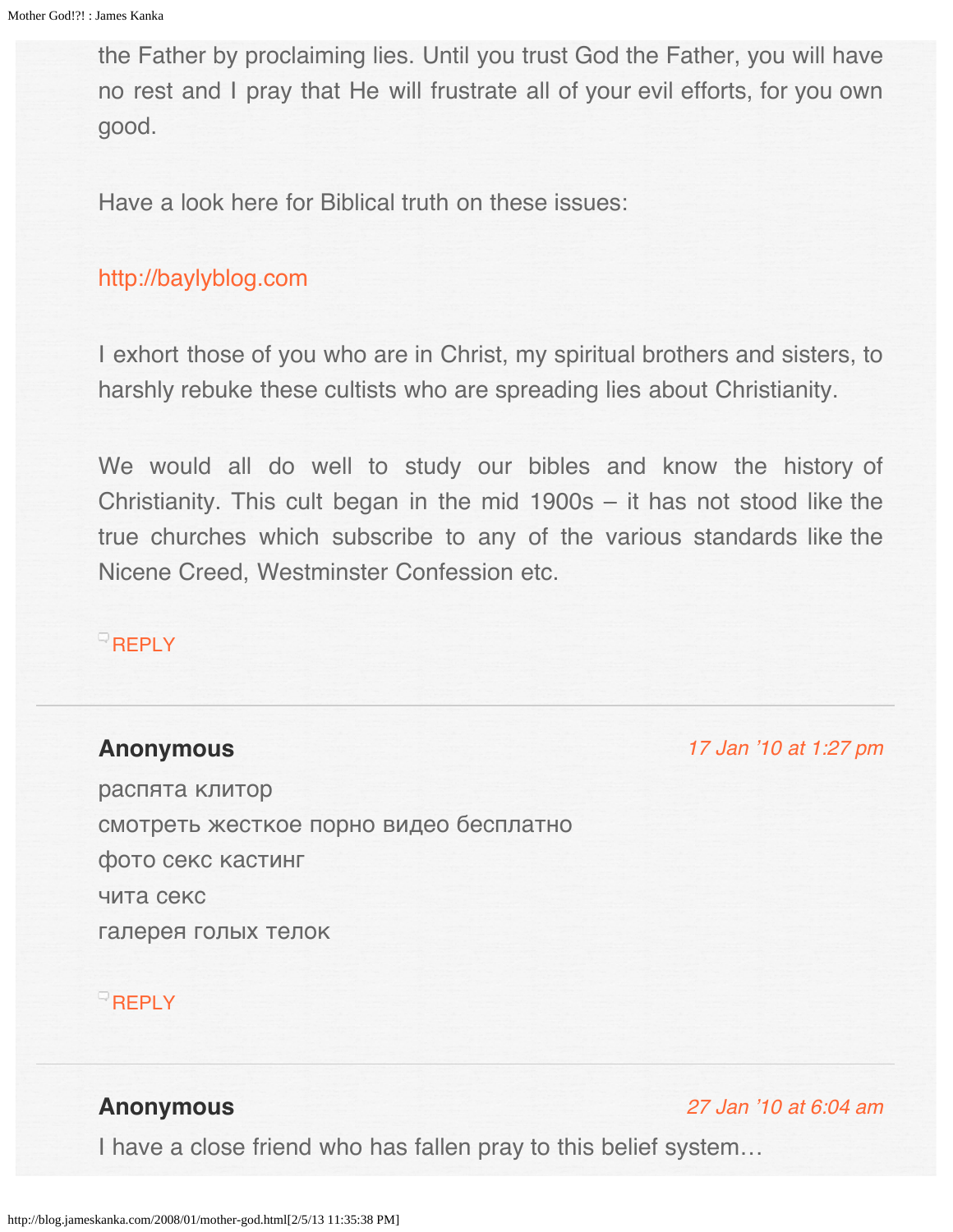the Father by proclaiming lies. Until you trust God the Father, you will have no rest and I pray that He will frustrate all of your evil efforts, for you own good.

Have a look here for Biblical truth on these issues:

http://baylyblog.com

I exhort those of you who are in Christ, my spiritual brothers and sisters, to harshly rebuke these cultists who are spreading lies about Christianity.

We would all do well to study our bibles and know the history of Christianity. This cult began in the mid 1900s – it has not stood like the true churches which subscribe to any of the various standards like the Nicene Creed, Westminster Confession etc.

REPLY

---

**Anonymous** *17 Jan '10 at 1:27 pm*

распята клитор
смотреть жесткое порно видео бесплатно
фото секс кастинг
чита секс
галерея голых телок

REPLY

---

**Anonymous** *27 Jan '10 at 6:04 am*

I have a close friend who has fallen pray to this belief system…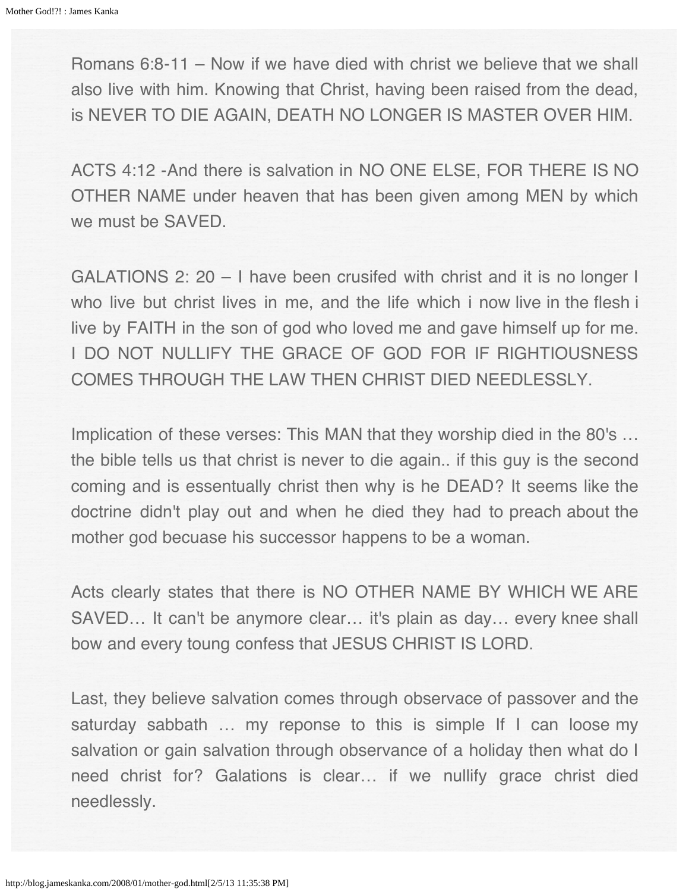Romans 6:8-11 – Now if we have died with christ we believe that we shall also live with him. Knowing that Christ, having been raised from the dead, is NEVER TO DIE AGAIN, DEATH NO LONGER IS MASTER OVER HIM.

ACTS 4:12 -And there is salvation in NO ONE ELSE, FOR THERE IS NO OTHER NAME under heaven that has been given among MEN by which we must be SAVED.

GALATIONS 2: 20 – I have been crusifed with christ and it is no longer I who live but christ lives in me, and the life which i now live in the flesh i live by FAITH in the son of god who loved me and gave himself up for me. I DO NOT NULLIFY THE GRACE OF GOD FOR IF RIGHTIOUSNESS COMES THROUGH THE LAW THEN CHRIST DIED NEEDLESSLY.

Implication of these verses: This MAN that they worship died in the 80's … the bible tells us that christ is never to die again.. if this guy is the second coming and is essentually christ then why is he DEAD? It seems like the doctrine didn't play out and when he died they had to preach about the mother god becuase his successor happens to be a woman.

Acts clearly states that there is NO OTHER NAME BY WHICH WE ARE SAVED… It can't be anymore clear… it's plain as day… every knee shall bow and every toung confess that JESUS CHRIST IS LORD.

Last, they believe salvation comes through observace of passover and the saturday sabbath … my reponse to this is simple If I can loose my salvation or gain salvation through observance of a holiday then what do I need christ for? Galations is clear… if we nullify grace christ died needlessly.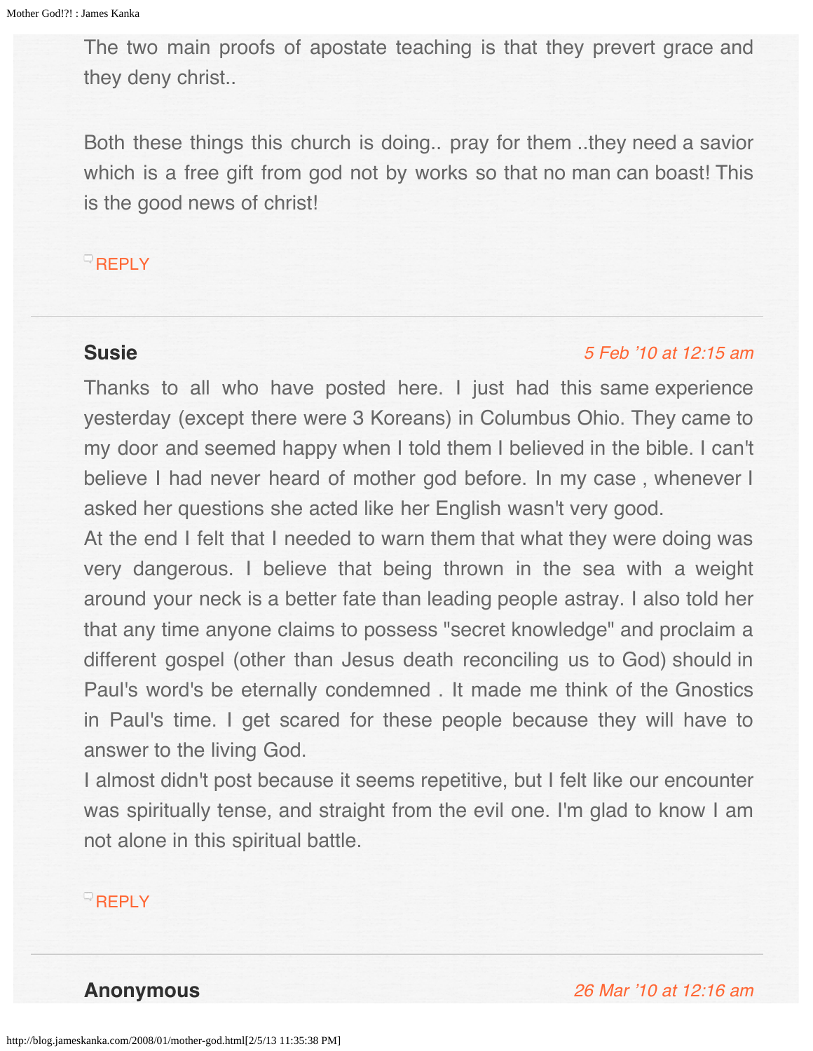The two main proofs of apostate teaching is that they prevert grace and they deny christ..

Both these things this church is doing.. pray for them ..they need a savior which is a free gift from god not by works so that no man can boast! This is the good news of christ!

REPLY

---

**Susie** *5 Feb '10 at 12:15 am*

Thanks to all who have posted here. I just had this same experience yesterday (except there were 3 Koreans) in Columbus Ohio. They came to my door and seemed happy when I told them I believed in the bible. I can't believe I had never heard of mother god before. In my case , whenever I asked her questions she acted like her English wasn't very good.
At the end I felt that I needed to warn them that what they were doing was very dangerous. I believe that being thrown in the sea with a weight around your neck is a better fate than leading people astray. I also told her that any time anyone claims to possess "secret knowledge" and proclaim a different gospel (other than Jesus death reconciling us to God) should in Paul's word's be eternally condemned . It made me think of the Gnostics in Paul's time. I get scared for these people because they will have to answer to the living God.
I almost didn't post because it seems repetitive, but I felt like our encounter was spiritually tense, and straight from the evil one. I'm glad to know I am not alone in this spiritual battle.

REPLY

---

**Anonymous** *26 Mar '10 at 12:16 am*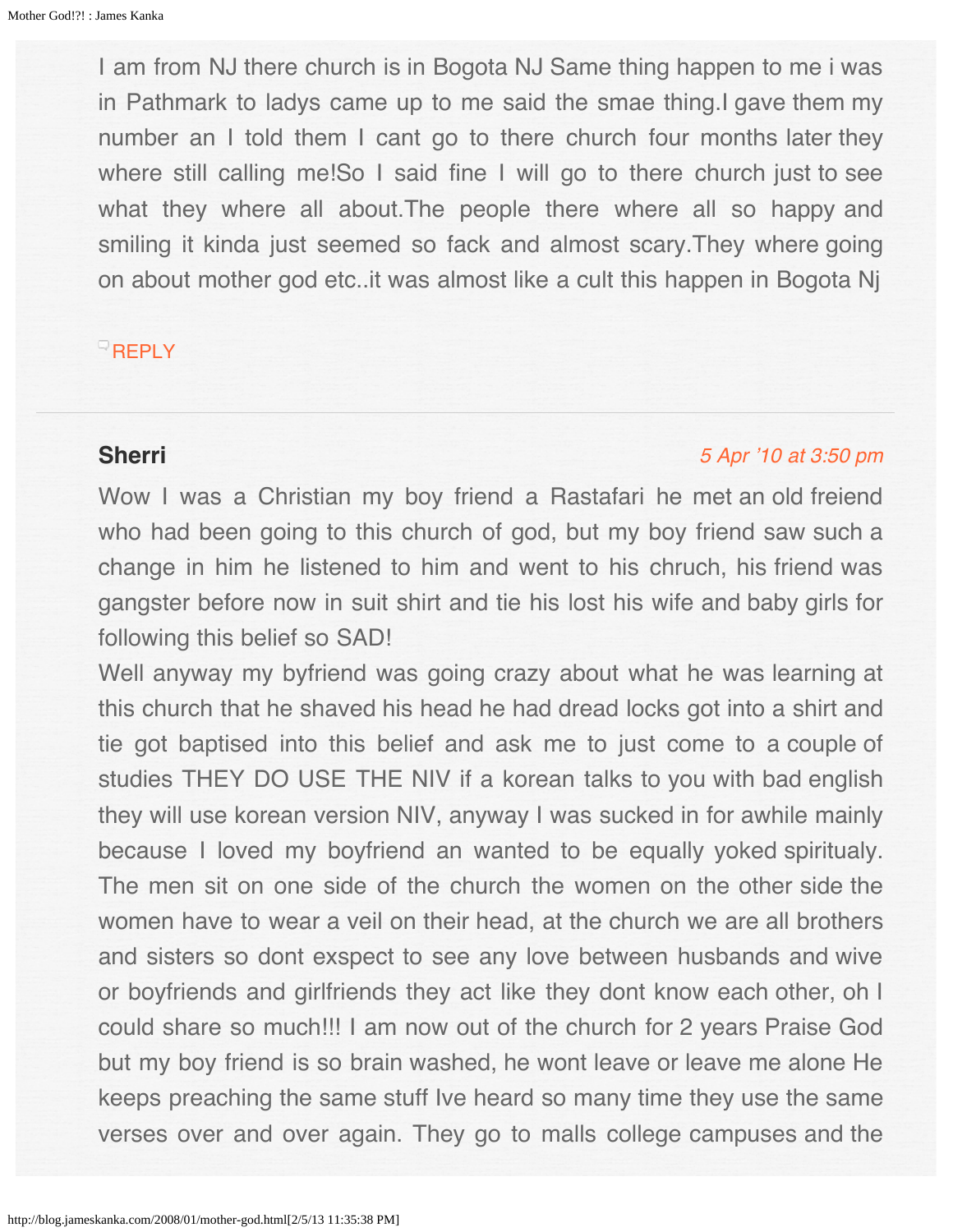I am from NJ there church is in Bogota NJ Same thing happen to me i was in Pathmark to ladys came up to me said the smae thing.I gave them my number an I told them I cant go to there church four months later they where still calling me!So I said fine I will go to there church just to see what they where all about.The people there where all so happy and smiling it kinda just seemed so fack and almost scary.They where going on about mother god etc..it was almost like a cult this happen in Bogota Nj

REPLY

---

**Sherri**

*5 Apr '10 at 3:50 pm*

Wow I was a Christian my boy friend a Rastafari he met an old freiend who had been going to this church of god, but my boy friend saw such a change in him he listened to him and went to his chruch, his friend was gangster before now in suit shirt and tie his lost his wife and baby girls for following this belief so SAD!

Well anyway my byfriend was going crazy about what he was learning at this church that he shaved his head he had dread locks got into a shirt and tie got baptised into this belief and ask me to just come to a couple of studies THEY DO USE THE NIV if a korean talks to you with bad english they will use korean version NIV, anyway I was sucked in for awhile mainly because I loved my boyfriend an wanted to be equally yoked spiritualy. The men sit on one side of the church the women on the other side the women have to wear a veil on their head, at the church we are all brothers and sisters so dont exspect to see any love between husbands and wive or boyfriends and girlfriends they act like they dont know each other, oh I could share so much!!! I am now out of the church for 2 years Praise God but my boy friend is so brain washed, he wont leave or leave me alone He keeps preaching the same stuff Ive heard so many time they use the same verses over and over again. They go to malls college campuses and the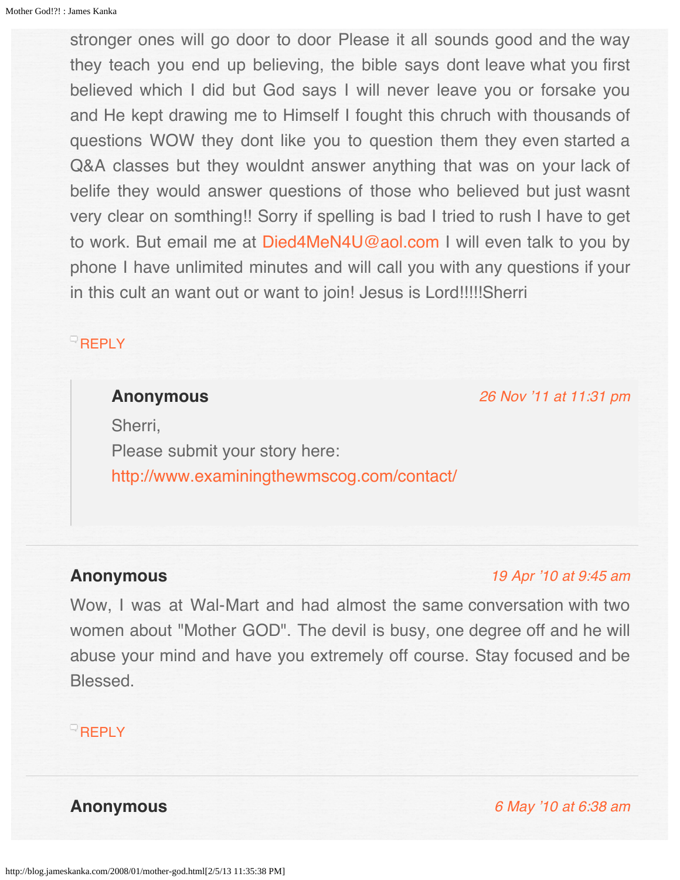stronger ones will go door to door Please it all sounds good and the way they teach you end up believing, the bible says dont leave what you first believed which I did but God says I will never leave you or forsake you and He kept drawing me to Himself I fought this chruch with thousands of questions WOW they dont like you to question them they even started a Q&A classes but they wouldnt answer anything that was on your lack of belife they would answer questions of those who believed but just wasnt very clear on somthing!! Sorry if spelling is bad I tried to rush I have to get to work. But email me at Died4MeN4U@aol.com I will even talk to you by phone I have unlimited minutes and will call you with any questions if your in this cult an want out or want to join! Jesus is Lord!!!!!Sherri

REPLY

> **Anonymous** *26 Nov '11 at 11:31 pm*
>
> Sherri,
> Please submit your story here:
> http://www.examiningthewmscog.com/contact/

---

**Anonymous** *19 Apr '10 at 9:45 am*

Wow, I was at Wal-Mart and had almost the same conversation with two women about "Mother GOD". The devil is busy, one degree off and he will abuse your mind and have you extremely off course. Stay focused and be Blessed.

REPLY

---

**Anonymous** *6 May '10 at 6:38 am*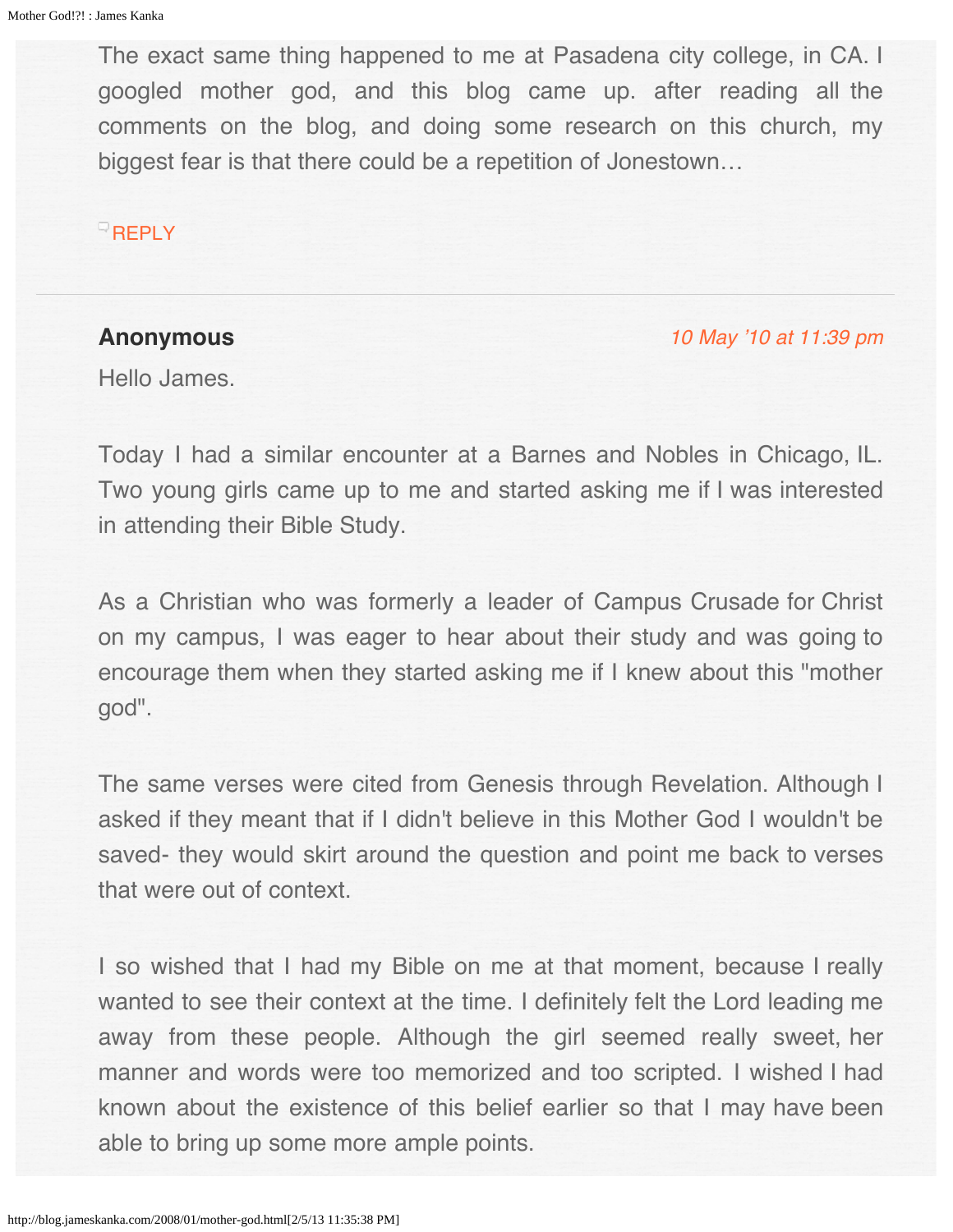The exact same thing happened to me at Pasadena city college, in CA. I googled mother god, and this blog came up. after reading all the comments on the blog, and doing some research on this church, my biggest fear is that there could be a repetition of Jonestown…

REPLY

---

**Anonymous** *10 May '10 at 11:39 pm*

Hello James.

Today I had a similar encounter at a Barnes and Nobles in Chicago, IL. Two young girls came up to me and started asking me if I was interested in attending their Bible Study.

As a Christian who was formerly a leader of Campus Crusade for Christ on my campus, I was eager to hear about their study and was going to encourage them when they started asking me if I knew about this "mother god".

The same verses were cited from Genesis through Revelation. Although I asked if they meant that if I didn't believe in this Mother God I wouldn't be saved- they would skirt around the question and point me back to verses that were out of context.

I so wished that I had my Bible on me at that moment, because I really wanted to see their context at the time. I definitely felt the Lord leading me away from these people. Although the girl seemed really sweet, her manner and words were too memorized and too scripted. I wished I had known about the existence of this belief earlier so that I may have been able to bring up some more ample points.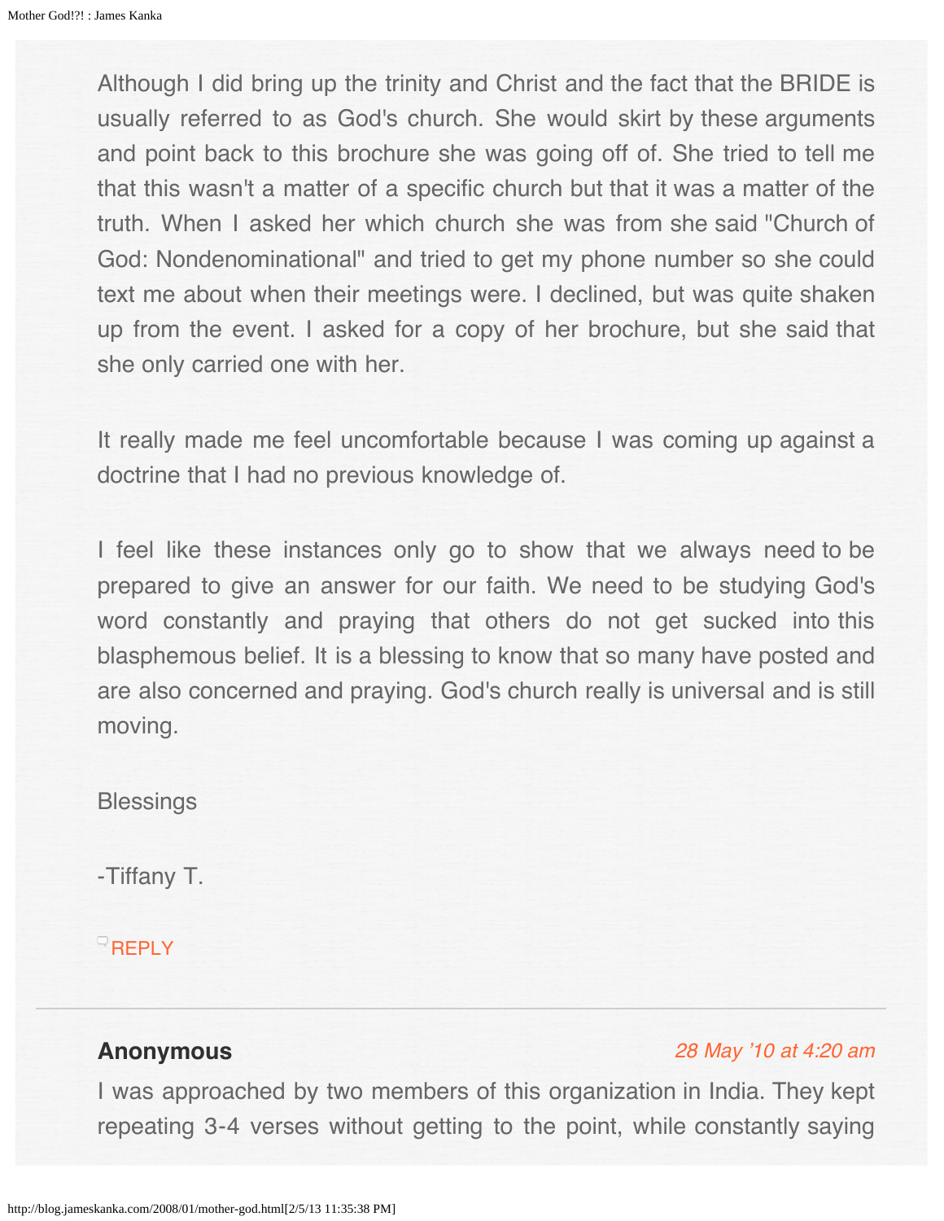Although I did bring up the trinity and Christ and the fact that the BRIDE is usually referred to as God's church. She would skirt by these arguments and point back to this brochure she was going off of. She tried to tell me that this wasn't a matter of a specific church but that it was a matter of the truth. When I asked her which church she was from she said "Church of God: Nondenominational" and tried to get my phone number so she could text me about when their meetings were. I declined, but was quite shaken up from the event. I asked for a copy of her brochure, but she said that she only carried one with her.

It really made me feel uncomfortable because I was coming up against a doctrine that I had no previous knowledge of.

I feel like these instances only go to show that we always need to be prepared to give an answer for our faith. We need to be studying God's word constantly and praying that others do not get sucked into this blasphemous belief. It is a blessing to know that so many have posted and are also concerned and praying. God's church really is universal and is still moving.

Blessings

-Tiffany T.

REPLY

---

**Anonymous** *28 May '10 at 4:20 am*

I was approached by two members of this organization in India. They kept repeating 3-4 verses without getting to the point, while constantly saying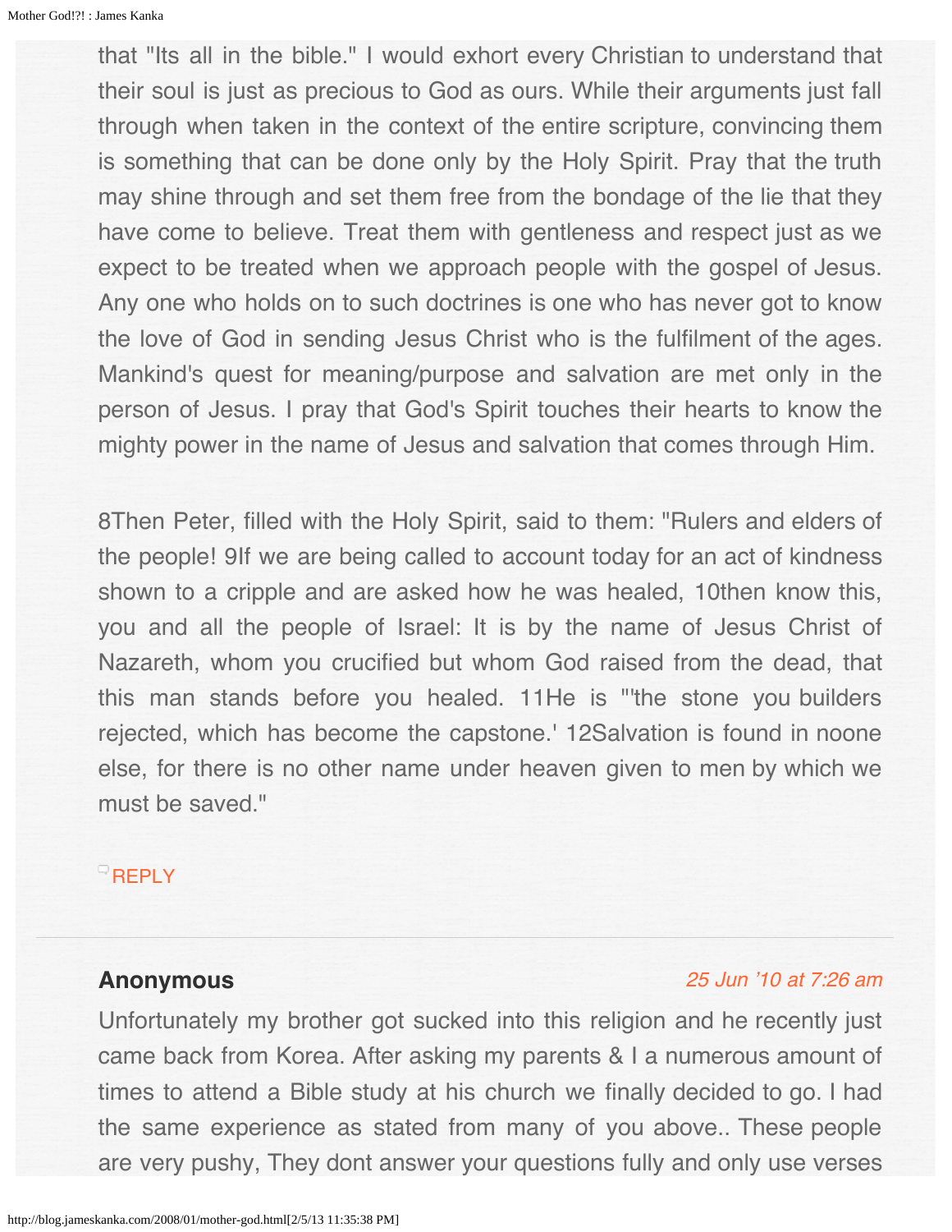that "Its all in the bible." I would exhort every Christian to understand that their soul is just as precious to God as ours. While their arguments just fall through when taken in the context of the entire scripture, convincing them is something that can be done only by the Holy Spirit. Pray that the truth may shine through and set them free from the bondage of the lie that they have come to believe. Treat them with gentleness and respect just as we expect to be treated when we approach people with the gospel of Jesus. Any one who holds on to such doctrines is one who has never got to know the love of God in sending Jesus Christ who is the fulfilment of the ages. Mankind's quest for meaning/purpose and salvation are met only in the person of Jesus. I pray that God's Spirit touches their hearts to know the mighty power in the name of Jesus and salvation that comes through Him.

8Then Peter, filled with the Holy Spirit, said to them: "Rulers and elders of the people! 9If we are being called to account today for an act of kindness shown to a cripple and are asked how he was healed, 10then know this, you and all the people of Israel: It is by the name of Jesus Christ of Nazareth, whom you crucified but whom God raised from the dead, that this man stands before you healed. 11He is "'the stone you builders rejected, which has become the capstone.' 12Salvation is found in noone else, for there is no other name under heaven given to men by which we must be saved."

REPLY

---

**Anonymous** *25 Jun '10 at 7:26 am*

Unfortunately my brother got sucked into this religion and he recently just came back from Korea. After asking my parents & I a numerous amount of times to attend a Bible study at his church we finally decided to go. I had the same experience as stated from many of you above.. These people are very pushy, They dont answer your questions fully and only use verses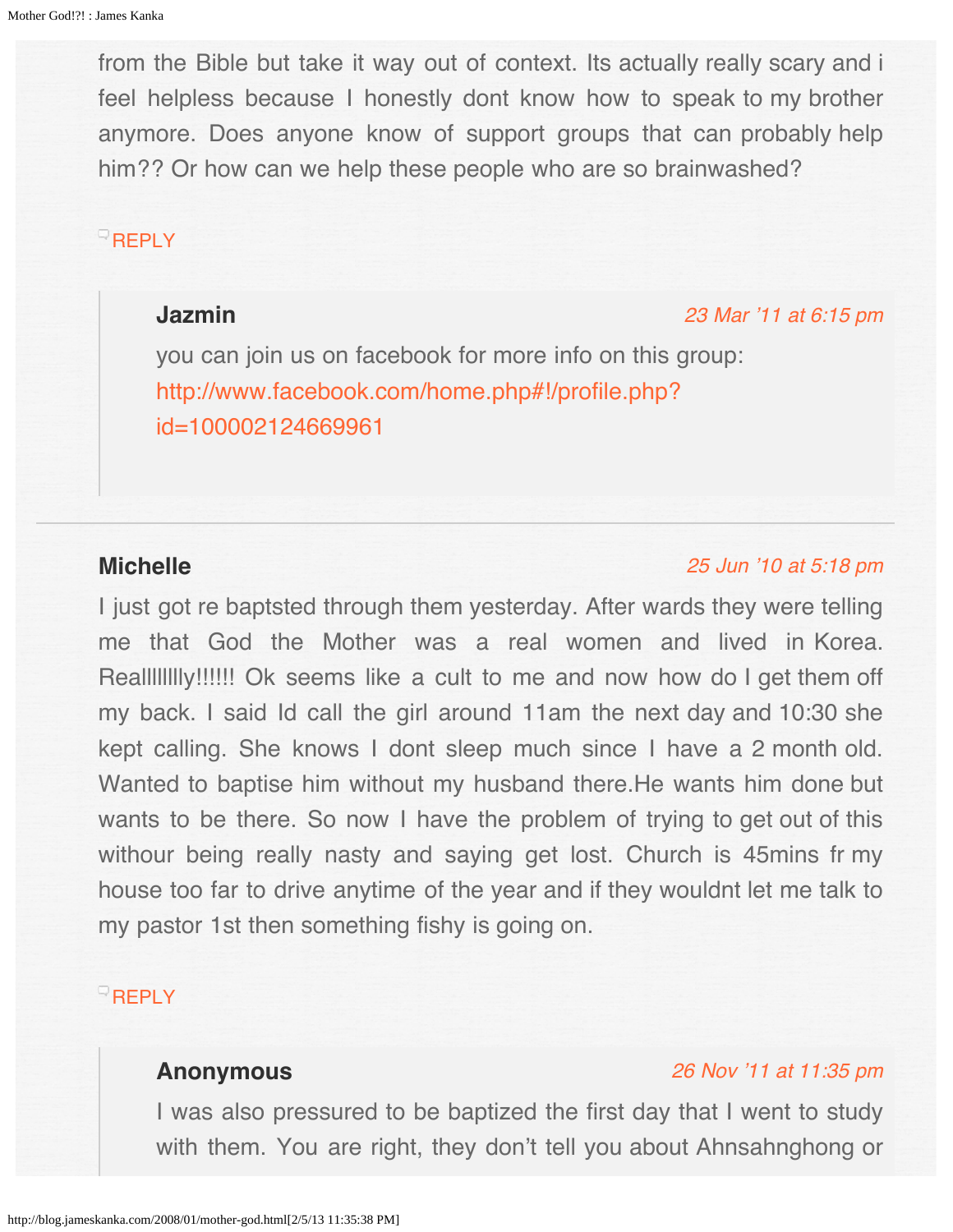from the Bible but take it way out of context. Its actually really scary and i feel helpless because I honestly dont know how to speak to my brother anymore. Does anyone know of support groups that can probably help him?? Or how can we help these people who are so brainwashed?

REPLY

> **Jazmin** 23 Mar '11 at 6:15 pm
>
> you can join us on facebook for more info on this group: http://www.facebook.com/home.php#!/profile.php?id=100002124669961

---

**Michelle** 25 Jun '10 at 5:18 pm

I just got re baptsted through them yesterday. After wards they were telling me that God the Mother was a real women and lived in Korea. Reallllllly!!!!!! Ok seems like a cult to me and now how do I get them off my back. I said Id call the girl around 11am the next day and 10:30 she kept calling. She knows I dont sleep much since I have a 2 month old. Wanted to baptise him without my husband there.He wants him done but wants to be there. So now I have the problem of trying to get out of this withour being really nasty and saying get lost. Church is 45mins fr my house too far to drive anytime of the year and if they wouldnt let me talk to my pastor 1st then something fishy is going on.

REPLY

> **Anonymous** 26 Nov '11 at 11:35 pm
>
> I was also pressured to be baptized the first day that I went to study with them. You are right, they don't tell you about Ahnsahnghong or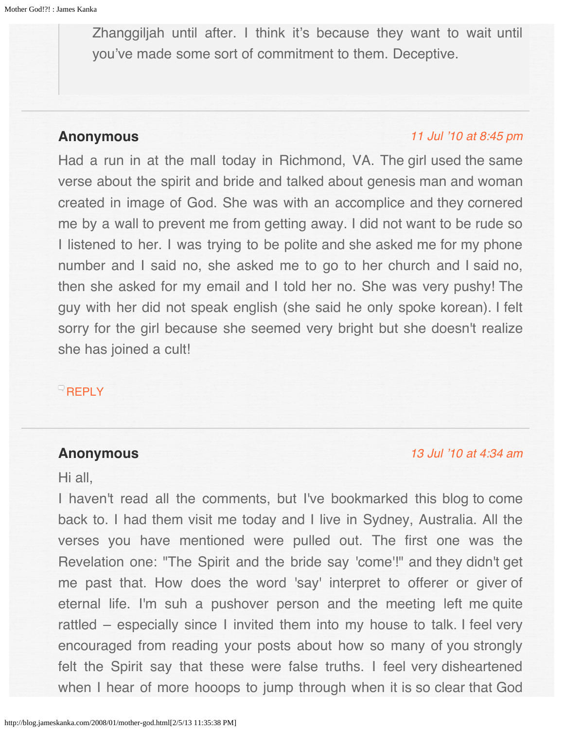> Zhanggiljah until after. I think it's because they want to wait until you've made some sort of commitment to them. Deceptive.

---

**Anonymous** *11 Jul '10 at 8:45 pm*

Had a run in at the mall today in Richmond, VA. The girl used the same verse about the spirit and bride and talked about genesis man and woman created in image of God. She was with an accomplice and they cornered me by a wall to prevent me from getting away. I did not want to be rude so I listened to her. I was trying to be polite and she asked me for my phone number and I said no, she asked me to go to her church and I said no, then she asked for my email and I told her no. She was very pushy! The guy with her did not speak english (she said he only spoke korean). I felt sorry for the girl because she seemed very bright but she doesn't realize she has joined a cult!

REPLY

---

**Anonymous** *13 Jul '10 at 4:34 am*

Hi all,
I haven't read all the comments, but I've bookmarked this blog to come back to. I had them visit me today and I live in Sydney, Australia. All the verses you have mentioned were pulled out. The first one was the Revelation one: "The Spirit and the bride say 'come'!" and they didn't get me past that. How does the word 'say' interpret to offerer or giver of eternal life. I'm suh a pushover person and the meeting left me quite rattled – especially since I invited them into my house to talk. I feel very encouraged from reading your posts about how so many of you strongly felt the Spirit say that these were false truths. I feel very disheartened when I hear of more hooops to jump through when it is so clear that God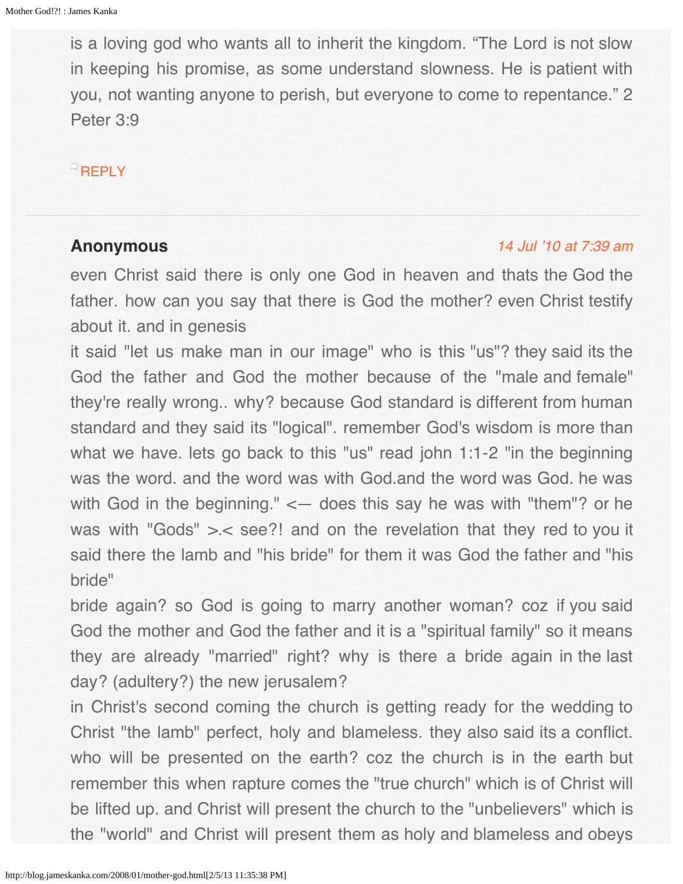is a loving god who wants all to inherit the kingdom. “The Lord is not slow in keeping his promise, as some understand slowness. He is patient with you, not wanting anyone to perish, but everyone to come to repentance.” 2 Peter 3:9

REPLY

---

**Anonymous** *14 Jul '10 at 7:39 am*

even Christ said there is only one God in heaven and thats the God the father. how can you say that there is God the mother? even Christ testify about it. and in genesis
it said "let us make man in our image" who is this "us"? they said its the God the father and God the mother because of the "male and female" they're really wrong.. why? because God standard is different from human standard and they said its "logical". remember God's wisdom is more than what we have. lets go back to this "us" read john 1:1-2 "in the beginning was the word. and the word was with God.and the word was God. he was with God in the beginning." <— does this say he was with "them"? or he was with "Gods" >.< see?! and on the revelation that they red to you it said there the lamb and "his bride" for them it was God the father and "his bride"
bride again? so God is going to marry another woman? coz if you said God the mother and God the father and it is a "spiritual family" so it means they are already "married" right? why is there a bride again in the last day? (adultery?) the new jerusalem?
in Christ's second coming the church is getting ready for the wedding to Christ "the lamb" perfect, holy and blameless. they also said its a conflict. who will be presented on the earth? coz the church is in the earth but remember this when rapture comes the "true church" which is of Christ will be lifted up. and Christ will present the church to the "unbelievers" which is the "world" and Christ will present them as holy and blameless and obeys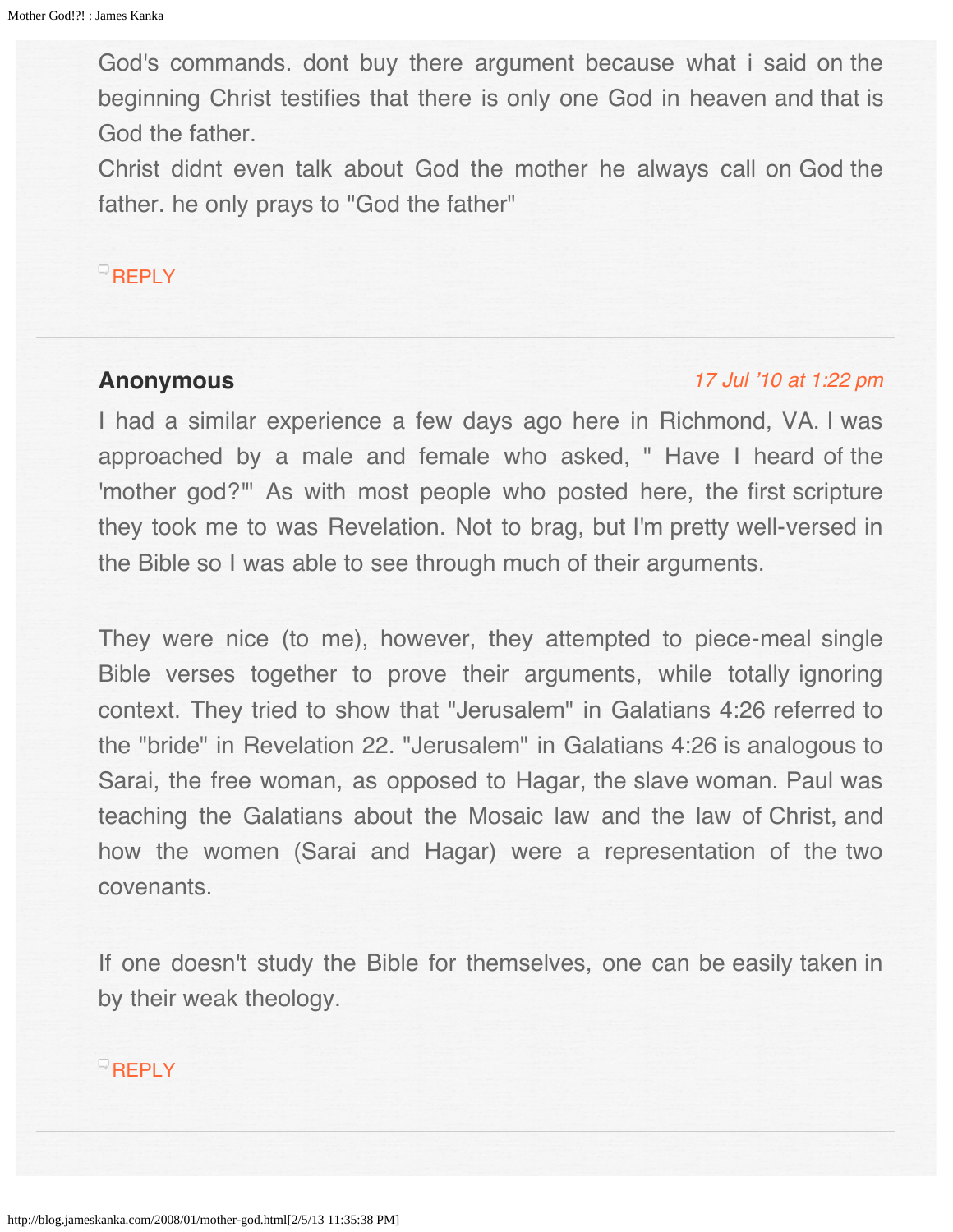God's commands. dont buy there argument because what i said on the beginning Christ testifies that there is only one God in heaven and that is God the father.
Christ didnt even talk about God the mother he always call on God the father. he only prays to "God the father"

REPLY

---

**Anonymous** *17 Jul '10 at 1:22 pm*

I had a similar experience a few days ago here in Richmond, VA. I was approached by a male and female who asked, " Have I heard of the 'mother god?'" As with most people who posted here, the first scripture they took me to was Revelation. Not to brag, but I'm pretty well-versed in the Bible so I was able to see through much of their arguments.

They were nice (to me), however, they attempted to piece-meal single Bible verses together to prove their arguments, while totally ignoring context. They tried to show that "Jerusalem" in Galatians 4:26 referred to the "bride" in Revelation 22. "Jerusalem" in Galatians 4:26 is analogous to Sarai, the free woman, as opposed to Hagar, the slave woman. Paul was teaching the Galatians about the Mosaic law and the law of Christ, and how the women (Sarai and Hagar) were a representation of the two covenants.

If one doesn't study the Bible for themselves, one can be easily taken in by their weak theology.

REPLY

---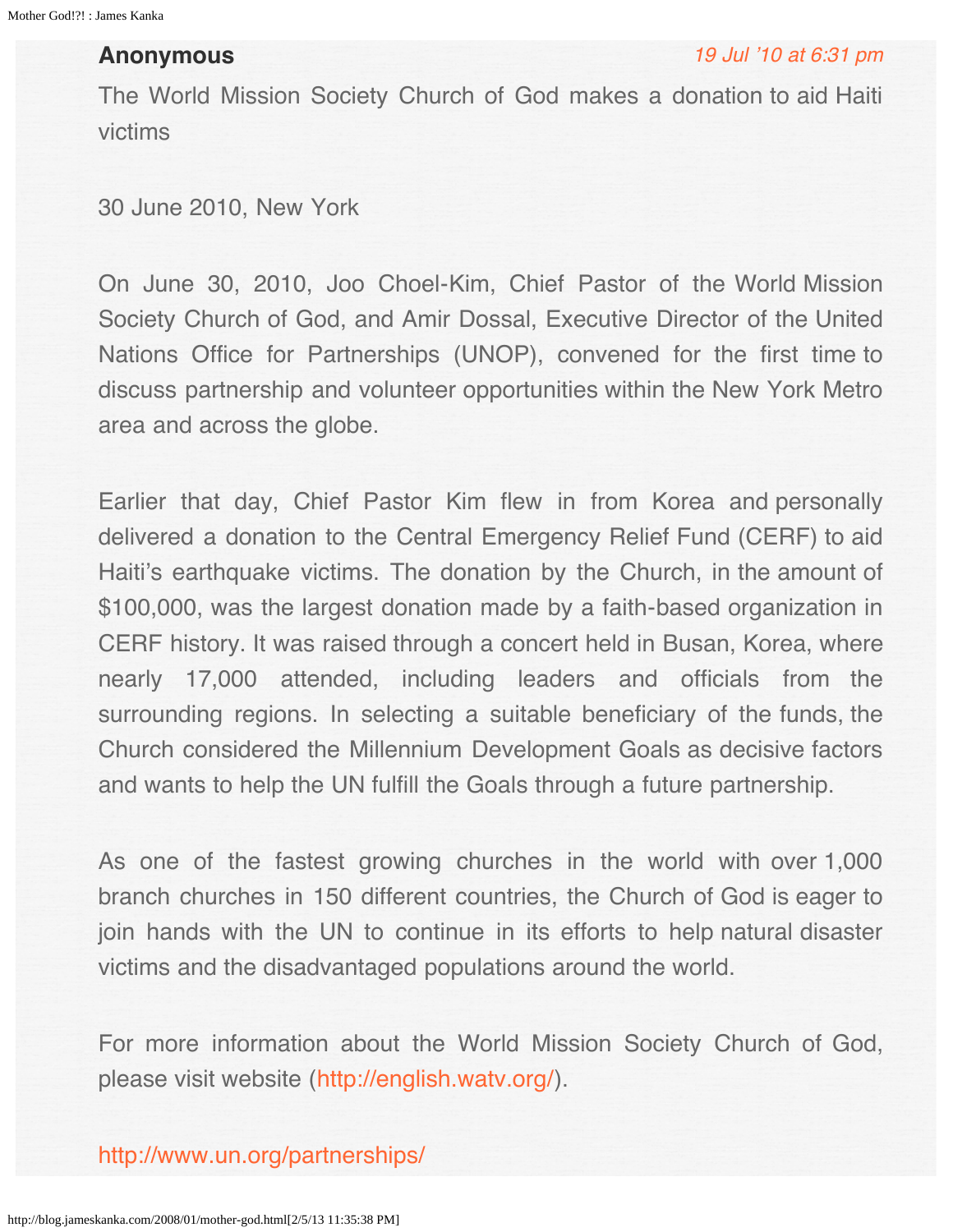**Anonymous** *19 Jul '10 at 6:31 pm*

The World Mission Society Church of God makes a donation to aid Haiti victims

30 June 2010, New York

On June 30, 2010, Joo Choel-Kim, Chief Pastor of the World Mission Society Church of God, and Amir Dossal, Executive Director of the United Nations Office for Partnerships (UNOP), convened for the first time to discuss partnership and volunteer opportunities within the New York Metro area and across the globe.

Earlier that day, Chief Pastor Kim flew in from Korea and personally delivered a donation to the Central Emergency Relief Fund (CERF) to aid Haiti's earthquake victims. The donation by the Church, in the amount of $100,000, was the largest donation made by a faith-based organization in CERF history. It was raised through a concert held in Busan, Korea, where nearly 17,000 attended, including leaders and officials from the surrounding regions. In selecting a suitable beneficiary of the funds, the Church considered the Millennium Development Goals as decisive factors and wants to help the UN fulfill the Goals through a future partnership.

As one of the fastest growing churches in the world with over 1,000 branch churches in 150 different countries, the Church of God is eager to join hands with the UN to continue in its efforts to help natural disaster victims and the disadvantaged populations around the world.

For more information about the World Mission Society Church of God, please visit website (http://english.watv.org/).

http://www.un.org/partnerships/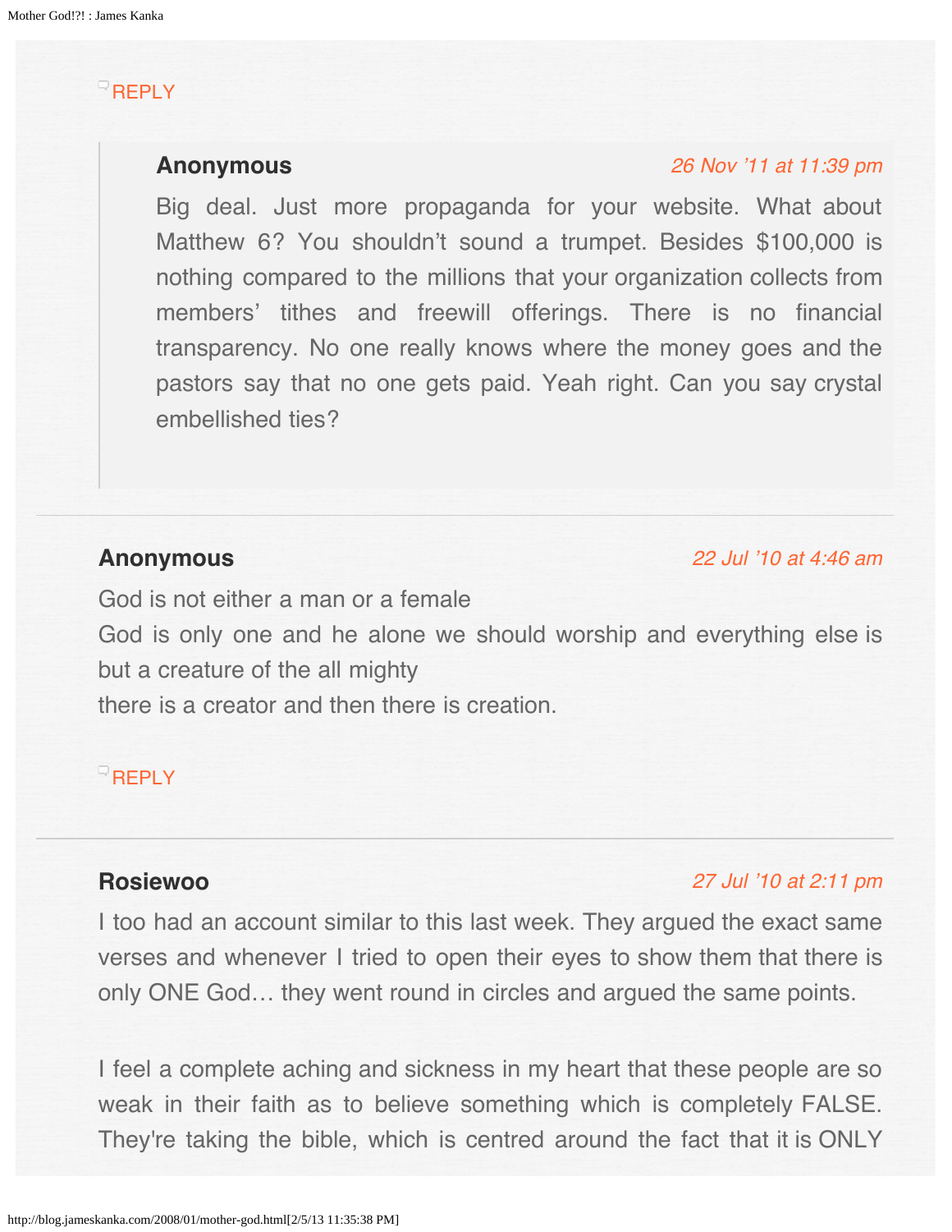REPLY

> **Anonymous** *26 Nov '11 at 11:39 pm*
>
> Big deal. Just more propaganda for your website. What about Matthew 6? You shouldn't sound a trumpet. Besides $100,000 is nothing compared to the millions that your organization collects from members' tithes and freewill offerings. There is no financial transparency. No one really knows where the money goes and the pastors say that no one gets paid. Yeah right. Can you say crystal embellished ties?

---

**Anonymous** *22 Jul '10 at 4:46 am*

God is not either a man or a female
God is only one and he alone we should worship and everything else is but a creature of the all mighty
there is a creator and then there is creation.

REPLY

---

**Rosiewoo** *27 Jul '10 at 2:11 pm*

I too had an account similar to this last week. They argued the exact same verses and whenever I tried to open their eyes to show them that there is only ONE God… they went round in circles and argued the same points.

I feel a complete aching and sickness in my heart that these people are so weak in their faith as to believe something which is completely FALSE. They're taking the bible, which is centred around the fact that it is ONLY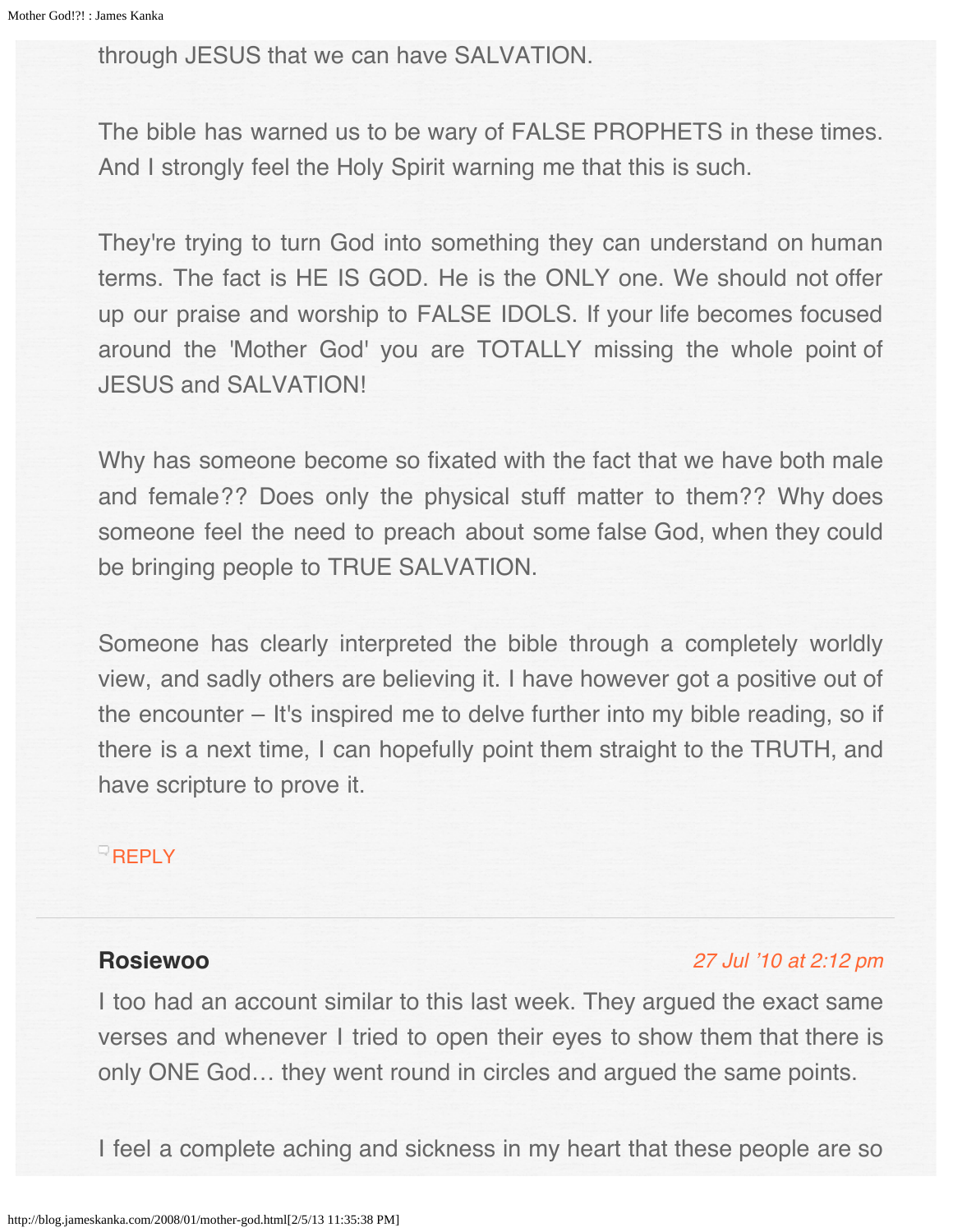through JESUS that we can have SALVATION.

The bible has warned us to be wary of FALSE PROPHETS in these times. And I strongly feel the Holy Spirit warning me that this is such.

They're trying to turn God into something they can understand on human terms. The fact is HE IS GOD. He is the ONLY one. We should not offer up our praise and worship to FALSE IDOLS. If your life becomes focused around the 'Mother God' you are TOTALLY missing the whole point of JESUS and SALVATION!

Why has someone become so fixated with the fact that we have both male and female?? Does only the physical stuff matter to them?? Why does someone feel the need to preach about some false God, when they could be bringing people to TRUE SALVATION.

Someone has clearly interpreted the bible through a completely worldly view, and sadly others are believing it. I have however got a positive out of the encounter – It's inspired me to delve further into my bible reading, so if there is a next time, I can hopefully point them straight to the TRUTH, and have scripture to prove it.

REPLY

---

**Rosiewoo** *27 Jul '10 at 2:12 pm*

I too had an account similar to this last week. They argued the exact same verses and whenever I tried to open their eyes to show them that there is only ONE God… they went round in circles and argued the same points.

I feel a complete aching and sickness in my heart that these people are so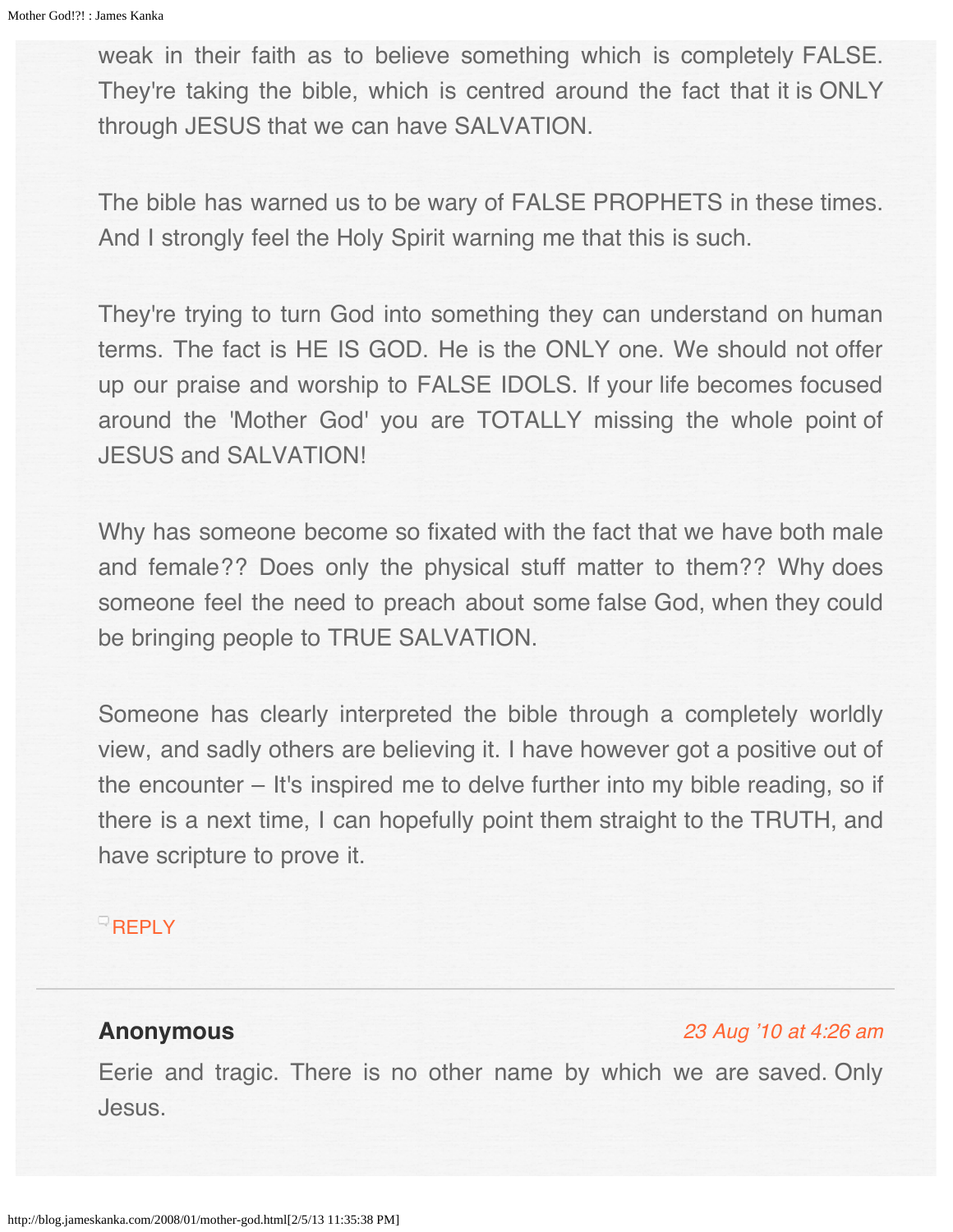weak in their faith as to believe something which is completely FALSE. They're taking the bible, which is centred around the fact that it is ONLY through JESUS that we can have SALVATION.

The bible has warned us to be wary of FALSE PROPHETS in these times. And I strongly feel the Holy Spirit warning me that this is such.

They're trying to turn God into something they can understand on human terms. The fact is HE IS GOD. He is the ONLY one. We should not offer up our praise and worship to FALSE IDOLS. If your life becomes focused around the 'Mother God' you are TOTALLY missing the whole point of JESUS and SALVATION!

Why has someone become so fixated with the fact that we have both male and female?? Does only the physical stuff matter to them?? Why does someone feel the need to preach about some false God, when they could be bringing people to TRUE SALVATION.

Someone has clearly interpreted the bible through a completely worldly view, and sadly others are believing it. I have however got a positive out of the encounter – It's inspired me to delve further into my bible reading, so if there is a next time, I can hopefully point them straight to the TRUTH, and have scripture to prove it.

REPLY

---

**Anonymous** *23 Aug '10 at 4:26 am*

Eerie and tragic. There is no other name by which we are saved. Only Jesus.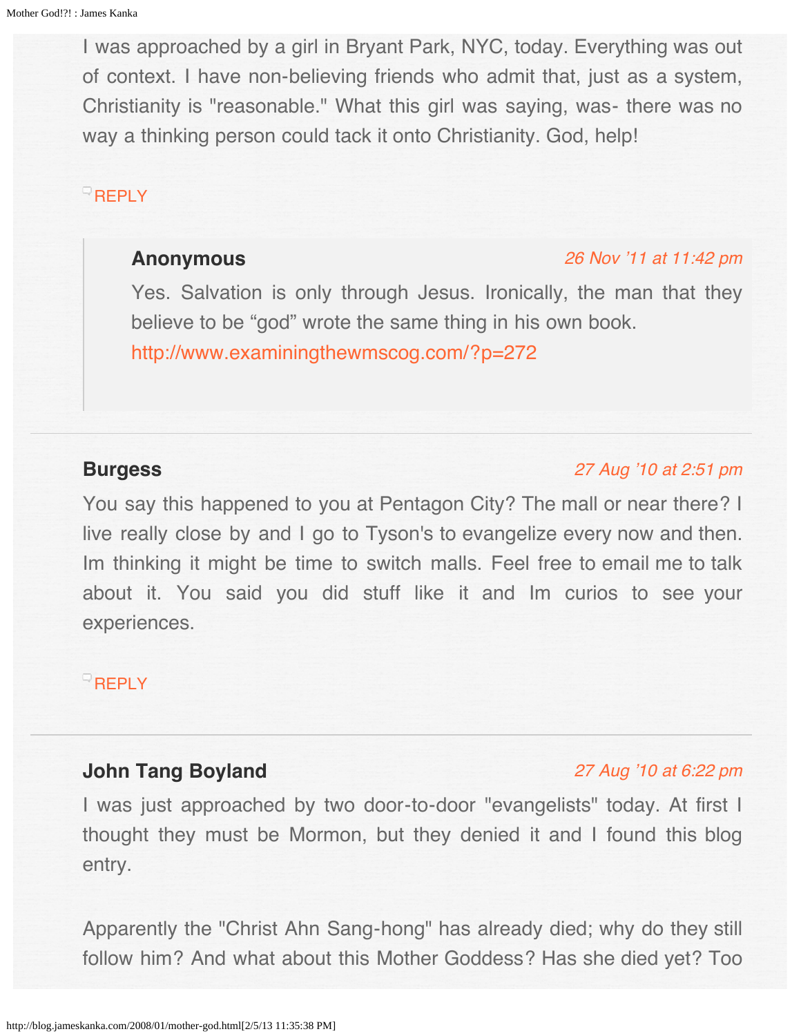I was approached by a girl in Bryant Park, NYC, today. Everything was out of context. I have non-believing friends who admit that, just as a system, Christianity is "reasonable." What this girl was saying, was- there was no way a thinking person could tack it onto Christianity. God, help!

REPLY

> **Anonymous** *26 Nov '11 at 11:42 pm*
>
> Yes. Salvation is only through Jesus. Ironically, the man that they believe to be "god" wrote the same thing in his own book. http://www.examiningthewmscog.com/?p=272

---

**Burgess** *27 Aug '10 at 2:51 pm*

You say this happened to you at Pentagon City? The mall or near there? I live really close by and I go to Tyson's to evangelize every now and then. Im thinking it might be time to switch malls. Feel free to email me to talk about it. You said you did stuff like it and Im curios to see your experiences.

REPLY

---

**John Tang Boyland** *27 Aug '10 at 6:22 pm*

I was just approached by two door-to-door "evangelists" today. At first I thought they must be Mormon, but they denied it and I found this blog entry.

Apparently the "Christ Ahn Sang-hong" has already died; why do they still follow him? And what about this Mother Goddess? Has she died yet? Too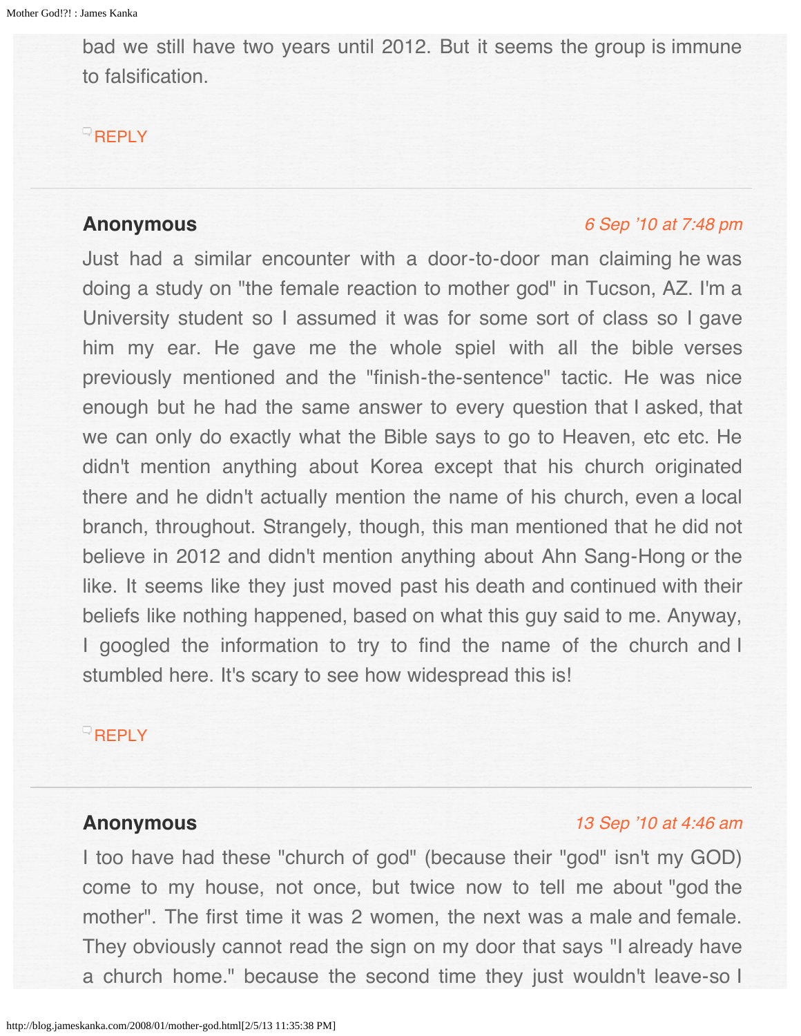bad we still have two years until 2012. But it seems the group is immune to falsification.

REPLY

**Anonymous** *6 Sep '10 at 7:48 pm*

Just had a similar encounter with a door-to-door man claiming he was doing a study on "the female reaction to mother god" in Tucson, AZ. I'm a University student so I assumed it was for some sort of class so I gave him my ear. He gave me the whole spiel with all the bible verses previously mentioned and the "finish-the-sentence" tactic. He was nice enough but he had the same answer to every question that I asked, that we can only do exactly what the Bible says to go to Heaven, etc etc. He didn't mention anything about Korea except that his church originated there and he didn't actually mention the name of his church, even a local branch, throughout. Strangely, though, this man mentioned that he did not believe in 2012 and didn't mention anything about Ahn Sang-Hong or the like. It seems like they just moved past his death and continued with their beliefs like nothing happened, based on what this guy said to me. Anyway, I googled the information to try to find the name of the church and I stumbled here. It's scary to see how widespread this is!

REPLY

**Anonymous** *13 Sep '10 at 4:46 am*

I too have had these "church of god" (because their "god" isn't my GOD) come to my house, not once, but twice now to tell me about "god the mother". The first time it was 2 women, the next was a male and female. They obviously cannot read the sign on my door that says "I already have a church home." because the second time they just wouldn't leave-so I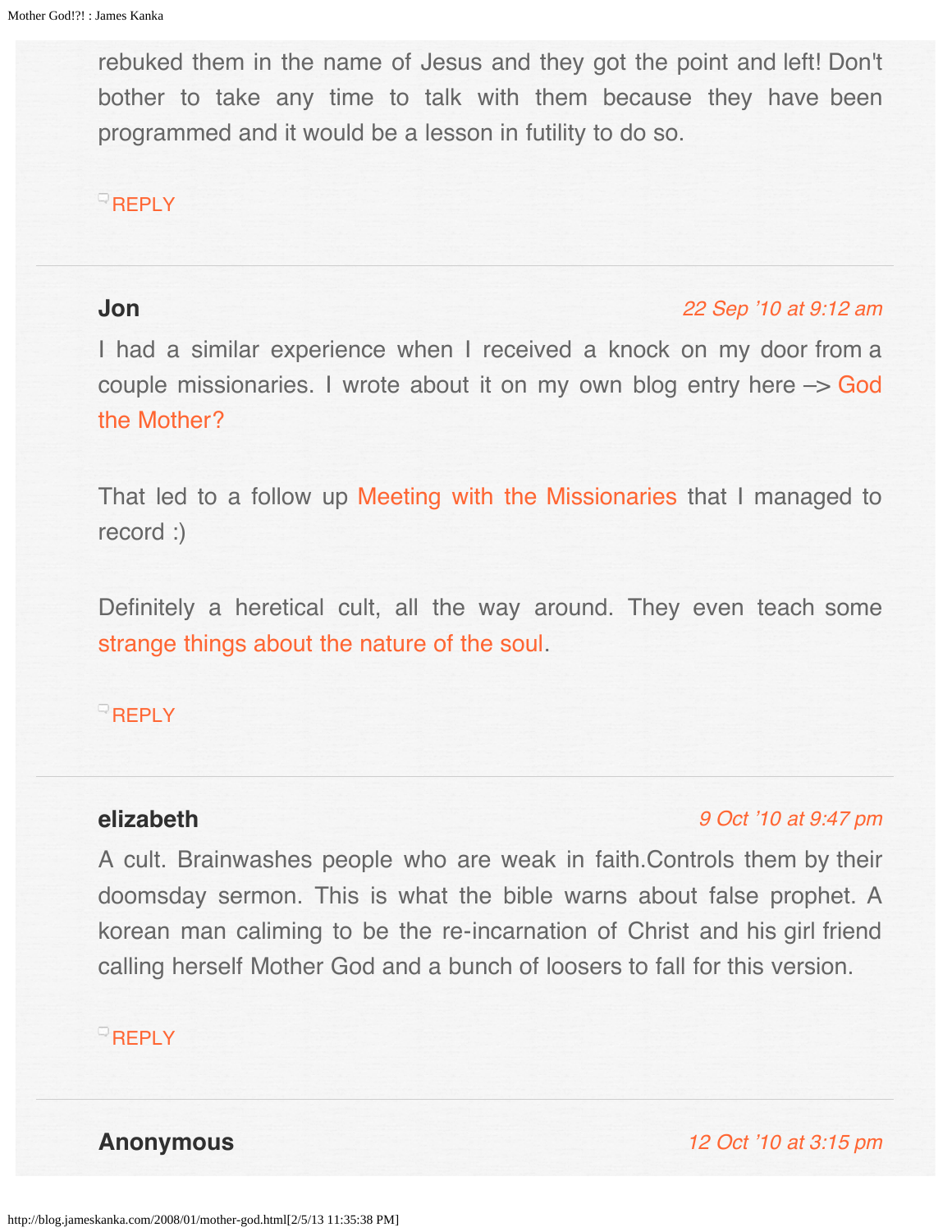rebuked them in the name of Jesus and they got the point and left! Don't bother to take any time to talk with them because they have been programmed and it would be a lesson in futility to do so.

REPLY

**Jon**

*22 Sep '10 at 9:12 am*

I had a similar experience when I received a knock on my door from a couple missionaries. I wrote about it on my own blog entry here –> God the Mother?

That led to a follow up Meeting with the Missionaries that I managed to record :)

Definitely a heretical cult, all the way around. They even teach some strange things about the nature of the soul.

REPLY

**elizabeth**

*9 Oct '10 at 9:47 pm*

A cult. Brainwashes people who are weak in faith.Controls them by their doomsday sermon. This is what the bible warns about false prophet. A korean man caliming to be the re-incarnation of Christ and his girl friend calling herself Mother God and a bunch of loosers to fall for this version.

REPLY

**Anonymous**

*12 Oct '10 at 3:15 pm*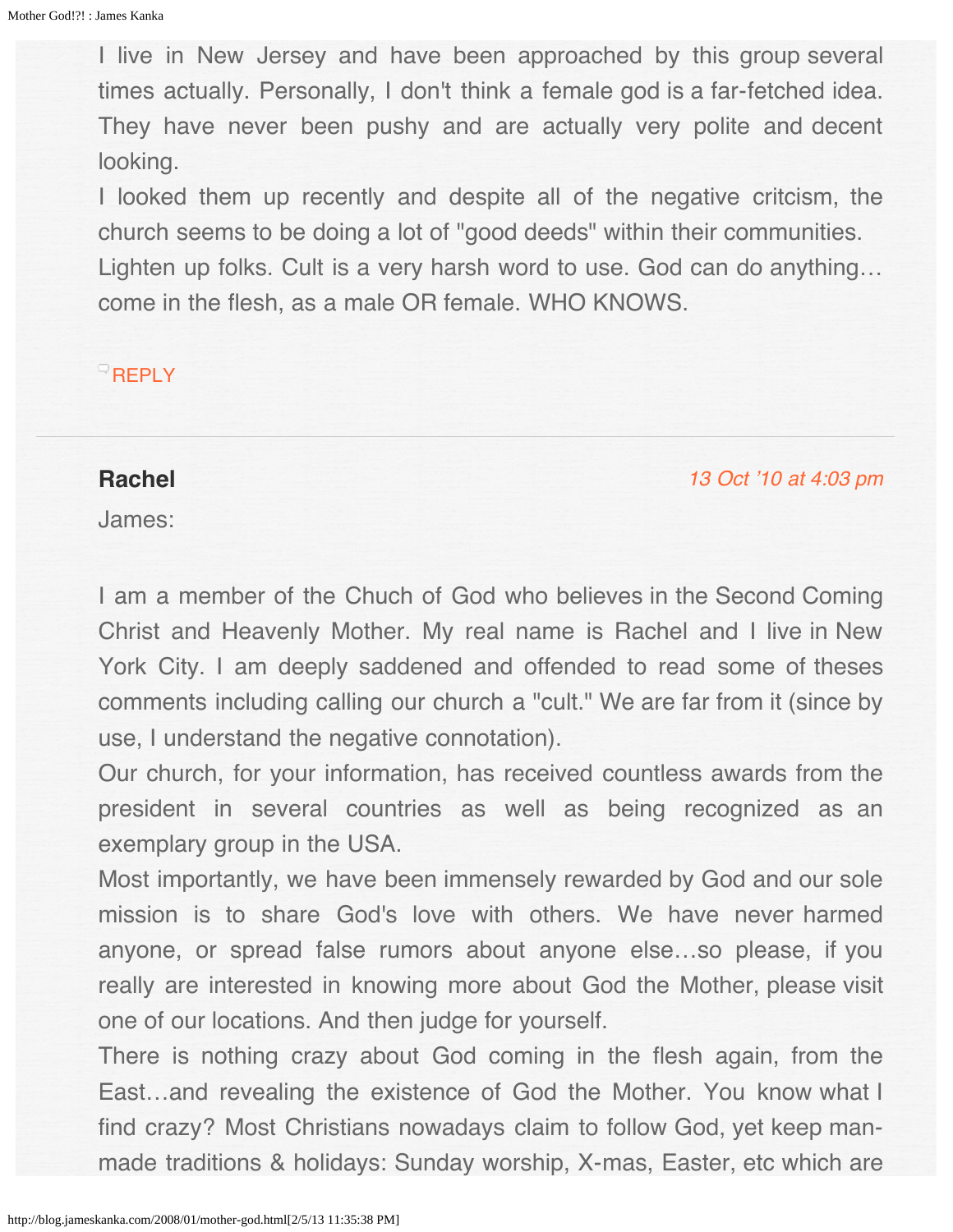I live in New Jersey and have been approached by this group several times actually. Personally, I don't think a female god is a far-fetched idea. They have never been pushy and are actually very polite and decent looking.
I looked them up recently and despite all of the negative critcism, the church seems to be doing a lot of "good deeds" within their communities.
Lighten up folks. Cult is a very harsh word to use. God can do anything… come in the flesh, as a male OR female. WHO KNOWS.

REPLY

---

**Rachel**

*13 Oct '10 at 4:03 pm*

James:

I am a member of the Chuch of God who believes in the Second Coming Christ and Heavenly Mother. My real name is Rachel and I live in New York City. I am deeply saddened and offended to read some of theses comments including calling our church a "cult." We are far from it (since by use, I understand the negative connotation).
Our church, for your information, has received countless awards from the president in several countries as well as being recognized as an exemplary group in the USA.
Most importantly, we have been immensely rewarded by God and our sole mission is to share God's love with others. We have never harmed anyone, or spread false rumors about anyone else…so please, if you really are interested in knowing more about God the Mother, please visit one of our locations. And then judge for yourself.
There is nothing crazy about God coming in the flesh again, from the East…and revealing the existence of God the Mother. You know what I find crazy? Most Christians nowadays claim to follow God, yet keep man-made traditions & holidays: Sunday worship, X-mas, Easter, etc which are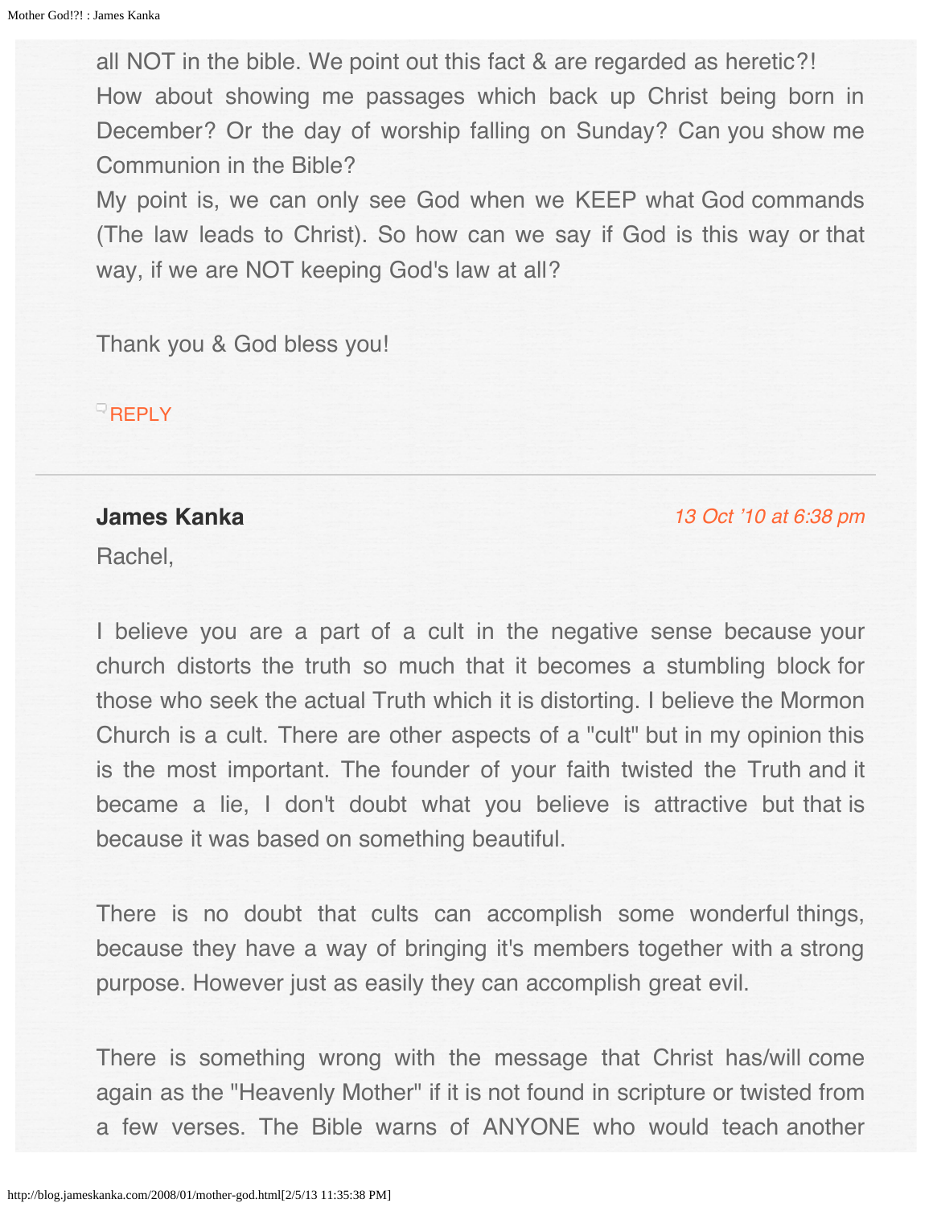all NOT in the bible. We point out this fact & are regarded as heretic?!
How about showing me passages which back up Christ being born in December? Or the day of worship falling on Sunday? Can you show me Communion in the Bible?
My point is, we can only see God when we KEEP what God commands (The law leads to Christ). So how can we say if God is this way or that way, if we are NOT keeping God's law at all?

Thank you & God bless you!

REPLY

---

**James Kanka** *13 Oct '10 at 6:38 pm*

Rachel,

I believe you are a part of a cult in the negative sense because your church distorts the truth so much that it becomes a stumbling block for those who seek the actual Truth which it is distorting. I believe the Mormon Church is a cult. There are other aspects of a "cult" but in my opinion this is the most important. The founder of your faith twisted the Truth and it became a lie, I don't doubt what you believe is attractive but that is because it was based on something beautiful.

There is no doubt that cults can accomplish some wonderful things, because they have a way of bringing it's members together with a strong purpose. However just as easily they can accomplish great evil.

There is something wrong with the message that Christ has/will come again as the "Heavenly Mother" if it is not found in scripture or twisted from a few verses. The Bible warns of ANYONE who would teach another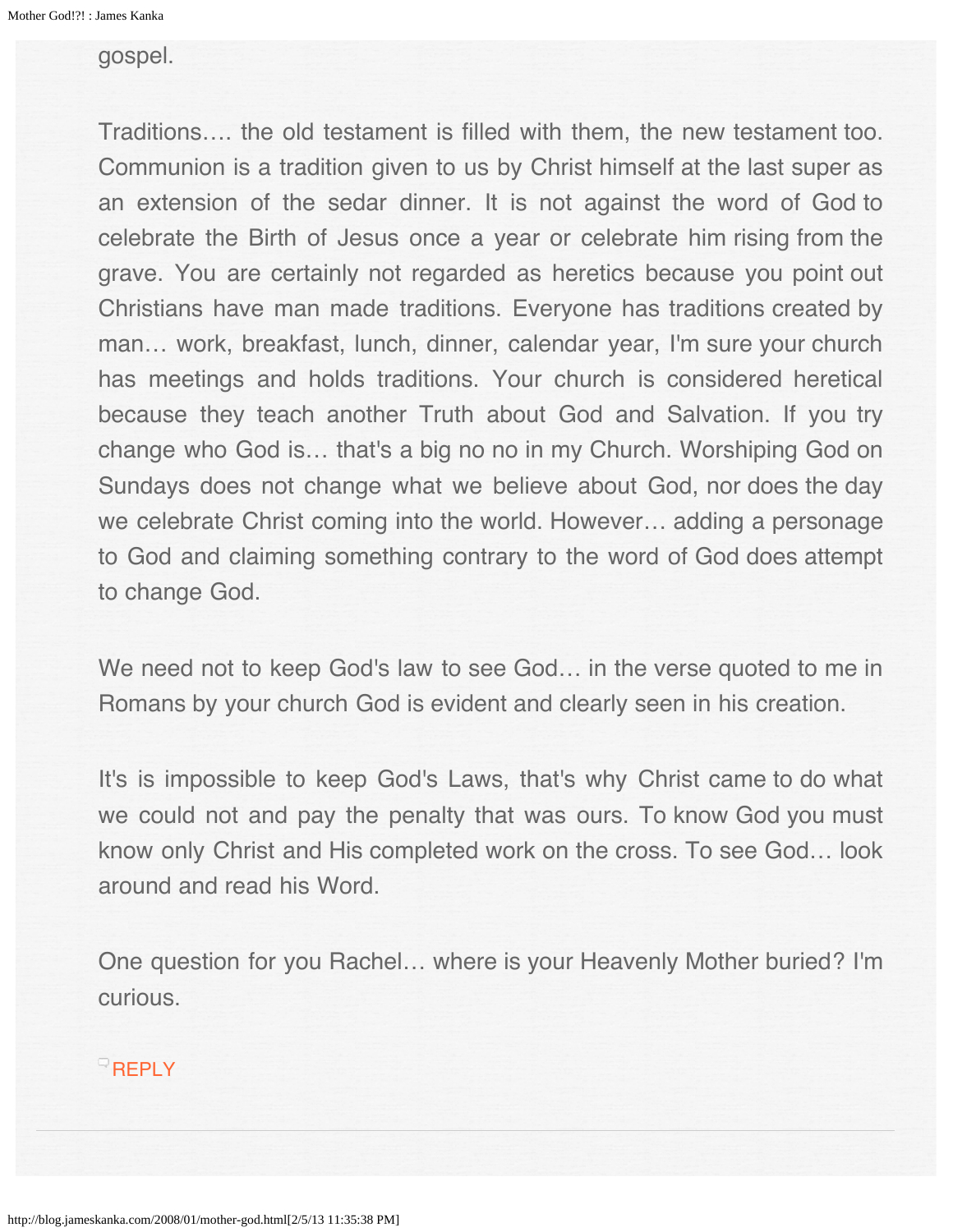gospel.

Traditions…. the old testament is filled with them, the new testament too. Communion is a tradition given to us by Christ himself at the last super as an extension of the sedar dinner. It is not against the word of God to celebrate the Birth of Jesus once a year or celebrate him rising from the grave. You are certainly not regarded as heretics because you point out Christians have man made traditions. Everyone has traditions created by man… work, breakfast, lunch, dinner, calendar year, I'm sure your church has meetings and holds traditions. Your church is considered heretical because they teach another Truth about God and Salvation. If you try change who God is… that's a big no no in my Church. Worshiping God on Sundays does not change what we believe about God, nor does the day we celebrate Christ coming into the world. However… adding a personage to God and claiming something contrary to the word of God does attempt to change God.

We need not to keep God's law to see God… in the verse quoted to me in Romans by your church God is evident and clearly seen in his creation.

It's is impossible to keep God's Laws, that's why Christ came to do what we could not and pay the penalty that was ours. To know God you must know only Christ and His completed work on the cross. To see God… look around and read his Word.

One question for you Rachel… where is your Heavenly Mother buried? I'm curious.

REPLY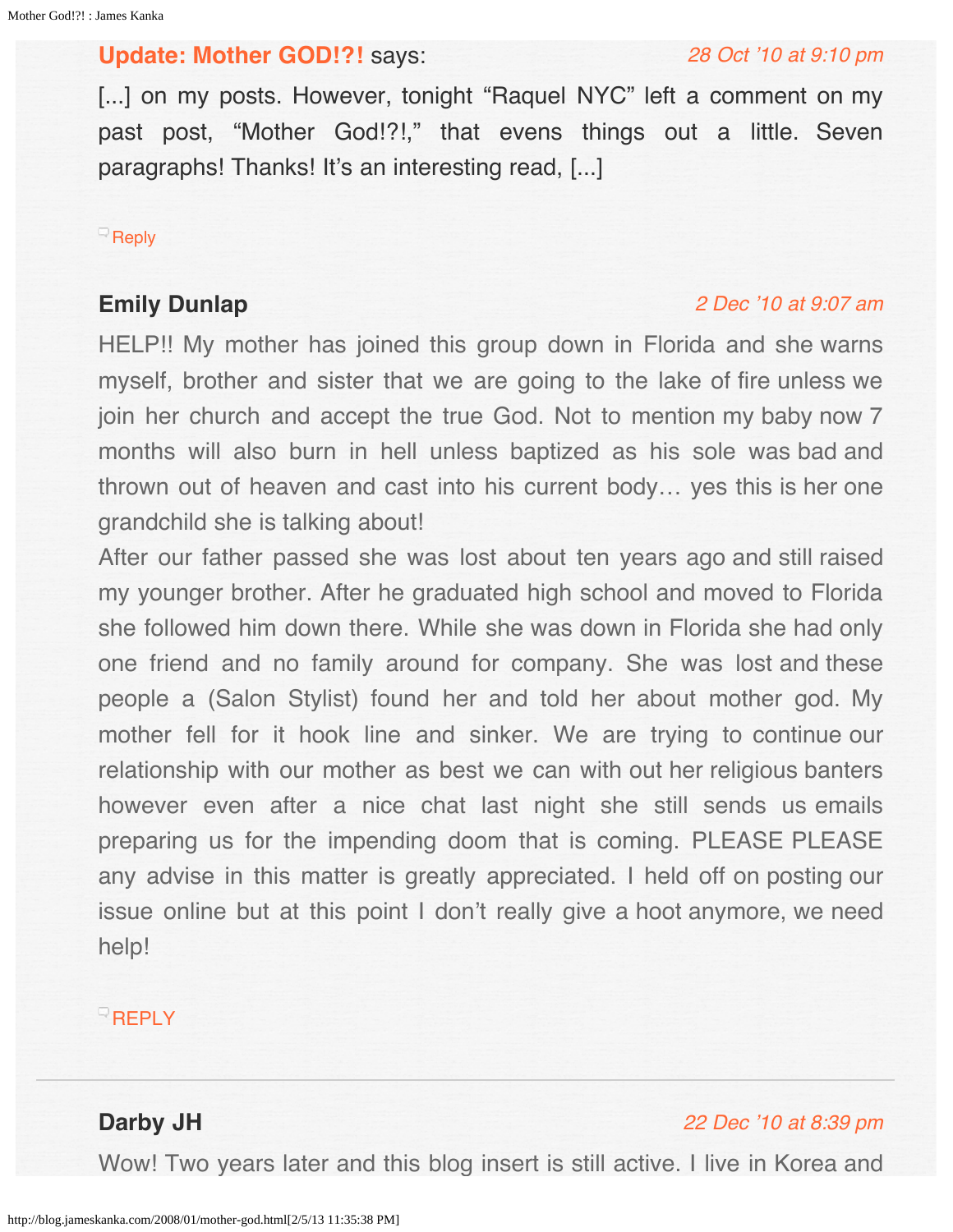**Update: Mother GOD!?!** says: *28 Oct '10 at 9:10 pm*

[...] on my posts. However, tonight "Raquel NYC" left a comment on my past post, "Mother God!?!," that evens things out a little. Seven paragraphs! Thanks! It's an interesting read, [...]

Reply

**Emily Dunlap** *2 Dec '10 at 9:07 am*

HELP!! My mother has joined this group down in Florida and she warns myself, brother and sister that we are going to the lake of fire unless we join her church and accept the true God. Not to mention my baby now 7 months will also burn in hell unless baptized as his sole was bad and thrown out of heaven and cast into his current body… yes this is her one grandchild she is talking about!
After our father passed she was lost about ten years ago and still raised my younger brother. After he graduated high school and moved to Florida she followed him down there. While she was down in Florida she had only one friend and no family around for company. She was lost and these people a (Salon Stylist) found her and told her about mother god. My mother fell for it hook line and sinker. We are trying to continue our relationship with our mother as best we can with out her religious banters however even after a nice chat last night she still sends us emails preparing us for the impending doom that is coming. PLEASE PLEASE any advise in this matter is greatly appreciated. I held off on posting our issue online but at this point I don't really give a hoot anymore, we need help!

REPLY

---

**Darby JH** *22 Dec '10 at 8:39 pm*

Wow! Two years later and this blog insert is still active. I live in Korea and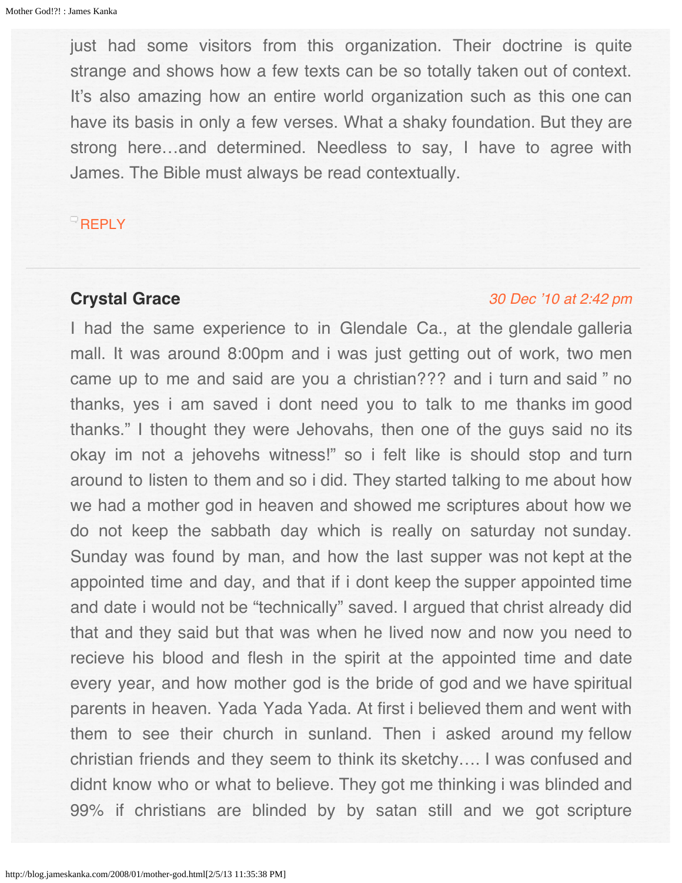just had some visitors from this organization. Their doctrine is quite strange and shows how a few texts can be so totally taken out of context. It's also amazing how an entire world organization such as this one can have its basis in only a few verses. What a shaky foundation. But they are strong here…and determined. Needless to say, I have to agree with James. The Bible must always be read contextually.

REPLY

---

**Crystal Grace**

*30 Dec '10 at 2:42 pm*

I had the same experience to in Glendale Ca., at the glendale galleria mall. It was around 8:00pm and i was just getting out of work, two men came up to me and said are you a christian??? and i turn and said " no thanks, yes i am saved i dont need you to talk to me thanks im good thanks." I thought they were Jehovahs, then one of the guys said no its okay im not a jehovehs witness!" so i felt like is should stop and turn around to listen to them and so i did. They started talking to me about how we had a mother god in heaven and showed me scriptures about how we do not keep the sabbath day which is really on saturday not sunday. Sunday was found by man, and how the last supper was not kept at the appointed time and day, and that if i dont keep the supper appointed time and date i would not be "technically" saved. I argued that christ already did that and they said but that was when he lived now and now you need to recieve his blood and flesh in the spirit at the appointed time and date every year, and how mother god is the bride of god and we have spiritual parents in heaven. Yada Yada Yada. At first i believed them and went with them to see their church in sunland. Then i asked around my fellow christian friends and they seem to think its sketchy…. I was confused and didnt know who or what to believe. They got me thinking i was blinded and 99% if christians are blinded by by satan still and we got scripture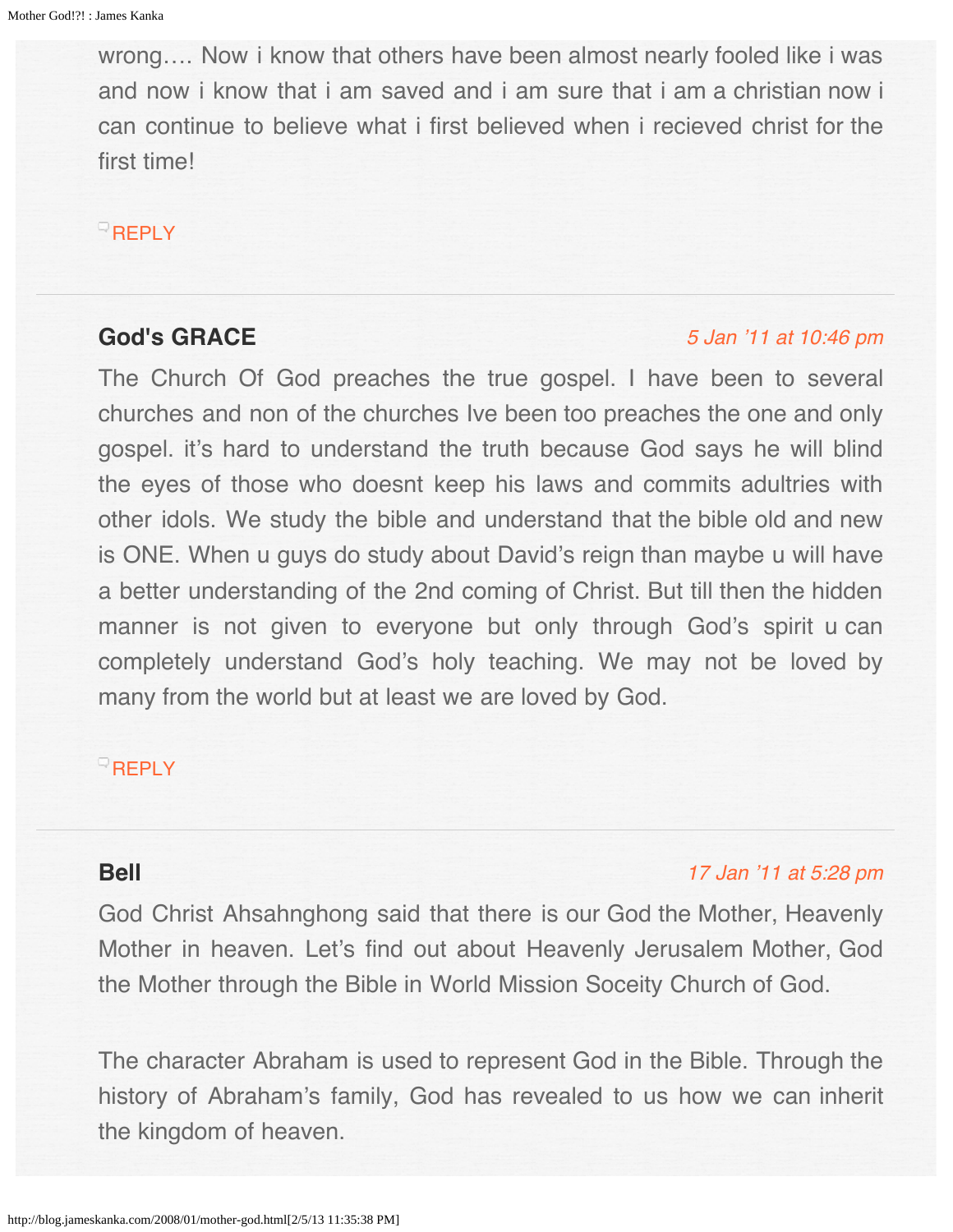wrong…. Now i know that others have been almost nearly fooled like i was and now i know that i am saved and i am sure that i am a christian now i can continue to believe what i first believed when i recieved christ for the first time!

REPLY

---

**God's GRACE** *5 Jan '11 at 10:46 pm*

The Church Of God preaches the true gospel. I have been to several churches and non of the churches Ive been too preaches the one and only gospel. it's hard to understand the truth because God says he will blind the eyes of those who doesnt keep his laws and commits adultries with other idols. We study the bible and understand that the bible old and new is ONE. When u guys do study about David's reign than maybe u will have a better understanding of the 2nd coming of Christ. But till then the hidden manner is not given to everyone but only through God's spirit u can completely understand God's holy teaching. We may not be loved by many from the world but at least we are loved by God.

REPLY

---

**Bell** *17 Jan '11 at 5:28 pm*

God Christ Ahsahnghong said that there is our God the Mother, Heavenly Mother in heaven. Let's find out about Heavenly Jerusalem Mother, God the Mother through the Bible in World Mission Soceity Church of God.

The character Abraham is used to represent God in the Bible. Through the history of Abraham's family, God has revealed to us how we can inherit the kingdom of heaven.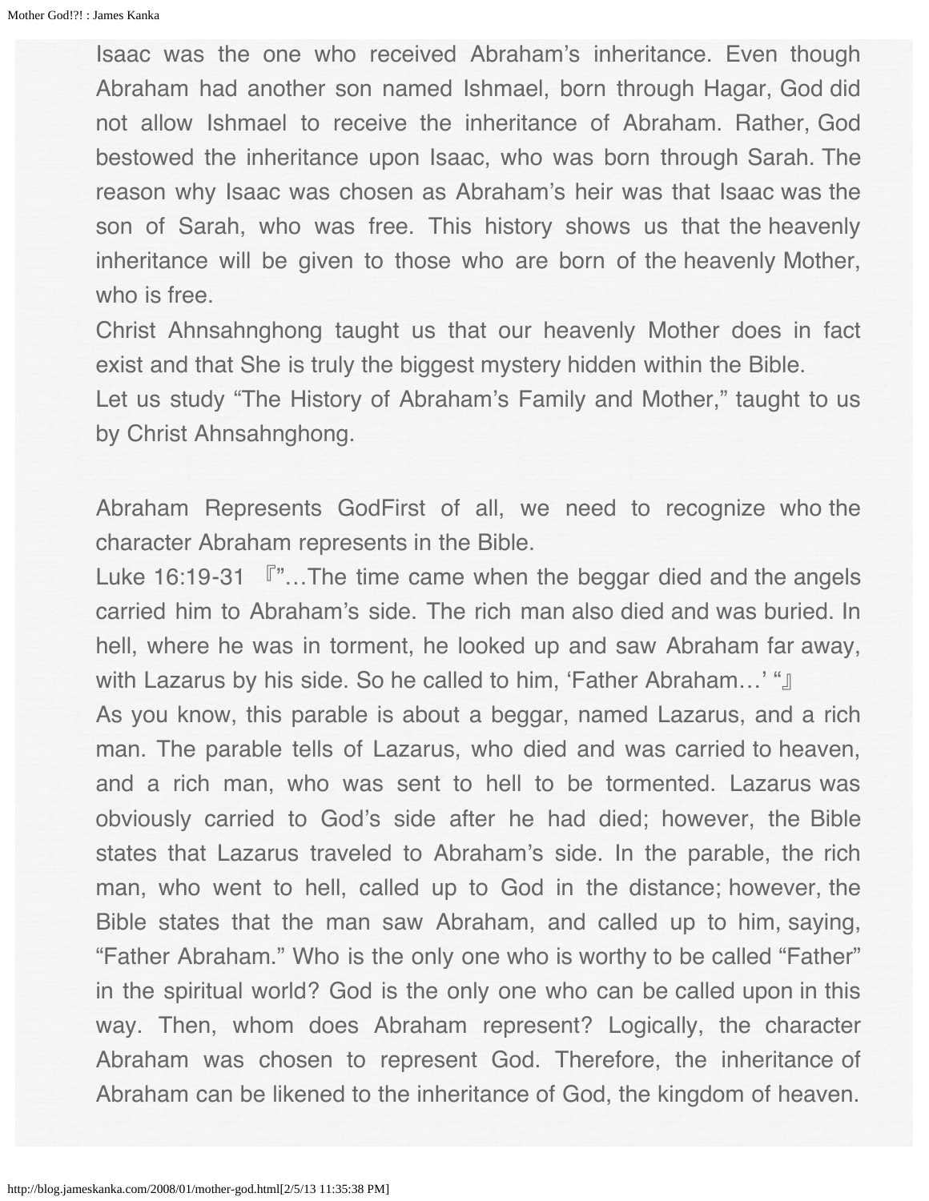Isaac was the one who received Abraham's inheritance. Even though Abraham had another son named Ishmael, born through Hagar, God did not allow Ishmael to receive the inheritance of Abraham. Rather, God bestowed the inheritance upon Isaac, who was born through Sarah. The reason why Isaac was chosen as Abraham's heir was that Isaac was the son of Sarah, who was free. This history shows us that the heavenly inheritance will be given to those who are born of the heavenly Mother, who is free.

Christ Ahnsahnghong taught us that our heavenly Mother does in fact exist and that She is truly the biggest mystery hidden within the Bible.

Let us study "The History of Abraham's Family and Mother," taught to us by Christ Ahnsahnghong.

Abraham Represents GodFirst of all, we need to recognize who the character Abraham represents in the Bible.

Luke 16:19-31 『"…The time came when the beggar died and the angels carried him to Abraham's side. The rich man also died and was buried. In hell, where he was in torment, he looked up and saw Abraham far away, with Lazarus by his side. So he called to him, 'Father Abraham…' "』

As you know, this parable is about a beggar, named Lazarus, and a rich man. The parable tells of Lazarus, who died and was carried to heaven, and a rich man, who was sent to hell to be tormented. Lazarus was obviously carried to God's side after he had died; however, the Bible states that Lazarus traveled to Abraham's side. In the parable, the rich man, who went to hell, called up to God in the distance; however, the Bible states that the man saw Abraham, and called up to him, saying, "Father Abraham." Who is the only one who is worthy to be called "Father" in the spiritual world? God is the only one who can be called upon in this way. Then, whom does Abraham represent? Logically, the character Abraham was chosen to represent God. Therefore, the inheritance of Abraham can be likened to the inheritance of God, the kingdom of heaven.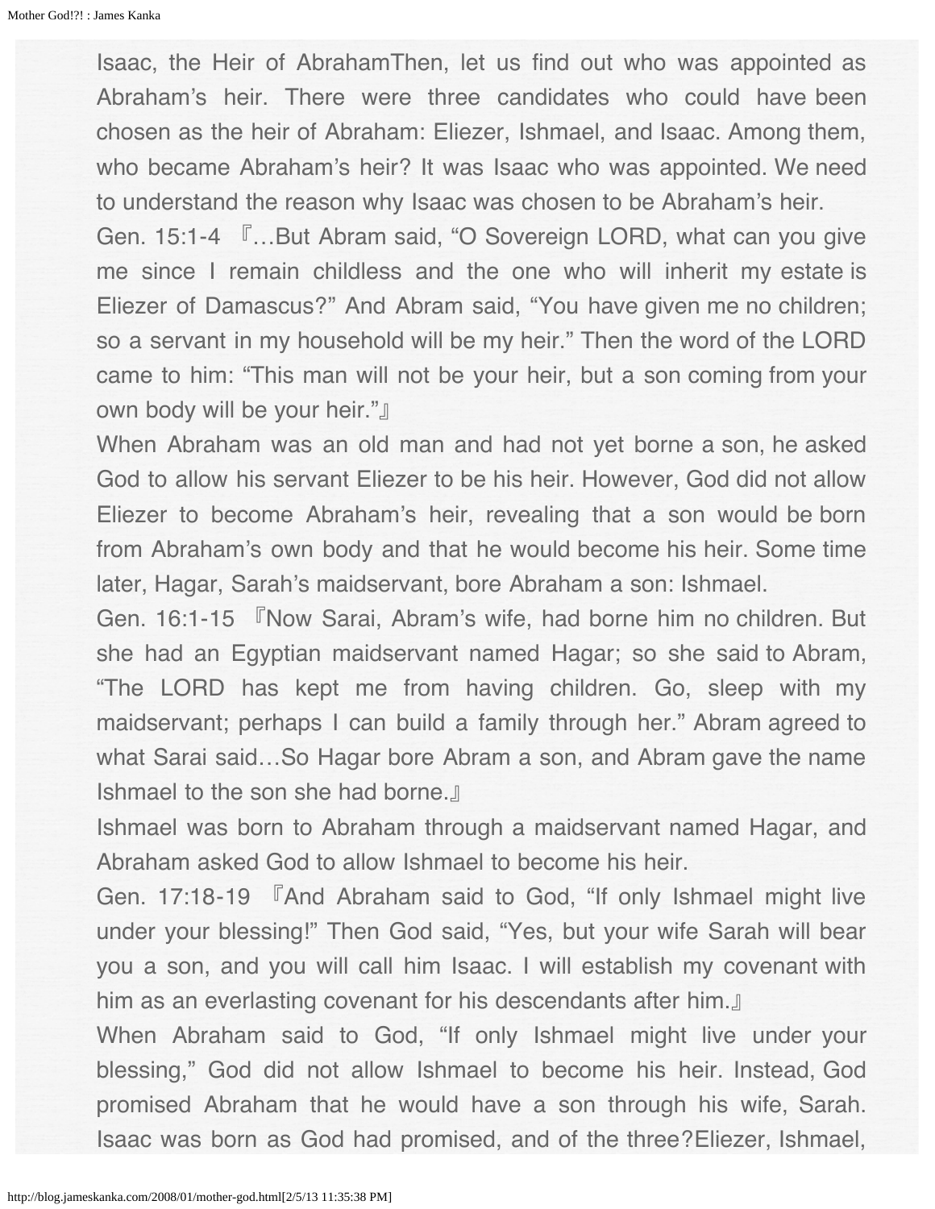Isaac, the Heir of AbrahamThen, let us find out who was appointed as Abraham's heir. There were three candidates who could have been chosen as the heir of Abraham: Eliezer, Ishmael, and Isaac. Among them, who became Abraham's heir? It was Isaac who was appointed. We need to understand the reason why Isaac was chosen to be Abraham's heir.

Gen. 15:1-4 『…But Abram said, "O Sovereign LORD, what can you give me since I remain childless and the one who will inherit my estate is Eliezer of Damascus?" And Abram said, "You have given me no children; so a servant in my household will be my heir." Then the word of the LORD came to him: "This man will not be your heir, but a son coming from your own body will be your heir."』

When Abraham was an old man and had not yet borne a son, he asked God to allow his servant Eliezer to be his heir. However, God did not allow Eliezer to become Abraham's heir, revealing that a son would be born from Abraham's own body and that he would become his heir. Some time later, Hagar, Sarah's maidservant, bore Abraham a son: Ishmael.

Gen. 16:1-15 『Now Sarai, Abram's wife, had borne him no children. But she had an Egyptian maidservant named Hagar; so she said to Abram, "The LORD has kept me from having children. Go, sleep with my maidservant; perhaps I can build a family through her." Abram agreed to what Sarai said…So Hagar bore Abram a son, and Abram gave the name Ishmael to the son she had borne.』

Ishmael was born to Abraham through a maidservant named Hagar, and Abraham asked God to allow Ishmael to become his heir.

Gen. 17:18-19 『And Abraham said to God, "If only Ishmael might live under your blessing!" Then God said, "Yes, but your wife Sarah will bear you a son, and you will call him Isaac. I will establish my covenant with him as an everlasting covenant for his descendants after him.』

When Abraham said to God, "If only Ishmael might live under your blessing," God did not allow Ishmael to become his heir. Instead, God promised Abraham that he would have a son through his wife, Sarah. Isaac was born as God had promised, and of the three?Eliezer, Ishmael,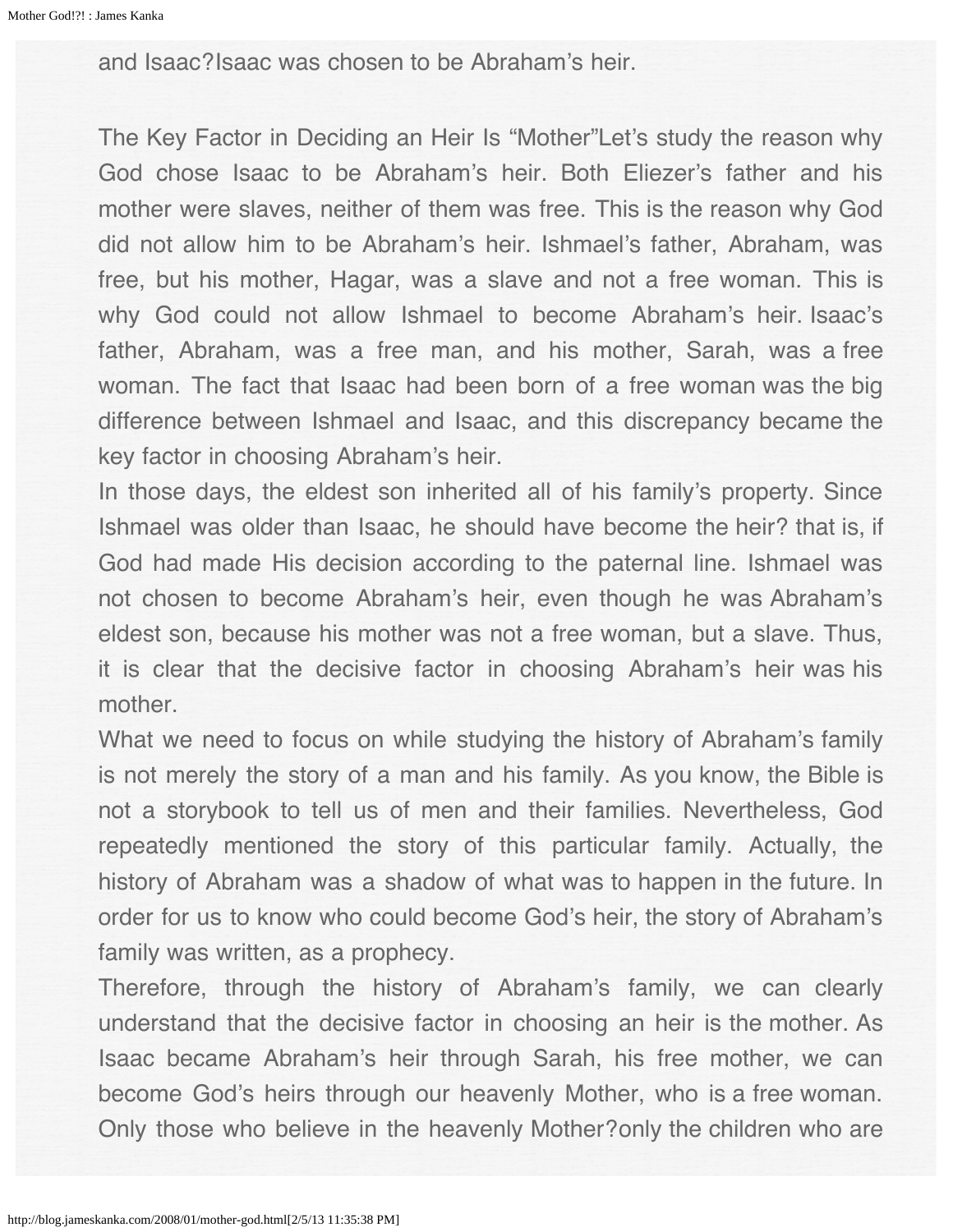and Isaac?Isaac was chosen to be Abraham's heir.

The Key Factor in Deciding an Heir Is "Mother"Let's study the reason why God chose Isaac to be Abraham's heir. Both Eliezer's father and his mother were slaves, neither of them was free. This is the reason why God did not allow him to be Abraham's heir. Ishmael's father, Abraham, was free, but his mother, Hagar, was a slave and not a free woman. This is why God could not allow Ishmael to become Abraham's heir. Isaac's father, Abraham, was a free man, and his mother, Sarah, was a free woman. The fact that Isaac had been born of a free woman was the big difference between Ishmael and Isaac, and this discrepancy became the key factor in choosing Abraham's heir.

In those days, the eldest son inherited all of his family's property. Since Ishmael was older than Isaac, he should have become the heir? that is, if God had made His decision according to the paternal line. Ishmael was not chosen to become Abraham's heir, even though he was Abraham's eldest son, because his mother was not a free woman, but a slave. Thus, it is clear that the decisive factor in choosing Abraham's heir was his mother.

What we need to focus on while studying the history of Abraham's family is not merely the story of a man and his family. As you know, the Bible is not a storybook to tell us of men and their families. Nevertheless, God repeatedly mentioned the story of this particular family. Actually, the history of Abraham was a shadow of what was to happen in the future. In order for us to know who could become God's heir, the story of Abraham's family was written, as a prophecy.

Therefore, through the history of Abraham's family, we can clearly understand that the decisive factor in choosing an heir is the mother. As Isaac became Abraham's heir through Sarah, his free mother, we can become God's heirs through our heavenly Mother, who is a free woman. Only those who believe in the heavenly Mother?only the children who are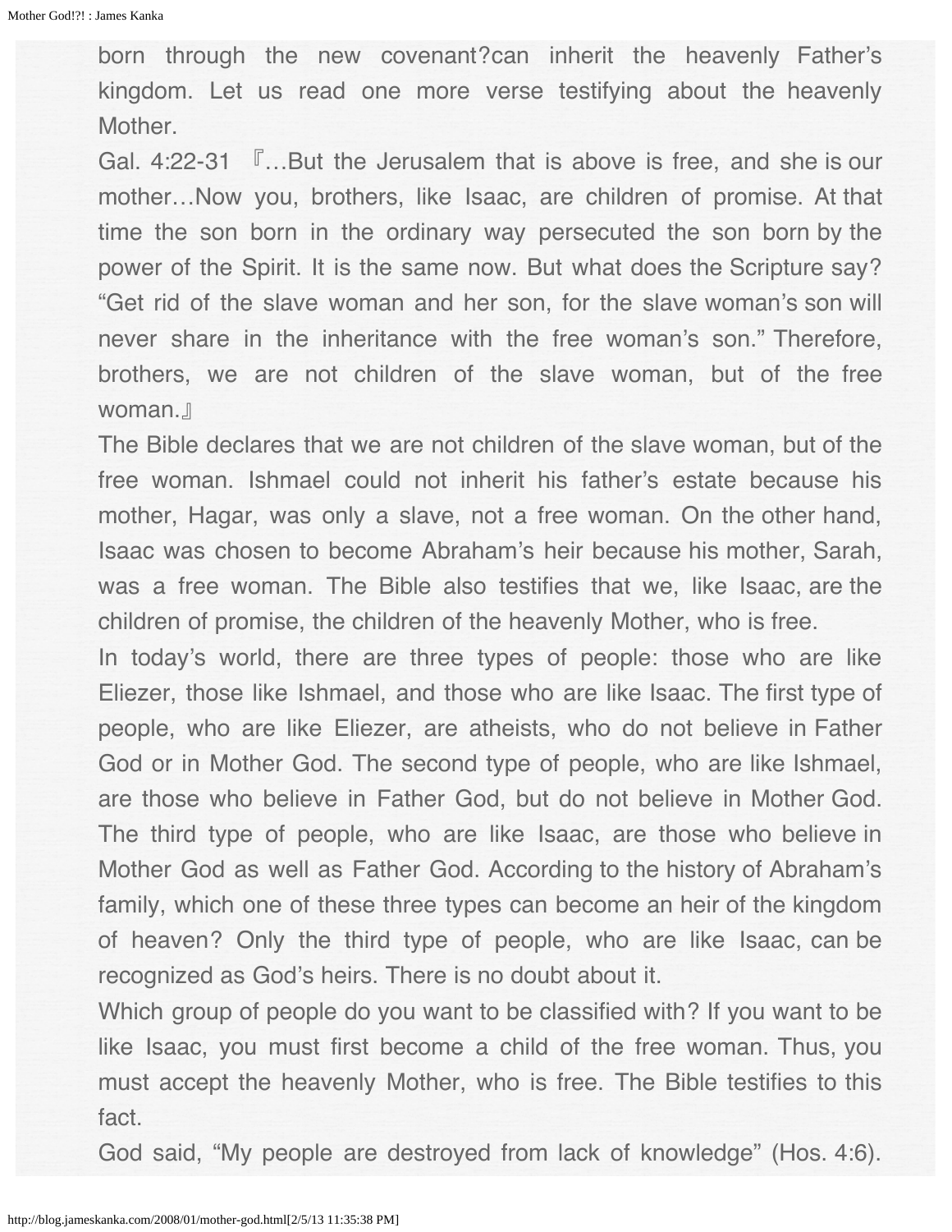born through the new covenant?can inherit the heavenly Father's kingdom. Let us read one more verse testifying about the heavenly Mother.

Gal. 4:22-31 『…But the Jerusalem that is above is free, and she is our mother…Now you, brothers, like Isaac, are children of promise. At that time the son born in the ordinary way persecuted the son born by the power of the Spirit. It is the same now. But what does the Scripture say? "Get rid of the slave woman and her son, for the slave woman's son will never share in the inheritance with the free woman's son." Therefore, brothers, we are not children of the slave woman, but of the free woman.』

The Bible declares that we are not children of the slave woman, but of the free woman. Ishmael could not inherit his father's estate because his mother, Hagar, was only a slave, not a free woman. On the other hand, Isaac was chosen to become Abraham's heir because his mother, Sarah, was a free woman. The Bible also testifies that we, like Isaac, are the children of promise, the children of the heavenly Mother, who is free.

In today's world, there are three types of people: those who are like Eliezer, those like Ishmael, and those who are like Isaac. The first type of people, who are like Eliezer, are atheists, who do not believe in Father God or in Mother God. The second type of people, who are like Ishmael, are those who believe in Father God, but do not believe in Mother God. The third type of people, who are like Isaac, are those who believe in Mother God as well as Father God. According to the history of Abraham's family, which one of these three types can become an heir of the kingdom of heaven? Only the third type of people, who are like Isaac, can be recognized as God's heirs. There is no doubt about it.

Which group of people do you want to be classified with? If you want to be like Isaac, you must first become a child of the free woman. Thus, you must accept the heavenly Mother, who is free. The Bible testifies to this fact.

God said, "My people are destroyed from lack of knowledge" (Hos. 4:6).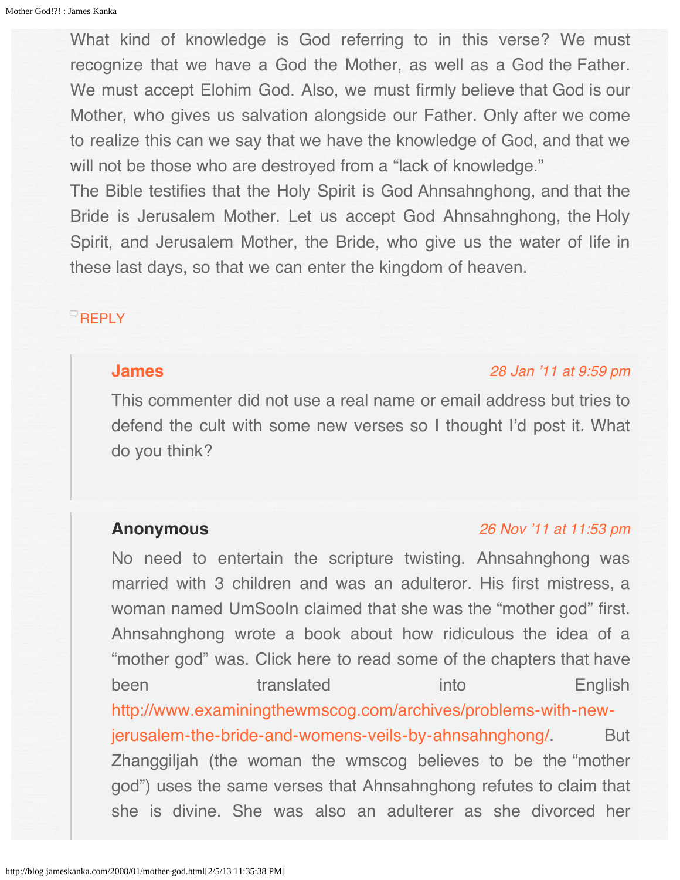What kind of knowledge is God referring to in this verse? We must recognize that we have a God the Mother, as well as a God the Father. We must accept Elohim God. Also, we must firmly believe that God is our Mother, who gives us salvation alongside our Father. Only after we come to realize this can we say that we have the knowledge of God, and that we will not be those who are destroyed from a "lack of knowledge."

The Bible testifies that the Holy Spirit is God Ahnsahnghong, and that the Bride is Jerusalem Mother. Let us accept God Ahnsahnghong, the Holy Spirit, and Jerusalem Mother, the Bride, who give us the water of life in these last days, so that we can enter the kingdom of heaven.

REPLY

> **James** *28 Jan '11 at 9:59 pm*
>
> This commenter did not use a real name or email address but tries to defend the cult with some new verses so I thought I'd post it. What do you think?

> **Anonymous** *26 Nov '11 at 11:53 pm*
>
> No need to entertain the scripture twisting. Ahnsahnghong was married with 3 children and was an adulteror. His first mistress, a woman named UmSooIn claimed that she was the "mother god" first. Ahnsahnghong wrote a book about how ridiculous the idea of a "mother god" was. Click here to read some of the chapters that have been translated into English http://www.examiningthewmscog.com/archives/problems-with-new-jerusalem-the-bride-and-womens-veils-by-ahnsahnghong/. But Zhanggiljah (the woman the wmscog believes to be the "mother god") uses the same verses that Ahnsahnghong refutes to claim that she is divine. She was also an adulterer as she divorced her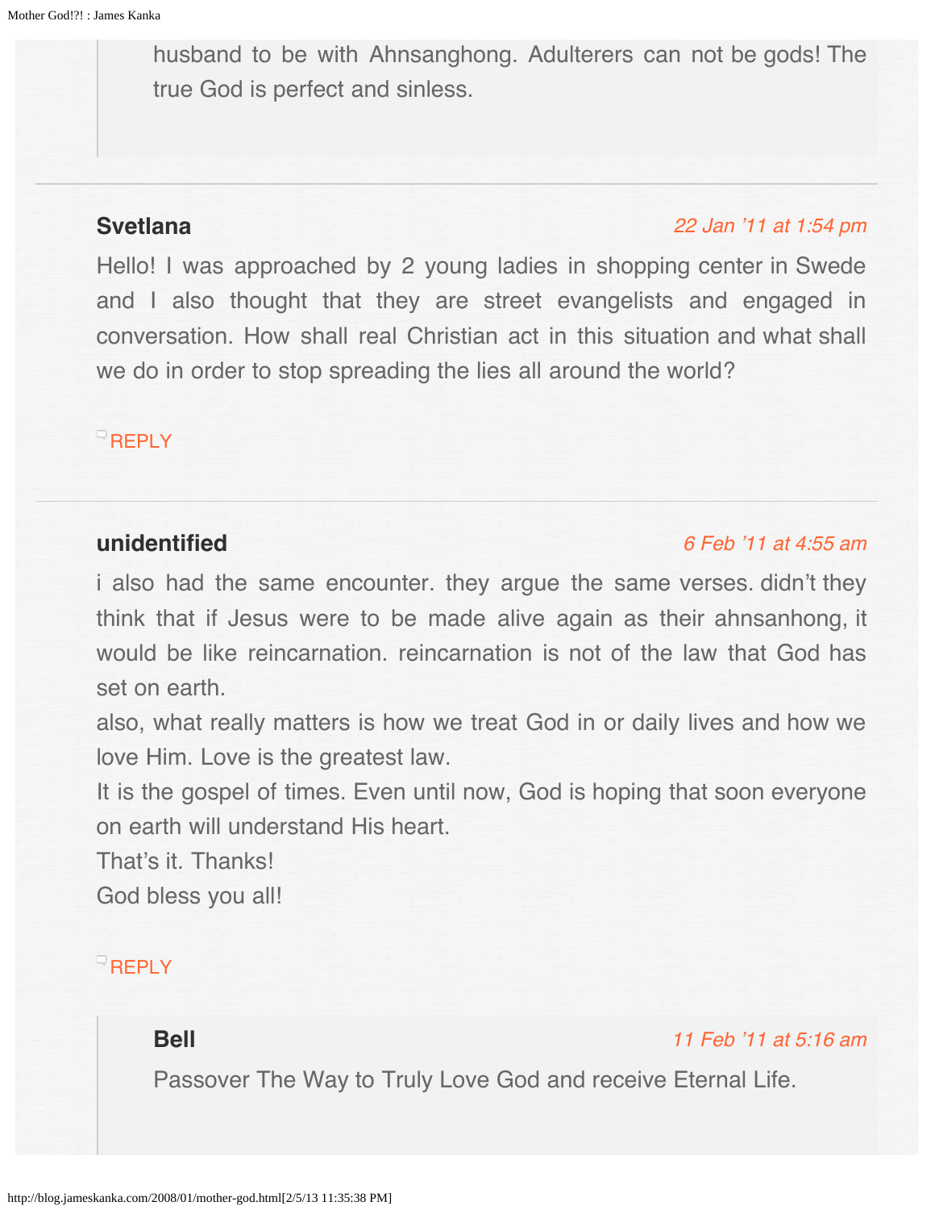> husband to be with Ahnsanghong. Adulterers can not be gods! The true God is perfect and sinless.

---

**Svetlana**

*22 Jan '11 at 1:54 pm*

Hello! I was approached by 2 young ladies in shopping center in Swede and I also thought that they are street evangelists and engaged in conversation. How shall real Christian act in this situation and what shall we do in order to stop spreading the lies all around the world?

REPLY

---

**unidentified**

*6 Feb '11 at 4:55 am*

i also had the same encounter. they argue the same verses. didn't they think that if Jesus were to be made alive again as their ahnsanhong, it would be like reincarnation. reincarnation is not of the law that God has set on earth.
also, what really matters is how we treat God in or daily lives and how we love Him. Love is the greatest law.
It is the gospel of times. Even until now, God is hoping that soon everyone on earth will understand His heart.
That's it. Thanks!
God bless you all!

REPLY

> **Bell**
>
> *11 Feb '11 at 5:16 am*
>
> Passover The Way to Truly Love God and receive Eternal Life.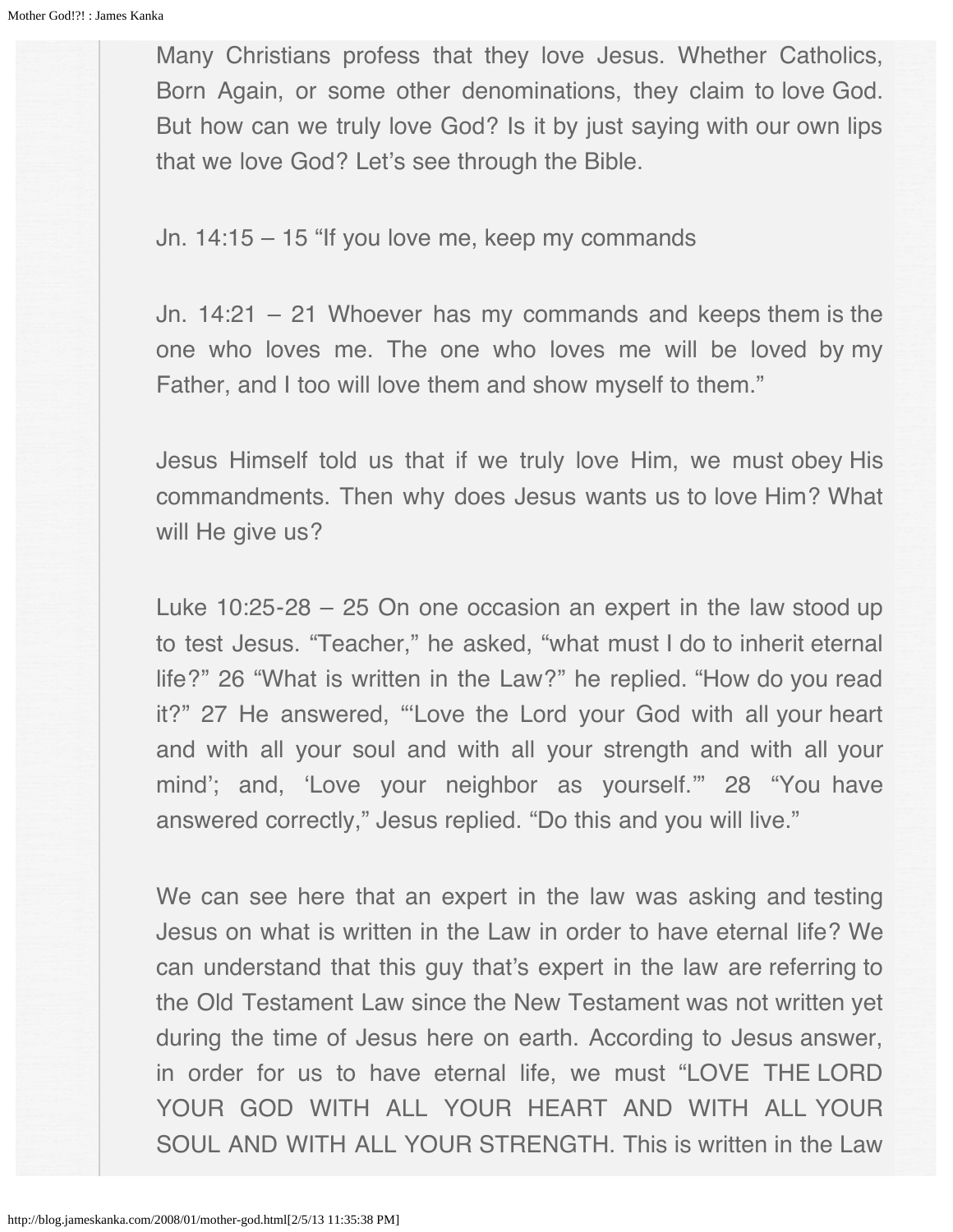Many Christians profess that they love Jesus. Whether Catholics, Born Again, or some other denominations, they claim to love God. But how can we truly love God? Is it by just saying with our own lips that we love God? Let's see through the Bible.

Jn. 14:15 – 15 "If you love me, keep my commands

Jn. 14:21 – 21 Whoever has my commands and keeps them is the one who loves me. The one who loves me will be loved by my Father, and I too will love them and show myself to them."

Jesus Himself told us that if we truly love Him, we must obey His commandments. Then why does Jesus wants us to love Him? What will He give us?

Luke 10:25-28 – 25 On one occasion an expert in the law stood up to test Jesus. "Teacher," he asked, "what must I do to inherit eternal life?" 26 "What is written in the Law?" he replied. "How do you read it?" 27 He answered, "'Love the Lord your God with all your heart and with all your soul and with all your strength and with all your mind'; and, 'Love your neighbor as yourself.'" 28 "You have answered correctly," Jesus replied. "Do this and you will live."

We can see here that an expert in the law was asking and testing Jesus on what is written in the Law in order to have eternal life? We can understand that this guy that's expert in the law are referring to the Old Testament Law since the New Testament was not written yet during the time of Jesus here on earth. According to Jesus answer, in order for us to have eternal life, we must "LOVE THE LORD YOUR GOD WITH ALL YOUR HEART AND WITH ALL YOUR SOUL AND WITH ALL YOUR STRENGTH. This is written in the Law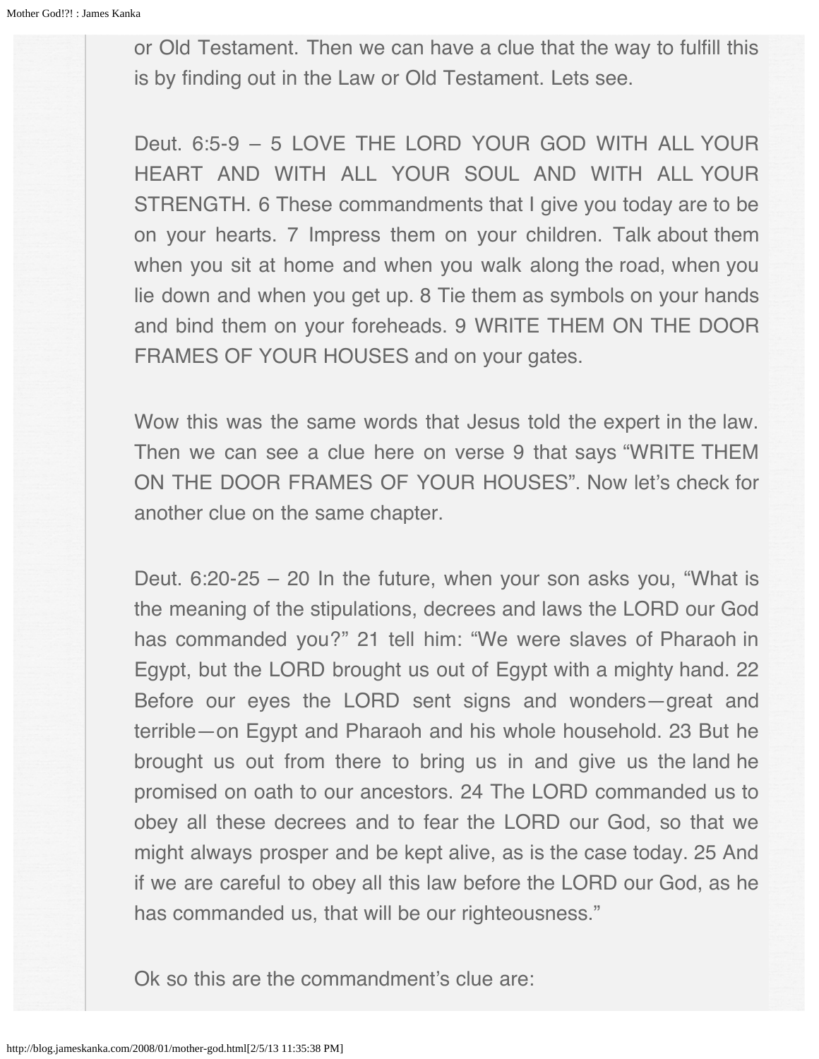or Old Testament. Then we can have a clue that the way to fulfill this is by finding out in the Law or Old Testament. Lets see.

Deut. 6:5-9 – 5 LOVE THE LORD YOUR GOD WITH ALL YOUR HEART AND WITH ALL YOUR SOUL AND WITH ALL YOUR STRENGTH. 6 These commandments that I give you today are to be on your hearts. 7 Impress them on your children. Talk about them when you sit at home and when you walk along the road, when you lie down and when you get up. 8 Tie them as symbols on your hands and bind them on your foreheads. 9 WRITE THEM ON THE DOOR FRAMES OF YOUR HOUSES and on your gates.

Wow this was the same words that Jesus told the expert in the law. Then we can see a clue here on verse 9 that says "WRITE THEM ON THE DOOR FRAMES OF YOUR HOUSES". Now let's check for another clue on the same chapter.

Deut. 6:20-25 – 20 In the future, when your son asks you, "What is the meaning of the stipulations, decrees and laws the LORD our God has commanded you?" 21 tell him: "We were slaves of Pharaoh in Egypt, but the LORD brought us out of Egypt with a mighty hand. 22 Before our eyes the LORD sent signs and wonders—great and terrible—on Egypt and Pharaoh and his whole household. 23 But he brought us out from there to bring us in and give us the land he promised on oath to our ancestors. 24 The LORD commanded us to obey all these decrees and to fear the LORD our God, so that we might always prosper and be kept alive, as is the case today. 25 And if we are careful to obey all this law before the LORD our God, as he has commanded us, that will be our righteousness."

Ok so this are the commandment's clue are: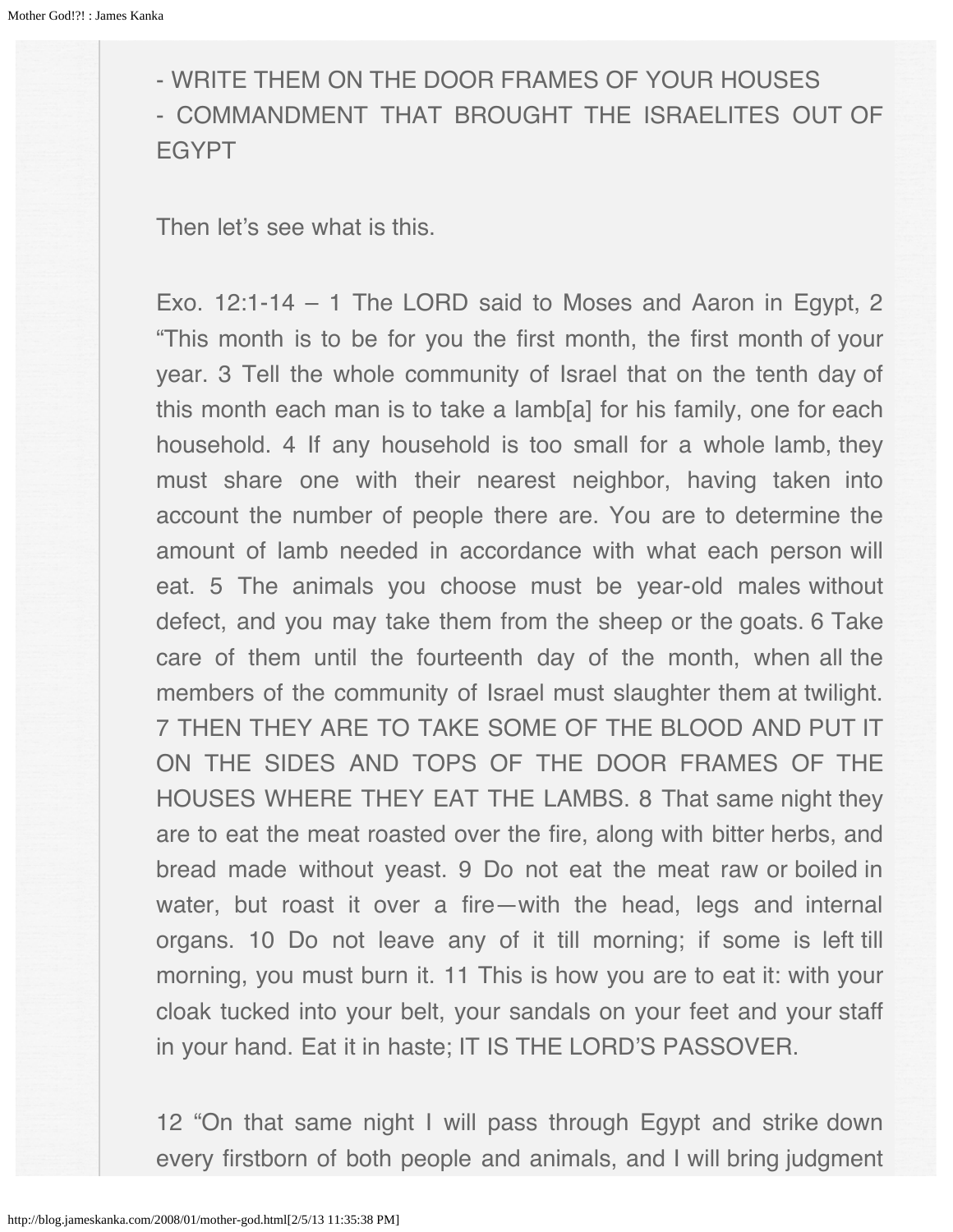- WRITE THEM ON THE DOOR FRAMES OF YOUR HOUSES
- COMMANDMENT THAT BROUGHT THE ISRAELITES OUT OF EGYPT

Then let's see what is this.

Exo. 12:1-14 – 1 The LORD said to Moses and Aaron in Egypt, 2 "This month is to be for you the first month, the first month of your year. 3 Tell the whole community of Israel that on the tenth day of this month each man is to take a lamb[a] for his family, one for each household. 4 If any household is too small for a whole lamb, they must share one with their nearest neighbor, having taken into account the number of people there are. You are to determine the amount of lamb needed in accordance with what each person will eat. 5 The animals you choose must be year-old males without defect, and you may take them from the sheep or the goats. 6 Take care of them until the fourteenth day of the month, when all the members of the community of Israel must slaughter them at twilight. 7 THEN THEY ARE TO TAKE SOME OF THE BLOOD AND PUT IT ON THE SIDES AND TOPS OF THE DOOR FRAMES OF THE HOUSES WHERE THEY EAT THE LAMBS. 8 That same night they are to eat the meat roasted over the fire, along with bitter herbs, and bread made without yeast. 9 Do not eat the meat raw or boiled in water, but roast it over a fire—with the head, legs and internal organs. 10 Do not leave any of it till morning; if some is left till morning, you must burn it. 11 This is how you are to eat it: with your cloak tucked into your belt, your sandals on your feet and your staff in your hand. Eat it in haste; IT IS THE LORD'S PASSOVER.

12 "On that same night I will pass through Egypt and strike down every firstborn of both people and animals, and I will bring judgment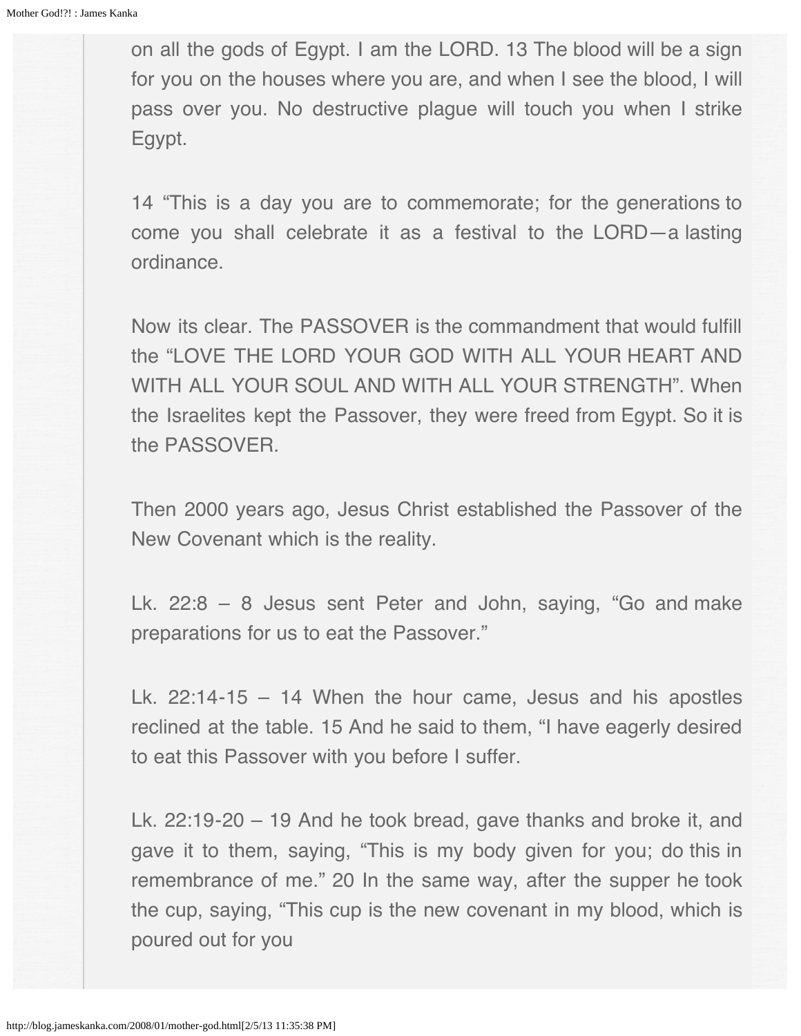on all the gods of Egypt. I am the LORD. 13 The blood will be a sign for you on the houses where you are, and when I see the blood, I will pass over you. No destructive plague will touch you when I strike Egypt.

14 "This is a day you are to commemorate; for the generations to come you shall celebrate it as a festival to the LORD—a lasting ordinance.

Now its clear. The PASSOVER is the commandment that would fulfill the "LOVE THE LORD YOUR GOD WITH ALL YOUR HEART AND WITH ALL YOUR SOUL AND WITH ALL YOUR STRENGTH". When the Israelites kept the Passover, they were freed from Egypt. So it is the PASSOVER.

Then 2000 years ago, Jesus Christ established the Passover of the New Covenant which is the reality.

Lk. 22:8 – 8 Jesus sent Peter and John, saying, "Go and make preparations for us to eat the Passover."

Lk. 22:14-15 – 14 When the hour came, Jesus and his apostles reclined at the table. 15 And he said to them, "I have eagerly desired to eat this Passover with you before I suffer.

Lk. 22:19-20 – 19 And he took bread, gave thanks and broke it, and gave it to them, saying, "This is my body given for you; do this in remembrance of me." 20 In the same way, after the supper he took the cup, saying, "This cup is the new covenant in my blood, which is poured out for you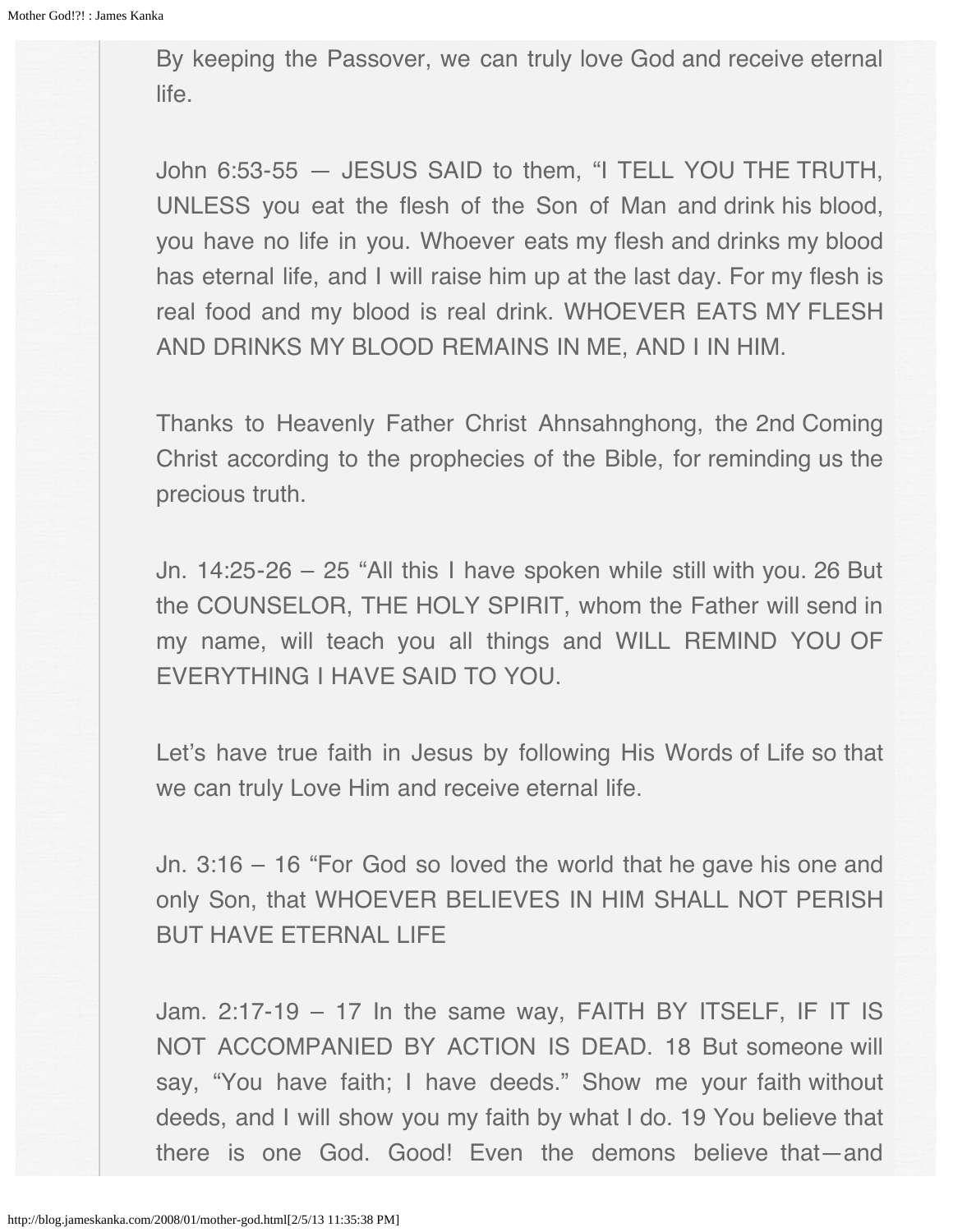By keeping the Passover, we can truly love God and receive eternal life.

John 6:53-55 — JESUS SAID to them, "I TELL YOU THE TRUTH, UNLESS you eat the flesh of the Son of Man and drink his blood, you have no life in you. Whoever eats my flesh and drinks my blood has eternal life, and I will raise him up at the last day. For my flesh is real food and my blood is real drink. WHOEVER EATS MY FLESH AND DRINKS MY BLOOD REMAINS IN ME, AND I IN HIM.

Thanks to Heavenly Father Christ Ahnsahnghong, the 2nd Coming Christ according to the prophecies of the Bible, for reminding us the precious truth.

Jn. 14:25-26 – 25 "All this I have spoken while still with you. 26 But the COUNSELOR, THE HOLY SPIRIT, whom the Father will send in my name, will teach you all things and WILL REMIND YOU OF EVERYTHING I HAVE SAID TO YOU.

Let's have true faith in Jesus by following His Words of Life so that we can truly Love Him and receive eternal life.

Jn. 3:16 – 16 "For God so loved the world that he gave his one and only Son, that WHOEVER BELIEVES IN HIM SHALL NOT PERISH BUT HAVE ETERNAL LIFE

Jam. 2:17-19 – 17 In the same way, FAITH BY ITSELF, IF IT IS NOT ACCOMPANIED BY ACTION IS DEAD. 18 But someone will say, "You have faith; I have deeds." Show me your faith without deeds, and I will show you my faith by what I do. 19 You believe that there is one God. Good! Even the demons believe that—and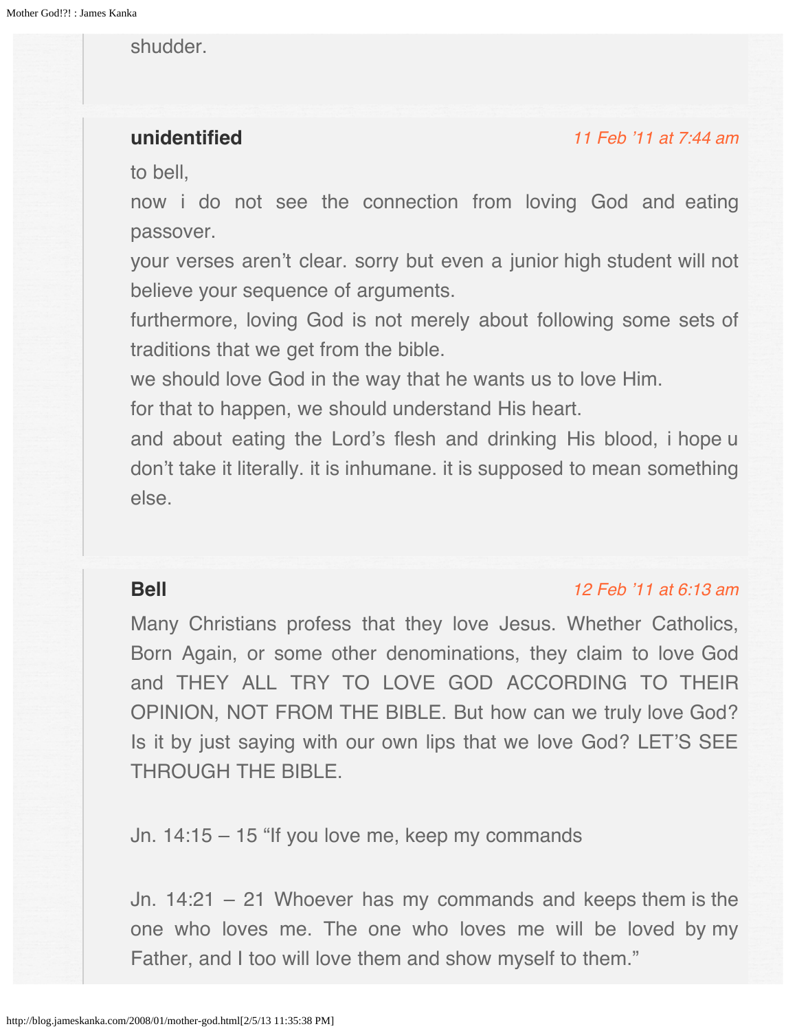shudder.

**unidentified** *11 Feb '11 at 7:44 am*

to bell,
now i do not see the connection from loving God and eating passover.
your verses aren't clear. sorry but even a junior high student will not believe your sequence of arguments.
furthermore, loving God is not merely about following some sets of traditions that we get from the bible.
we should love God in the way that he wants us to love Him.
for that to happen, we should understand His heart.
and about eating the Lord's flesh and drinking His blood, i hope u don't take it literally. it is inhumane. it is supposed to mean something else.

**Bell** *12 Feb '11 at 6:13 am*

Many Christians profess that they love Jesus. Whether Catholics, Born Again, or some other denominations, they claim to love God and THEY ALL TRY TO LOVE GOD ACCORDING TO THEIR OPINION, NOT FROM THE BIBLE. But how can we truly love God? Is it by just saying with our own lips that we love God? LET'S SEE THROUGH THE BIBLE.

Jn. 14:15 – 15 "If you love me, keep my commands

Jn. 14:21 – 21 Whoever has my commands and keeps them is the one who loves me. The one who loves me will be loved by my Father, and I too will love them and show myself to them."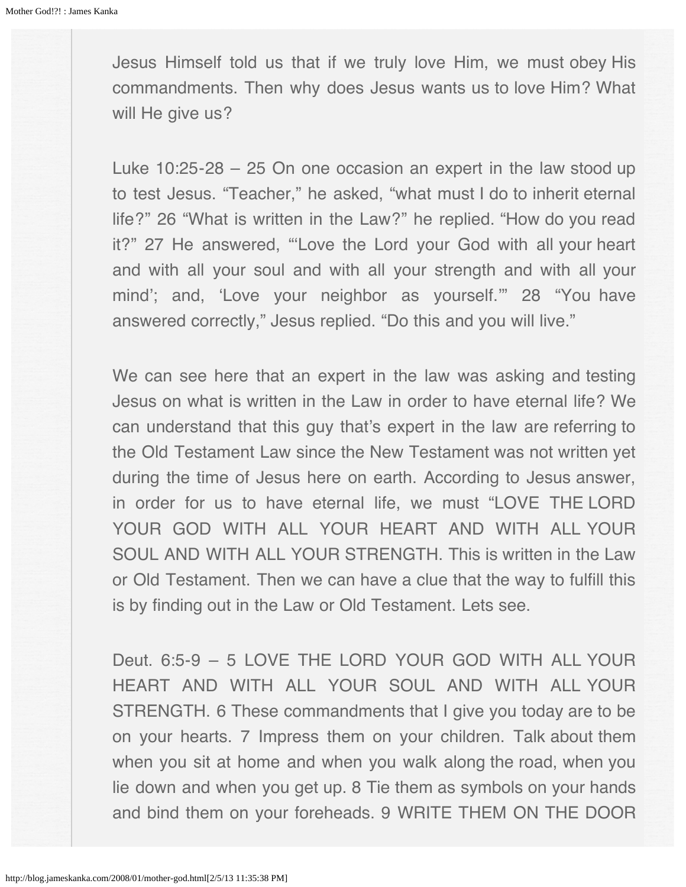Jesus Himself told us that if we truly love Him, we must obey His commandments. Then why does Jesus wants us to love Him? What will He give us?

Luke 10:25-28 – 25 On one occasion an expert in the law stood up to test Jesus. “Teacher,” he asked, “what must I do to inherit eternal life?” 26 “What is written in the Law?” he replied. “How do you read it?” 27 He answered, “‘Love the Lord your God with all your heart and with all your soul and with all your strength and with all your mind’; and, ‘Love your neighbor as yourself.’” 28 “You have answered correctly,” Jesus replied. “Do this and you will live.”

We can see here that an expert in the law was asking and testing Jesus on what is written in the Law in order to have eternal life? We can understand that this guy that’s expert in the law are referring to the Old Testament Law since the New Testament was not written yet during the time of Jesus here on earth. According to Jesus answer, in order for us to have eternal life, we must “LOVE THE LORD YOUR GOD WITH ALL YOUR HEART AND WITH ALL YOUR SOUL AND WITH ALL YOUR STRENGTH. This is written in the Law or Old Testament. Then we can have a clue that the way to fulfill this is by finding out in the Law or Old Testament. Lets see.

Deut. 6:5-9 – 5 LOVE THE LORD YOUR GOD WITH ALL YOUR HEART AND WITH ALL YOUR SOUL AND WITH ALL YOUR STRENGTH. 6 These commandments that I give you today are to be on your hearts. 7 Impress them on your children. Talk about them when you sit at home and when you walk along the road, when you lie down and when you get up. 8 Tie them as symbols on your hands and bind them on your foreheads. 9 WRITE THEM ON THE DOOR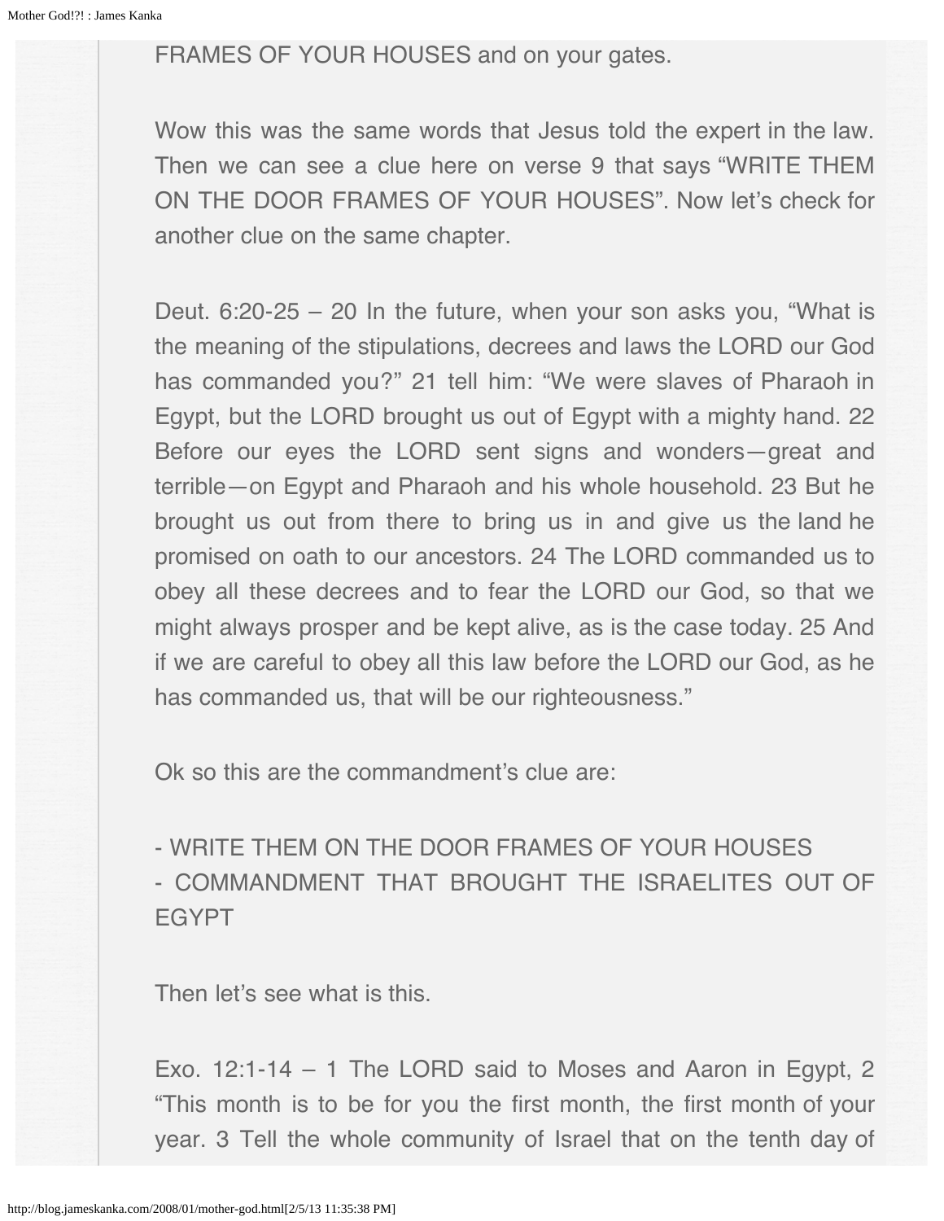FRAMES OF YOUR HOUSES and on your gates.

Wow this was the same words that Jesus told the expert in the law. Then we can see a clue here on verse 9 that says "WRITE THEM ON THE DOOR FRAMES OF YOUR HOUSES". Now let's check for another clue on the same chapter.

Deut. 6:20-25 – 20 In the future, when your son asks you, "What is the meaning of the stipulations, decrees and laws the LORD our God has commanded you?" 21 tell him: "We were slaves of Pharaoh in Egypt, but the LORD brought us out of Egypt with a mighty hand. 22 Before our eyes the LORD sent signs and wonders—great and terrible—on Egypt and Pharaoh and his whole household. 23 But he brought us out from there to bring us in and give us the land he promised on oath to our ancestors. 24 The LORD commanded us to obey all these decrees and to fear the LORD our God, so that we might always prosper and be kept alive, as is the case today. 25 And if we are careful to obey all this law before the LORD our God, as he has commanded us, that will be our righteousness."

Ok so this are the commandment's clue are:

- WRITE THEM ON THE DOOR FRAMES OF YOUR HOUSES
- COMMANDMENT THAT BROUGHT THE ISRAELITES OUT OF EGYPT

Then let's see what is this.

Exo. 12:1-14 – 1 The LORD said to Moses and Aaron in Egypt, 2 "This month is to be for you the first month, the first month of your year. 3 Tell the whole community of Israel that on the tenth day of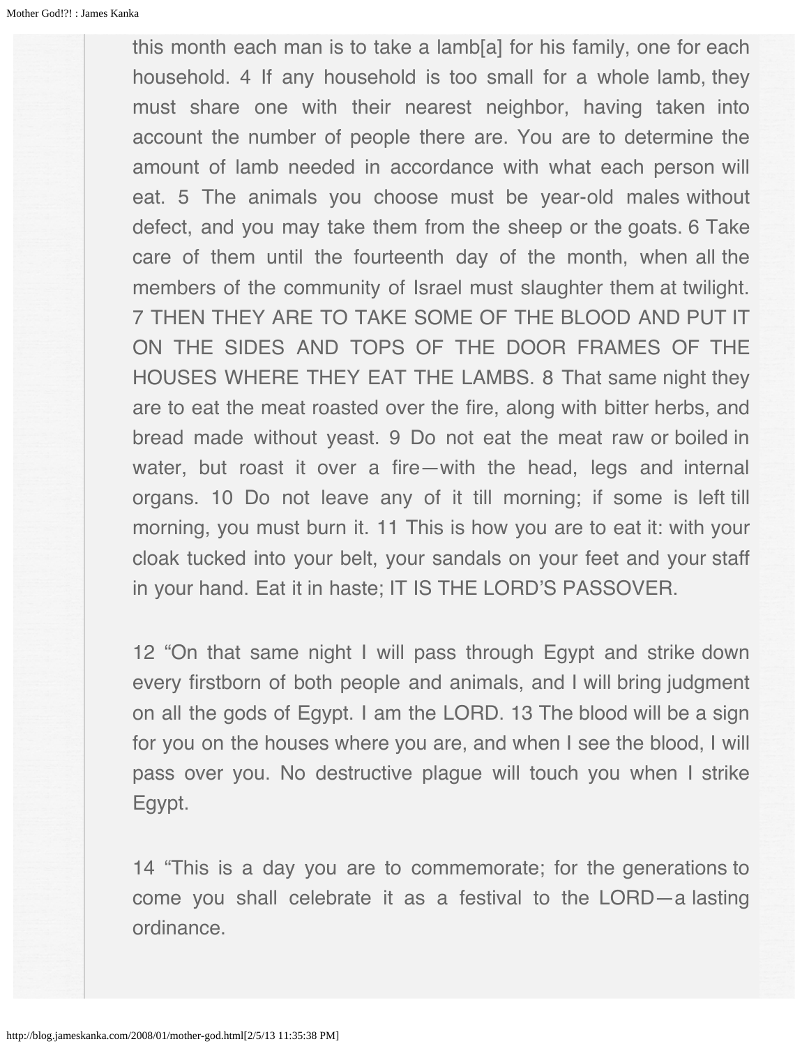this month each man is to take a lamb[a] for his family, one for each household. 4 If any household is too small for a whole lamb, they must share one with their nearest neighbor, having taken into account the number of people there are. You are to determine the amount of lamb needed in accordance with what each person will eat. 5 The animals you choose must be year-old males without defect, and you may take them from the sheep or the goats. 6 Take care of them until the fourteenth day of the month, when all the members of the community of Israel must slaughter them at twilight. 7 THEN THEY ARE TO TAKE SOME OF THE BLOOD AND PUT IT ON THE SIDES AND TOPS OF THE DOOR FRAMES OF THE HOUSES WHERE THEY EAT THE LAMBS. 8 That same night they are to eat the meat roasted over the fire, along with bitter herbs, and bread made without yeast. 9 Do not eat the meat raw or boiled in water, but roast it over a fire—with the head, legs and internal organs. 10 Do not leave any of it till morning; if some is left till morning, you must burn it. 11 This is how you are to eat it: with your cloak tucked into your belt, your sandals on your feet and your staff in your hand. Eat it in haste; IT IS THE LORD'S PASSOVER.

12 "On that same night I will pass through Egypt and strike down every firstborn of both people and animals, and I will bring judgment on all the gods of Egypt. I am the LORD. 13 The blood will be a sign for you on the houses where you are, and when I see the blood, I will pass over you. No destructive plague will touch you when I strike Egypt.

14 "This is a day you are to commemorate; for the generations to come you shall celebrate it as a festival to the LORD—a lasting ordinance.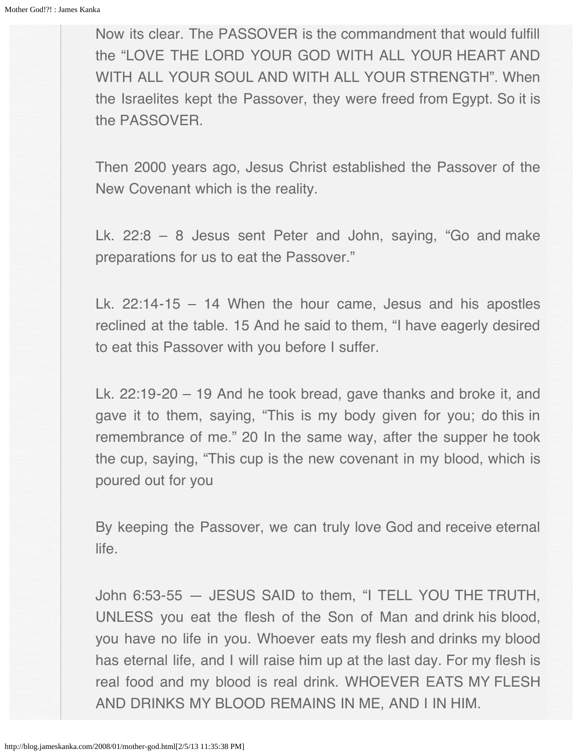Now its clear. The PASSOVER is the commandment that would fulfill the "LOVE THE LORD YOUR GOD WITH ALL YOUR HEART AND WITH ALL YOUR SOUL AND WITH ALL YOUR STRENGTH". When the Israelites kept the Passover, they were freed from Egypt. So it is the PASSOVER.

Then 2000 years ago, Jesus Christ established the Passover of the New Covenant which is the reality.

Lk. 22:8 – 8 Jesus sent Peter and John, saying, "Go and make preparations for us to eat the Passover."

Lk. 22:14-15 – 14 When the hour came, Jesus and his apostles reclined at the table. 15 And he said to them, "I have eagerly desired to eat this Passover with you before I suffer.

Lk. 22:19-20 – 19 And he took bread, gave thanks and broke it, and gave it to them, saying, "This is my body given for you; do this in remembrance of me." 20 In the same way, after the supper he took the cup, saying, "This cup is the new covenant in my blood, which is poured out for you

By keeping the Passover, we can truly love God and receive eternal life.

John 6:53-55 — JESUS SAID to them, "I TELL YOU THE TRUTH, UNLESS you eat the flesh of the Son of Man and drink his blood, you have no life in you. Whoever eats my flesh and drinks my blood has eternal life, and I will raise him up at the last day. For my flesh is real food and my blood is real drink. WHOEVER EATS MY FLESH AND DRINKS MY BLOOD REMAINS IN ME, AND I IN HIM.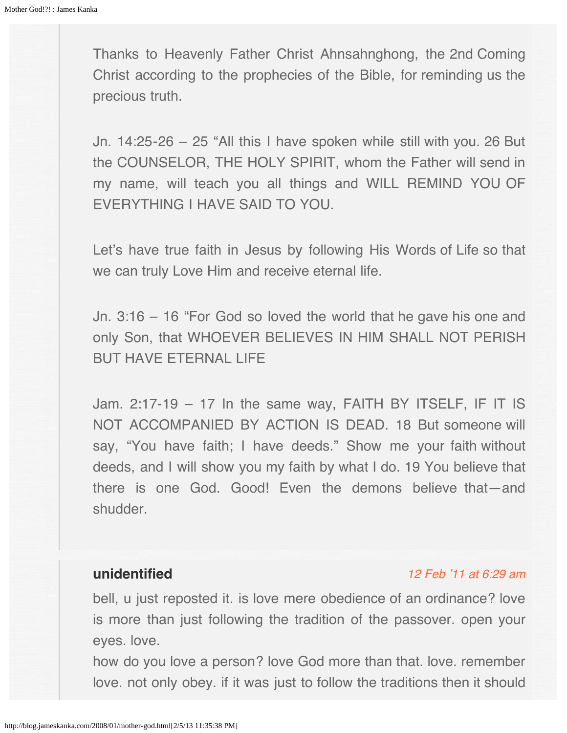Thanks to Heavenly Father Christ Ahnsahnghong, the 2nd Coming Christ according to the prophecies of the Bible, for reminding us the precious truth.

Jn. 14:25-26 – 25 "All this I have spoken while still with you. 26 But the COUNSELOR, THE HOLY SPIRIT, whom the Father will send in my name, will teach you all things and WILL REMIND YOU OF EVERYTHING I HAVE SAID TO YOU.

Let's have true faith in Jesus by following His Words of Life so that we can truly Love Him and receive eternal life.

Jn. 3:16 – 16 "For God so loved the world that he gave his one and only Son, that WHOEVER BELIEVES IN HIM SHALL NOT PERISH BUT HAVE ETERNAL LIFE

Jam. 2:17-19 – 17 In the same way, FAITH BY ITSELF, IF IT IS NOT ACCOMPANIED BY ACTION IS DEAD. 18 But someone will say, "You have faith; I have deeds." Show me your faith without deeds, and I will show you my faith by what I do. 19 You believe that there is one God. Good! Even the demons believe that—and shudder.

**unidentified** *12 Feb '11 at 6:29 am*

bell, u just reposted it. is love mere obedience of an ordinance? love is more than just following the tradition of the passover. open your eyes. love.
how do you love a person? love God more than that. love. remember love. not only obey. if it was just to follow the traditions then it should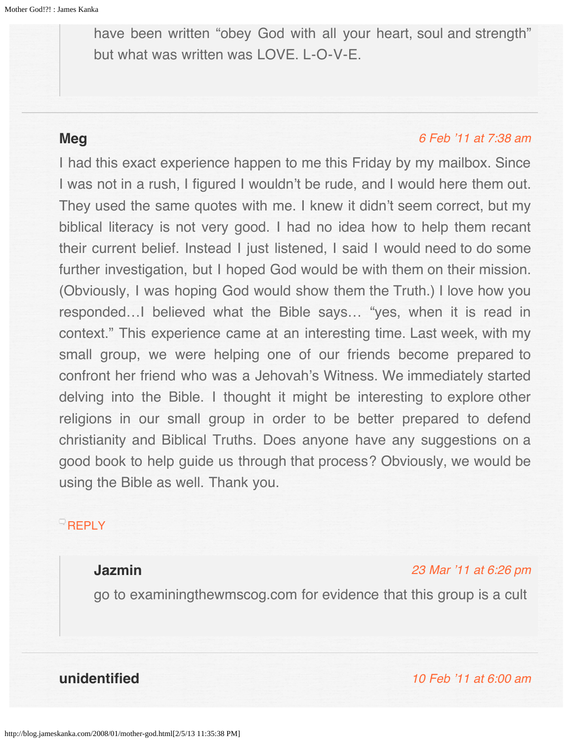> have been written "obey God with all your heart, soul and strength" but what was written was LOVE. L-O-V-E.

---

**Meg**

*6 Feb '11 at 7:38 am*

I had this exact experience happen to me this Friday by my mailbox. Since I was not in a rush, I figured I wouldn't be rude, and I would here them out. They used the same quotes with me. I knew it didn't seem correct, but my biblical literacy is not very good. I had no idea how to help them recant their current belief. Instead I just listened, I said I would need to do some further investigation, but I hoped God would be with them on their mission. (Obviously, I was hoping God would show them the Truth.) I love how you responded…I believed what the Bible says… "yes, when it is read in context." This experience came at an interesting time. Last week, with my small group, we were helping one of our friends become prepared to confront her friend who was a Jehovah's Witness. We immediately started delving into the Bible. I thought it might be interesting to explore other religions in our small group in order to be better prepared to defend christianity and Biblical Truths. Does anyone have any suggestions on a good book to help guide us through that process? Obviously, we would be using the Bible as well. Thank you.

REPLY

> **Jazmin**
>
> *23 Mar '11 at 6:26 pm*
>
> go to examiningthewmscog.com for evidence that this group is a cult

---

**unidentified**

*10 Feb '11 at 6:00 am*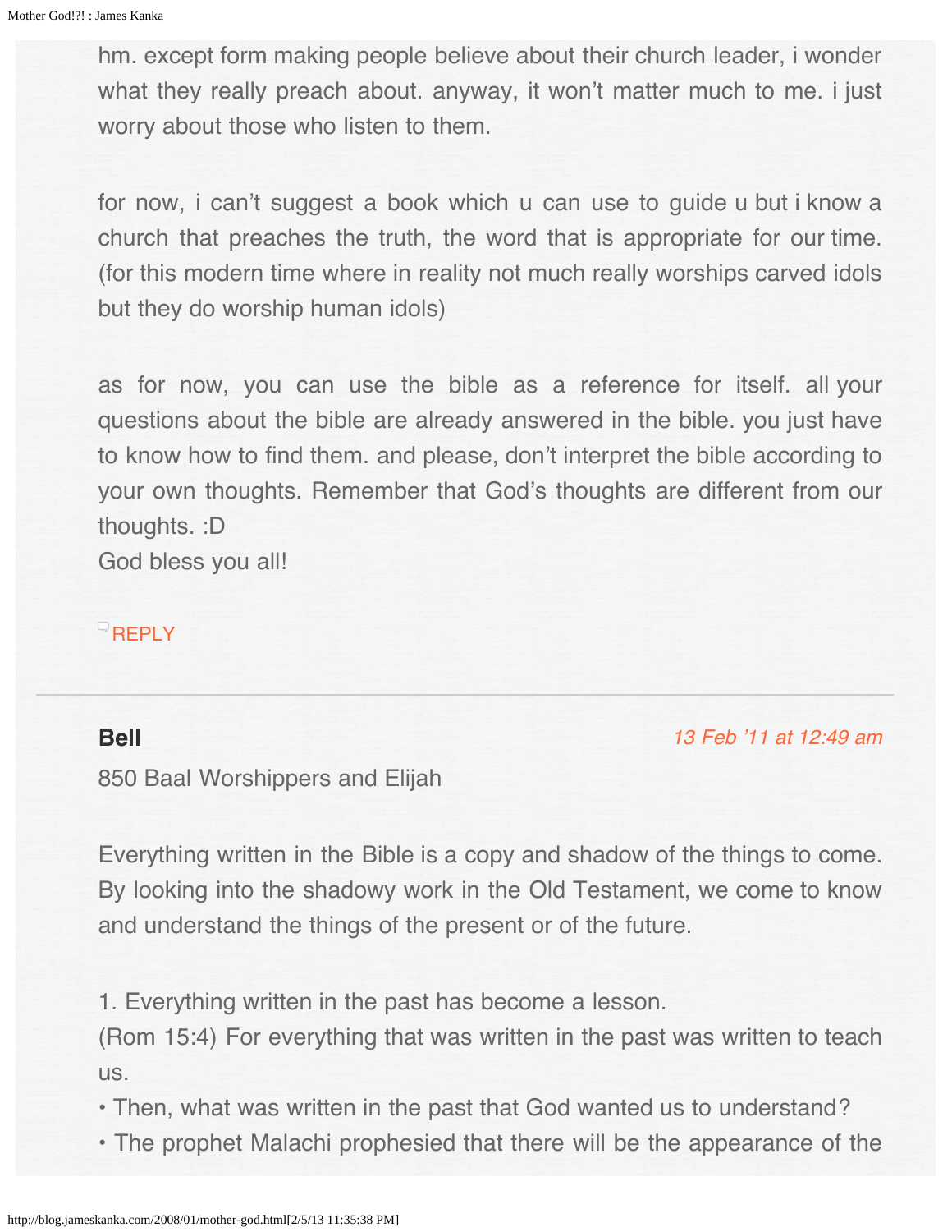hm. except form making people believe about their church leader, i wonder what they really preach about. anyway, it won't matter much to me. i just worry about those who listen to them.

for now, i can't suggest a book which u can use to guide u but i know a church that preaches the truth, the word that is appropriate for our time. (for this modern time where in reality not much really worships carved idols but they do worship human idols)

as for now, you can use the bible as a reference for itself. all your questions about the bible are already answered in the bible. you just have to know how to find them. and please, don't interpret the bible according to your own thoughts. Remember that God's thoughts are different from our thoughts. :D
God bless you all!

REPLY

---

**Bell** 13 Feb '11 at 12:49 am

850 Baal Worshippers and Elijah

Everything written in the Bible is a copy and shadow of the things to come. By looking into the shadowy work in the Old Testament, we come to know and understand the things of the present or of the future.

1. Everything written in the past has become a lesson.
(Rom 15:4) For everything that was written in the past was written to teach us.
• Then, what was written in the past that God wanted us to understand?
• The prophet Malachi prophesied that there will be the appearance of the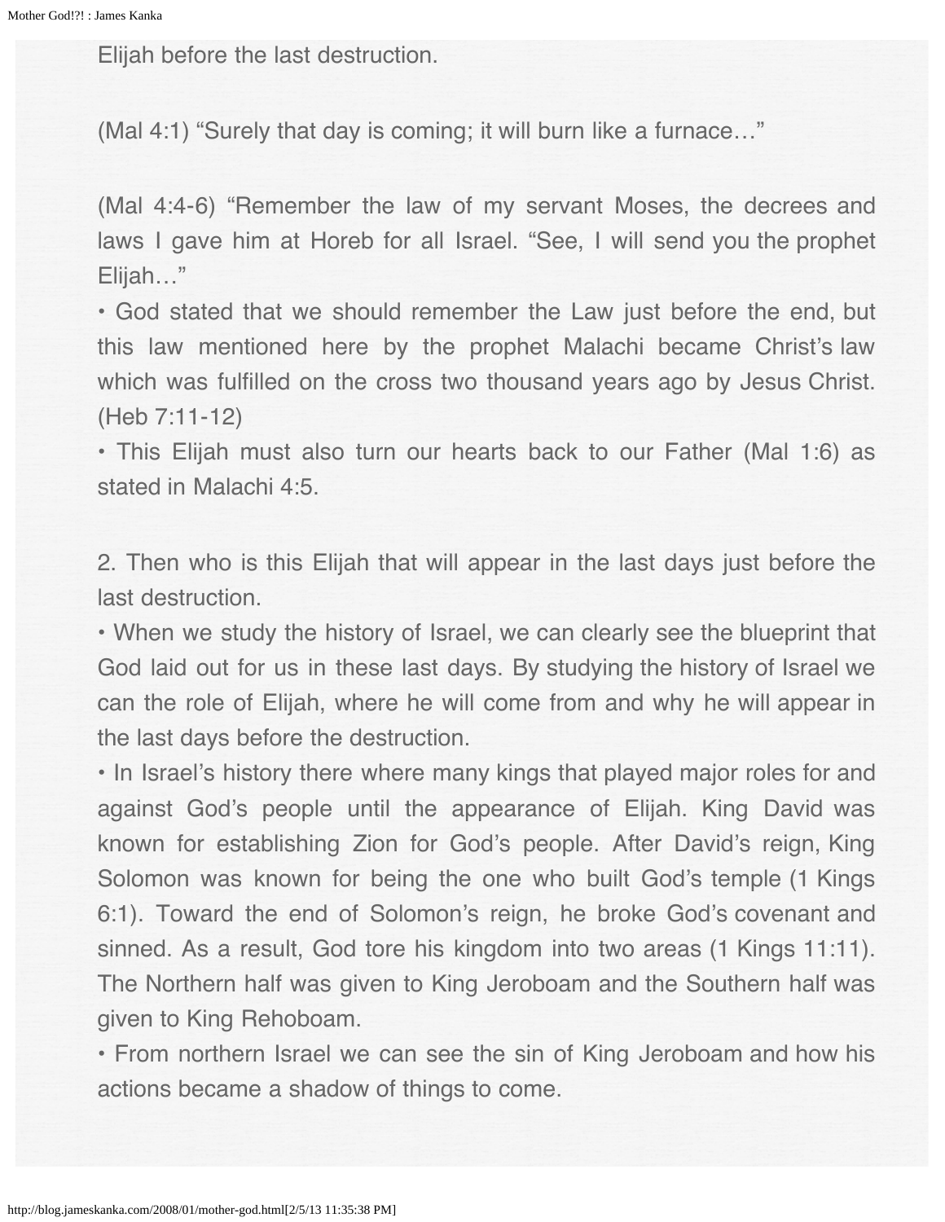Elijah before the last destruction.

(Mal 4:1) "Surely that day is coming; it will burn like a furnace…"

(Mal 4:4-6) "Remember the law of my servant Moses, the decrees and laws I gave him at Horeb for all Israel. "See, I will send you the prophet Elijah…"

• God stated that we should remember the Law just before the end, but this law mentioned here by the prophet Malachi became Christ's law which was fulfilled on the cross two thousand years ago by Jesus Christ. (Heb 7:11-12)

• This Elijah must also turn our hearts back to our Father (Mal 1:6) as stated in Malachi 4:5.

2. Then who is this Elijah that will appear in the last days just before the last destruction.

• When we study the history of Israel, we can clearly see the blueprint that God laid out for us in these last days. By studying the history of Israel we can the role of Elijah, where he will come from and why he will appear in the last days before the destruction.

• In Israel's history there where many kings that played major roles for and against God's people until the appearance of Elijah. King David was known for establishing Zion for God's people. After David's reign, King Solomon was known for being the one who built God's temple (1 Kings 6:1). Toward the end of Solomon's reign, he broke God's covenant and sinned. As a result, God tore his kingdom into two areas (1 Kings 11:11). The Northern half was given to King Jeroboam and the Southern half was given to King Rehoboam.

• From northern Israel we can see the sin of King Jeroboam and how his actions became a shadow of things to come.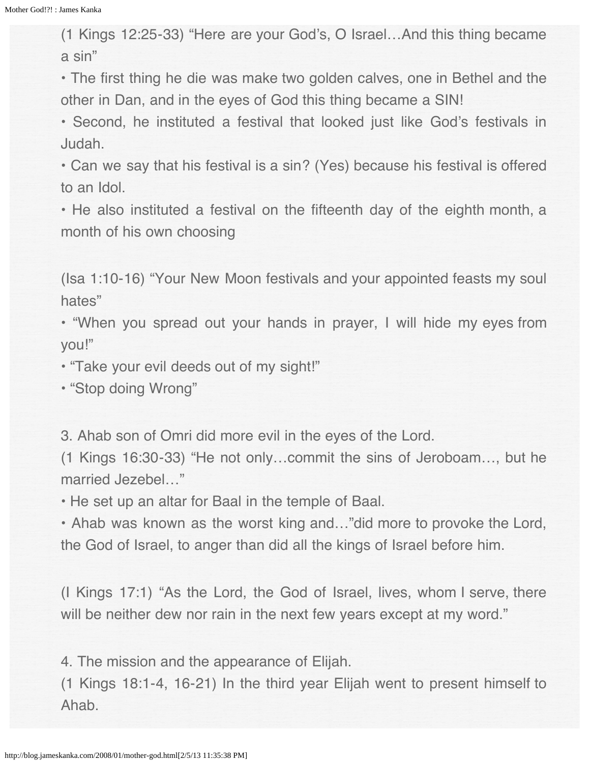(1 Kings 12:25-33) "Here are your God's, O Israel…And this thing became a sin"

• The first thing he die was make two golden calves, one in Bethel and the other in Dan, and in the eyes of God this thing became a SIN!

• Second, he instituted a festival that looked just like God's festivals in Judah.

• Can we say that his festival is a sin? (Yes) because his festival is offered to an Idol.

• He also instituted a festival on the fifteenth day of the eighth month, a month of his own choosing

(Isa 1:10-16) "Your New Moon festivals and your appointed feasts my soul hates"

• "When you spread out your hands in prayer, I will hide my eyes from you!"

• "Take your evil deeds out of my sight!"

• "Stop doing Wrong"

3. Ahab son of Omri did more evil in the eyes of the Lord.

(1 Kings 16:30-33) "He not only…commit the sins of Jeroboam…, but he married Jezebel…"

• He set up an altar for Baal in the temple of Baal.

• Ahab was known as the worst king and…"did more to provoke the Lord, the God of Israel, to anger than did all the kings of Israel before him.

(I Kings 17:1) "As the Lord, the God of Israel, lives, whom I serve, there will be neither dew nor rain in the next few years except at my word."

4. The mission and the appearance of Elijah.

(1 Kings 18:1-4, 16-21) In the third year Elijah went to present himself to Ahab.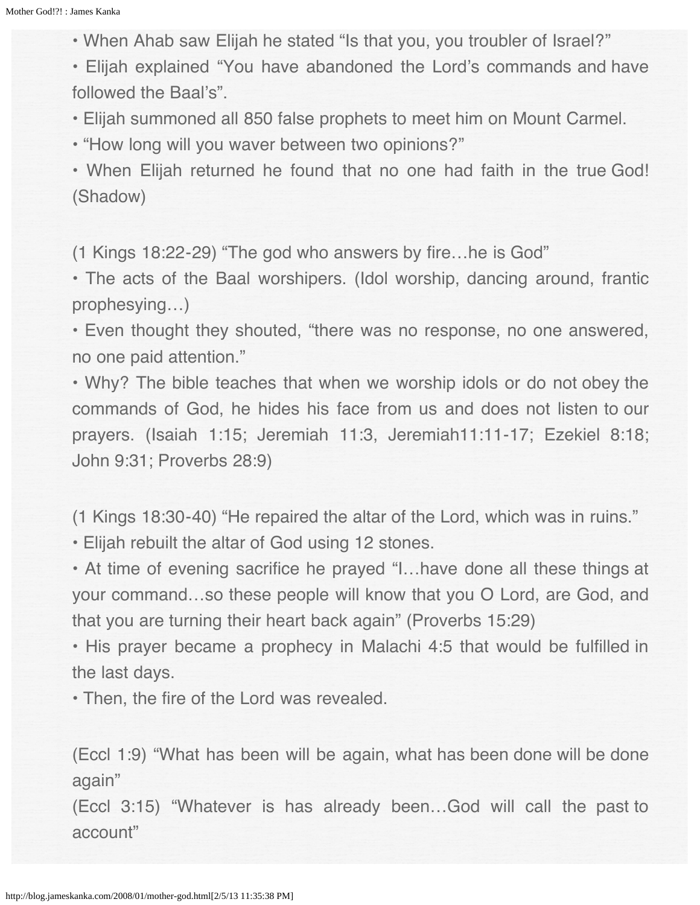- When Ahab saw Elijah he stated “Is that you, you troubler of Israel?”
- Elijah explained “You have abandoned the Lord’s commands and have followed the Baal’s”.
- Elijah summoned all 850 false prophets to meet him on Mount Carmel.
- “How long will you waver between two opinions?”
- When Elijah returned he found that no one had faith in the true God! (Shadow)

(1 Kings 18:22-29) “The god who answers by fire…he is God”

- The acts of the Baal worshipers. (Idol worship, dancing around, frantic prophesying…)
- Even thought they shouted, “there was no response, no one answered, no one paid attention.”
- Why? The bible teaches that when we worship idols or do not obey the commands of God, he hides his face from us and does not listen to our prayers. (Isaiah 1:15; Jeremiah 11:3, Jeremiah11:11-17; Ezekiel 8:18; John 9:31; Proverbs 28:9)

(1 Kings 18:30-40) “He repaired the altar of the Lord, which was in ruins.”

- Elijah rebuilt the altar of God using 12 stones.
- At time of evening sacrifice he prayed “I…have done all these things at your command…so these people will know that you O Lord, are God, and that you are turning their heart back again” (Proverbs 15:29)
- His prayer became a prophecy in Malachi 4:5 that would be fulfilled in the last days.
- Then, the fire of the Lord was revealed.

(Eccl 1:9) “What has been will be again, what has been done will be done again”

(Eccl 3:15) “Whatever is has already been…God will call the past to account”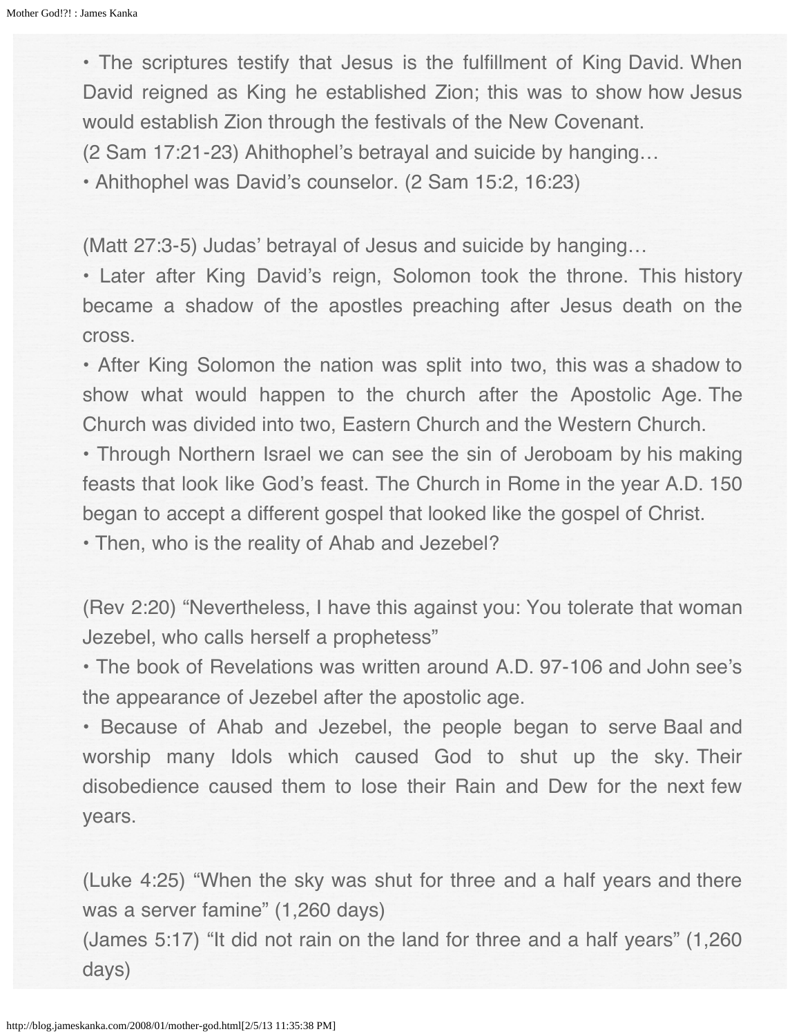• The scriptures testify that Jesus is the fulfillment of King David. When David reigned as King he established Zion; this was to show how Jesus would establish Zion through the festivals of the New Covenant.

(2 Sam 17:21-23) Ahithophel's betrayal and suicide by hanging…

• Ahithophel was David's counselor. (2 Sam 15:2, 16:23)

(Matt 27:3-5) Judas' betrayal of Jesus and suicide by hanging…

• Later after King David's reign, Solomon took the throne. This history became a shadow of the apostles preaching after Jesus death on the cross.

• After King Solomon the nation was split into two, this was a shadow to show what would happen to the church after the Apostolic Age. The Church was divided into two, Eastern Church and the Western Church.

• Through Northern Israel we can see the sin of Jeroboam by his making feasts that look like God's feast. The Church in Rome in the year A.D. 150 began to accept a different gospel that looked like the gospel of Christ.

• Then, who is the reality of Ahab and Jezebel?

(Rev 2:20) "Nevertheless, I have this against you: You tolerate that woman Jezebel, who calls herself a prophetess"

• The book of Revelations was written around A.D. 97-106 and John see's the appearance of Jezebel after the apostolic age.

• Because of Ahab and Jezebel, the people began to serve Baal and worship many Idols which caused God to shut up the sky. Their disobedience caused them to lose their Rain and Dew for the next few years.

(Luke 4:25) "When the sky was shut for three and a half years and there was a server famine" (1,260 days)

(James 5:17) "It did not rain on the land for three and a half years" (1,260 days)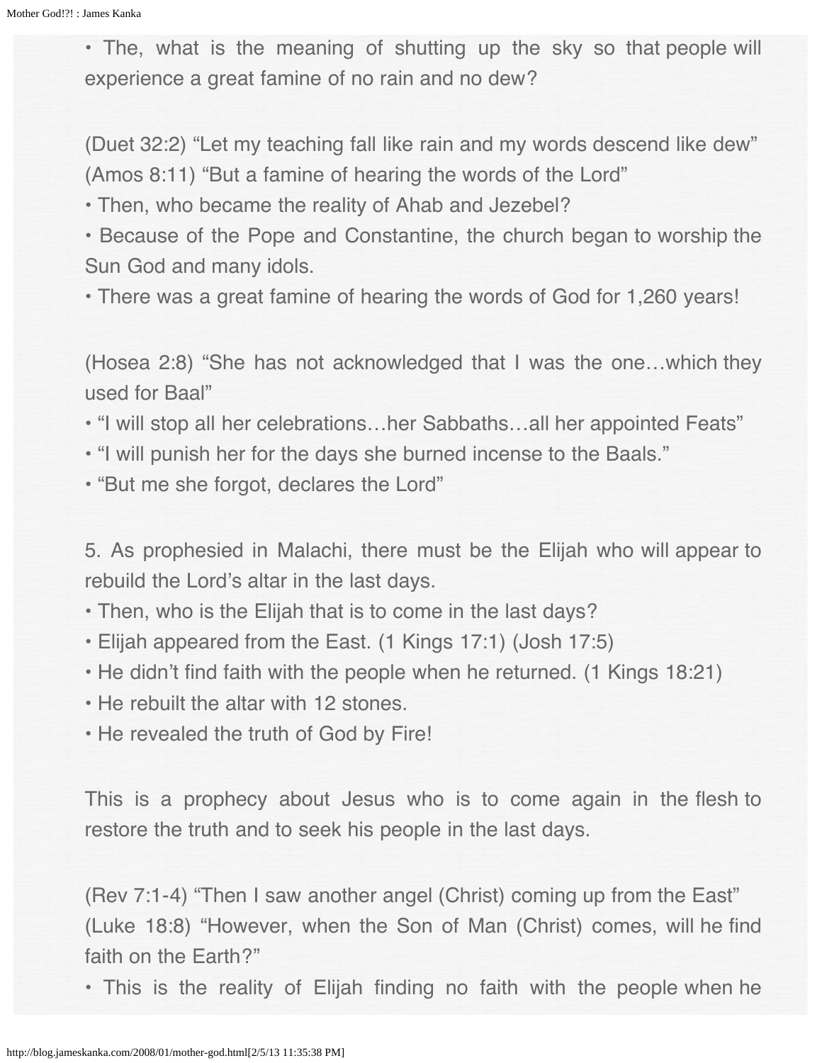• The, what is the meaning of shutting up the sky so that people will experience a great famine of no rain and no dew?

(Duet 32:2) “Let my teaching fall like rain and my words descend like dew”
(Amos 8:11) “But a famine of hearing the words of the Lord”
• Then, who became the reality of Ahab and Jezebel?
• Because of the Pope and Constantine, the church began to worship the Sun God and many idols.
• There was a great famine of hearing the words of God for 1,260 years!

(Hosea 2:8) “She has not acknowledged that I was the one…which they used for Baal”
• “I will stop all her celebrations…her Sabbaths…all her appointed Feats”
• “I will punish her for the days she burned incense to the Baals.”
• “But me she forgot, declares the Lord”

5. As prophesied in Malachi, there must be the Elijah who will appear to rebuild the Lord’s altar in the last days.
• Then, who is the Elijah that is to come in the last days?
• Elijah appeared from the East. (1 Kings 17:1) (Josh 17:5)
• He didn’t find faith with the people when he returned. (1 Kings 18:21)
• He rebuilt the altar with 12 stones.
• He revealed the truth of God by Fire!

This is a prophecy about Jesus who is to come again in the flesh to restore the truth and to seek his people in the last days.

(Rev 7:1-4) “Then I saw another angel (Christ) coming up from the East”
(Luke 18:8) “However, when the Son of Man (Christ) comes, will he find faith on the Earth?”
• This is the reality of Elijah finding no faith with the people when he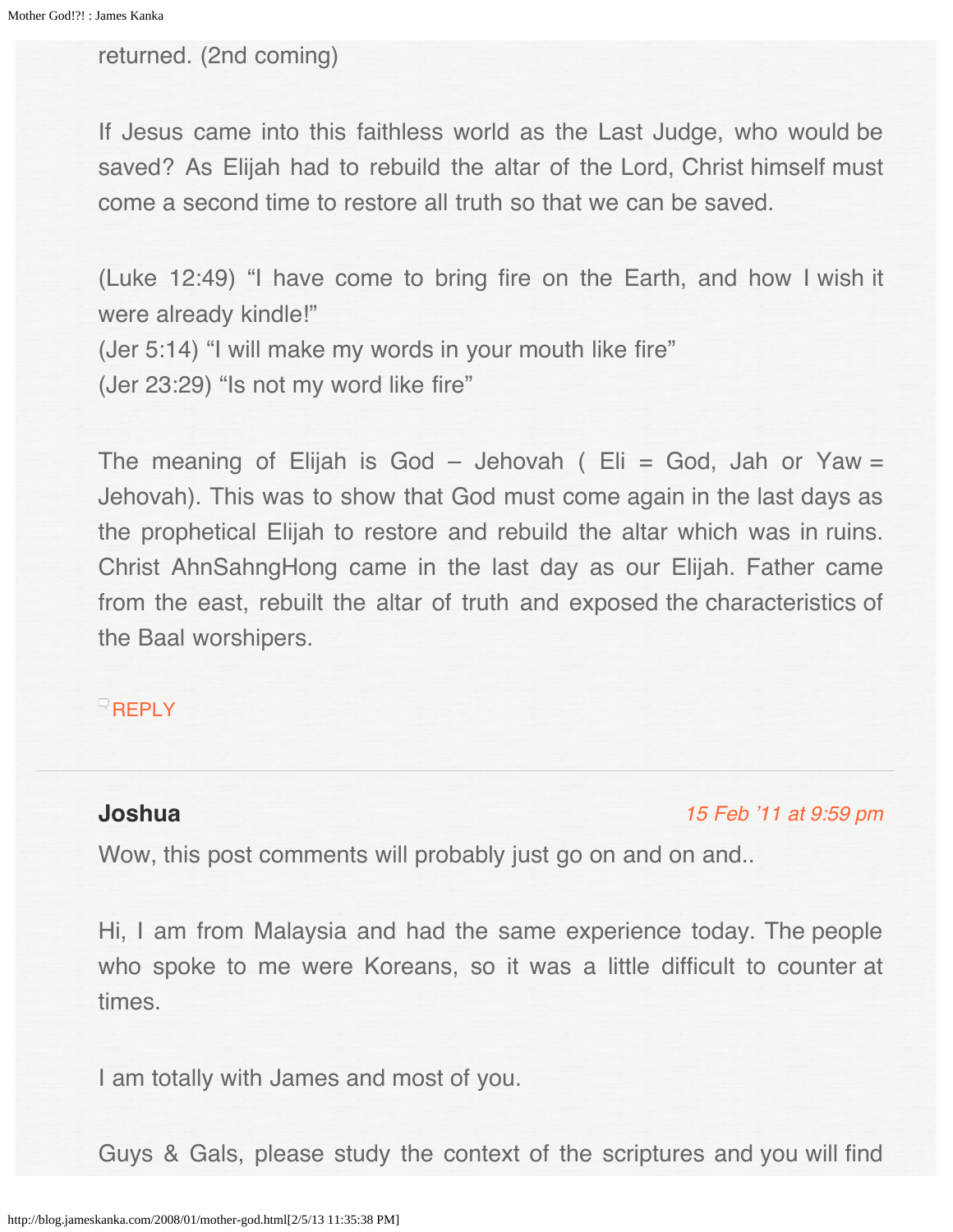returned. (2nd coming)

If Jesus came into this faithless world as the Last Judge, who would be saved? As Elijah had to rebuild the altar of the Lord, Christ himself must come a second time to restore all truth so that we can be saved.

(Luke 12:49) "I have come to bring fire on the Earth, and how I wish it were already kindle!"
(Jer 5:14) "I will make my words in your mouth like fire"
(Jer 23:29) "Is not my word like fire"

The meaning of Elijah is God – Jehovah ( Eli = God, Jah or Yaw = Jehovah). This was to show that God must come again in the last days as the prophetical Elijah to restore and rebuild the altar which was in ruins. Christ AhnSahngHong came in the last day as our Elijah. Father came from the east, rebuilt the altar of truth and exposed the characteristics of the Baal worshipers.

REPLY

---

**Joshua** *15 Feb '11 at 9:59 pm*

Wow, this post comments will probably just go on and on and..

Hi, I am from Malaysia and had the same experience today. The people who spoke to me were Koreans, so it was a little difficult to counter at times.

I am totally with James and most of you.

Guys & Gals, please study the context of the scriptures and you will find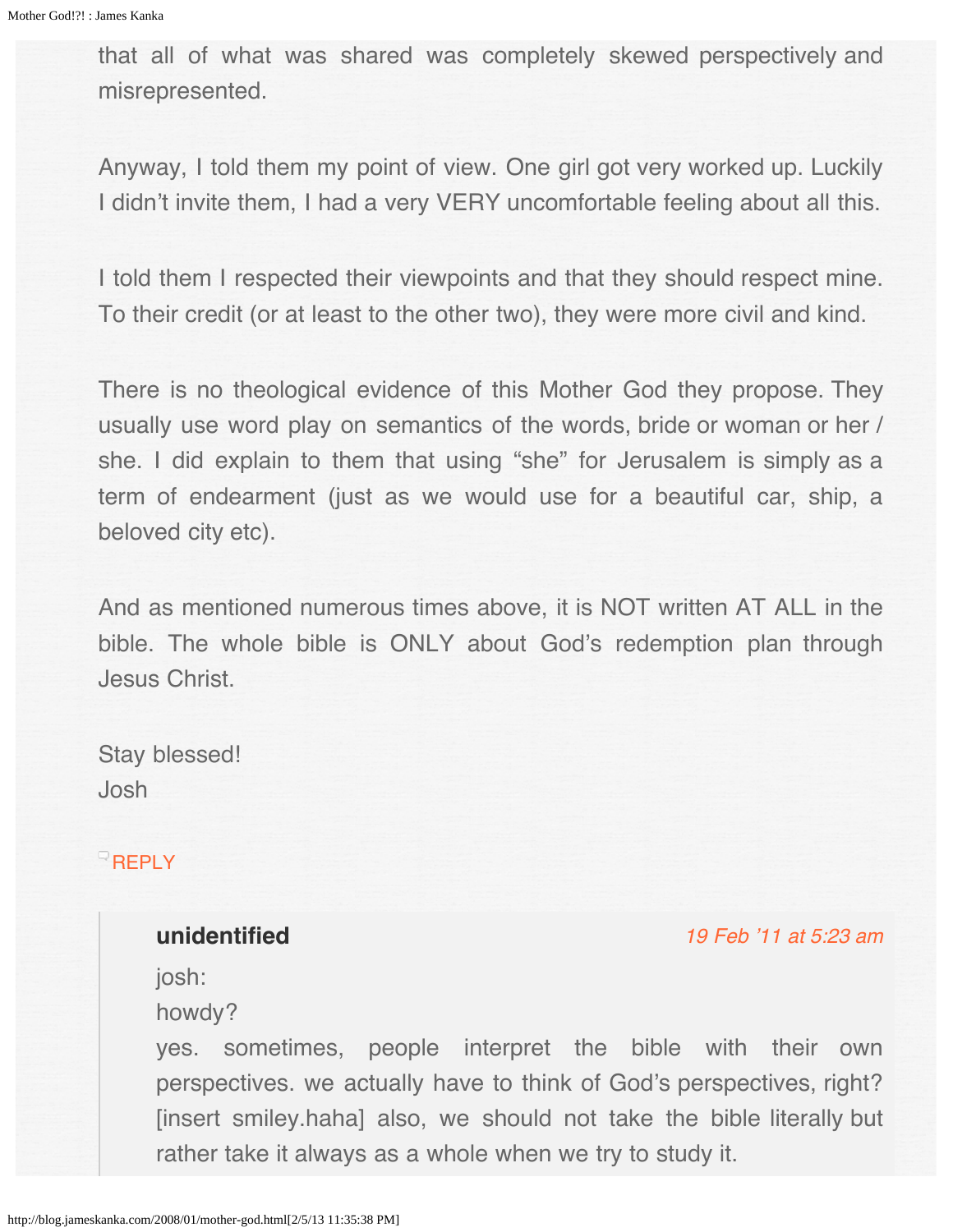that all of what was shared was completely skewed perspectively and misrepresented.

Anyway, I told them my point of view. One girl got very worked up. Luckily I didn't invite them, I had a very VERY uncomfortable feeling about all this.

I told them I respected their viewpoints and that they should respect mine. To their credit (or at least to the other two), they were more civil and kind.

There is no theological evidence of this Mother God they propose. They usually use word play on semantics of the words, bride or woman or her / she. I did explain to them that using "she" for Jerusalem is simply as a term of endearment (just as we would use for a beautiful car, ship, a beloved city etc).

And as mentioned numerous times above, it is NOT written AT ALL in the bible. The whole bible is ONLY about God's redemption plan through Jesus Christ.

Stay blessed!
Josh

REPLY

> **unidentified** 19 Feb '11 at 5:23 am
>
> josh:
> howdy?
> yes. sometimes, people interpret the bible with their own perspectives. we actually have to think of God's perspectives, right? [insert smiley.haha] also, we should not take the bible literally but rather take it always as a whole when we try to study it.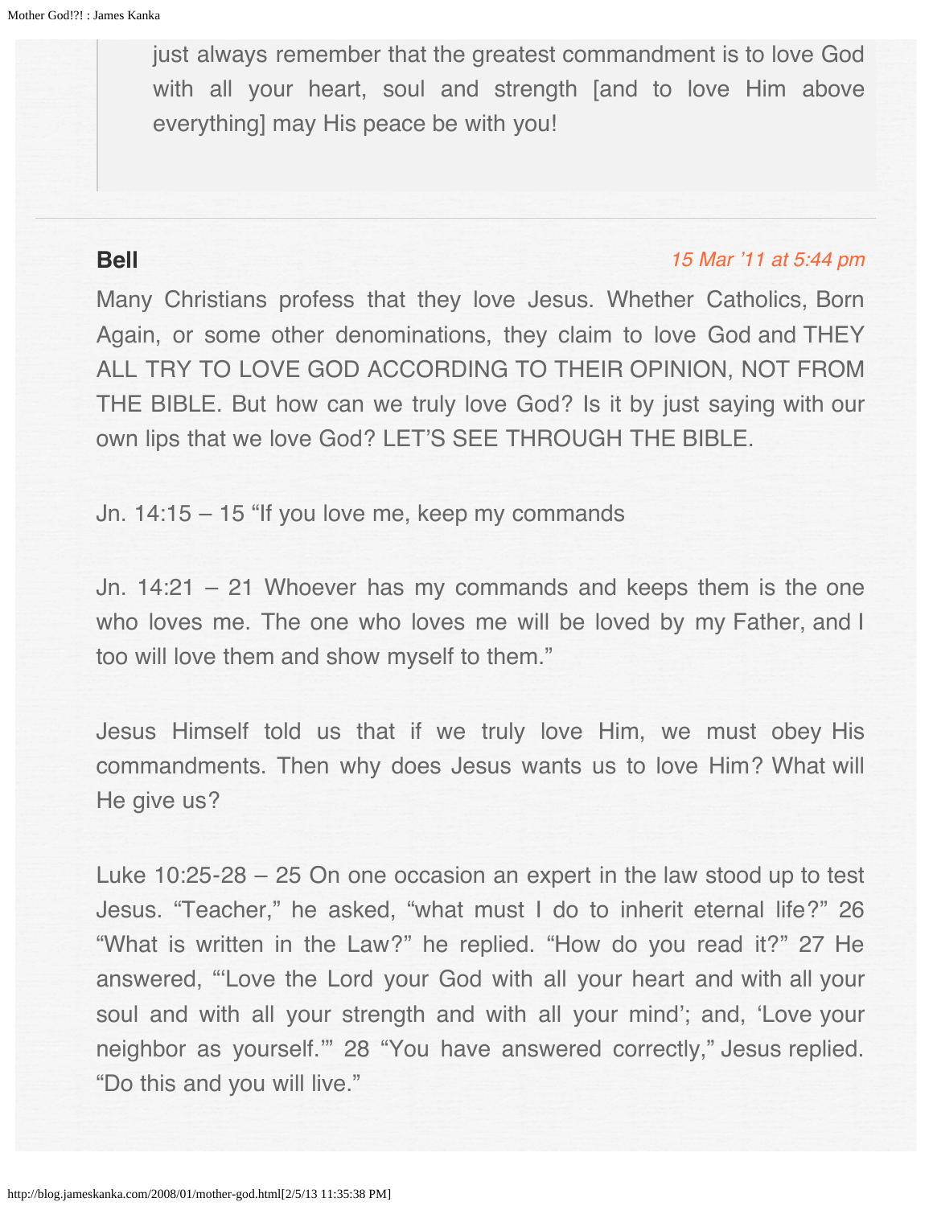> just always remember that the greatest commandment is to love God with all your heart, soul and strength [and to love Him above everything] may His peace be with you!

---

**Bell**

*15 Mar '11 at 5:44 pm*

Many Christians profess that they love Jesus. Whether Catholics, Born Again, or some other denominations, they claim to love God and THEY ALL TRY TO LOVE GOD ACCORDING TO THEIR OPINION, NOT FROM THE BIBLE. But how can we truly love God? Is it by just saying with our own lips that we love God? LET'S SEE THROUGH THE BIBLE.

Jn. 14:15 – 15 "If you love me, keep my commands

Jn. 14:21 – 21 Whoever has my commands and keeps them is the one who loves me. The one who loves me will be loved by my Father, and I too will love them and show myself to them."

Jesus Himself told us that if we truly love Him, we must obey His commandments. Then why does Jesus wants us to love Him? What will He give us?

Luke 10:25-28 – 25 On one occasion an expert in the law stood up to test Jesus. "Teacher," he asked, "what must I do to inherit eternal life?" 26 "What is written in the Law?" he replied. "How do you read it?" 27 He answered, "'Love the Lord your God with all your heart and with all your soul and with all your strength and with all your mind'; and, 'Love your neighbor as yourself.'" 28 "You have answered correctly," Jesus replied. "Do this and you will live."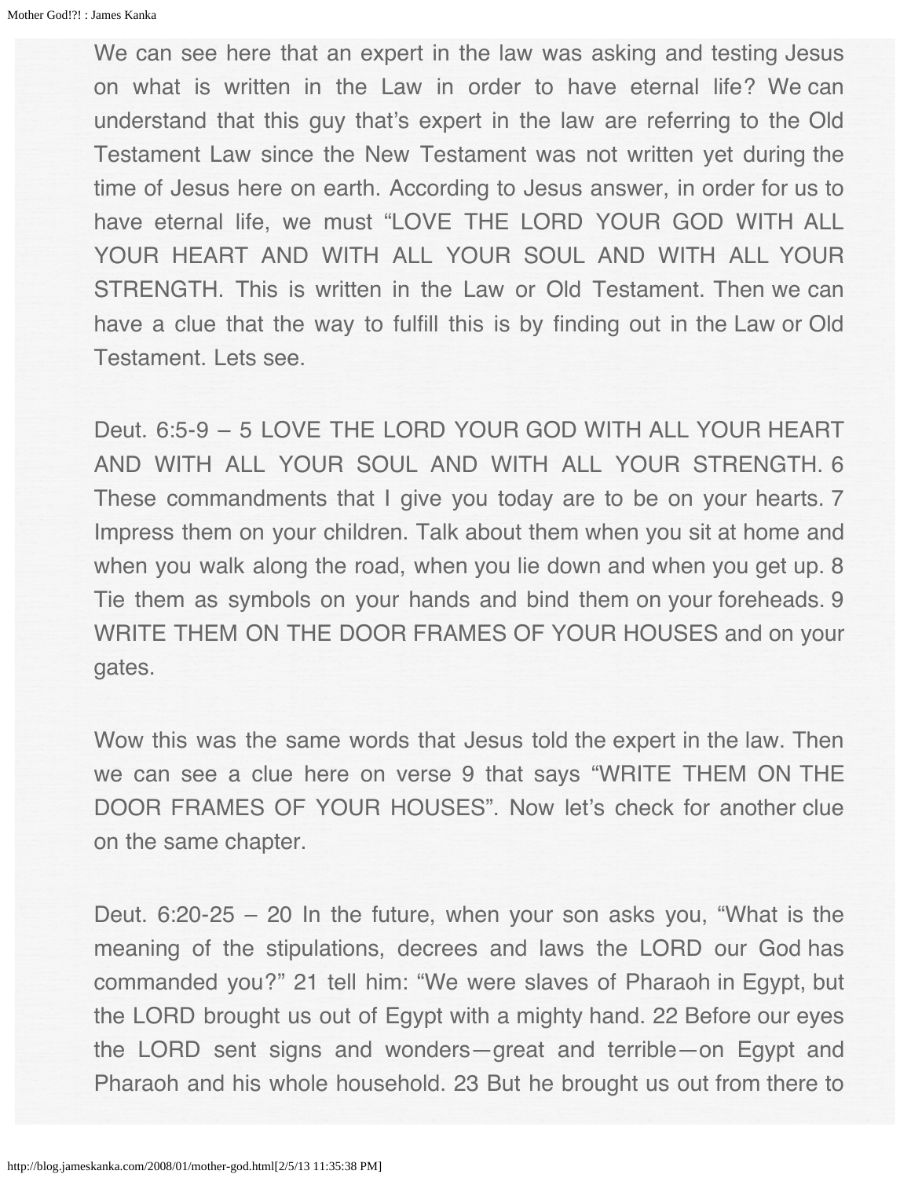We can see here that an expert in the law was asking and testing Jesus on what is written in the Law in order to have eternal life? We can understand that this guy that's expert in the law are referring to the Old Testament Law since the New Testament was not written yet during the time of Jesus here on earth. According to Jesus answer, in order for us to have eternal life, we must "LOVE THE LORD YOUR GOD WITH ALL YOUR HEART AND WITH ALL YOUR SOUL AND WITH ALL YOUR STRENGTH. This is written in the Law or Old Testament. Then we can have a clue that the way to fulfill this is by finding out in the Law or Old Testament. Lets see.

Deut. 6:5-9 – 5 LOVE THE LORD YOUR GOD WITH ALL YOUR HEART AND WITH ALL YOUR SOUL AND WITH ALL YOUR STRENGTH. 6 These commandments that I give you today are to be on your hearts. 7 Impress them on your children. Talk about them when you sit at home and when you walk along the road, when you lie down and when you get up. 8 Tie them as symbols on your hands and bind them on your foreheads. 9 WRITE THEM ON THE DOOR FRAMES OF YOUR HOUSES and on your gates.

Wow this was the same words that Jesus told the expert in the law. Then we can see a clue here on verse 9 that says "WRITE THEM ON THE DOOR FRAMES OF YOUR HOUSES". Now let's check for another clue on the same chapter.

Deut. 6:20-25 – 20 In the future, when your son asks you, "What is the meaning of the stipulations, decrees and laws the LORD our God has commanded you?" 21 tell him: "We were slaves of Pharaoh in Egypt, but the LORD brought us out of Egypt with a mighty hand. 22 Before our eyes the LORD sent signs and wonders—great and terrible—on Egypt and Pharaoh and his whole household. 23 But he brought us out from there to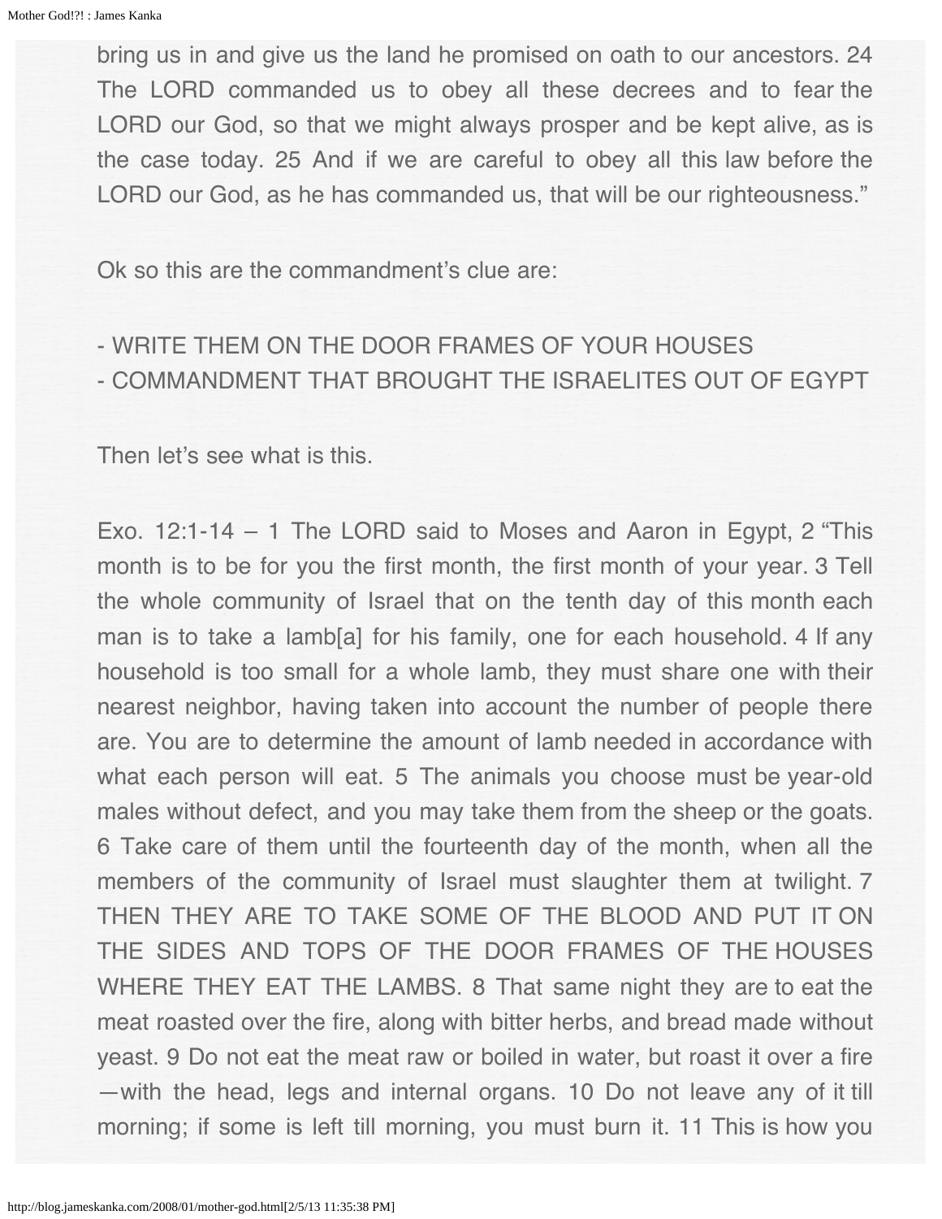bring us in and give us the land he promised on oath to our ancestors. 24 The LORD commanded us to obey all these decrees and to fear the LORD our God, so that we might always prosper and be kept alive, as is the case today. 25 And if we are careful to obey all this law before the LORD our God, as he has commanded us, that will be our righteousness."

Ok so this are the commandment's clue are:

- WRITE THEM ON THE DOOR FRAMES OF YOUR HOUSES
- COMMANDMENT THAT BROUGHT THE ISRAELITES OUT OF EGYPT

Then let's see what is this.

Exo. 12:1-14 – 1 The LORD said to Moses and Aaron in Egypt, 2 "This month is to be for you the first month, the first month of your year. 3 Tell the whole community of Israel that on the tenth day of this month each man is to take a lamb[a] for his family, one for each household. 4 If any household is too small for a whole lamb, they must share one with their nearest neighbor, having taken into account the number of people there are. You are to determine the amount of lamb needed in accordance with what each person will eat. 5 The animals you choose must be year-old males without defect, and you may take them from the sheep or the goats. 6 Take care of them until the fourteenth day of the month, when all the members of the community of Israel must slaughter them at twilight. 7 THEN THEY ARE TO TAKE SOME OF THE BLOOD AND PUT IT ON THE SIDES AND TOPS OF THE DOOR FRAMES OF THE HOUSES WHERE THEY EAT THE LAMBS. 8 That same night they are to eat the meat roasted over the fire, along with bitter herbs, and bread made without yeast. 9 Do not eat the meat raw or boiled in water, but roast it over a fire —with the head, legs and internal organs. 10 Do not leave any of it till morning; if some is left till morning, you must burn it. 11 This is how you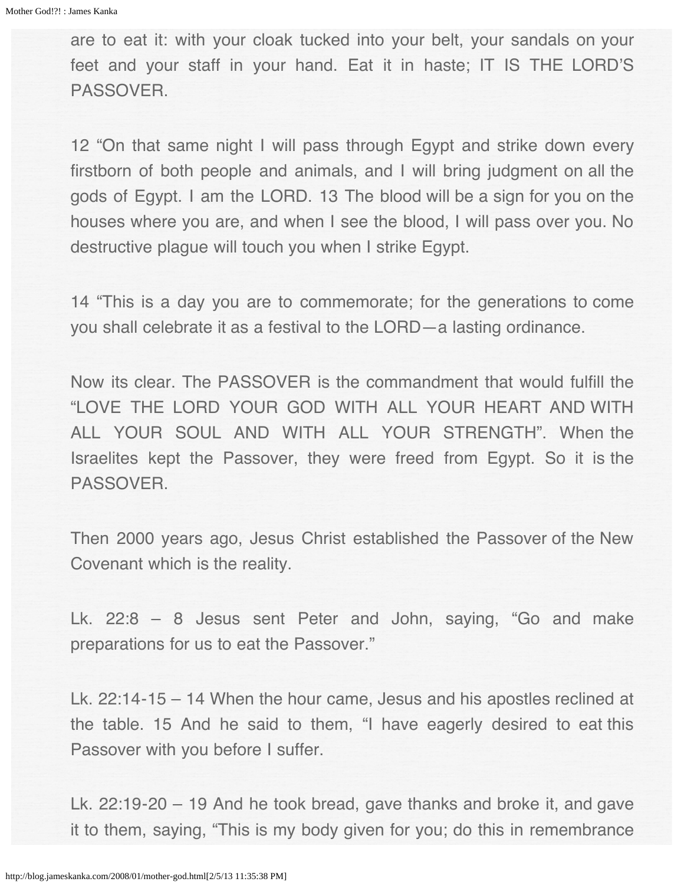are to eat it: with your cloak tucked into your belt, your sandals on your feet and your staff in your hand. Eat it in haste; IT IS THE LORD'S PASSOVER.

12 "On that same night I will pass through Egypt and strike down every firstborn of both people and animals, and I will bring judgment on all the gods of Egypt. I am the LORD. 13 The blood will be a sign for you on the houses where you are, and when I see the blood, I will pass over you. No destructive plague will touch you when I strike Egypt.

14 "This is a day you are to commemorate; for the generations to come you shall celebrate it as a festival to the LORD—a lasting ordinance.

Now its clear. The PASSOVER is the commandment that would fulfill the "LOVE THE LORD YOUR GOD WITH ALL YOUR HEART AND WITH ALL YOUR SOUL AND WITH ALL YOUR STRENGTH". When the Israelites kept the Passover, they were freed from Egypt. So it is the PASSOVER.

Then 2000 years ago, Jesus Christ established the Passover of the New Covenant which is the reality.

Lk. 22:8 – 8 Jesus sent Peter and John, saying, "Go and make preparations for us to eat the Passover."

Lk. 22:14-15 – 14 When the hour came, Jesus and his apostles reclined at the table. 15 And he said to them, "I have eagerly desired to eat this Passover with you before I suffer.

Lk. 22:19-20 – 19 And he took bread, gave thanks and broke it, and gave it to them, saying, "This is my body given for you; do this in remembrance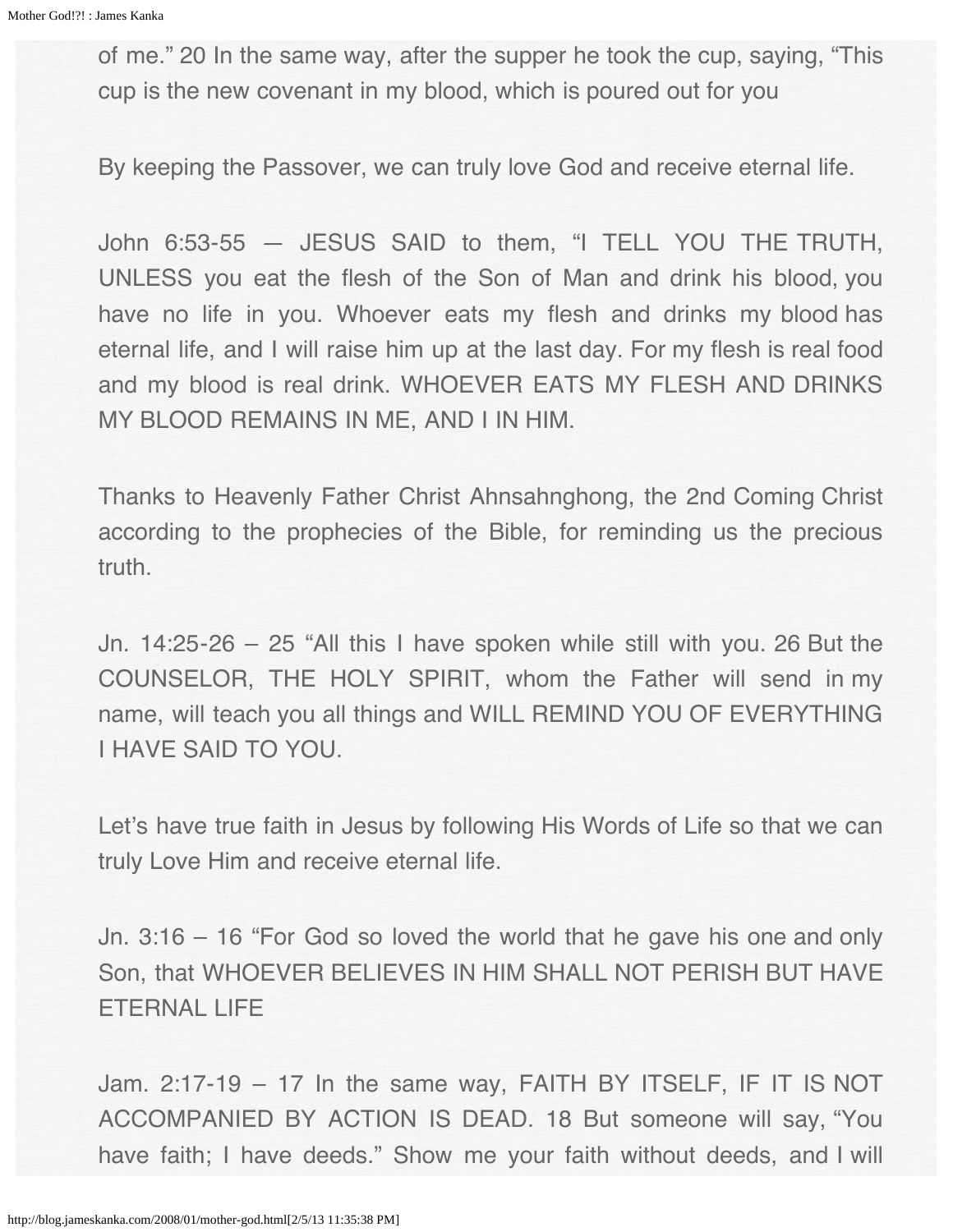of me." 20 In the same way, after the supper he took the cup, saying, "This cup is the new covenant in my blood, which is poured out for you

By keeping the Passover, we can truly love God and receive eternal life.

John 6:53-55 — JESUS SAID to them, "I TELL YOU THE TRUTH, UNLESS you eat the flesh of the Son of Man and drink his blood, you have no life in you. Whoever eats my flesh and drinks my blood has eternal life, and I will raise him up at the last day. For my flesh is real food and my blood is real drink. WHOEVER EATS MY FLESH AND DRINKS MY BLOOD REMAINS IN ME, AND I IN HIM.

Thanks to Heavenly Father Christ Ahnsahnghong, the 2nd Coming Christ according to the prophecies of the Bible, for reminding us the precious truth.

Jn. 14:25-26 – 25 "All this I have spoken while still with you. 26 But the COUNSELOR, THE HOLY SPIRIT, whom the Father will send in my name, will teach you all things and WILL REMIND YOU OF EVERYTHING I HAVE SAID TO YOU.

Let's have true faith in Jesus by following His Words of Life so that we can truly Love Him and receive eternal life.

Jn. 3:16 – 16 "For God so loved the world that he gave his one and only Son, that WHOEVER BELIEVES IN HIM SHALL NOT PERISH BUT HAVE ETERNAL LIFE

Jam. 2:17-19 – 17 In the same way, FAITH BY ITSELF, IF IT IS NOT ACCOMPANIED BY ACTION IS DEAD. 18 But someone will say, "You have faith; I have deeds." Show me your faith without deeds, and I will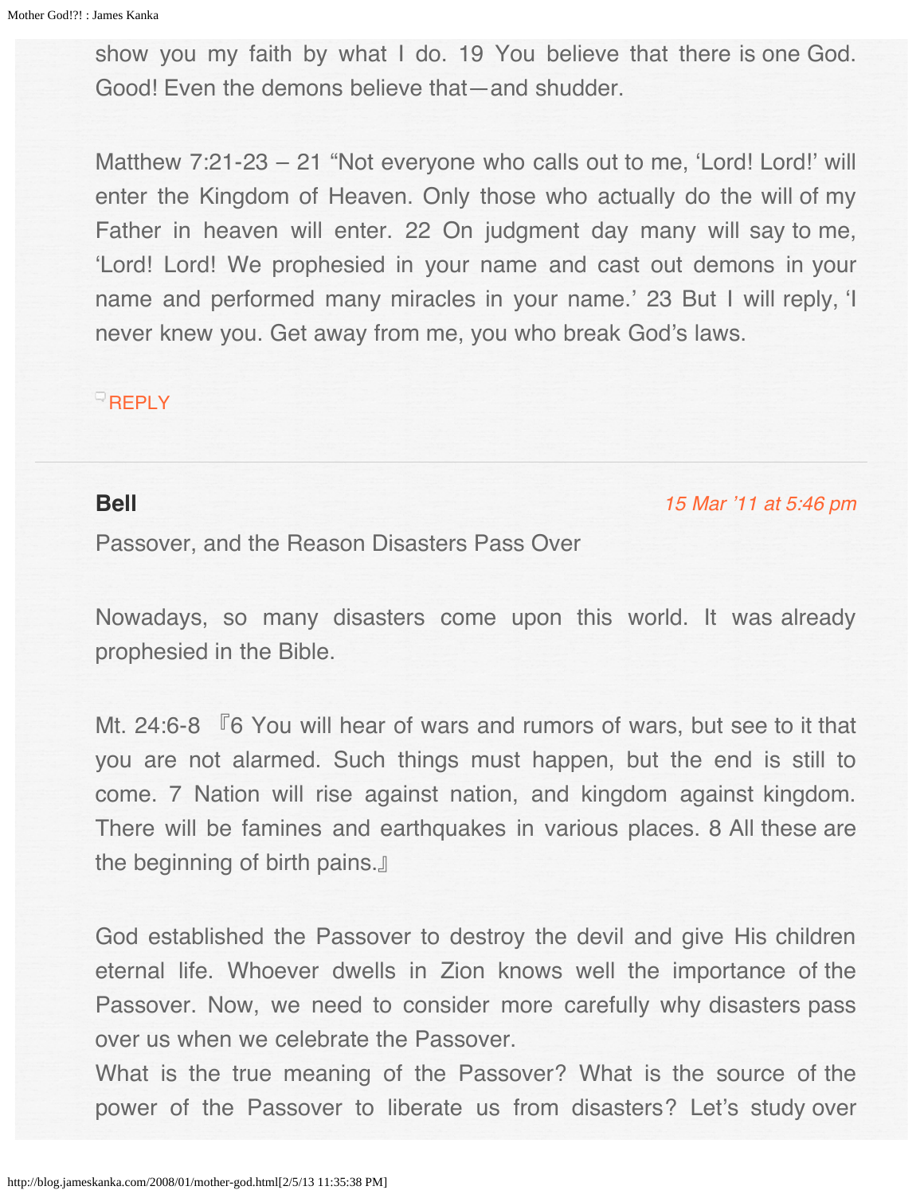show you my faith by what I do. 19 You believe that there is one God. Good! Even the demons believe that—and shudder.

Matthew 7:21-23 – 21 "Not everyone who calls out to me, 'Lord! Lord!' will enter the Kingdom of Heaven. Only those who actually do the will of my Father in heaven will enter. 22 On judgment day many will say to me, 'Lord! Lord! We prophesied in your name and cast out demons in your name and performed many miracles in your name.' 23 But I will reply, 'I never knew you. Get away from me, you who break God's laws.

REPLY

---

**Bell**

*15 Mar '11 at 5:46 pm*

Passover, and the Reason Disasters Pass Over

Nowadays, so many disasters come upon this world. It was already prophesied in the Bible.

Mt. 24:6-8 『6 You will hear of wars and rumors of wars, but see to it that you are not alarmed. Such things must happen, but the end is still to come. 7 Nation will rise against nation, and kingdom against kingdom. There will be famines and earthquakes in various places. 8 All these are the beginning of birth pains.』

God established the Passover to destroy the devil and give His children eternal life. Whoever dwells in Zion knows well the importance of the Passover. Now, we need to consider more carefully why disasters pass over us when we celebrate the Passover.
What is the true meaning of the Passover? What is the source of the power of the Passover to liberate us from disasters? Let's study over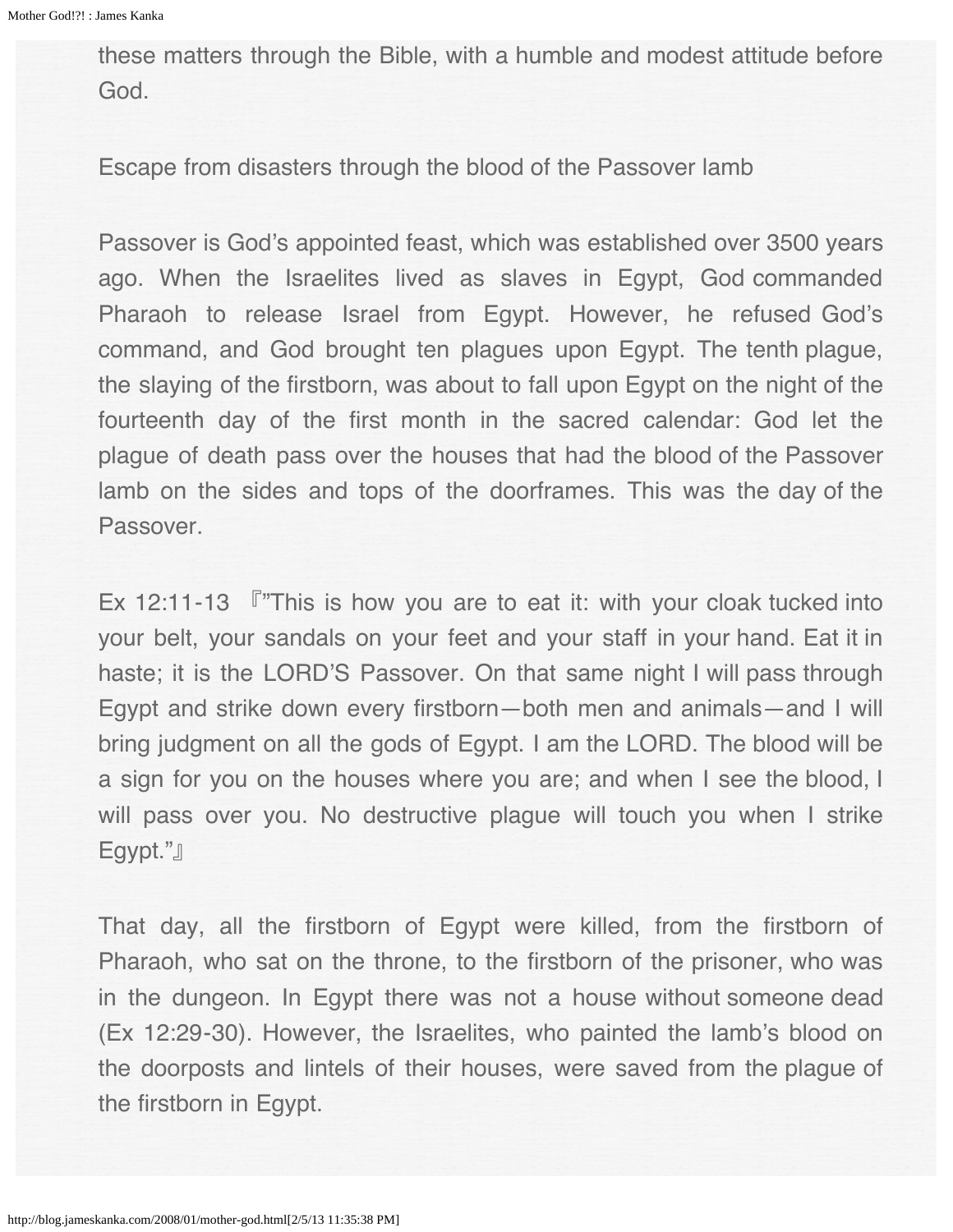these matters through the Bible, with a humble and modest attitude before God.

Escape from disasters through the blood of the Passover lamb

Passover is God's appointed feast, which was established over 3500 years ago. When the Israelites lived as slaves in Egypt, God commanded Pharaoh to release Israel from Egypt. However, he refused God's command, and God brought ten plagues upon Egypt. The tenth plague, the slaying of the firstborn, was about to fall upon Egypt on the night of the fourteenth day of the first month in the sacred calendar: God let the plague of death pass over the houses that had the blood of the Passover lamb on the sides and tops of the doorframes. This was the day of the Passover.

Ex 12:11-13 『"This is how you are to eat it: with your cloak tucked into your belt, your sandals on your feet and your staff in your hand. Eat it in haste; it is the LORD'S Passover. On that same night I will pass through Egypt and strike down every firstborn—both men and animals—and I will bring judgment on all the gods of Egypt. I am the LORD. The blood will be a sign for you on the houses where you are; and when I see the blood, I will pass over you. No destructive plague will touch you when I strike Egypt."』

That day, all the firstborn of Egypt were killed, from the firstborn of Pharaoh, who sat on the throne, to the firstborn of the prisoner, who was in the dungeon. In Egypt there was not a house without someone dead (Ex 12:29-30). However, the Israelites, who painted the lamb's blood on the doorposts and lintels of their houses, were saved from the plague of the firstborn in Egypt.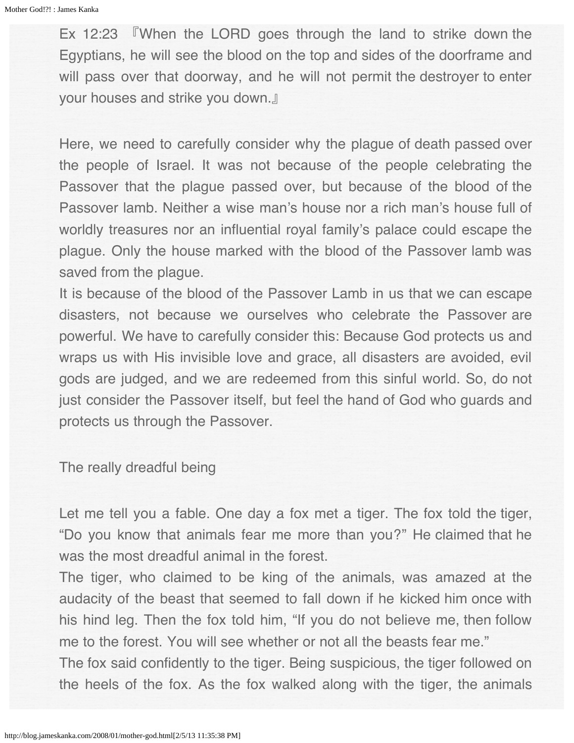Ex 12:23 『When the LORD goes through the land to strike down the Egyptians, he will see the blood on the top and sides of the doorframe and will pass over that doorway, and he will not permit the destroyer to enter your houses and strike you down.』

Here, we need to carefully consider why the plague of death passed over the people of Israel. It was not because of the people celebrating the Passover that the plague passed over, but because of the blood of the Passover lamb. Neither a wise man's house nor a rich man's house full of worldly treasures nor an influential royal family's palace could escape the plague. Only the house marked with the blood of the Passover lamb was saved from the plague.
It is because of the blood of the Passover Lamb in us that we can escape disasters, not because we ourselves who celebrate the Passover are powerful. We have to carefully consider this: Because God protects us and wraps us with His invisible love and grace, all disasters are avoided, evil gods are judged, and we are redeemed from this sinful world. So, do not just consider the Passover itself, but feel the hand of God who guards and protects us through the Passover.

The really dreadful being

Let me tell you a fable. One day a fox met a tiger. The fox told the tiger, "Do you know that animals fear me more than you?" He claimed that he was the most dreadful animal in the forest.
The tiger, who claimed to be king of the animals, was amazed at the audacity of the beast that seemed to fall down if he kicked him once with his hind leg. Then the fox told him, "If you do not believe me, then follow me to the forest. You will see whether or not all the beasts fear me."
The fox said confidently to the tiger. Being suspicious, the tiger followed on the heels of the fox. As the fox walked along with the tiger, the animals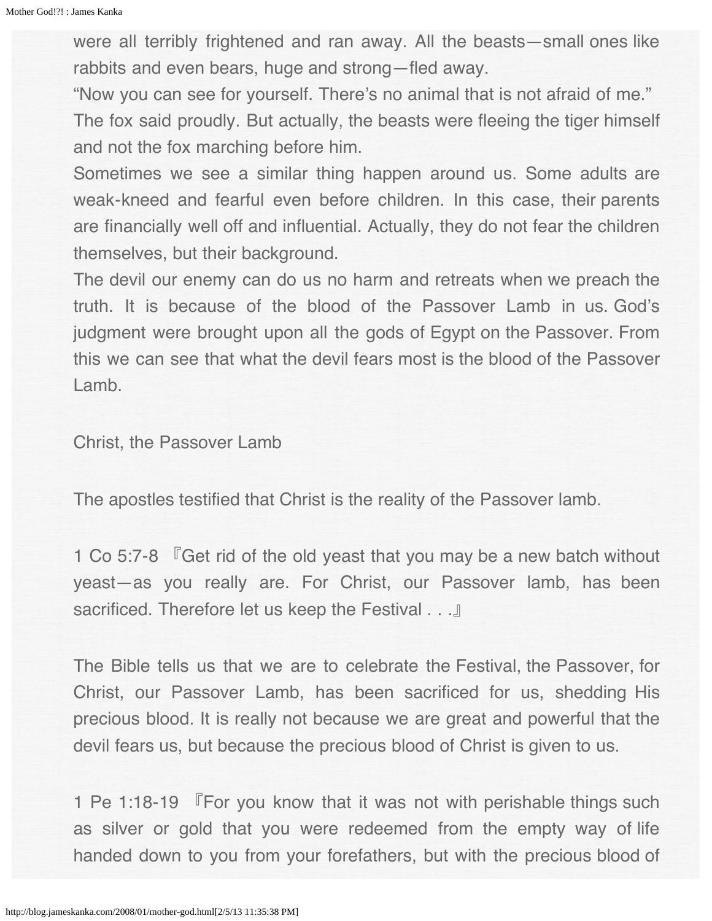were all terribly frightened and ran away. All the beasts—small ones like rabbits and even bears, huge and strong—fled away.

“Now you can see for yourself. There’s no animal that is not afraid of me.” The fox said proudly. But actually, the beasts were fleeing the tiger himself and not the fox marching before him.

Sometimes we see a similar thing happen around us. Some adults are weak-kneed and fearful even before children. In this case, their parents are financially well off and influential. Actually, they do not fear the children themselves, but their background.

The devil our enemy can do us no harm and retreats when we preach the truth. It is because of the blood of the Passover Lamb in us. God’s judgment were brought upon all the gods of Egypt on the Passover. From this we can see that what the devil fears most is the blood of the Passover Lamb.

## Christ, the Passover Lamb

The apostles testified that Christ is the reality of the Passover lamb.

1 Co 5:7-8 『Get rid of the old yeast that you may be a new batch without yeast—as you really are. For Christ, our Passover lamb, has been sacrificed. Therefore let us keep the Festival . . .』

The Bible tells us that we are to celebrate the Festival, the Passover, for Christ, our Passover Lamb, has been sacrificed for us, shedding His precious blood. It is really not because we are great and powerful that the devil fears us, but because the precious blood of Christ is given to us.

1 Pe 1:18-19 『For you know that it was not with perishable things such as silver or gold that you were redeemed from the empty way of life handed down to you from your forefathers, but with the precious blood of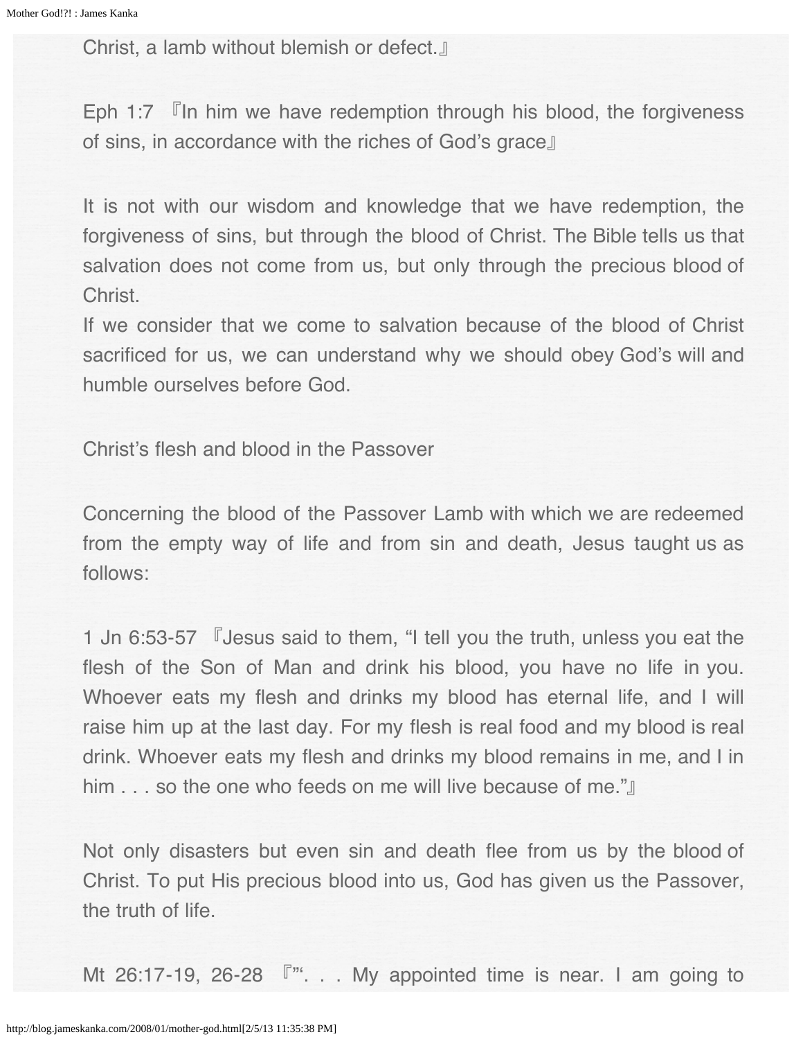Christ, a lamb without blemish or defect.』

Eph 1:7 『In him we have redemption through his blood, the forgiveness of sins, in accordance with the riches of God's grace』

It is not with our wisdom and knowledge that we have redemption, the forgiveness of sins, but through the blood of Christ. The Bible tells us that salvation does not come from us, but only through the precious blood of Christ.
If we consider that we come to salvation because of the blood of Christ sacrificed for us, we can understand why we should obey God's will and humble ourselves before God.

Christ's flesh and blood in the Passover

Concerning the blood of the Passover Lamb with which we are redeemed from the empty way of life and from sin and death, Jesus taught us as follows:

1 Jn 6:53-57 『Jesus said to them, "I tell you the truth, unless you eat the flesh of the Son of Man and drink his blood, you have no life in you. Whoever eats my flesh and drinks my blood has eternal life, and I will raise him up at the last day. For my flesh is real food and my blood is real drink. Whoever eats my flesh and drinks my blood remains in me, and I in him . . . so the one who feeds on me will live because of me."』

Not only disasters but even sin and death flee from us by the blood of Christ. To put His precious blood into us, God has given us the Passover, the truth of life.

Mt 26:17-19, 26-28 『"'. . . My appointed time is near. I am going to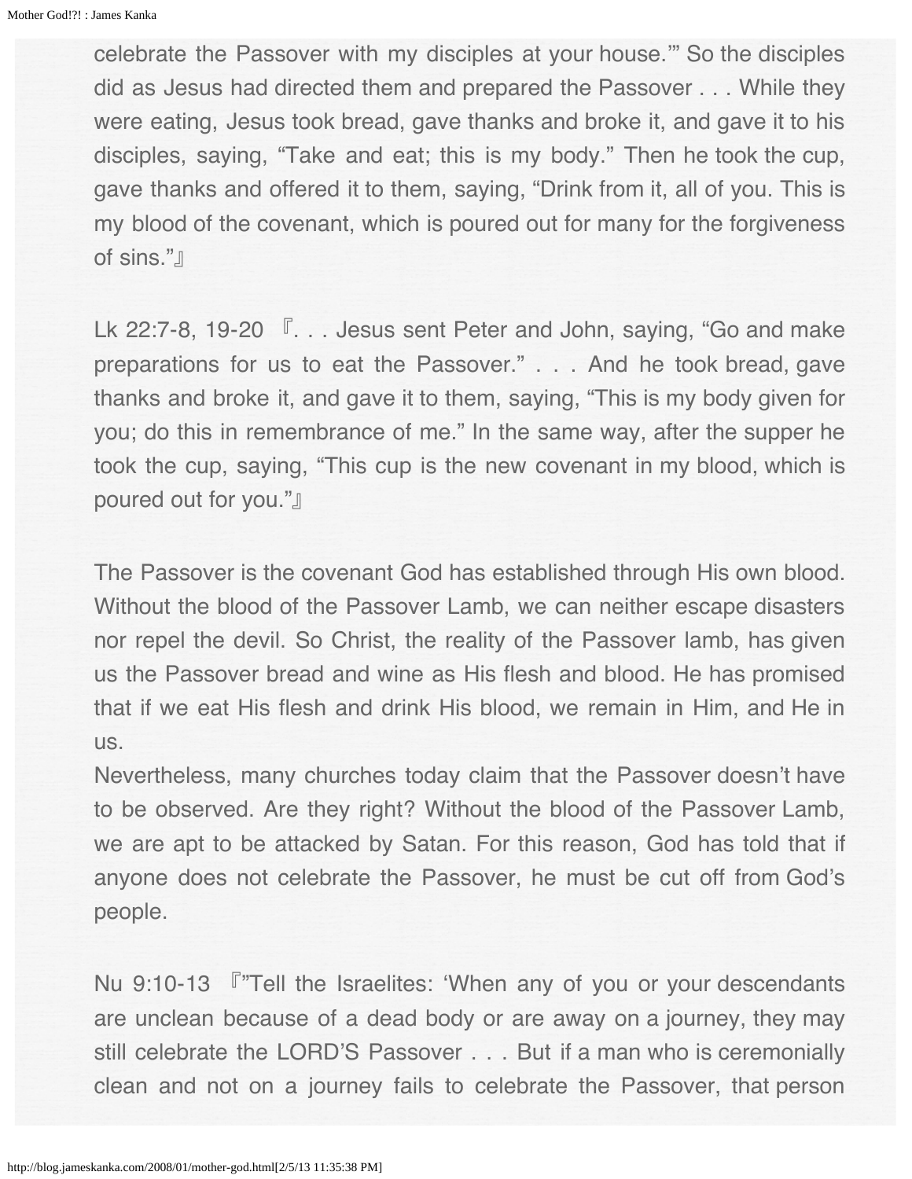celebrate the Passover with my disciples at your house.'" So the disciples did as Jesus had directed them and prepared the Passover . . . While they were eating, Jesus took bread, gave thanks and broke it, and gave it to his disciples, saying, "Take and eat; this is my body." Then he took the cup, gave thanks and offered it to them, saying, "Drink from it, all of you. This is my blood of the covenant, which is poured out for many for the forgiveness of sins."』

Lk 22:7-8, 19-20 『. . . Jesus sent Peter and John, saying, "Go and make preparations for us to eat the Passover." . . . And he took bread, gave thanks and broke it, and gave it to them, saying, "This is my body given for you; do this in remembrance of me." In the same way, after the supper he took the cup, saying, "This cup is the new covenant in my blood, which is poured out for you."』

The Passover is the covenant God has established through His own blood. Without the blood of the Passover Lamb, we can neither escape disasters nor repel the devil. So Christ, the reality of the Passover lamb, has given us the Passover bread and wine as His flesh and blood. He has promised that if we eat His flesh and drink His blood, we remain in Him, and He in us.
Nevertheless, many churches today claim that the Passover doesn't have to be observed. Are they right? Without the blood of the Passover Lamb, we are apt to be attacked by Satan. For this reason, God has told that if anyone does not celebrate the Passover, he must be cut off from God's people.

Nu 9:10-13 『"Tell the Israelites: 'When any of you or your descendants are unclean because of a dead body or are away on a journey, they may still celebrate the LORD'S Passover . . . But if a man who is ceremonially clean and not on a journey fails to celebrate the Passover, that person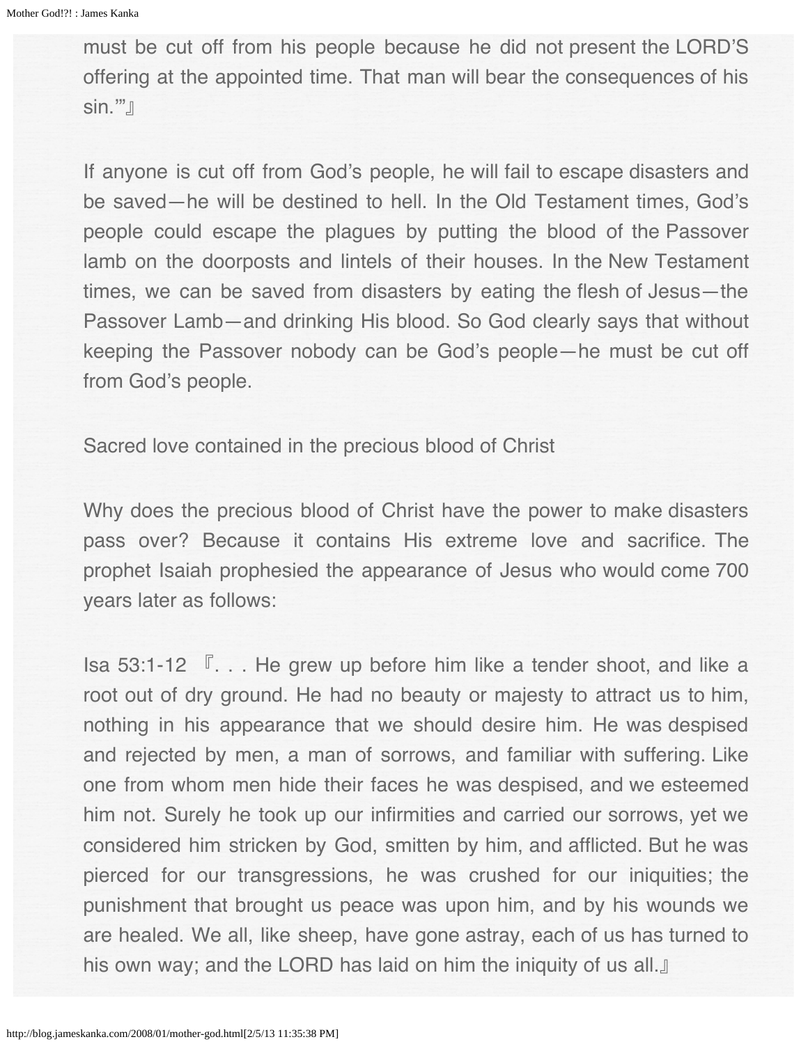must be cut off from his people because he did not present the LORD'S offering at the appointed time. That man will bear the consequences of his sin.'"』

If anyone is cut off from God's people, he will fail to escape disasters and be saved—he will be destined to hell. In the Old Testament times, God's people could escape the plagues by putting the blood of the Passover lamb on the doorposts and lintels of their houses. In the New Testament times, we can be saved from disasters by eating the flesh of Jesus—the Passover Lamb—and drinking His blood. So God clearly says that without keeping the Passover nobody can be God's people—he must be cut off from God's people.

Sacred love contained in the precious blood of Christ

Why does the precious blood of Christ have the power to make disasters pass over? Because it contains His extreme love and sacrifice. The prophet Isaiah prophesied the appearance of Jesus who would come 700 years later as follows:

Isa 53:1-12 『. . . He grew up before him like a tender shoot, and like a root out of dry ground. He had no beauty or majesty to attract us to him, nothing in his appearance that we should desire him. He was despised and rejected by men, a man of sorrows, and familiar with suffering. Like one from whom men hide their faces he was despised, and we esteemed him not. Surely he took up our infirmities and carried our sorrows, yet we considered him stricken by God, smitten by him, and afflicted. But he was pierced for our transgressions, he was crushed for our iniquities; the punishment that brought us peace was upon him, and by his wounds we are healed. We all, like sheep, have gone astray, each of us has turned to his own way; and the LORD has laid on him the iniquity of us all.』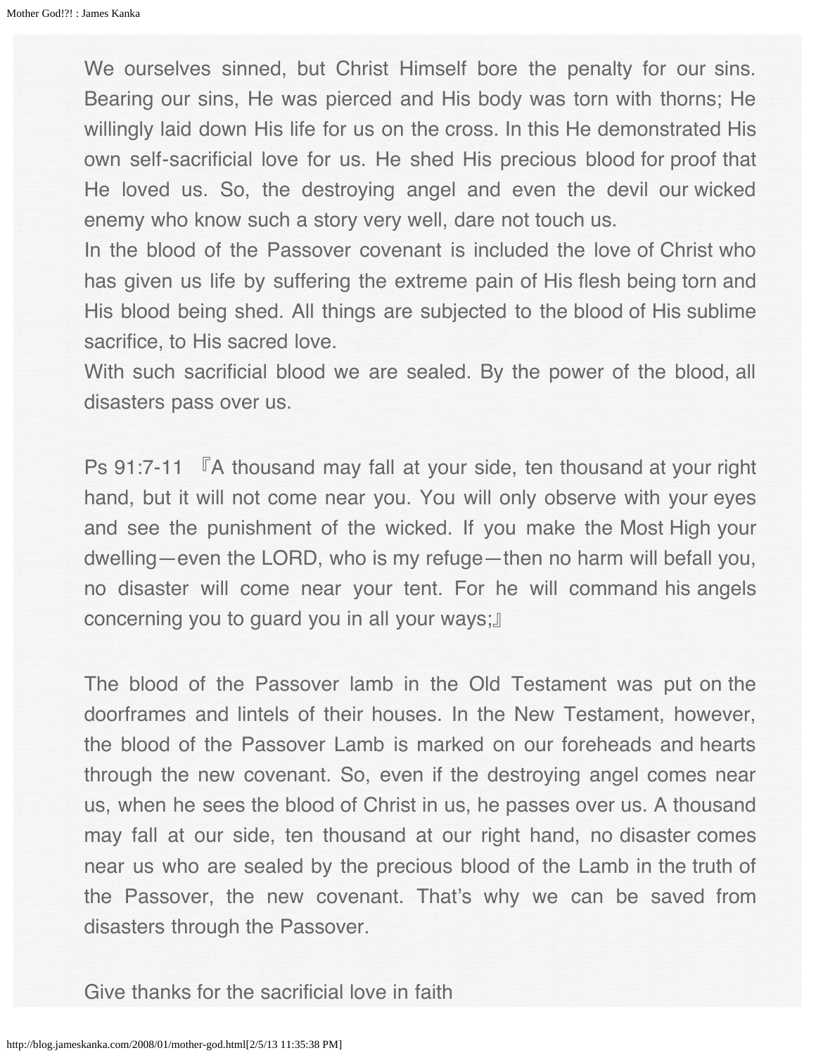We ourselves sinned, but Christ Himself bore the penalty for our sins. Bearing our sins, He was pierced and His body was torn with thorns; He willingly laid down His life for us on the cross. In this He demonstrated His own self-sacrificial love for us. He shed His precious blood for proof that He loved us. So, the destroying angel and even the devil our wicked enemy who know such a story very well, dare not touch us.
In the blood of the Passover covenant is included the love of Christ who has given us life by suffering the extreme pain of His flesh being torn and His blood being shed. All things are subjected to the blood of His sublime sacrifice, to His sacred love.
With such sacrificial blood we are sealed. By the power of the blood, all disasters pass over us.

Ps 91:7-11 『A thousand may fall at your side, ten thousand at your right hand, but it will not come near you. You will only observe with your eyes and see the punishment of the wicked. If you make the Most High your dwelling—even the LORD, who is my refuge—then no harm will befall you, no disaster will come near your tent. For he will command his angels concerning you to guard you in all your ways;』

The blood of the Passover lamb in the Old Testament was put on the doorframes and lintels of their houses. In the New Testament, however, the blood of the Passover Lamb is marked on our foreheads and hearts through the new covenant. So, even if the destroying angel comes near us, when he sees the blood of Christ in us, he passes over us. A thousand may fall at our side, ten thousand at our right hand, no disaster comes near us who are sealed by the precious blood of the Lamb in the truth of the Passover, the new covenant. That's why we can be saved from disasters through the Passover.

Give thanks for the sacrificial love in faith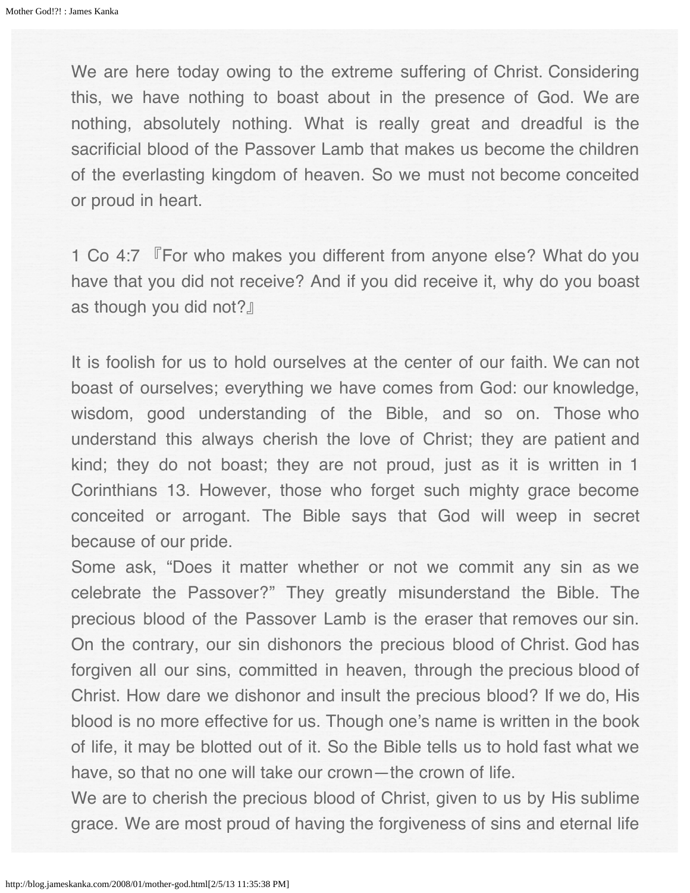We are here today owing to the extreme suffering of Christ. Considering this, we have nothing to boast about in the presence of God. We are nothing, absolutely nothing. What is really great and dreadful is the sacrificial blood of the Passover Lamb that makes us become the children of the everlasting kingdom of heaven. So we must not become conceited or proud in heart.

1 Co 4:7 『For who makes you different from anyone else? What do you have that you did not receive? And if you did receive it, why do you boast as though you did not?』

It is foolish for us to hold ourselves at the center of our faith. We can not boast of ourselves; everything we have comes from God: our knowledge, wisdom, good understanding of the Bible, and so on. Those who understand this always cherish the love of Christ; they are patient and kind; they do not boast; they are not proud, just as it is written in 1 Corinthians 13. However, those who forget such mighty grace become conceited or arrogant. The Bible says that God will weep in secret because of our pride.

Some ask, "Does it matter whether or not we commit any sin as we celebrate the Passover?" They greatly misunderstand the Bible. The precious blood of the Passover Lamb is the eraser that removes our sin. On the contrary, our sin dishonors the precious blood of Christ. God has forgiven all our sins, committed in heaven, through the precious blood of Christ. How dare we dishonor and insult the precious blood? If we do, His blood is no more effective for us. Though one's name is written in the book of life, it may be blotted out of it. So the Bible tells us to hold fast what we have, so that no one will take our crown—the crown of life.

We are to cherish the precious blood of Christ, given to us by His sublime grace. We are most proud of having the forgiveness of sins and eternal life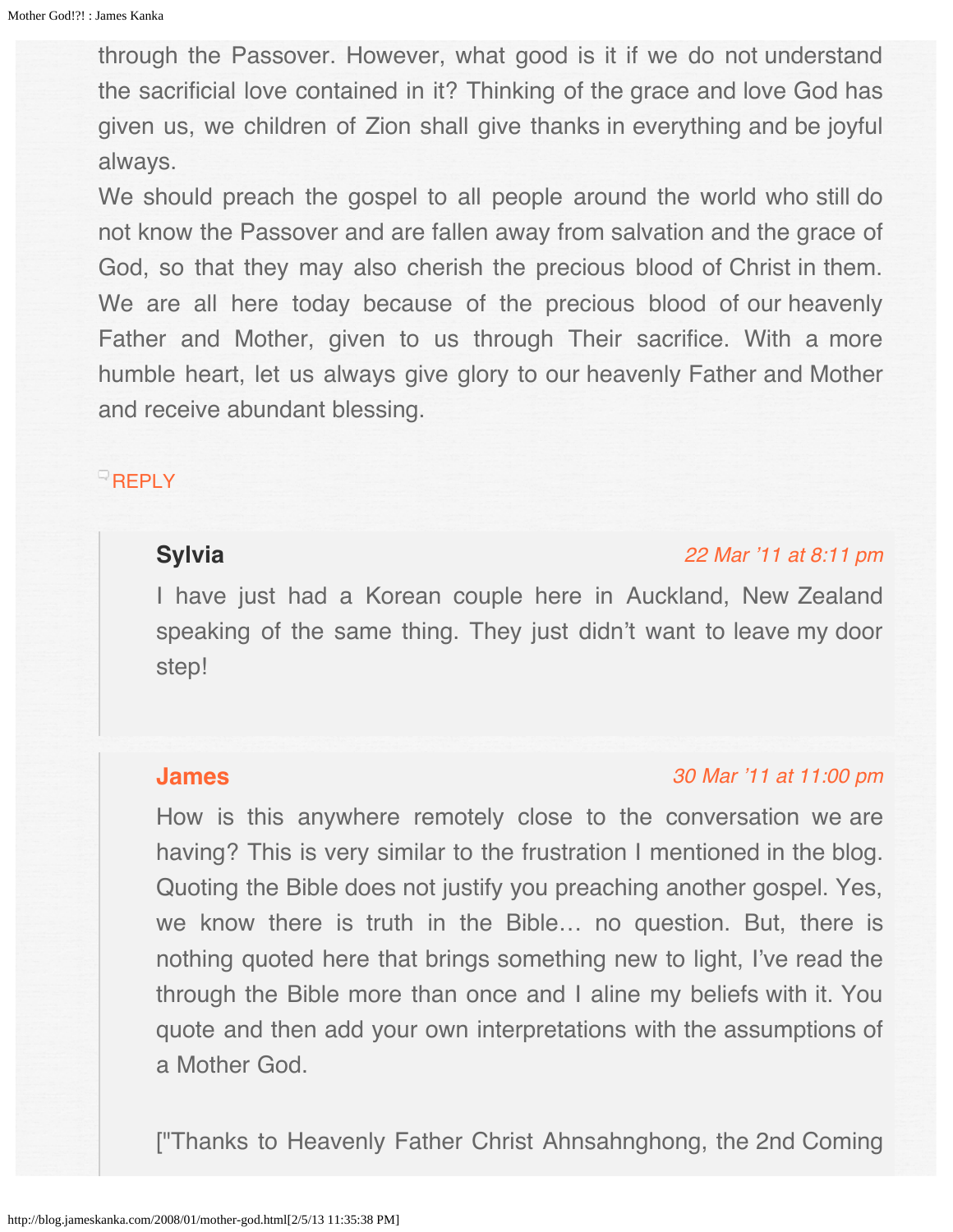through the Passover. However, what good is it if we do not understand the sacrificial love contained in it? Thinking of the grace and love God has given us, we children of Zion shall give thanks in everything and be joyful always.
We should preach the gospel to all people around the world who still do not know the Passover and are fallen away from salvation and the grace of God, so that they may also cherish the precious blood of Christ in them. We are all here today because of the precious blood of our heavenly Father and Mother, given to us through Their sacrifice. With a more humble heart, let us always give glory to our heavenly Father and Mother and receive abundant blessing.

REPLY

> **Sylvia** *22 Mar '11 at 8:11 pm*
>
> I have just had a Korean couple here in Auckland, New Zealand speaking of the same thing. They just didn't want to leave my door step!

> **James** *30 Mar '11 at 11:00 pm*
>
> How is this anywhere remotely close to the conversation we are having? This is very similar to the frustration I mentioned in the blog. Quoting the Bible does not justify you preaching another gospel. Yes, we know there is truth in the Bible… no question. But, there is nothing quoted here that brings something new to light, I've read the through the Bible more than once and I aline my beliefs with it. You quote and then add your own interpretations with the assumptions of a Mother God.
>
> ["Thanks to Heavenly Father Christ Ahnsahnghong, the 2nd Coming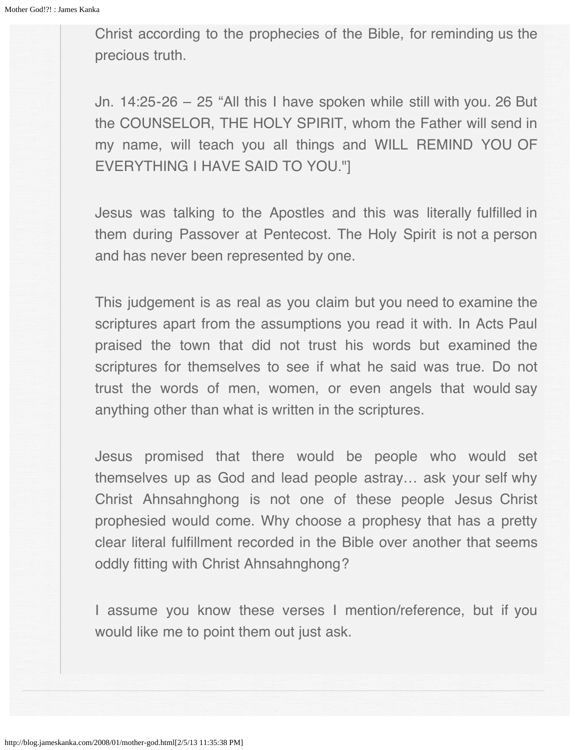Christ according to the prophecies of the Bible, for reminding us the precious truth.

Jn. 14:25-26 – 25 "All this I have spoken while still with you. 26 But the COUNSELOR, THE HOLY SPIRIT, whom the Father will send in my name, will teach you all things and WILL REMIND YOU OF EVERYTHING I HAVE SAID TO YOU."]

Jesus was talking to the Apostles and this was literally fulfilled in them during Passover at Pentecost. The Holy Spirit is not a person and has never been represented by one.

This judgement is as real as you claim but you need to examine the scriptures apart from the assumptions you read it with. In Acts Paul praised the town that did not trust his words but examined the scriptures for themselves to see if what he said was true. Do not trust the words of men, women, or even angels that would say anything other than what is written in the scriptures.

Jesus promised that there would be people who would set themselves up as God and lead people astray… ask your self why Christ Ahnsahnghong is not one of these people Jesus Christ prophesied would come. Why choose a prophesy that has a pretty clear literal fulfillment recorded in the Bible over another that seems oddly fitting with Christ Ahnsahnghong?

I assume you know these verses I mention/reference, but if you would like me to point them out just ask.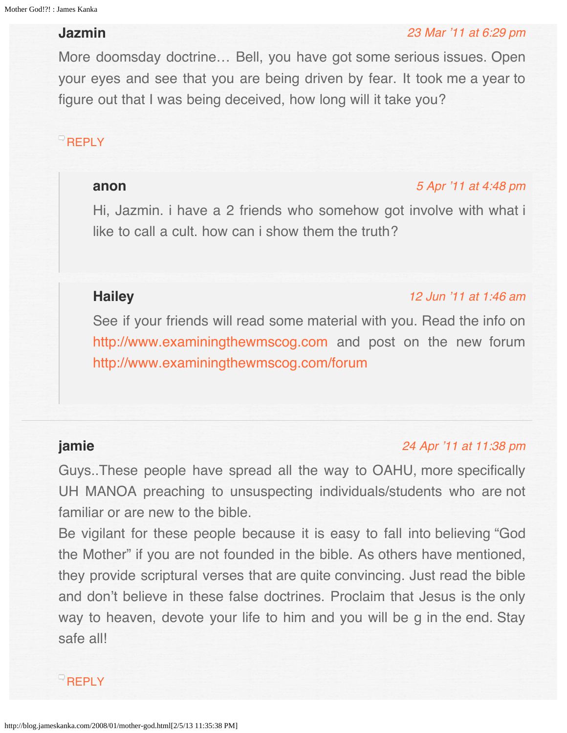**Jazmin**

*23 Mar '11 at 6:29 pm*

More doomsday doctrine… Bell, you have got some serious issues. Open your eyes and see that you are being driven by fear. It took me a year to figure out that I was being deceived, how long will it take you?

REPLY

> **anon**
>
> *5 Apr '11 at 4:48 pm*
>
> Hi, Jazmin. i have a 2 friends who somehow got involve with what i like to call a cult. how can i show them the truth?

> **Hailey**
>
> *12 Jun '11 at 1:46 am*
>
> See if your friends will read some material with you. Read the info on http://www.examiningthewmscog.com and post on the new forum http://www.examiningthewmscog.com/forum

---

**jamie**

*24 Apr '11 at 11:38 pm*

Guys..These people have spread all the way to OAHU, more specifically UH MANOA preaching to unsuspecting individuals/students who are not familiar or are new to the bible.
Be vigilant for these people because it is easy to fall into believing "God the Mother" if you are not founded in the bible. As others have mentioned, they provide scriptural verses that are quite convincing. Just read the bible and don't believe in these false doctrines. Proclaim that Jesus is the only way to heaven, devote your life to him and you will be g in the end. Stay safe all!

REPLY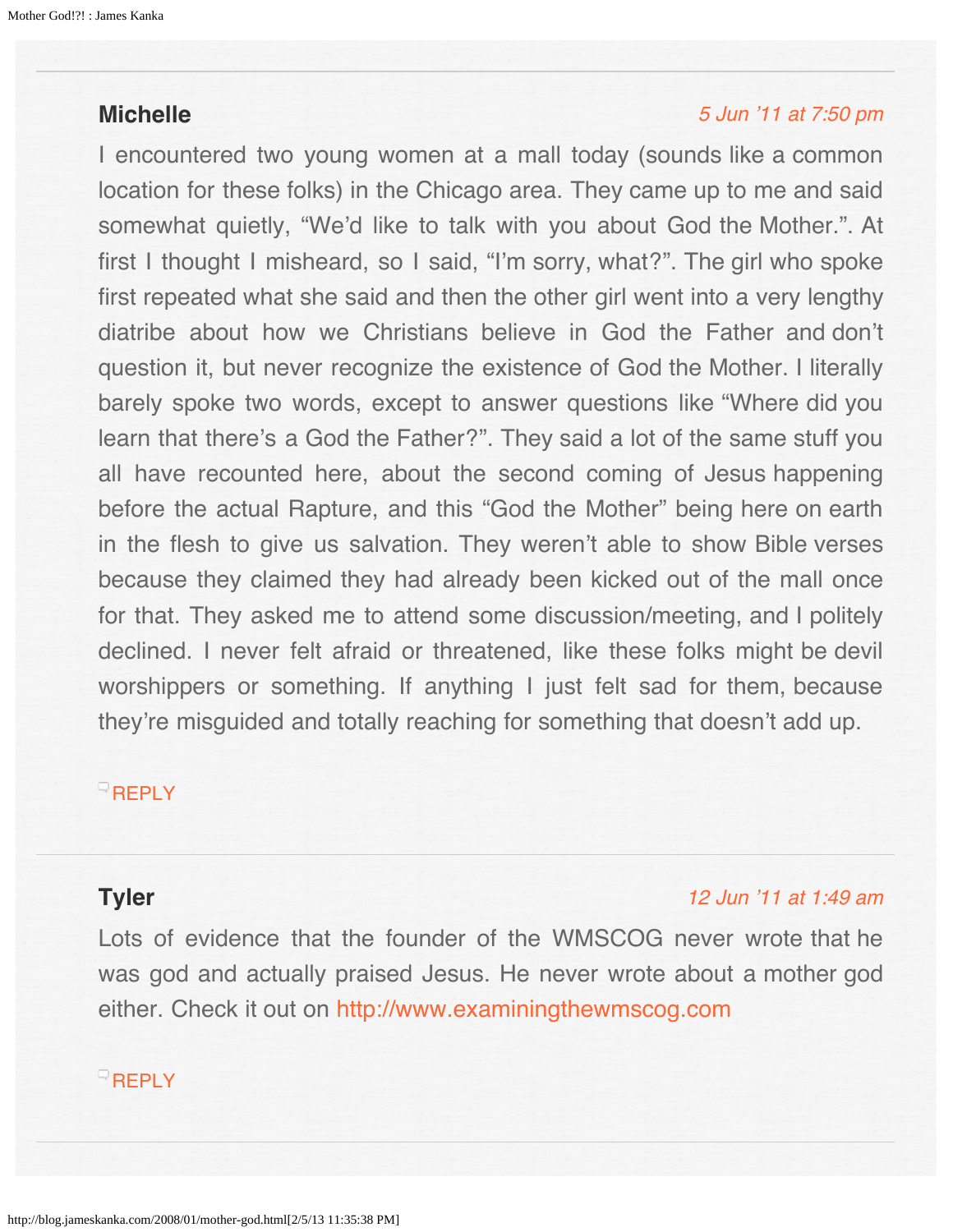**Michelle** *5 Jun '11 at 7:50 pm*

I encountered two young women at a mall today (sounds like a common location for these folks) in the Chicago area. They came up to me and said somewhat quietly, "We'd like to talk with you about God the Mother.". At first I thought I misheard, so I said, "I'm sorry, what?". The girl who spoke first repeated what she said and then the other girl went into a very lengthy diatribe about how we Christians believe in God the Father and don't question it, but never recognize the existence of God the Mother. I literally barely spoke two words, except to answer questions like "Where did you learn that there's a God the Father?". They said a lot of the same stuff you all have recounted here, about the second coming of Jesus happening before the actual Rapture, and this "God the Mother" being here on earth in the flesh to give us salvation. They weren't able to show Bible verses because they claimed they had already been kicked out of the mall once for that. They asked me to attend some discussion/meeting, and I politely declined. I never felt afraid or threatened, like these folks might be devil worshippers or something. If anything I just felt sad for them, because they're misguided and totally reaching for something that doesn't add up.

REPLY

---

**Tyler** *12 Jun '11 at 1:49 am*

Lots of evidence that the founder of the WMSCOG never wrote that he was god and actually praised Jesus. He never wrote about a mother god either. Check it out on http://www.examiningthewmscog.com

REPLY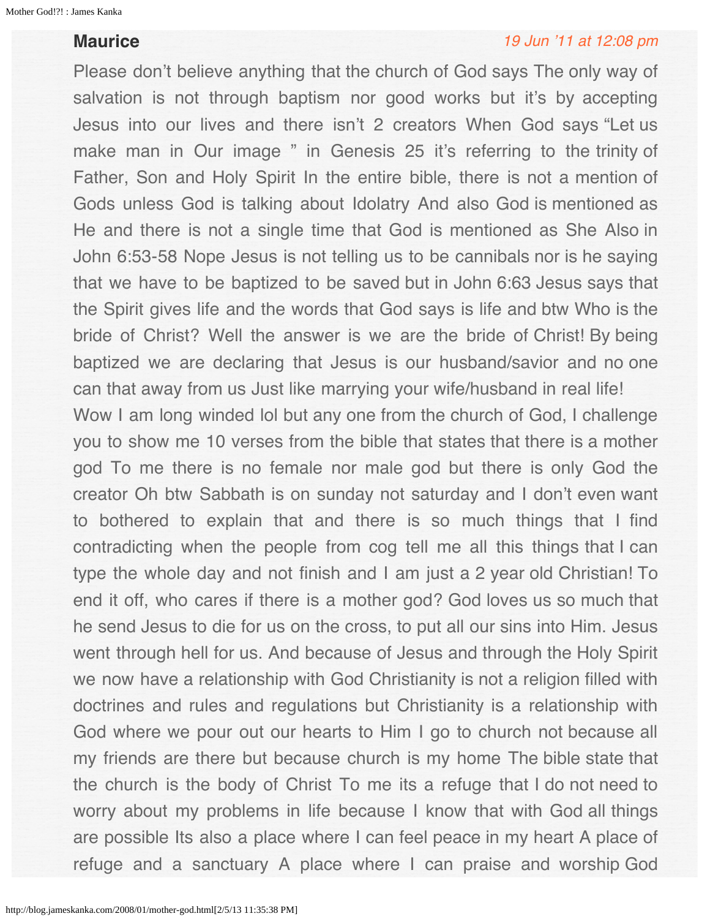**Maurice** 19 Jun '11 at 12:08 pm

Please don't believe anything that the church of God says The only way of salvation is not through baptism nor good works but it's by accepting Jesus into our lives and there isn't 2 creators When God says "Let us make man in Our image " in Genesis 25 it's referring to the trinity of Father, Son and Holy Spirit In the entire bible, there is not a mention of Gods unless God is talking about Idolatry And also God is mentioned as He and there is not a single time that God is mentioned as She Also in John 6:53-58 Nope Jesus is not telling us to be cannibals nor is he saying that we have to be baptized to be saved but in John 6:63 Jesus says that the Spirit gives life and the words that God says is life and btw Who is the bride of Christ? Well the answer is we are the bride of Christ! By being baptized we are declaring that Jesus is our husband/savior and no one can that away from us Just like marrying your wife/husband in real life!
Wow I am long winded lol but any one from the church of God, I challenge you to show me 10 verses from the bible that states that there is a mother god To me there is no female nor male god but there is only God the creator Oh btw Sabbath is on sunday not saturday and I don't even want to bothered to explain that and there is so much things that I find contradicting when the people from cog tell me all this things that I can type the whole day and not finish and I am just a 2 year old Christian! To end it off, who cares if there is a mother god? God loves us so much that he send Jesus to die for us on the cross, to put all our sins into Him. Jesus went through hell for us. And because of Jesus and through the Holy Spirit we now have a relationship with God Christianity is not a religion filled with doctrines and rules and regulations but Christianity is a relationship with God where we pour out our hearts to Him I go to church not because all my friends are there but because church is my home The bible state that the church is the body of Christ To me its a refuge that I do not need to worry about my problems in life because I know that with God all things are possible Its also a place where I can feel peace in my heart A place of refuge and a sanctuary A place where I can praise and worship God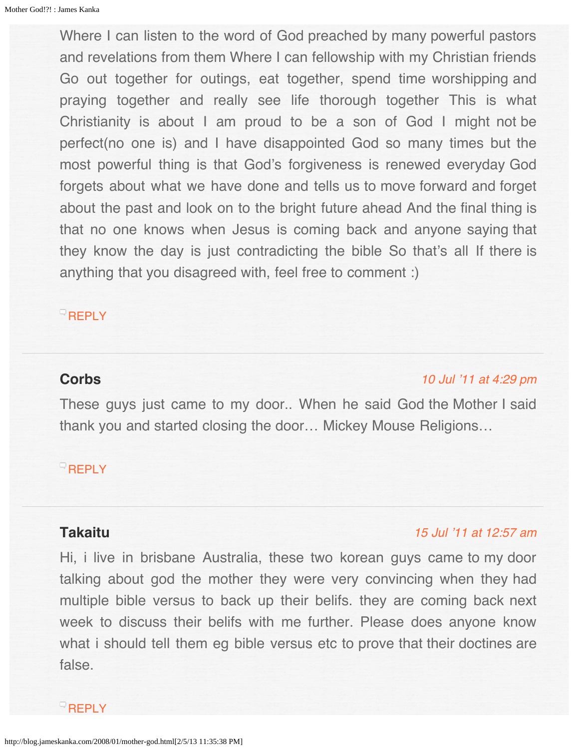Where I can listen to the word of God preached by many powerful pastors and revelations from them Where I can fellowship with my Christian friends Go out together for outings, eat together, spend time worshipping and praying together and really see life thorough together This is what Christianity is about I am proud to be a son of God I might not be perfect(no one is) and I have disappointed God so many times but the most powerful thing is that God's forgiveness is renewed everyday God forgets about what we have done and tells us to move forward and forget about the past and look on to the bright future ahead And the final thing is that no one knows when Jesus is coming back and anyone saying that they know the day is just contradicting the bible So that's all If there is anything that you disagreed with, feel free to comment :)

REPLY

---

**Corbs** *10 Jul '11 at 4:29 pm*

These guys just came to my door.. When he said God the Mother I said thank you and started closing the door… Mickey Mouse Religions…

REPLY

---

**Takaitu** *15 Jul '11 at 12:57 am*

Hi, i live in brisbane Australia, these two korean guys came to my door talking about god the mother they were very convincing when they had multiple bible versus to back up their belifs. they are coming back next week to discuss their belifs with me further. Please does anyone know what i should tell them eg bible versus etc to prove that their doctines are false.

REPLY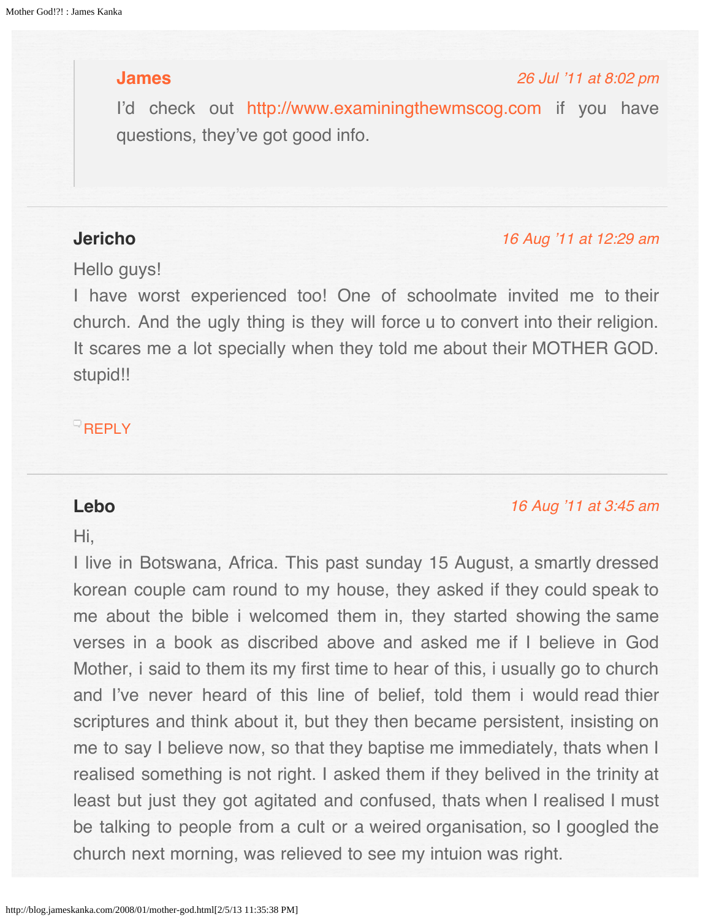> **James** *26 Jul '11 at 8:02 pm*
>
> I'd check out http://www.examiningthewmscog.com if you have questions, they've got good info.

---

**Jericho** *16 Aug '11 at 12:29 am*

Hello guys!
I have worst experienced too! One of schoolmate invited me to their church. And the ugly thing is they will force u to convert into their religion. It scares me a lot specially when they told me about their MOTHER GOD. stupid!!

REPLY

---

**Lebo** *16 Aug '11 at 3:45 am*

Hi,
I live in Botswana, Africa. This past sunday 15 August, a smartly dressed korean couple cam round to my house, they asked if they could speak to me about the bible i welcomed them in, they started showing the same verses in a book as discribed above and asked me if I believe in God Mother, i said to them its my first time to hear of this, i usually go to church and I've never heard of this line of belief, told them i would read thier scriptures and think about it, but they then became persistent, insisting on me to say I believe now, so that they baptise me immediately, thats when I realised something is not right. I asked them if they belived in the trinity at least but just they got agitated and confused, thats when I realised I must be talking to people from a cult or a weired organisation, so I googled the church next morning, was relieved to see my intuion was right.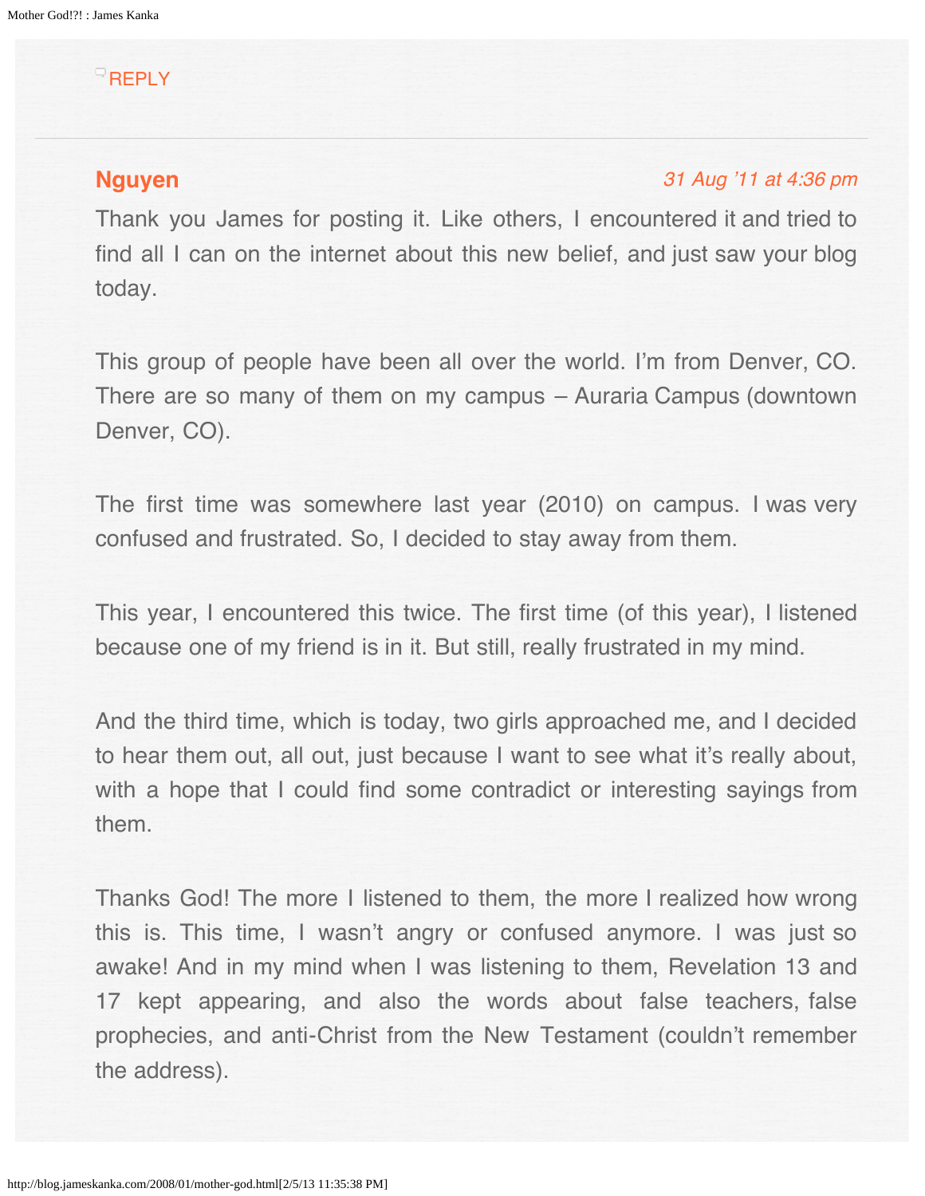REPLY

---

**Nguyen** *31 Aug '11 at 4:36 pm*

Thank you James for posting it. Like others, I encountered it and tried to find all I can on the internet about this new belief, and just saw your blog today.

This group of people have been all over the world. I'm from Denver, CO. There are so many of them on my campus – Auraria Campus (downtown Denver, CO).

The first time was somewhere last year (2010) on campus. I was very confused and frustrated. So, I decided to stay away from them.

This year, I encountered this twice. The first time (of this year), I listened because one of my friend is in it. But still, really frustrated in my mind.

And the third time, which is today, two girls approached me, and I decided to hear them out, all out, just because I want to see what it's really about, with a hope that I could find some contradict or interesting sayings from them.

Thanks God! The more I listened to them, the more I realized how wrong this is. This time, I wasn't angry or confused anymore. I was just so awake! And in my mind when I was listening to them, Revelation 13 and 17 kept appearing, and also the words about false teachers, false prophecies, and anti-Christ from the New Testament (couldn't remember the address).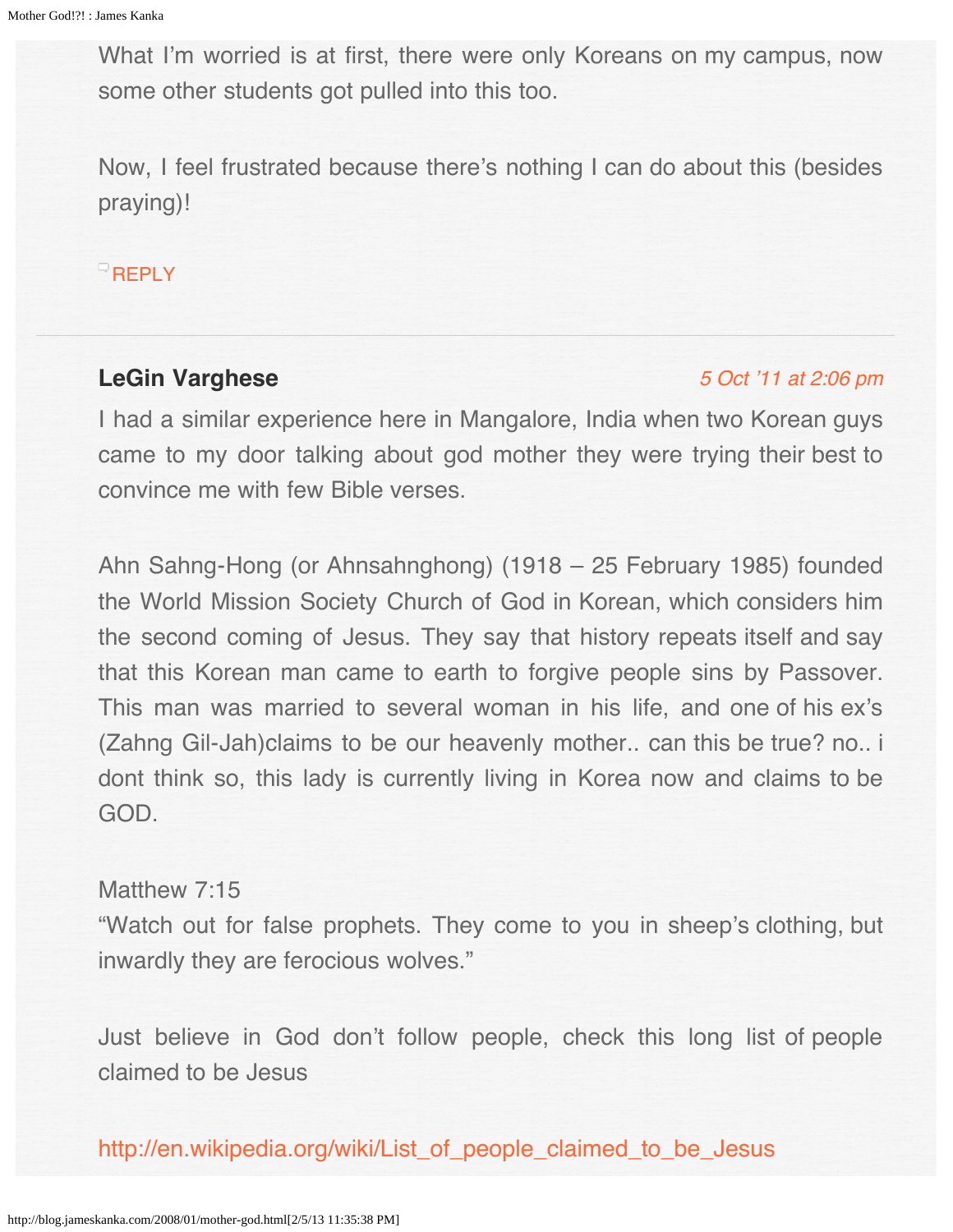What I'm worried is at first, there were only Koreans on my campus, now some other students got pulled into this too.

Now, I feel frustrated because there's nothing I can do about this (besides praying)!

REPLY

---

**LeGin Varghese** *5 Oct '11 at 2:06 pm*

I had a similar experience here in Mangalore, India when two Korean guys came to my door talking about god mother they were trying their best to convince me with few Bible verses.

Ahn Sahng-Hong (or Ahnsahnghong) (1918 – 25 February 1985) founded the World Mission Society Church of God in Korean, which considers him the second coming of Jesus. They say that history repeats itself and say that this Korean man came to earth to forgive people sins by Passover. This man was married to several woman in his life, and one of his ex's (Zahng Gil-Jah)claims to be our heavenly mother.. can this be true? no.. i dont think so, this lady is currently living in Korea now and claims to be GOD.

Matthew 7:15
"Watch out for false prophets. They come to you in sheep's clothing, but inwardly they are ferocious wolves."

Just believe in God don't follow people, check this long list of people claimed to be Jesus

http://en.wikipedia.org/wiki/List_of_people_claimed_to_be_Jesus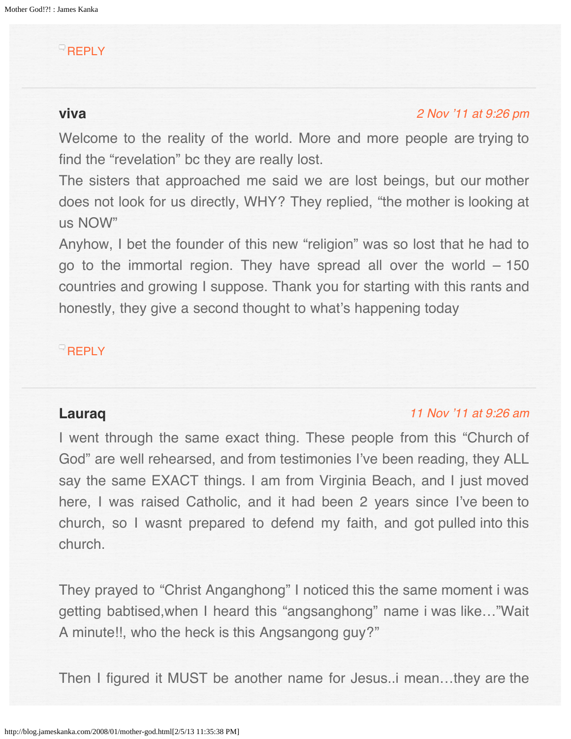REPLY

---

**viva**

*2 Nov '11 at 9:26 pm*

Welcome to the reality of the world. More and more people are trying to find the "revelation" bc they are really lost.
The sisters that approached me said we are lost beings, but our mother does not look for us directly, WHY? They replied, "the mother is looking at us NOW"
Anyhow, I bet the founder of this new "religion" was so lost that he had to go to the immortal region. They have spread all over the world – 150 countries and growing I suppose. Thank you for starting with this rants and honestly, they give a second thought to what's happening today

REPLY

---

**Lauraq**

*11 Nov '11 at 9:26 am*

I went through the same exact thing. These people from this "Church of God" are well rehearsed, and from testimonies I've been reading, they ALL say the same EXACT things. I am from Virginia Beach, and I just moved here, I was raised Catholic, and it had been 2 years since I've been to church, so I wasnt prepared to defend my faith, and got pulled into this church.

They prayed to "Christ Anganghong" I noticed this the same moment i was getting babtised,when I heard this "angsanghong" name i was like…"Wait A minute!!, who the heck is this Angsangong guy?"

Then I figured it MUST be another name for Jesus..i mean…they are the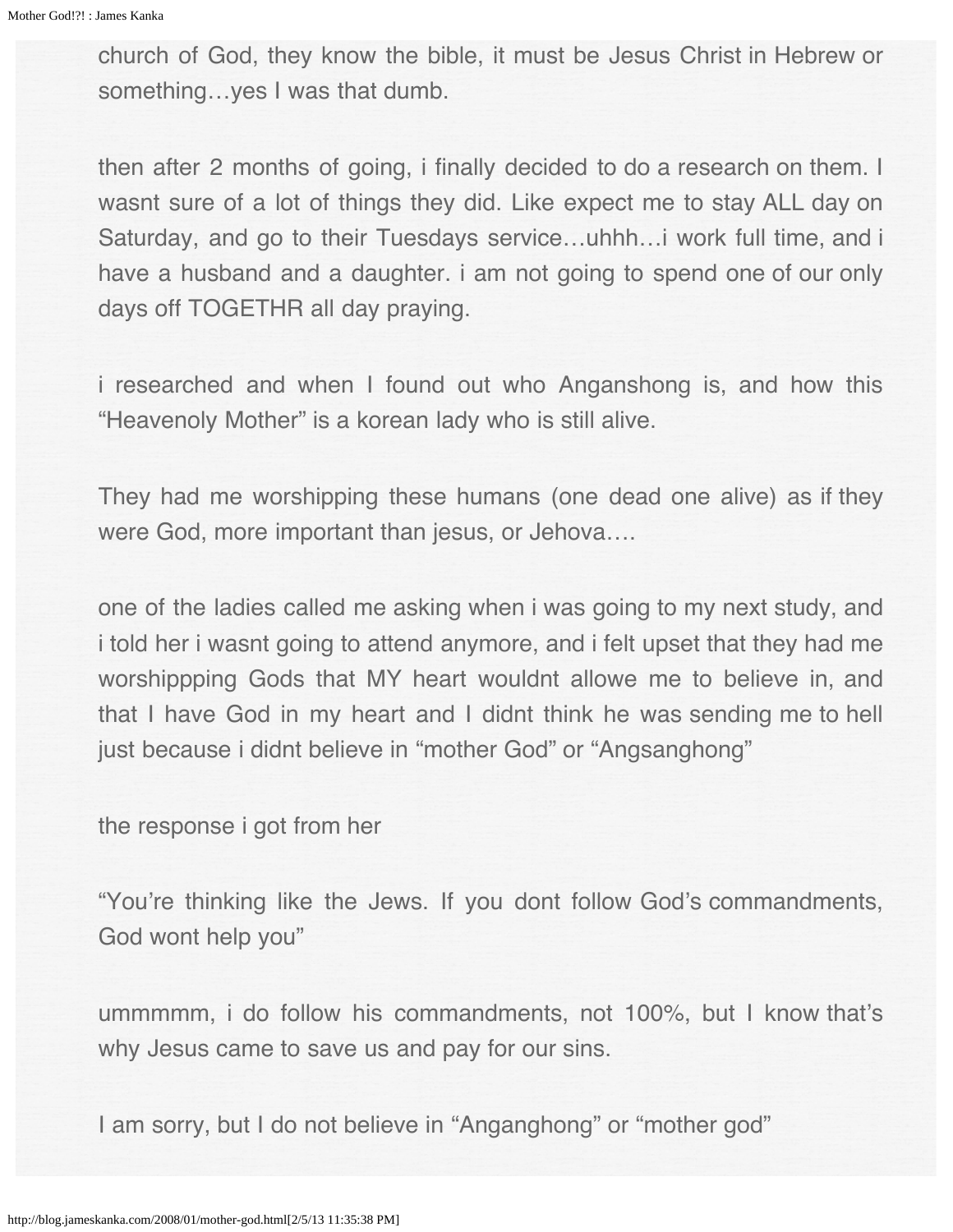church of God, they know the bible, it must be Jesus Christ in Hebrew or something…yes I was that dumb.

then after 2 months of going, i finally decided to do a research on them. I wasnt sure of a lot of things they did. Like expect me to stay ALL day on Saturday, and go to their Tuesdays service…uhhh…i work full time, and i have a husband and a daughter. i am not going to spend one of our only days off TOGETHR all day praying.

i researched and when I found out who Anganshong is, and how this "Heavenoly Mother" is a korean lady who is still alive.

They had me worshipping these humans (one dead one alive) as if they were God, more important than jesus, or Jehova….

one of the ladies called me asking when i was going to my next study, and i told her i wasnt going to attend anymore, and i felt upset that they had me worshippping Gods that MY heart wouldnt allowe me to believe in, and that I have God in my heart and I didnt think he was sending me to hell just because i didnt believe in "mother God" or "Angsanghong"

the response i got from her

"You're thinking like the Jews. If you dont follow God's commandments, God wont help you"

ummmmm, i do follow his commandments, not 100%, but I know that's why Jesus came to save us and pay for our sins.

I am sorry, but I do not believe in "Anganghong" or "mother god"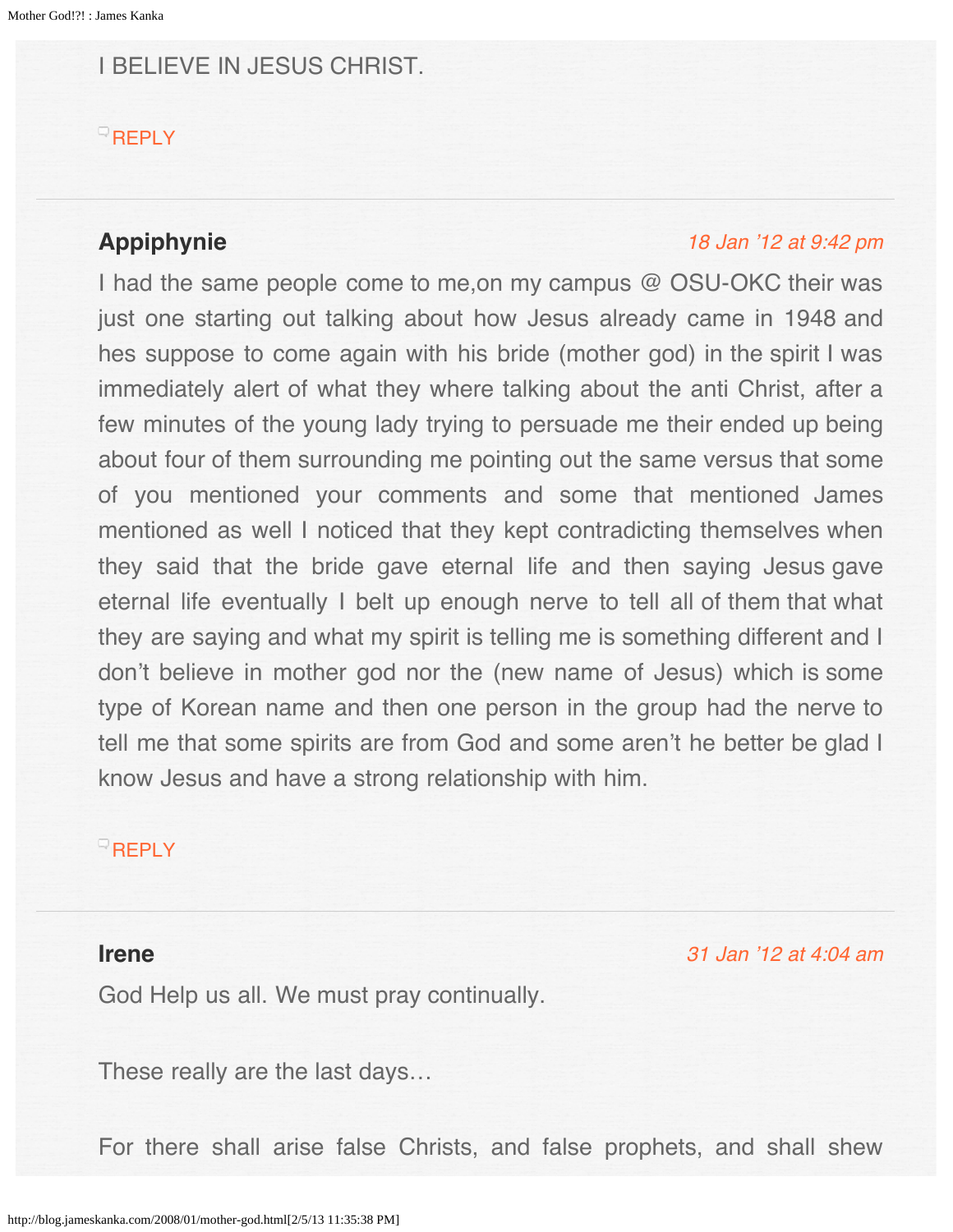I BELIEVE IN JESUS CHRIST.

REPLY

---

**Appiphynie** *18 Jan '12 at 9:42 pm*

I had the same people come to me,on my campus @ OSU-OKC their was just one starting out talking about how Jesus already came in 1948 and hes suppose to come again with his bride (mother god) in the spirit I was immediately alert of what they where talking about the anti Christ, after a few minutes of the young lady trying to persuade me their ended up being about four of them surrounding me pointing out the same versus that some of you mentioned your comments and some that mentioned James mentioned as well I noticed that they kept contradicting themselves when they said that the bride gave eternal life and then saying Jesus gave eternal life eventually I belt up enough nerve to tell all of them that what they are saying and what my spirit is telling me is something different and I don't believe in mother god nor the (new name of Jesus) which is some type of Korean name and then one person in the group had the nerve to tell me that some spirits are from God and some aren't he better be glad I know Jesus and have a strong relationship with him.

REPLY

---

**Irene** *31 Jan '12 at 4:04 am*

God Help us all. We must pray continually.

These really are the last days…

For there shall arise false Christs, and false prophets, and shall shew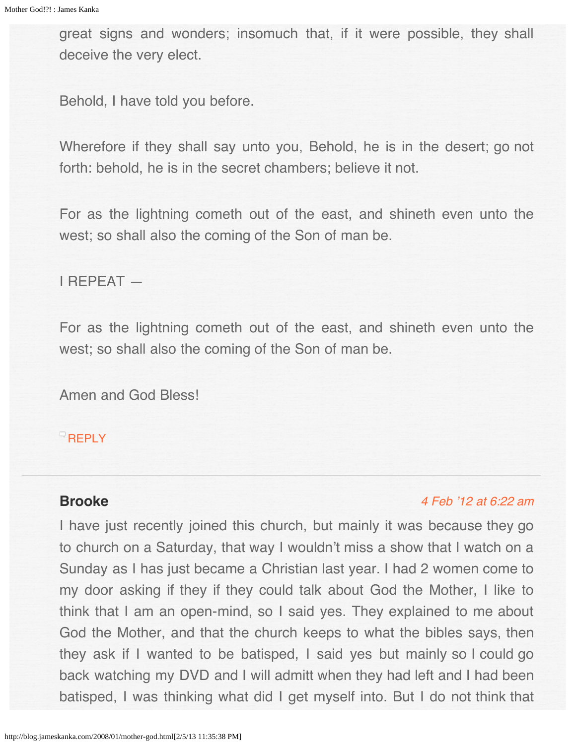great signs and wonders; insomuch that, if it were possible, they shall deceive the very elect.

Behold, I have told you before.

Wherefore if they shall say unto you, Behold, he is in the desert; go not forth: behold, he is in the secret chambers; believe it not.

For as the lightning cometh out of the east, and shineth even unto the west; so shall also the coming of the Son of man be.

I REPEAT —

For as the lightning cometh out of the east, and shineth even unto the west; so shall also the coming of the Son of man be.

Amen and God Bless!

REPLY

---

**Brooke** *4 Feb '12 at 6:22 am*

I have just recently joined this church, but mainly it was because they go to church on a Saturday, that way I wouldn't miss a show that I watch on a Sunday as I has just became a Christian last year. I had 2 women come to my door asking if they if they could talk about God the Mother, I like to think that I am an open-mind, so I said yes. They explained to me about God the Mother, and that the church keeps to what the bibles says, then they ask if I wanted to be batisped, I said yes but mainly so I could go back watching my DVD and I will admitt when they had left and I had been batisped, I was thinking what did I get myself into. But I do not think that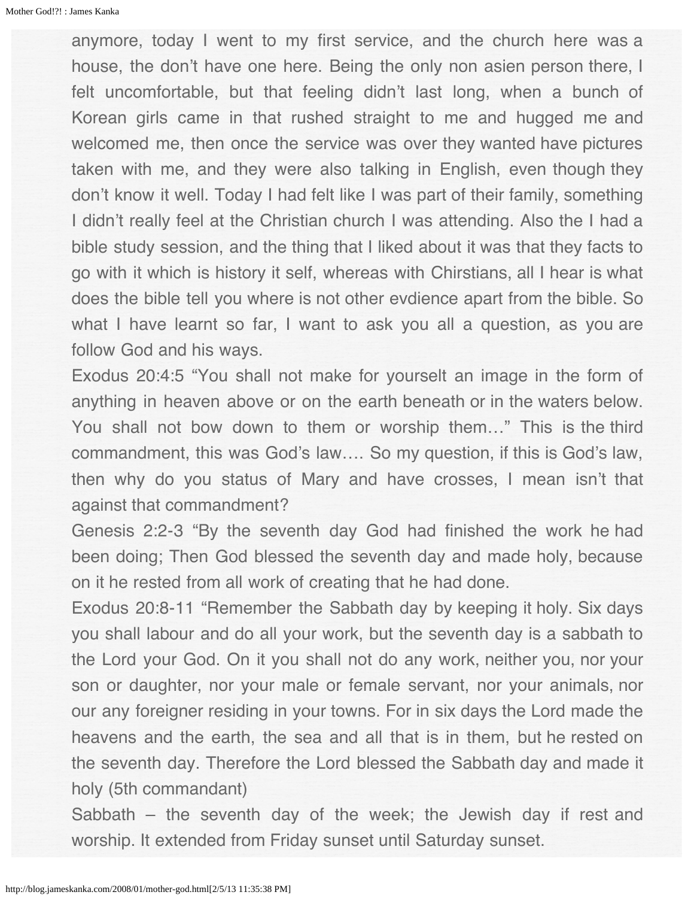anymore, today I went to my first service, and the church here was a house, the don't have one here. Being the only non asien person there, I felt uncomfortable, but that feeling didn't last long, when a bunch of Korean girls came in that rushed straight to me and hugged me and welcomed me, then once the service was over they wanted have pictures taken with me, and they were also talking in English, even though they don't know it well. Today I had felt like I was part of their family, something I didn't really feel at the Christian church I was attending. Also the I had a bible study session, and the thing that I liked about it was that they facts to go with it which is history it self, whereas with Chirstians, all I hear is what does the bible tell you where is not other evdience apart from the bible. So what I have learnt so far, I want to ask you all a question, as you are follow God and his ways.

Exodus 20:4:5 "You shall not make for yourselt an image in the form of anything in heaven above or on the earth beneath or in the waters below. You shall not bow down to them or worship them…" This is the third commandment, this was God's law…. So my question, if this is God's law, then why do you status of Mary and have crosses, I mean isn't that against that commandment?

Genesis 2:2-3 "By the seventh day God had finished the work he had been doing; Then God blessed the seventh day and made holy, because on it he rested from all work of creating that he had done.

Exodus 20:8-11 "Remember the Sabbath day by keeping it holy. Six days you shall labour and do all your work, but the seventh day is a sabbath to the Lord your God. On it you shall not do any work, neither you, nor your son or daughter, nor your male or female servant, nor your animals, nor our any foreigner residing in your towns. For in six days the Lord made the heavens and the earth, the sea and all that is in them, but he rested on the seventh day. Therefore the Lord blessed the Sabbath day and made it holy (5th commandant)

Sabbath – the seventh day of the week; the Jewish day if rest and worship. It extended from Friday sunset until Saturday sunset.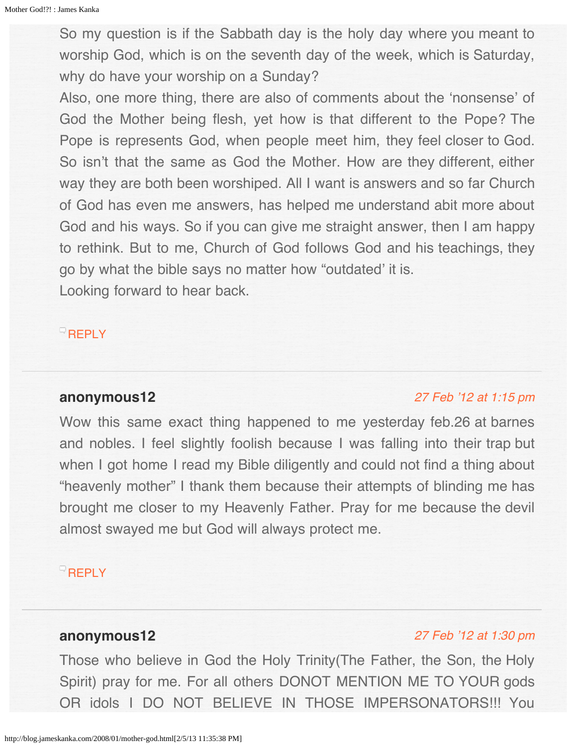So my question is if the Sabbath day is the holy day where you meant to worship God, which is on the seventh day of the week, which is Saturday, why do have your worship on a Sunday?
Also, one more thing, there are also of comments about the 'nonsense' of God the Mother being flesh, yet how is that different to the Pope? The Pope is represents God, when people meet him, they feel closer to God. So isn't that the same as God the Mother. How are they different, either way they are both been worshiped. All I want is answers and so far Church of God has even me answers, has helped me understand abit more about God and his ways. So if you can give me straight answer, then I am happy to rethink. But to me, Church of God follows God and his teachings, they go by what the bible says no matter how "outdated' it is.
Looking forward to hear back.

REPLY

---

**anonymous12** *27 Feb '12 at 1:15 pm*

Wow this same exact thing happened to me yesterday feb.26 at barnes and nobles. I feel slightly foolish because I was falling into their trap but when I got home I read my Bible diligently and could not find a thing about "heavenly mother" I thank them because their attempts of blinding me has brought me closer to my Heavenly Father. Pray for me because the devil almost swayed me but God will always protect me.

REPLY

---

**anonymous12** *27 Feb '12 at 1:30 pm*

Those who believe in God the Holy Trinity(The Father, the Son, the Holy Spirit) pray for me. For all others DONOT MENTION ME TO YOUR gods OR idols I DO NOT BELIEVE IN THOSE IMPERSONATORS!!! You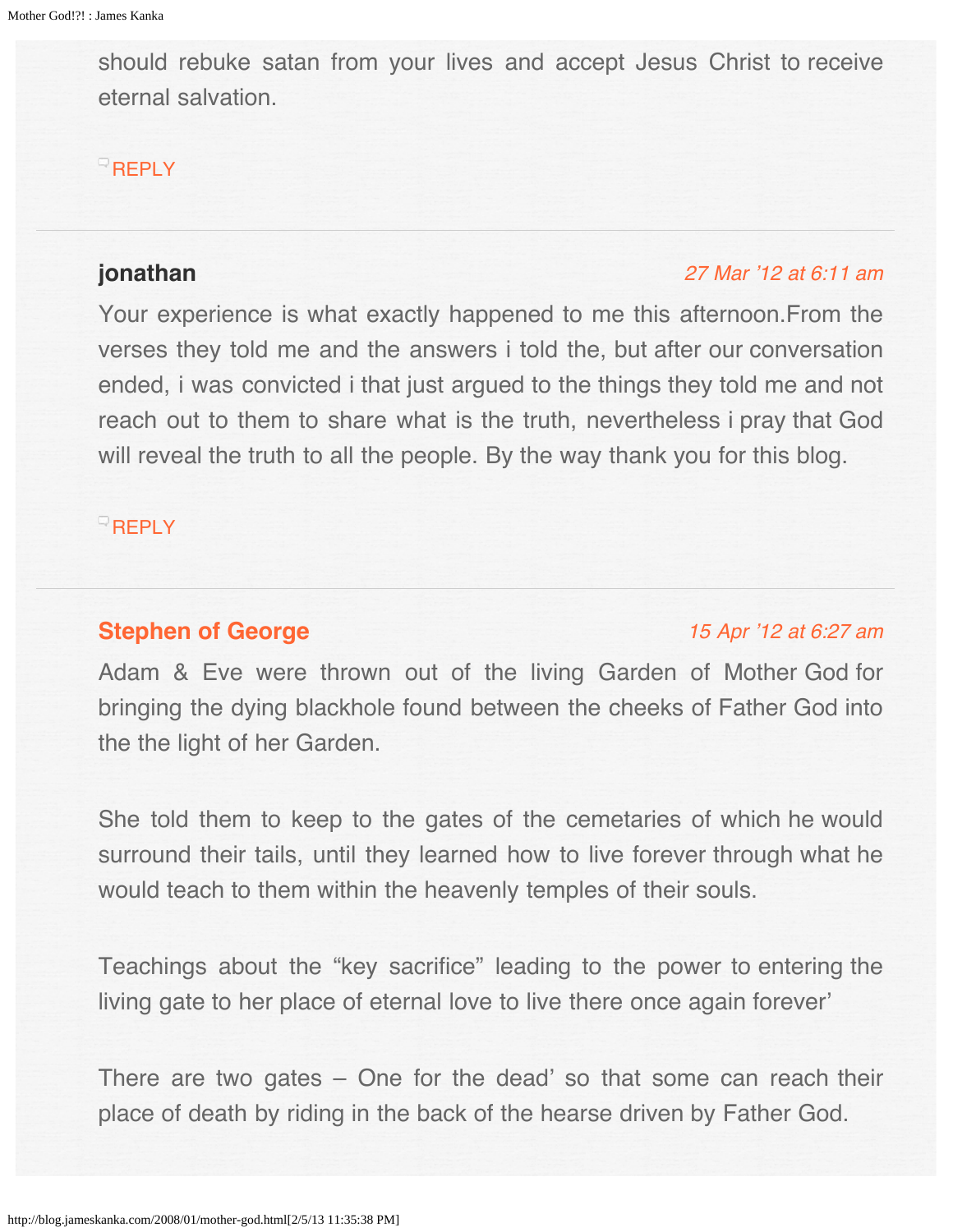should rebuke satan from your lives and accept Jesus Christ to receive eternal salvation.

REPLY

---

**jonathan**

*27 Mar '12 at 6:11 am*

Your experience is what exactly happened to me this afternoon.From the verses they told me and the answers i told the, but after our conversation ended, i was convicted i that just argued to the things they told me and not reach out to them to share what is the truth, nevertheless i pray that God will reveal the truth to all the people. By the way thank you for this blog.

REPLY

---

**Stephen of George**

*15 Apr '12 at 6:27 am*

Adam & Eve were thrown out of the living Garden of Mother God for bringing the dying blackhole found between the cheeks of Father God into the the light of her Garden.

She told them to keep to the gates of the cemetaries of which he would surround their tails, until they learned how to live forever through what he would teach to them within the heavenly temples of their souls.

Teachings about the "key sacrifice" leading to the power to entering the living gate to her place of eternal love to live there once again forever'

There are two gates – One for the dead' so that some can reach their place of death by riding in the back of the hearse driven by Father God.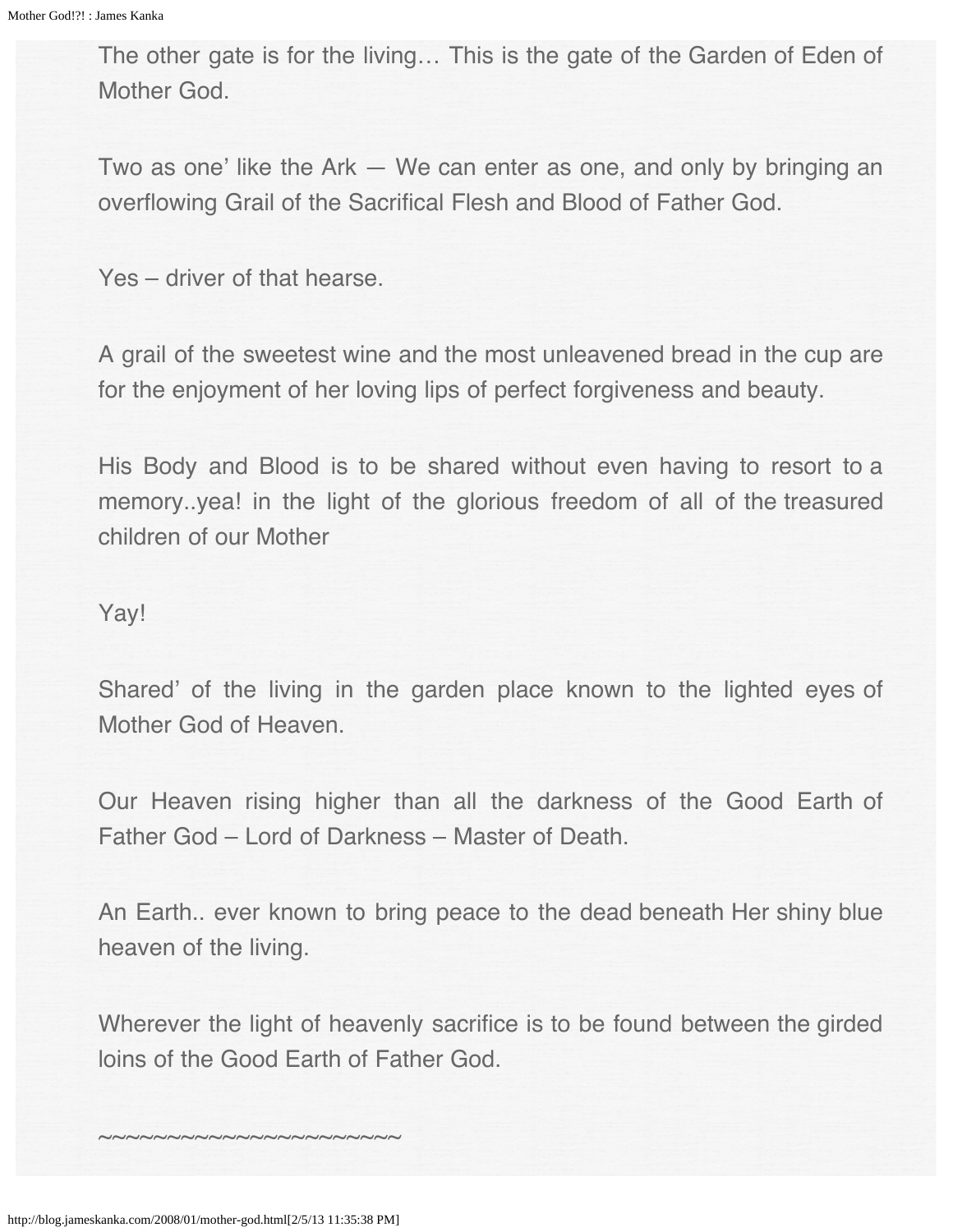The other gate is for the living… This is the gate of the Garden of Eden of Mother God.

Two as one' like the Ark — We can enter as one, and only by bringing an overflowing Grail of the Sacrifical Flesh and Blood of Father God.

Yes – driver of that hearse.

A grail of the sweetest wine and the most unleavened bread in the cup are for the enjoyment of her loving lips of perfect forgiveness and beauty.

His Body and Blood is to be shared without even having to resort to a memory..yea! in the light of the glorious freedom of all of the treasured children of our Mother

Yay!

Shared' of the living in the garden place known to the lighted eyes of Mother God of Heaven.

Our Heaven rising higher than all the darkness of the Good Earth of Father God – Lord of Darkness – Master of Death.

An Earth.. ever known to bring peace to the dead beneath Her shiny blue heaven of the living.

Wherever the light of heavenly sacrifice is to be found between the girded loins of the Good Earth of Father God.

~~~~~~~~~~~~~~~~~~~~~~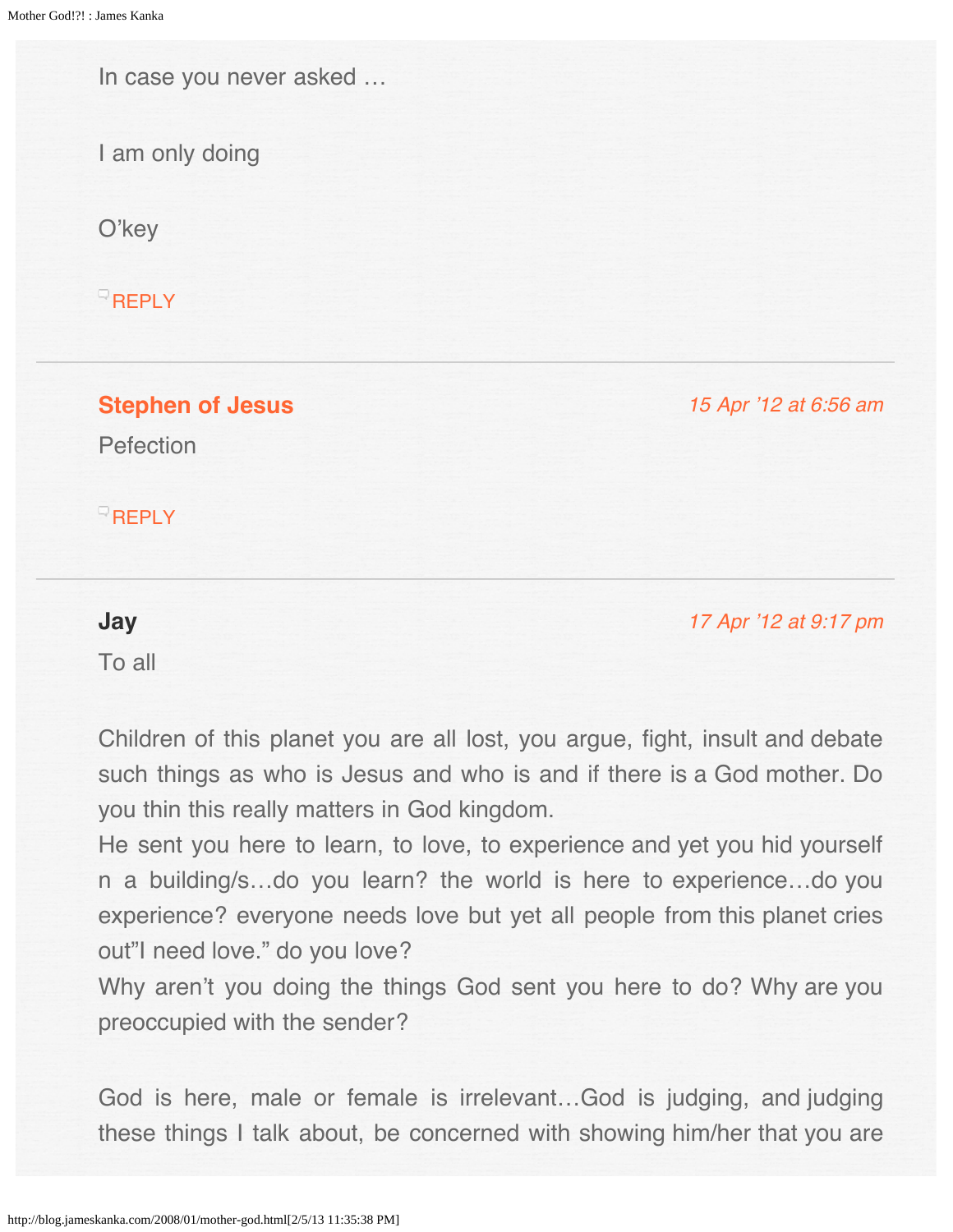In case you never asked …

I am only doing

O'key

REPLY

---

**Stephen of Jesus** *15 Apr '12 at 6:56 am*

Pefection

REPLY

---

**Jay** *17 Apr '12 at 9:17 pm*

To all

Children of this planet you are all lost, you argue, fight, insult and debate such things as who is Jesus and who is and if there is a God mother. Do you thin this really matters in God kingdom.
He sent you here to learn, to love, to experience and yet you hid yourself n a building/s…do you learn? the world is here to experience…do you experience? everyone needs love but yet all people from this planet cries out"I need love." do you love?
Why aren't you doing the things God sent you here to do? Why are you preoccupied with the sender?

God is here, male or female is irrelevant…God is judging, and judging these things I talk about, be concerned with showing him/her that you are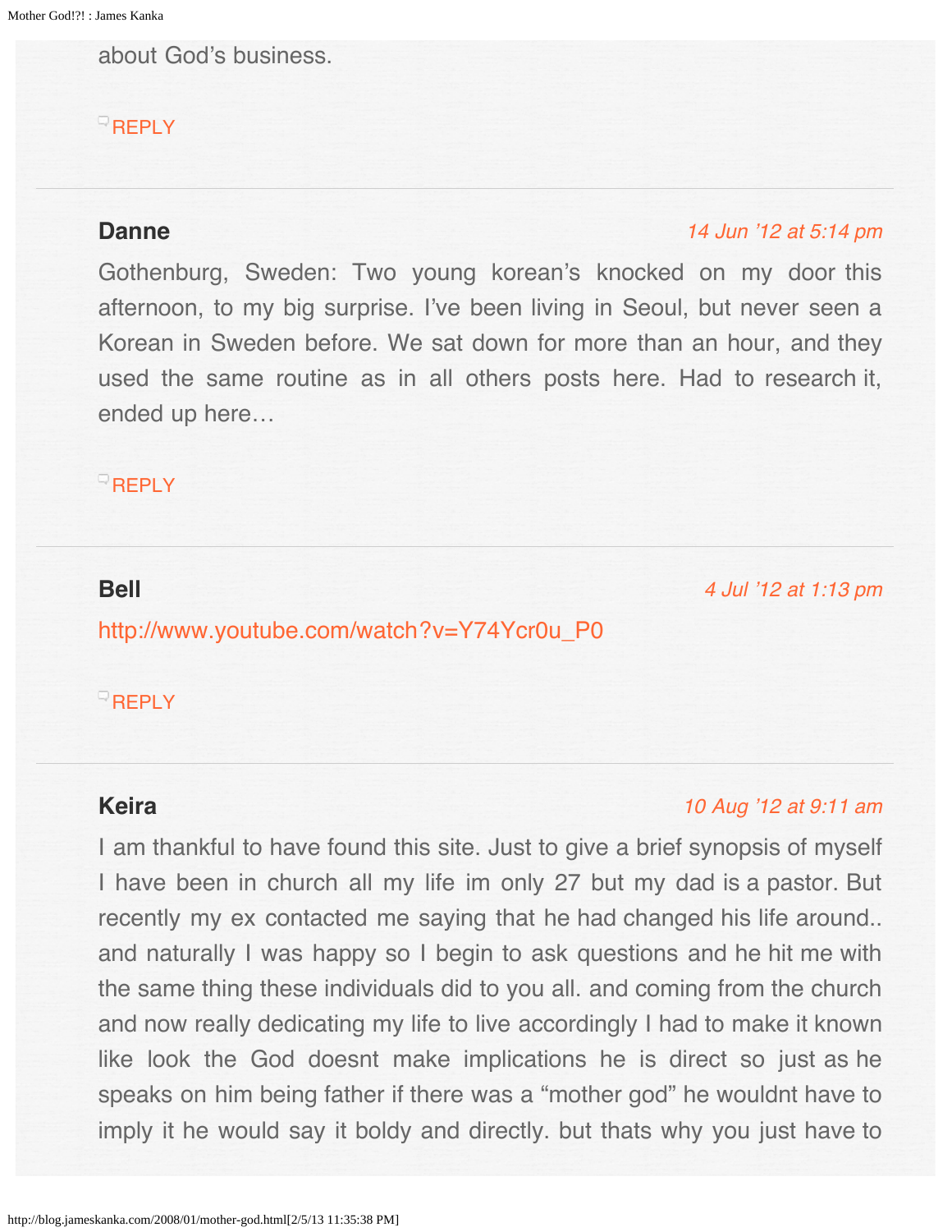about God's business.

REPLY

---

**Danne** *14 Jun '12 at 5:14 pm*

Gothenburg, Sweden: Two young korean's knocked on my door this afternoon, to my big surprise. I've been living in Seoul, but never seen a Korean in Sweden before. We sat down for more than an hour, and they used the same routine as in all others posts here. Had to research it, ended up here…

REPLY

---

**Bell** *4 Jul '12 at 1:13 pm*

http://www.youtube.com/watch?v=Y74Ycr0u_P0

REPLY

---

**Keira** *10 Aug '12 at 9:11 am*

I am thankful to have found this site. Just to give a brief synopsis of myself I have been in church all my life im only 27 but my dad is a pastor. But recently my ex contacted me saying that he had changed his life around.. and naturally I was happy so I begin to ask questions and he hit me with the same thing these individuals did to you all. and coming from the church and now really dedicating my life to live accordingly I had to make it known like look the God doesnt make implications he is direct so just as he speaks on him being father if there was a "mother god" he wouldnt have to imply it he would say it boldy and directly. but thats why you just have to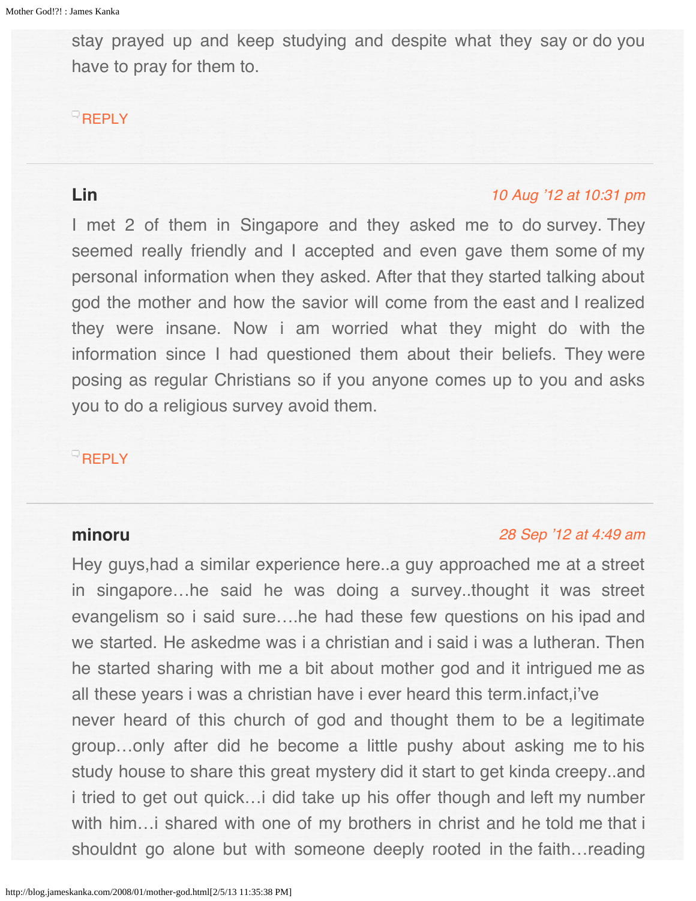stay prayed up and keep studying and despite what they say or do you have to pray for them to.

REPLY

**Lin**

*10 Aug '12 at 10:31 pm*

I met 2 of them in Singapore and they asked me to do survey. They seemed really friendly and I accepted and even gave them some of my personal information when they asked. After that they started talking about god the mother and how the savior will come from the east and I realized they were insane. Now i am worried what they might do with the information since I had questioned them about their beliefs. They were posing as regular Christians so if you anyone comes up to you and asks you to do a religious survey avoid them.

REPLY

**minoru**

*28 Sep '12 at 4:49 am*

Hey guys,had a similar experience here..a guy approached me at a street in singapore…he said he was doing a survey..thought it was street evangelism so i said sure….he had these few questions on his ipad and we started. He askedme was i a christian and i said i was a lutheran. Then he started sharing with me a bit about mother god and it intrigued me as all these years i was a christian have i ever heard this term.infact,i've never heard of this church of god and thought them to be a legitimate group…only after did he become a little pushy about asking me to his study house to share this great mystery did it start to get kinda creepy..and i tried to get out quick…i did take up his offer though and left my number with him…i shared with one of my brothers in christ and he told me that i shouldnt go alone but with someone deeply rooted in the faith…reading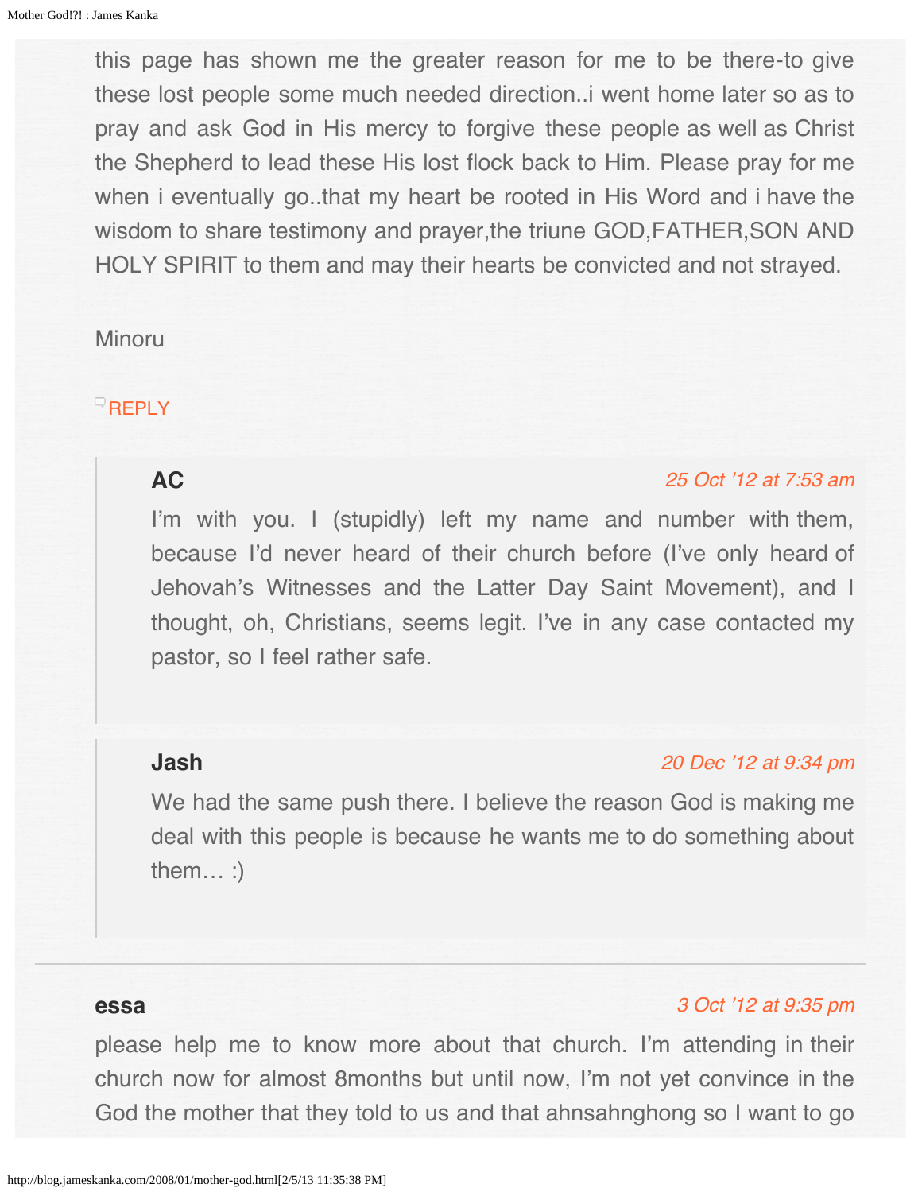this page has shown me the greater reason for me to be there-to give these lost people some much needed direction..i went home later so as to pray and ask God in His mercy to forgive these people as well as Christ the Shepherd to lead these His lost flock back to Him. Please pray for me when i eventually go..that my heart be rooted in His Word and i have the wisdom to share testimony and prayer,the triune GOD,FATHER,SON AND HOLY SPIRIT to them and may their hearts be convicted and not strayed.

Minoru

REPLY

> **AC** 25 Oct '12 at 7:53 am
>
> I'm with you. I (stupidly) left my name and number with them, because I'd never heard of their church before (I've only heard of Jehovah's Witnesses and the Latter Day Saint Movement), and I thought, oh, Christians, seems legit. I've in any case contacted my pastor, so I feel rather safe.

> **Jash** 20 Dec '12 at 9:34 pm
>
> We had the same push there. I believe the reason God is making me deal with this people is because he wants me to do something about them… :)

---

**essa** 3 Oct '12 at 9:35 pm

please help me to know more about that church. I'm attending in their church now for almost 8months but until now, I'm not yet convince in the God the mother that they told to us and that ahnsahnghong so I want to go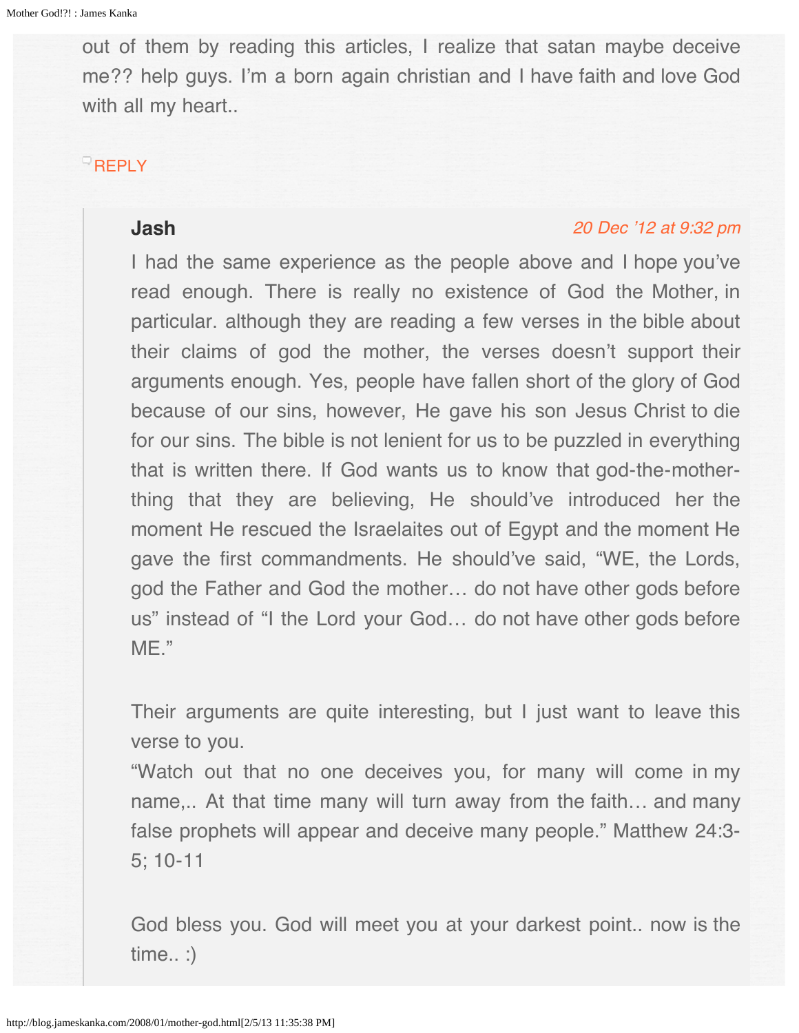out of them by reading this articles, I realize that satan maybe deceive me?? help guys. I'm a born again christian and I have faith and love God with all my heart..

REPLY

**Jash** *20 Dec '12 at 9:32 pm*

I had the same experience as the people above and I hope you've read enough. There is really no existence of God the Mother, in particular. although they are reading a few verses in the bible about their claims of god the mother, the verses doesn't support their arguments enough. Yes, people have fallen short of the glory of God because of our sins, however, He gave his son Jesus Christ to die for our sins. The bible is not lenient for us to be puzzled in everything that is written there. If God wants us to know that god-the-mother-thing that they are believing, He should've introduced her the moment He rescued the Israelaites out of Egypt and the moment He gave the first commandments. He should've said, "WE, the Lords, god the Father and God the mother… do not have other gods before us" instead of "I the Lord your God… do not have other gods before ME."

Their arguments are quite interesting, but I just want to leave this verse to you.
"Watch out that no one deceives you, for many will come in my name,.. At that time many will turn away from the faith… and many false prophets will appear and deceive many people." Matthew 24:3-5; 10-11

God bless you. God will meet you at your darkest point.. now is the time.. :)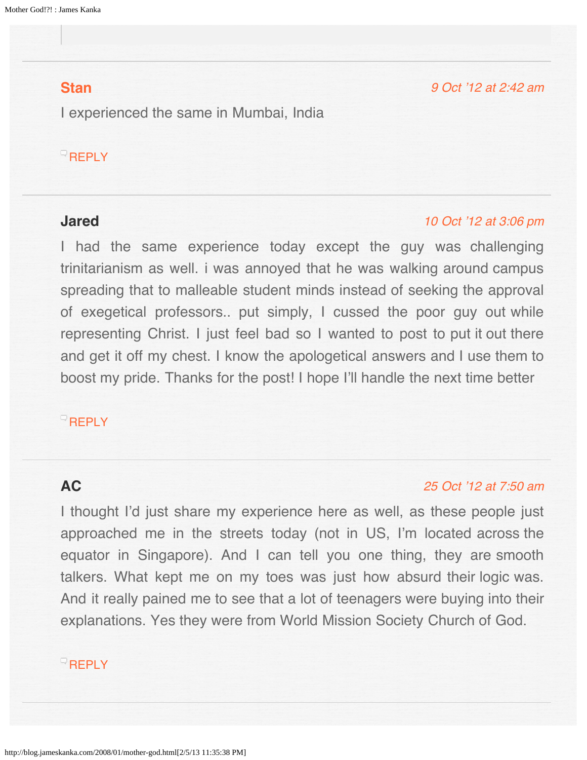**Stan** *9 Oct '12 at 2:42 am*

I experienced the same in Mumbai, India

REPLY

---

**Jared** *10 Oct '12 at 3:06 pm*

I had the same experience today except the guy was challenging trinitarianism as well. i was annoyed that he was walking around campus spreading that to malleable student minds instead of seeking the approval of exegetical professors.. put simply, I cussed the poor guy out while representing Christ. I just feel bad so I wanted to post to put it out there and get it off my chest. I know the apologetical answers and I use them to boost my pride. Thanks for the post! I hope I'll handle the next time better

REPLY

---

**AC** *25 Oct '12 at 7:50 am*

I thought I'd just share my experience here as well, as these people just approached me in the streets today (not in US, I'm located across the equator in Singapore). And I can tell you one thing, they are smooth talkers. What kept me on my toes was just how absurd their logic was. And it really pained me to see that a lot of teenagers were buying into their explanations. Yes they were from World Mission Society Church of God.

REPLY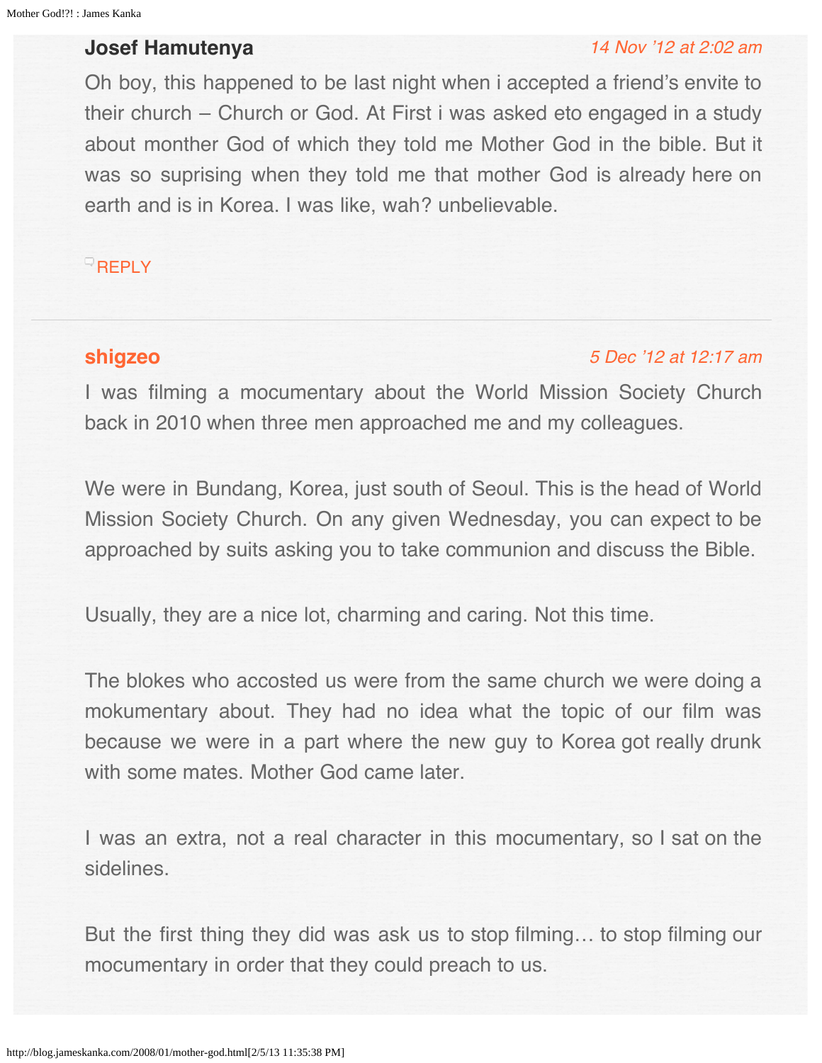**Josef Hamutenya**

*14 Nov '12 at 2:02 am*

Oh boy, this happened to be last night when i accepted a friend's envite to their church – Church or God. At First i was asked eto engaged in a study about monther God of which they told me Mother God in the bible. But it was so suprising when they told me that mother God is already here on earth and is in Korea. I was like, wah? unbelievable.

REPLY

---

**shigzeo**

*5 Dec '12 at 12:17 am*

I was filming a mocumentary about the World Mission Society Church back in 2010 when three men approached me and my colleagues.

We were in Bundang, Korea, just south of Seoul. This is the head of World Mission Society Church. On any given Wednesday, you can expect to be approached by suits asking you to take communion and discuss the Bible.

Usually, they are a nice lot, charming and caring. Not this time.

The blokes who accosted us were from the same church we were doing a mokumentary about. They had no idea what the topic of our film was because we were in a part where the new guy to Korea got really drunk with some mates. Mother God came later.

I was an extra, not a real character in this mocumentary, so I sat on the sidelines.

But the first thing they did was ask us to stop filming… to stop filming our mocumentary in order that they could preach to us.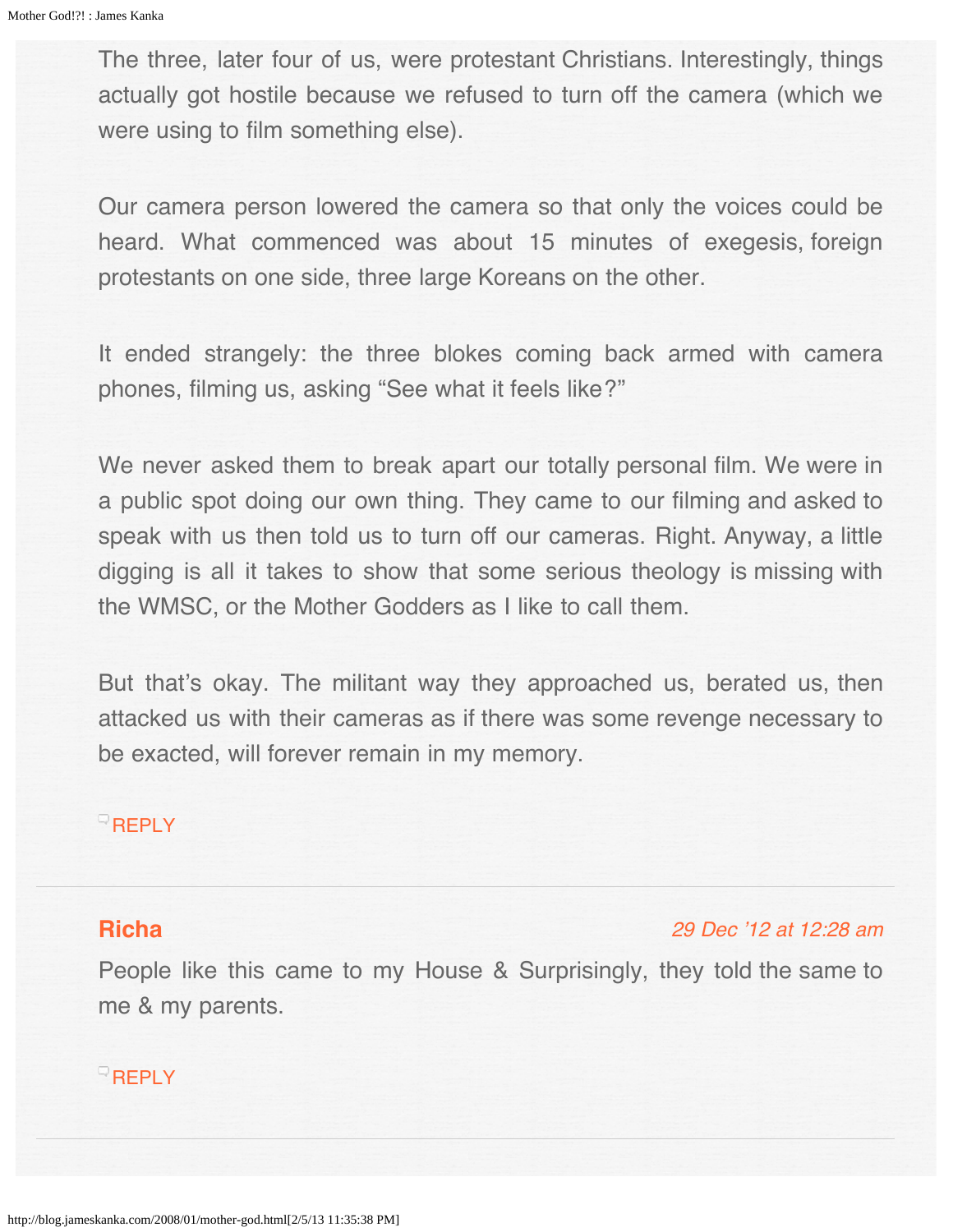The three, later four of us, were protestant Christians. Interestingly, things actually got hostile because we refused to turn off the camera (which we were using to film something else).

Our camera person lowered the camera so that only the voices could be heard. What commenced was about 15 minutes of exegesis, foreign protestants on one side, three large Koreans on the other.

It ended strangely: the three blokes coming back armed with camera phones, filming us, asking "See what it feels like?"

We never asked them to break apart our totally personal film. We were in a public spot doing our own thing. They came to our filming and asked to speak with us then told us to turn off our cameras. Right. Anyway, a little digging is all it takes to show that some serious theology is missing with the WMSC, or the Mother Godders as I like to call them.

But that's okay. The militant way they approached us, berated us, then attacked us with their cameras as if there was some revenge necessary to be exacted, will forever remain in my memory.

REPLY

---

**Richa** *29 Dec '12 at 12:28 am*

People like this came to my House & Surprisingly, they told the same to me & my parents.

REPLY

---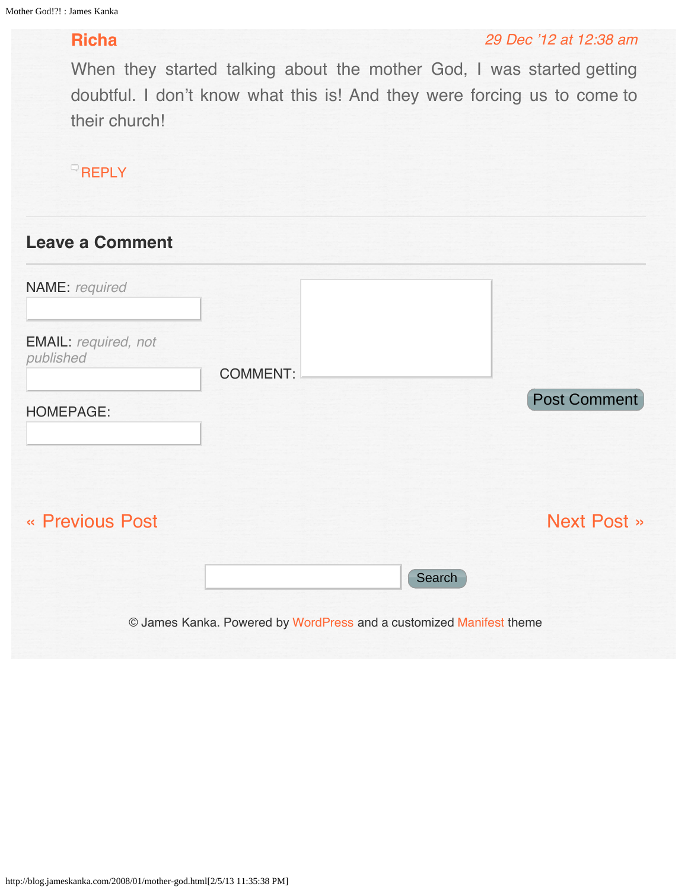**Richa** *29 Dec '12 at 12:38 am*

When they started talking about the mother God, I was started getting doubtful. I don't know what this is! And they were forcing us to come to their church!

REPLY

## Leave a Comment

NAME: *required*

EMAIL: *required, not published*

HOMEPAGE:

COMMENT:

Post Comment

« Previous Post

Next Post »

Search

© James Kanka. Powered by WordPress and a customized Manifest theme